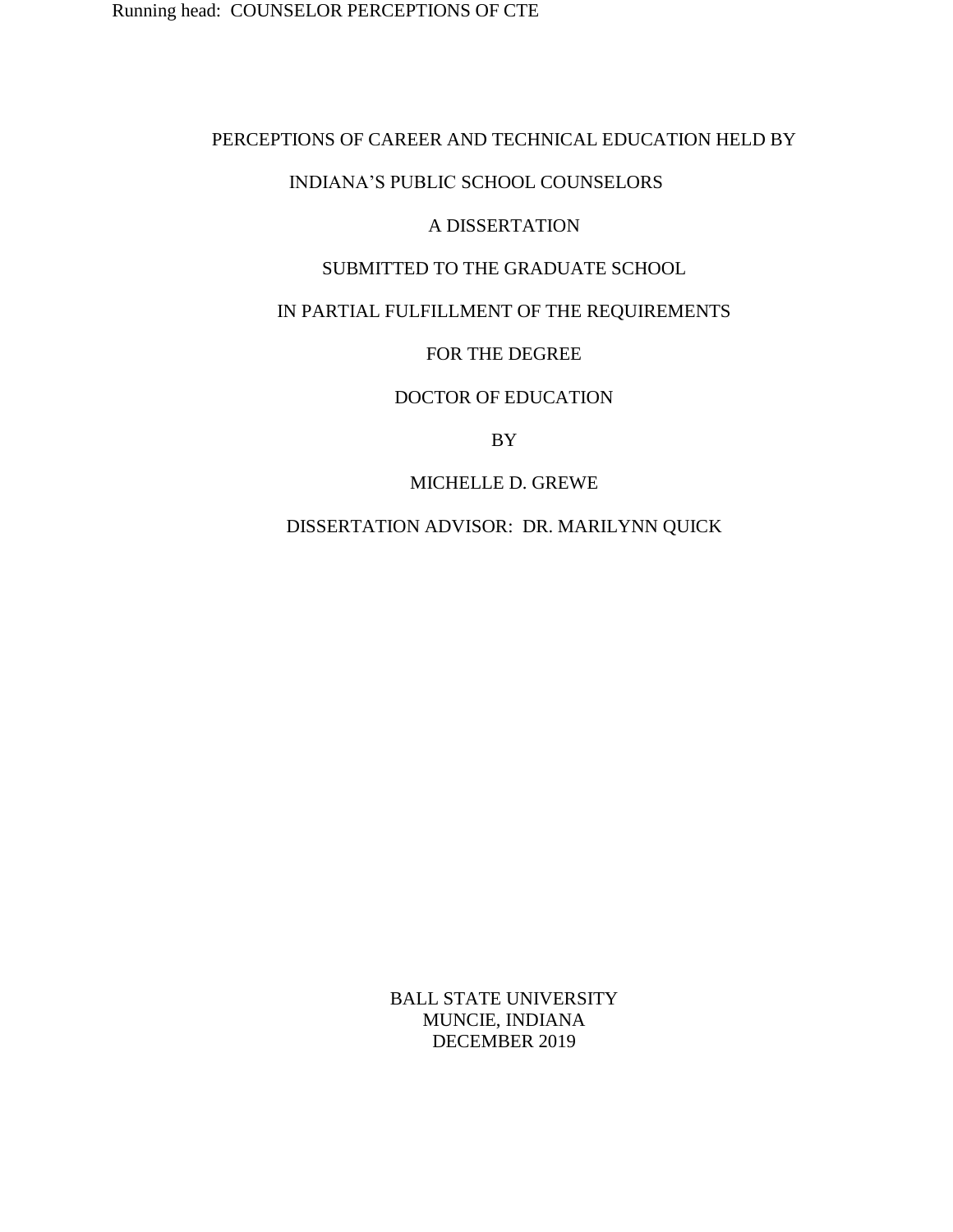# PERCEPTIONS OF CAREER AND TECHNICAL EDUCATION HELD BY INDIANA'S PUBLIC SCHOOL COUNSELORS

A DISSERTATION

SUBMITTED TO THE GRADUATE SCHOOL

IN PARTIAL FULFILLMENT OF THE REQUIREMENTS

FOR THE DEGREE

DOCTOR OF EDUCATION

BY

MICHELLE D. GREWE

DISSERTATION ADVISOR: DR. MARILYNN QUICK

BALL STATE UNIVERSITY
MUNCIE, INDIANA
DECEMBER 2019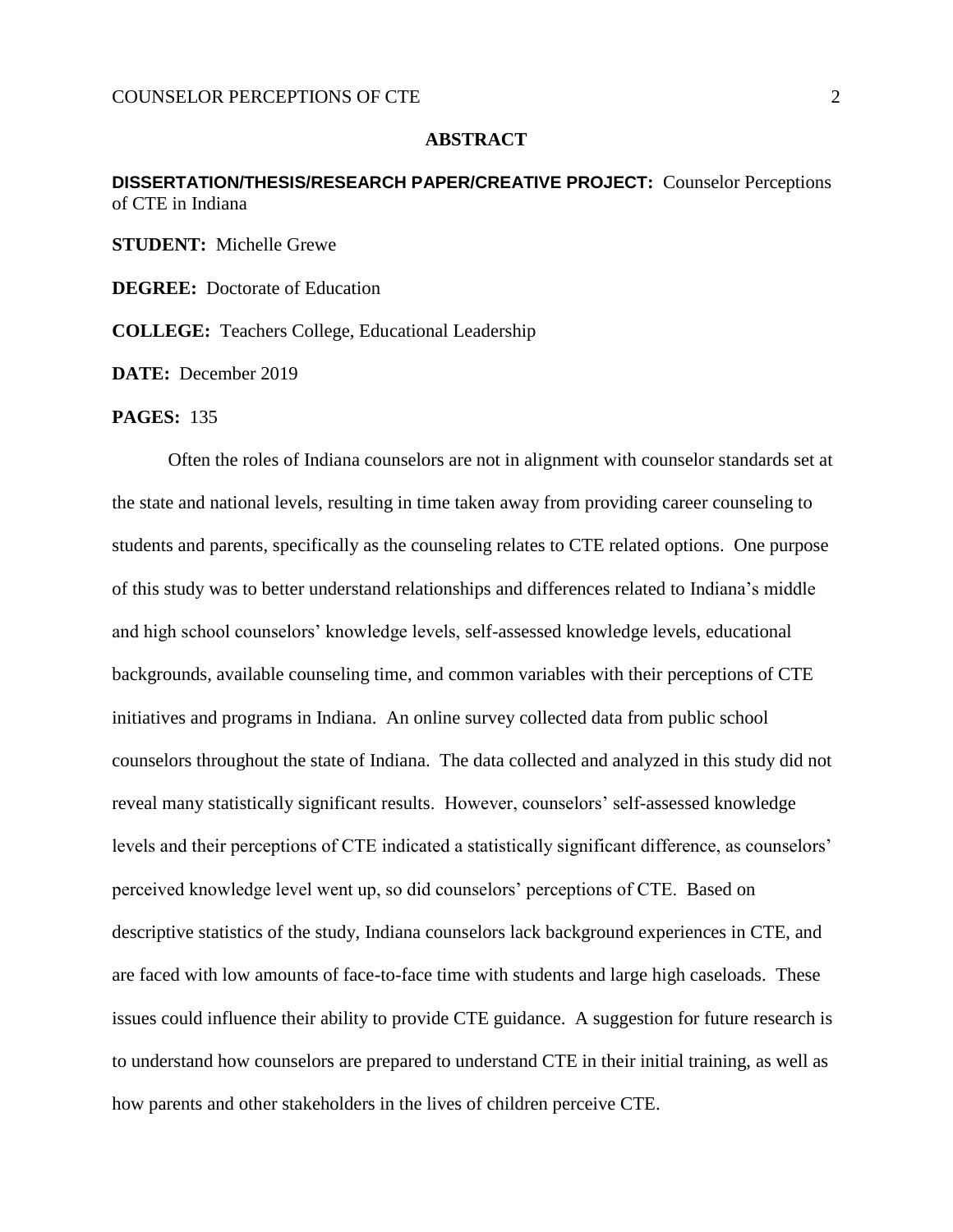# ABSTRACT

**DISSERTATION/THESIS/RESEARCH PAPER/CREATIVE PROJECT:** Counselor Perceptions of CTE in Indiana

**STUDENT:** Michelle Grewe

**DEGREE:** Doctorate of Education

**COLLEGE:** Teachers College, Educational Leadership

**DATE:** December 2019

**PAGES:** 135

Often the roles of Indiana counselors are not in alignment with counselor standards set at the state and national levels, resulting in time taken away from providing career counseling to students and parents, specifically as the counseling relates to CTE related options. One purpose of this study was to better understand relationships and differences related to Indiana's middle and high school counselors' knowledge levels, self-assessed knowledge levels, educational backgrounds, available counseling time, and common variables with their perceptions of CTE initiatives and programs in Indiana. An online survey collected data from public school counselors throughout the state of Indiana. The data collected and analyzed in this study did not reveal many statistically significant results. However, counselors' self-assessed knowledge levels and their perceptions of CTE indicated a statistically significant difference, as counselors' perceived knowledge level went up, so did counselors' perceptions of CTE. Based on descriptive statistics of the study, Indiana counselors lack background experiences in CTE, and are faced with low amounts of face-to-face time with students and large high caseloads. These issues could influence their ability to provide CTE guidance. A suggestion for future research is to understand how counselors are prepared to understand CTE in their initial training, as well as how parents and other stakeholders in the lives of children perceive CTE.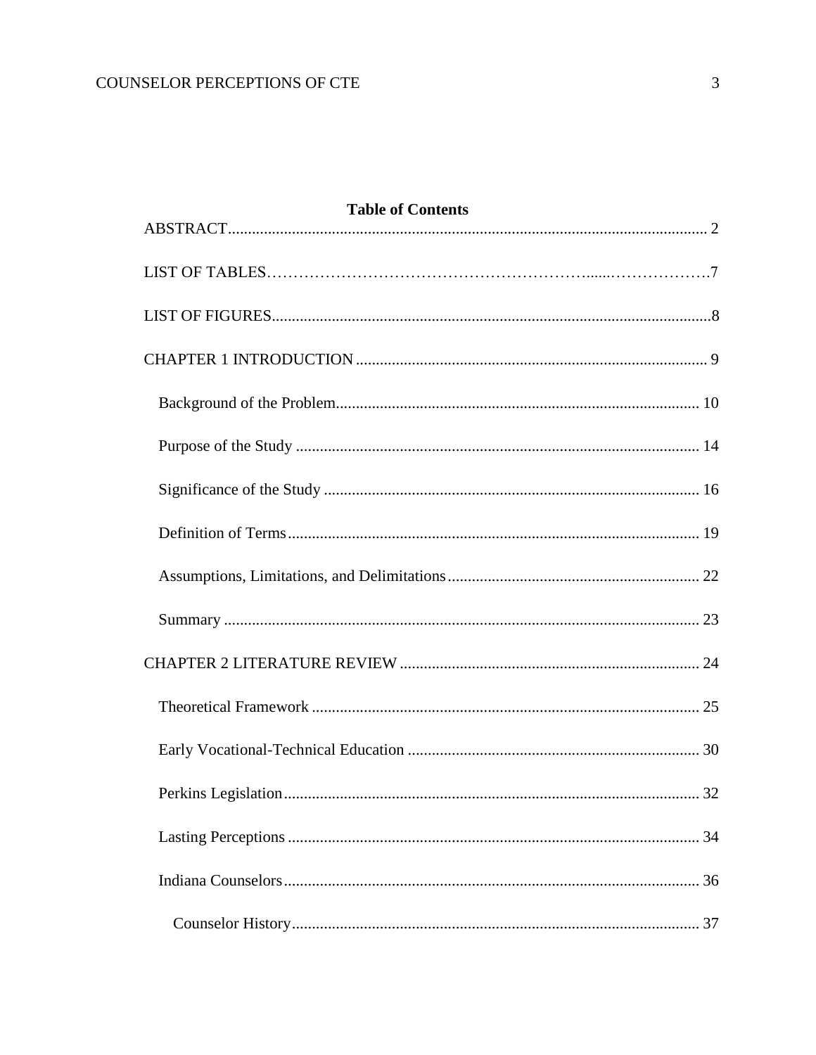**Table of Contents**

ABSTRACT ........................................................................................................................ 2

LIST OF TABLES……………………………………………………….....………………..7

LIST OF FIGURES.............................................................................................................8

CHAPTER 1 INTRODUCTION ....................................................................................... 9

- Background of the Problem........................................................................................... 10
- Purpose of the Study ..................................................................................................... 14
- Significance of the Study .............................................................................................. 16
- Definition of Terms....................................................................................................... 19
- Assumptions, Limitations, and Delimitations............................................................... 22
- Summary ....................................................................................................................... 23

CHAPTER 2 LITERATURE REVIEW ........................................................................... 24

- Theoretical Framework ................................................................................................. 25
- Early Vocational-Technical Education ......................................................................... 30
- Perkins Legislation........................................................................................................ 32
- Lasting Perceptions ....................................................................................................... 34
- Indiana Counselors........................................................................................................ 36
  - Counselor History...................................................................................................... 37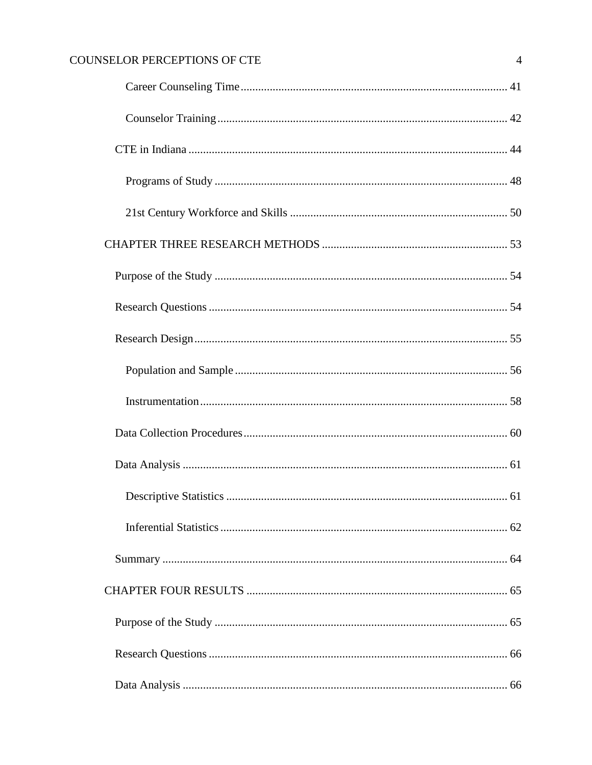Career Counseling Time ........................................................................................ 41

Counselor Training ................................................................................................. 42

CTE in Indiana ............................................................................................................ 44

Programs of Study ................................................................................................... 48

21st Century Workforce and Skills ........................................................................ 50

CHAPTER THREE RESEARCH METHODS ............................................................. 53

Purpose of the Study .................................................................................................. 54

Research Questions .................................................................................................... 54

Research Design .......................................................................................................... 55

Population and Sample ............................................................................................ 56

Instrumentation ........................................................................................................ 58

Data Collection Procedures ......................................................................................... 60

Data Analysis .............................................................................................................. 61

Descriptive Statistics ............................................................................................... 61

Inferential Statistics ................................................................................................. 62

Summary ..................................................................................................................... 64

CHAPTER FOUR RESULTS ......................................................................................... 65

Purpose of the Study .................................................................................................. 65

Research Questions .................................................................................................... 66

Data Analysis .............................................................................................................. 66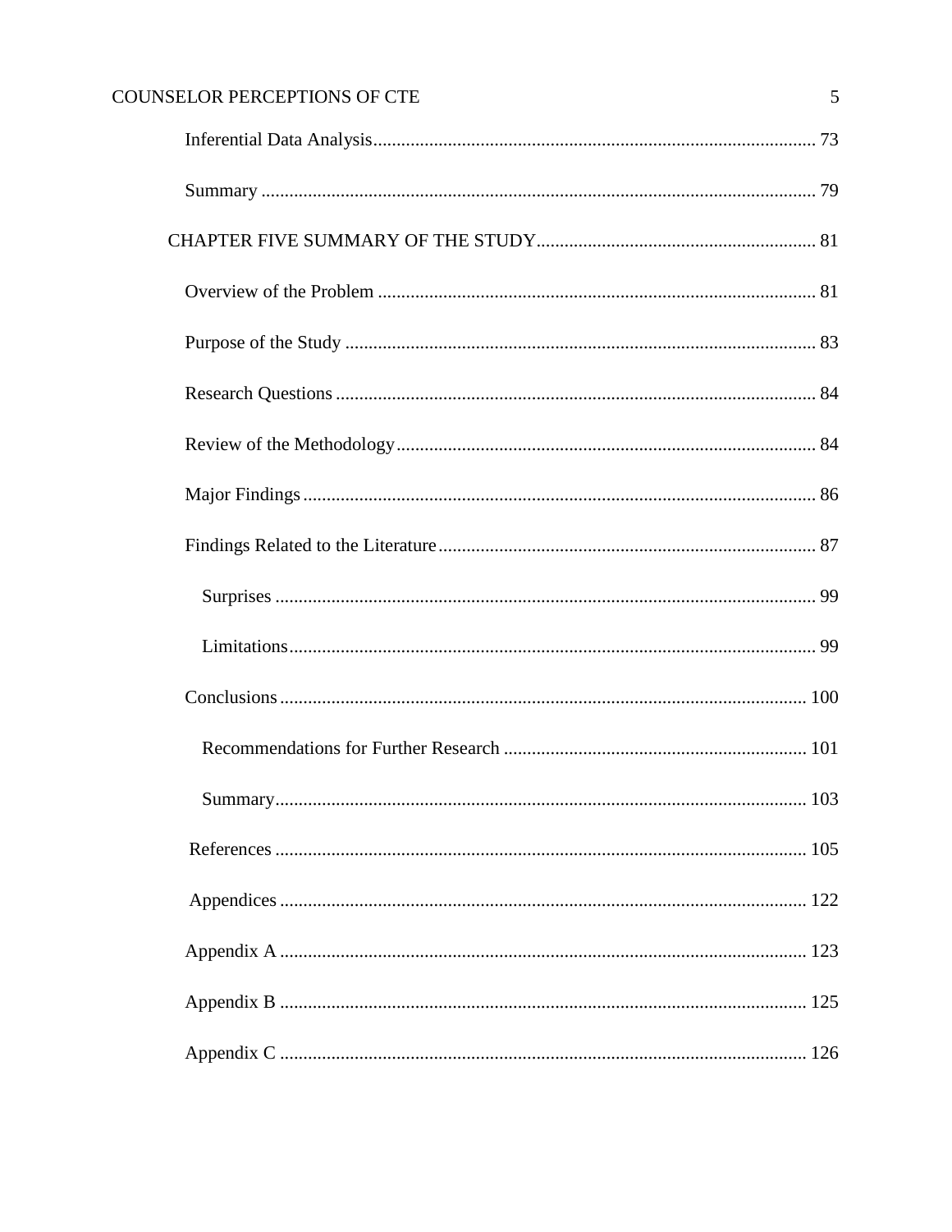Inferential Data Analysis .......... 73

Summary .......... 79

CHAPTER FIVE SUMMARY OF THE STUDY .......... 81

Overview of the Problem .......... 81

Purpose of the Study .......... 83

Research Questions .......... 84

Review of the Methodology .......... 84

Major Findings .......... 86

Findings Related to the Literature .......... 87

Surprises .......... 99

Limitations .......... 99

Conclusions .......... 100

Recommendations for Further Research .......... 101

Summary .......... 103

References .......... 105

Appendices .......... 122

Appendix A .......... 123

Appendix B .......... 125

Appendix C .......... 126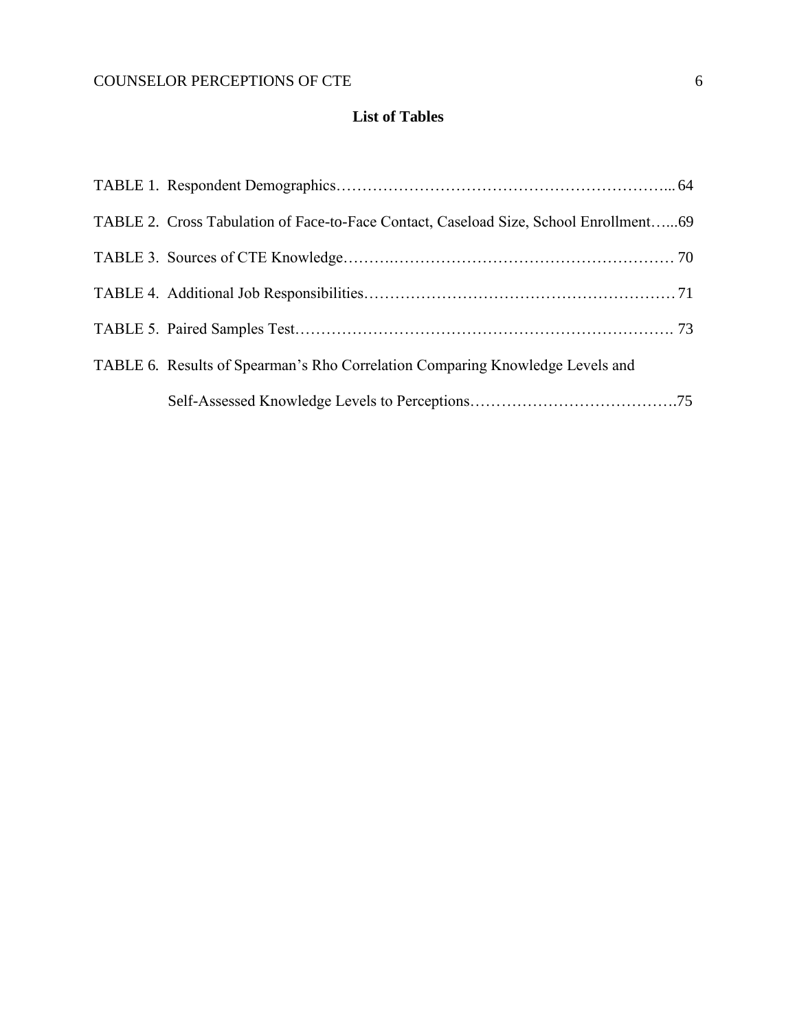## List of Tables

TABLE 1. Respondent Demographics……………………………………………………... 64

TABLE 2. Cross Tabulation of Face-to-Face Contact, Caseload Size, School Enrollment…...69

TABLE 3. Sources of CTE Knowledge…………………………………………………… 70

TABLE 4. Additional Job Responsibilities………………………………………………… 71

TABLE 5. Paired Samples Test………………………………………………………………. 73

TABLE 6. Results of Spearman's Rho Correlation Comparing Knowledge Levels and Self-Assessed Knowledge Levels to Perceptions………………………………….75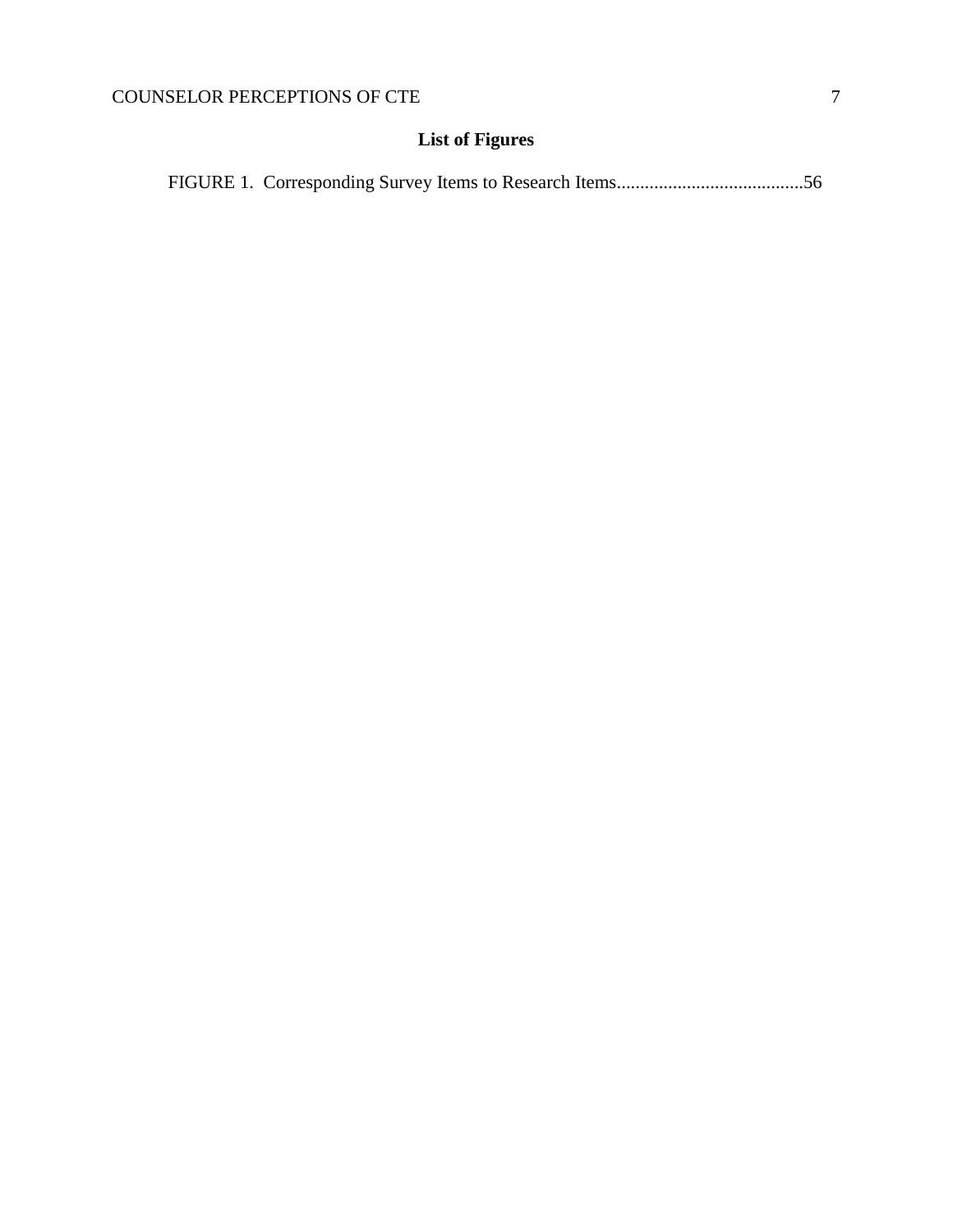## List of Figures

FIGURE 1. Corresponding Survey Items to Research Items........................................56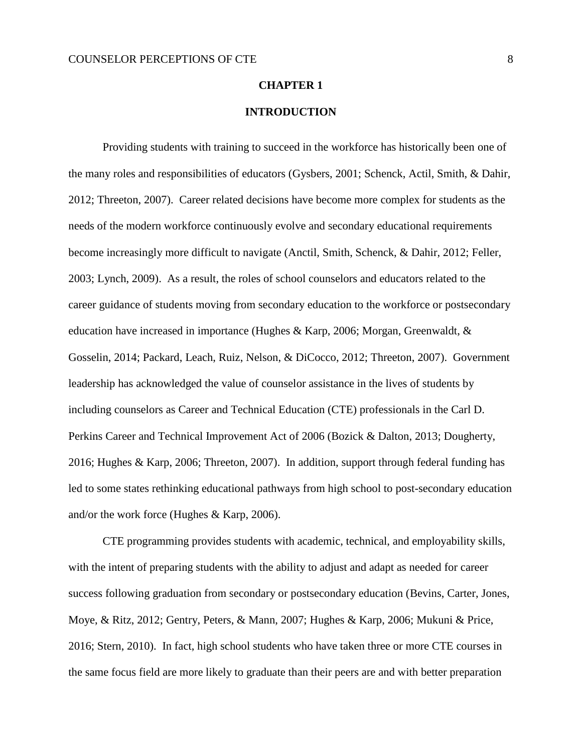# CHAPTER 1

## INTRODUCTION

Providing students with training to succeed in the workforce has historically been one of the many roles and responsibilities of educators (Gysbers, 2001; Schenck, Actil, Smith, & Dahir, 2012; Threeton, 2007). Career related decisions have become more complex for students as the needs of the modern workforce continuously evolve and secondary educational requirements become increasingly more difficult to navigate (Anctil, Smith, Schenck, & Dahir, 2012; Feller, 2003; Lynch, 2009). As a result, the roles of school counselors and educators related to the career guidance of students moving from secondary education to the workforce or postsecondary education have increased in importance (Hughes & Karp, 2006; Morgan, Greenwaldt, & Gosselin, 2014; Packard, Leach, Ruiz, Nelson, & DiCocco, 2012; Threeton, 2007). Government leadership has acknowledged the value of counselor assistance in the lives of students by including counselors as Career and Technical Education (CTE) professionals in the Carl D. Perkins Career and Technical Improvement Act of 2006 (Bozick & Dalton, 2013; Dougherty, 2016; Hughes & Karp, 2006; Threeton, 2007). In addition, support through federal funding has led to some states rethinking educational pathways from high school to post-secondary education and/or the work force (Hughes & Karp, 2006).

CTE programming provides students with academic, technical, and employability skills, with the intent of preparing students with the ability to adjust and adapt as needed for career success following graduation from secondary or postsecondary education (Bevins, Carter, Jones, Moye, & Ritz, 2012; Gentry, Peters, & Mann, 2007; Hughes & Karp, 2006; Mukuni & Price, 2016; Stern, 2010). In fact, high school students who have taken three or more CTE courses in the same focus field are more likely to graduate than their peers are and with better preparation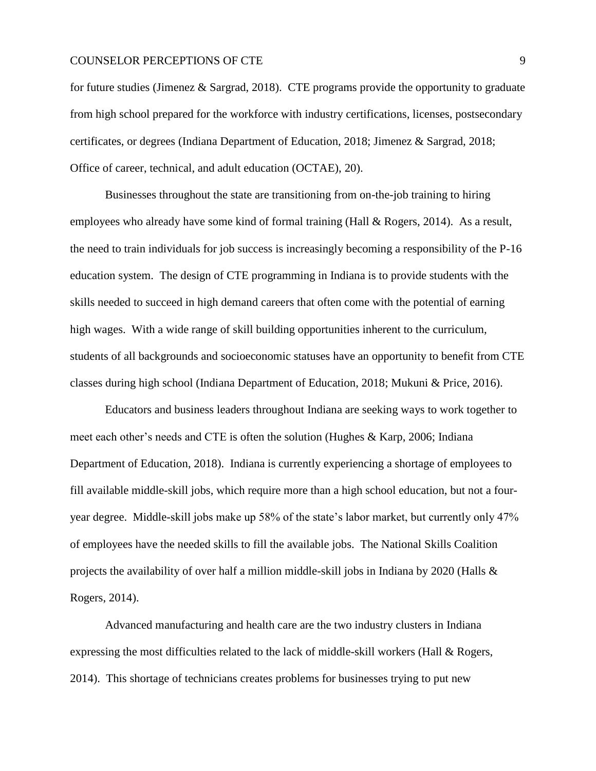for future studies (Jimenez & Sargrad, 2018). CTE programs provide the opportunity to graduate from high school prepared for the workforce with industry certifications, licenses, postsecondary certificates, or degrees (Indiana Department of Education, 2018; Jimenez & Sargrad, 2018; Office of career, technical, and adult education (OCTAE), 20).

Businesses throughout the state are transitioning from on-the-job training to hiring employees who already have some kind of formal training (Hall & Rogers, 2014). As a result, the need to train individuals for job success is increasingly becoming a responsibility of the P-16 education system. The design of CTE programming in Indiana is to provide students with the skills needed to succeed in high demand careers that often come with the potential of earning high wages. With a wide range of skill building opportunities inherent to the curriculum, students of all backgrounds and socioeconomic statuses have an opportunity to benefit from CTE classes during high school (Indiana Department of Education, 2018; Mukuni & Price, 2016).

Educators and business leaders throughout Indiana are seeking ways to work together to meet each other's needs and CTE is often the solution (Hughes & Karp, 2006; Indiana Department of Education, 2018). Indiana is currently experiencing a shortage of employees to fill available middle-skill jobs, which require more than a high school education, but not a four-year degree. Middle-skill jobs make up 58% of the state's labor market, but currently only 47% of employees have the needed skills to fill the available jobs. The National Skills Coalition projects the availability of over half a million middle-skill jobs in Indiana by 2020 (Halls & Rogers, 2014).

Advanced manufacturing and health care are the two industry clusters in Indiana expressing the most difficulties related to the lack of middle-skill workers (Hall & Rogers, 2014). This shortage of technicians creates problems for businesses trying to put new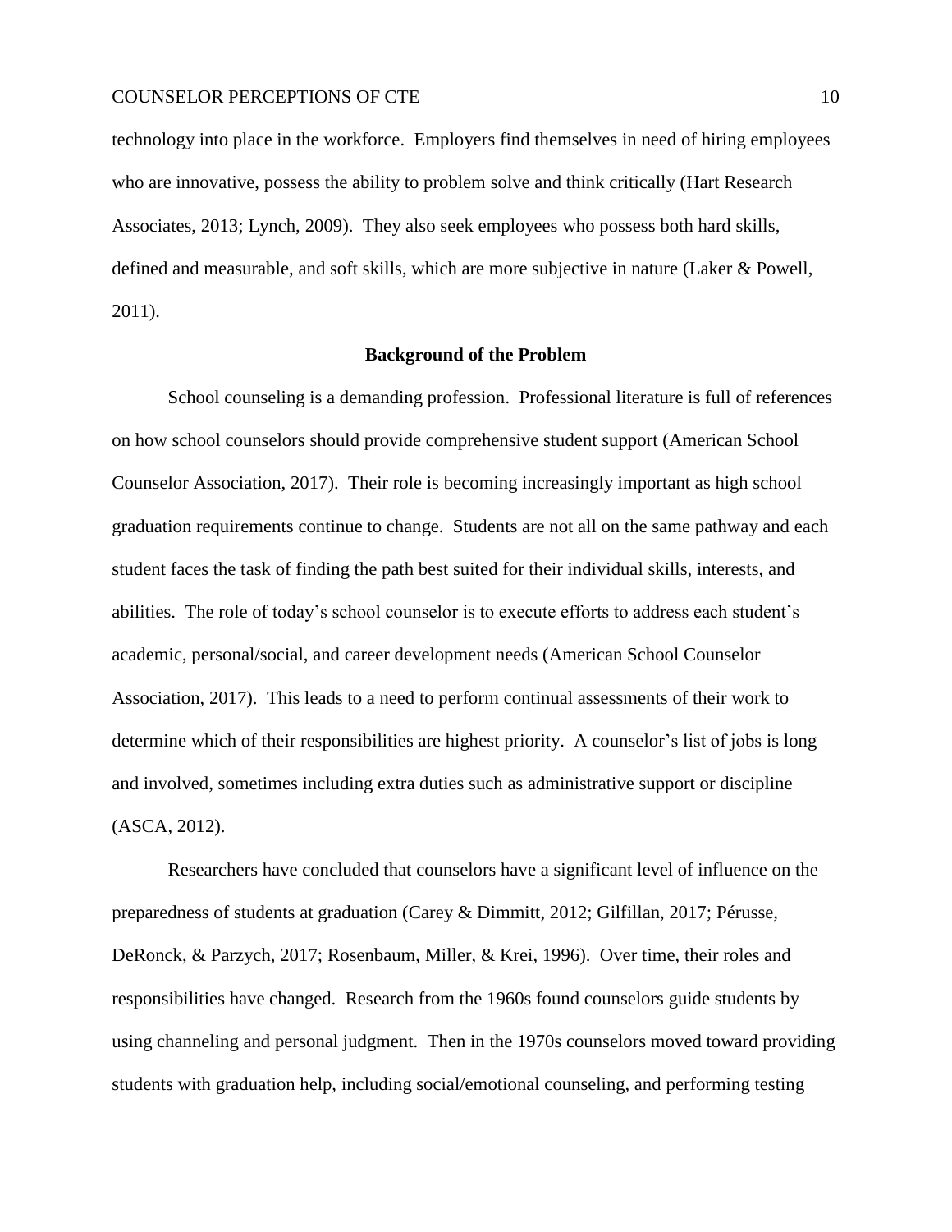technology into place in the workforce. Employers find themselves in need of hiring employees who are innovative, possess the ability to problem solve and think critically (Hart Research Associates, 2013; Lynch, 2009). They also seek employees who possess both hard skills, defined and measurable, and soft skills, which are more subjective in nature (Laker & Powell, 2011).

## Background of the Problem

School counseling is a demanding profession. Professional literature is full of references on how school counselors should provide comprehensive student support (American School Counselor Association, 2017). Their role is becoming increasingly important as high school graduation requirements continue to change. Students are not all on the same pathway and each student faces the task of finding the path best suited for their individual skills, interests, and abilities. The role of today's school counselor is to execute efforts to address each student's academic, personal/social, and career development needs (American School Counselor Association, 2017). This leads to a need to perform continual assessments of their work to determine which of their responsibilities are highest priority. A counselor's list of jobs is long and involved, sometimes including extra duties such as administrative support or discipline (ASCA, 2012).

Researchers have concluded that counselors have a significant level of influence on the preparedness of students at graduation (Carey & Dimmitt, 2012; Gilfillan, 2017; Pérusse, DeRonck, & Parzych, 2017; Rosenbaum, Miller, & Krei, 1996). Over time, their roles and responsibilities have changed. Research from the 1960s found counselors guide students by using channeling and personal judgment. Then in the 1970s counselors moved toward providing students with graduation help, including social/emotional counseling, and performing testing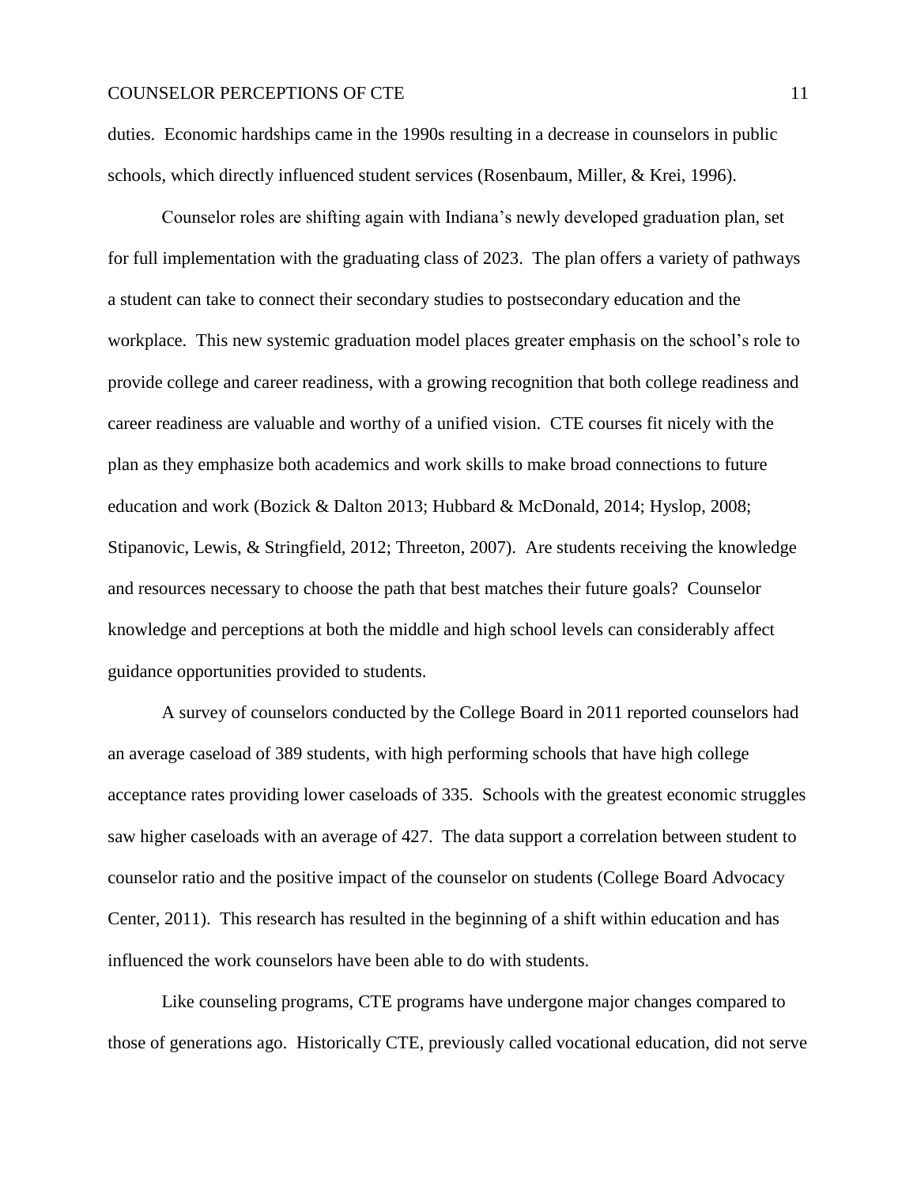duties. Economic hardships came in the 1990s resulting in a decrease in counselors in public schools, which directly influenced student services (Rosenbaum, Miller, & Krei, 1996).

Counselor roles are shifting again with Indiana's newly developed graduation plan, set for full implementation with the graduating class of 2023. The plan offers a variety of pathways a student can take to connect their secondary studies to postsecondary education and the workplace. This new systemic graduation model places greater emphasis on the school's role to provide college and career readiness, with a growing recognition that both college readiness and career readiness are valuable and worthy of a unified vision. CTE courses fit nicely with the plan as they emphasize both academics and work skills to make broad connections to future education and work (Bozick & Dalton 2013; Hubbard & McDonald, 2014; Hyslop, 2008; Stipanovic, Lewis, & Stringfield, 2012; Threeton, 2007). Are students receiving the knowledge and resources necessary to choose the path that best matches their future goals? Counselor knowledge and perceptions at both the middle and high school levels can considerably affect guidance opportunities provided to students.

A survey of counselors conducted by the College Board in 2011 reported counselors had an average caseload of 389 students, with high performing schools that have high college acceptance rates providing lower caseloads of 335. Schools with the greatest economic struggles saw higher caseloads with an average of 427. The data support a correlation between student to counselor ratio and the positive impact of the counselor on students (College Board Advocacy Center, 2011). This research has resulted in the beginning of a shift within education and has influenced the work counselors have been able to do with students.

Like counseling programs, CTE programs have undergone major changes compared to those of generations ago. Historically CTE, previously called vocational education, did not serve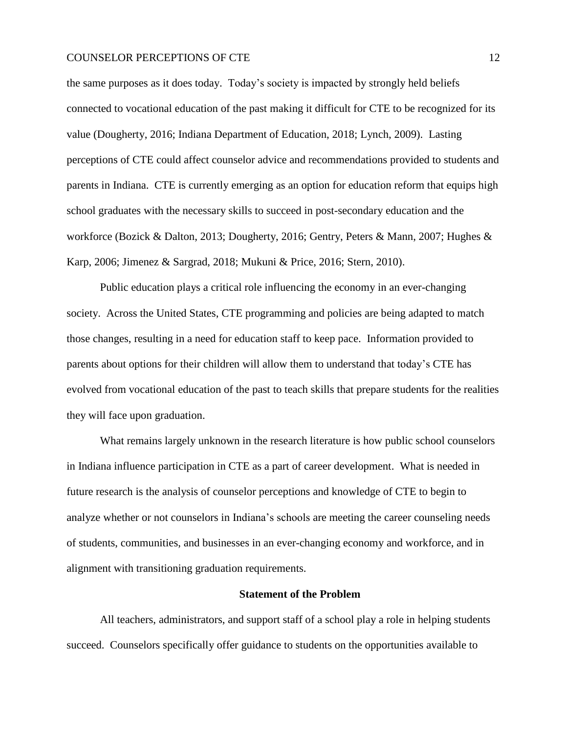the same purposes as it does today. Today's society is impacted by strongly held beliefs connected to vocational education of the past making it difficult for CTE to be recognized for its value (Dougherty, 2016; Indiana Department of Education, 2018; Lynch, 2009). Lasting perceptions of CTE could affect counselor advice and recommendations provided to students and parents in Indiana. CTE is currently emerging as an option for education reform that equips high school graduates with the necessary skills to succeed in post-secondary education and the workforce (Bozick & Dalton, 2013; Dougherty, 2016; Gentry, Peters & Mann, 2007; Hughes & Karp, 2006; Jimenez & Sargrad, 2018; Mukuni & Price, 2016; Stern, 2010).

Public education plays a critical role influencing the economy in an ever-changing society. Across the United States, CTE programming and policies are being adapted to match those changes, resulting in a need for education staff to keep pace. Information provided to parents about options for their children will allow them to understand that today's CTE has evolved from vocational education of the past to teach skills that prepare students for the realities they will face upon graduation.

What remains largely unknown in the research literature is how public school counselors in Indiana influence participation in CTE as a part of career development. What is needed in future research is the analysis of counselor perceptions and knowledge of CTE to begin to analyze whether or not counselors in Indiana's schools are meeting the career counseling needs of students, communities, and businesses in an ever-changing economy and workforce, and in alignment with transitioning graduation requirements.

## Statement of the Problem

All teachers, administrators, and support staff of a school play a role in helping students succeed. Counselors specifically offer guidance to students on the opportunities available to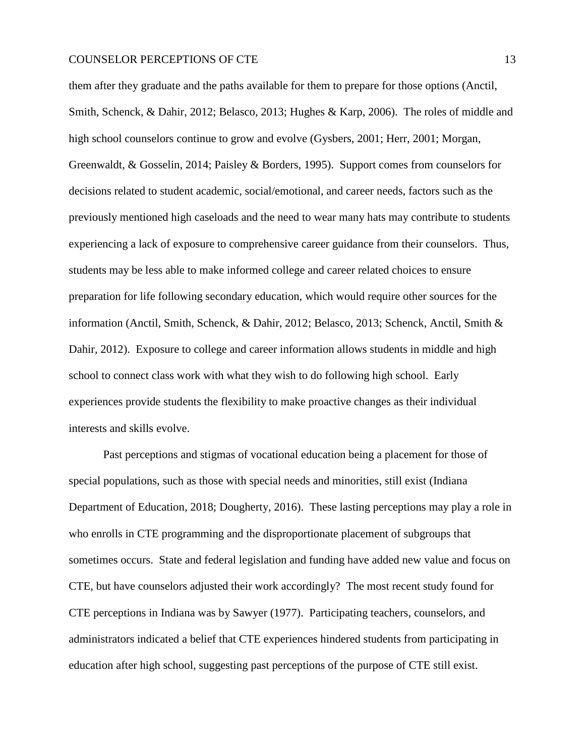them after they graduate and the paths available for them to prepare for those options (Anctil, Smith, Schenck, & Dahir, 2012; Belasco, 2013; Hughes & Karp, 2006). The roles of middle and high school counselors continue to grow and evolve (Gysbers, 2001; Herr, 2001; Morgan, Greenwaldt, & Gosselin, 2014; Paisley & Borders, 1995). Support comes from counselors for decisions related to student academic, social/emotional, and career needs, factors such as the previously mentioned high caseloads and the need to wear many hats may contribute to students experiencing a lack of exposure to comprehensive career guidance from their counselors. Thus, students may be less able to make informed college and career related choices to ensure preparation for life following secondary education, which would require other sources for the information (Anctil, Smith, Schenck, & Dahir, 2012; Belasco, 2013; Schenck, Anctil, Smith & Dahir, 2012). Exposure to college and career information allows students in middle and high school to connect class work with what they wish to do following high school. Early experiences provide students the flexibility to make proactive changes as their individual interests and skills evolve.

Past perceptions and stigmas of vocational education being a placement for those of special populations, such as those with special needs and minorities, still exist (Indiana Department of Education, 2018; Dougherty, 2016). These lasting perceptions may play a role in who enrolls in CTE programming and the disproportionate placement of subgroups that sometimes occurs. State and federal legislation and funding have added new value and focus on CTE, but have counselors adjusted their work accordingly? The most recent study found for CTE perceptions in Indiana was by Sawyer (1977). Participating teachers, counselors, and administrators indicated a belief that CTE experiences hindered students from participating in education after high school, suggesting past perceptions of the purpose of CTE still exist.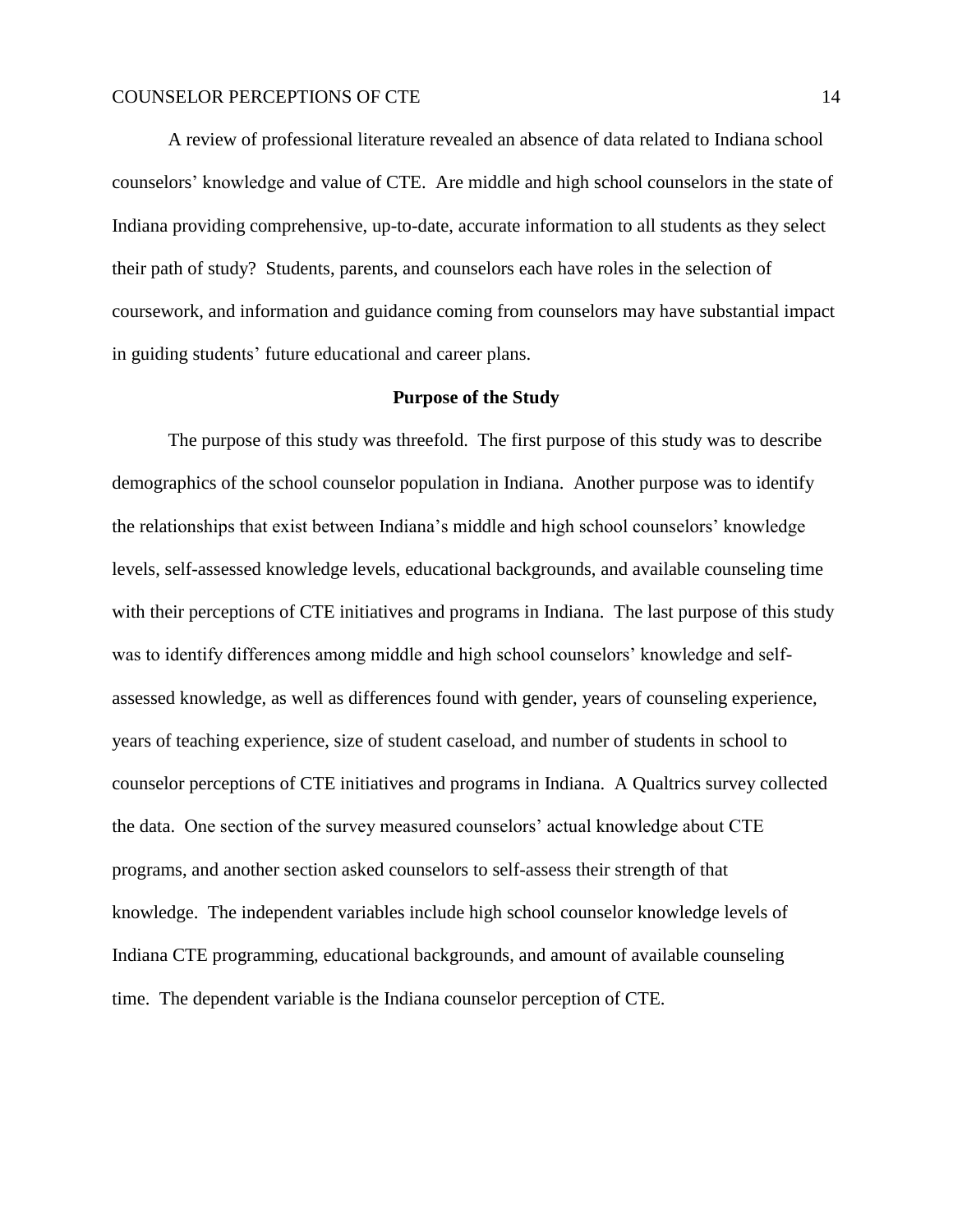A review of professional literature revealed an absence of data related to Indiana school counselors' knowledge and value of CTE. Are middle and high school counselors in the state of Indiana providing comprehensive, up-to-date, accurate information to all students as they select their path of study? Students, parents, and counselors each have roles in the selection of coursework, and information and guidance coming from counselors may have substantial impact in guiding students' future educational and career plans.

## Purpose of the Study

The purpose of this study was threefold. The first purpose of this study was to describe demographics of the school counselor population in Indiana. Another purpose was to identify the relationships that exist between Indiana's middle and high school counselors' knowledge levels, self-assessed knowledge levels, educational backgrounds, and available counseling time with their perceptions of CTE initiatives and programs in Indiana. The last purpose of this study was to identify differences among middle and high school counselors' knowledge and self-assessed knowledge, as well as differences found with gender, years of counseling experience, years of teaching experience, size of student caseload, and number of students in school to counselor perceptions of CTE initiatives and programs in Indiana. A Qualtrics survey collected the data. One section of the survey measured counselors' actual knowledge about CTE programs, and another section asked counselors to self-assess their strength of that knowledge. The independent variables include high school counselor knowledge levels of Indiana CTE programming, educational backgrounds, and amount of available counseling time. The dependent variable is the Indiana counselor perception of CTE.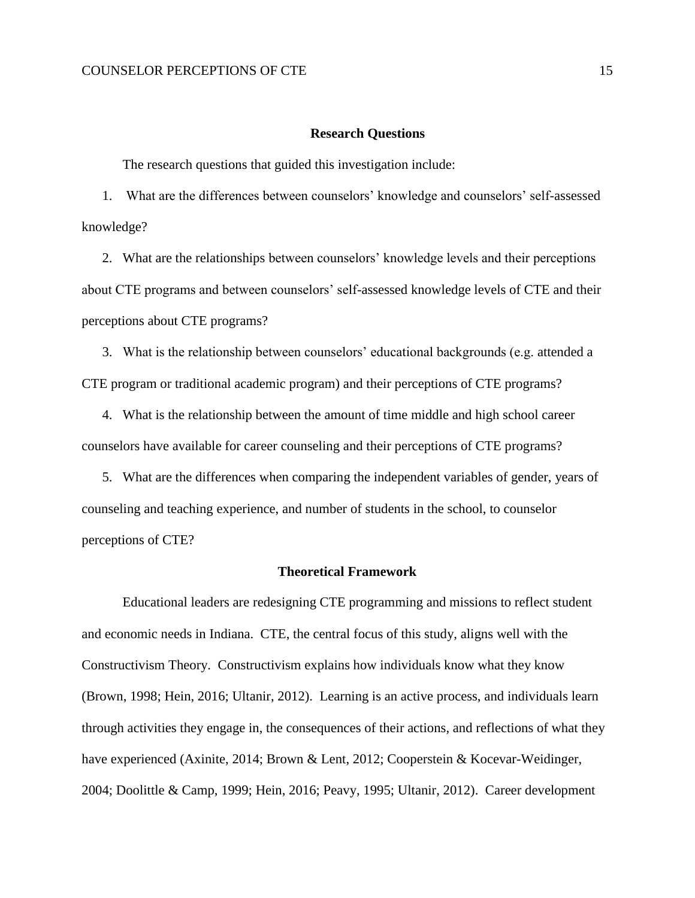## Research Questions

The research questions that guided this investigation include:

1. What are the differences between counselors' knowledge and counselors' self-assessed knowledge?
2. What are the relationships between counselors' knowledge levels and their perceptions about CTE programs and between counselors' self-assessed knowledge levels of CTE and their perceptions about CTE programs?
3. What is the relationship between counselors' educational backgrounds (e.g. attended a CTE program or traditional academic program) and their perceptions of CTE programs?
4. What is the relationship between the amount of time middle and high school career counselors have available for career counseling and their perceptions of CTE programs?
5. What are the differences when comparing the independent variables of gender, years of counseling and teaching experience, and number of students in the school, to counselor perceptions of CTE?

## Theoretical Framework

Educational leaders are redesigning CTE programming and missions to reflect student and economic needs in Indiana. CTE, the central focus of this study, aligns well with the Constructivism Theory. Constructivism explains how individuals know what they know (Brown, 1998; Hein, 2016; Ultanir, 2012). Learning is an active process, and individuals learn through activities they engage in, the consequences of their actions, and reflections of what they have experienced (Axinite, 2014; Brown & Lent, 2012; Cooperstein & Kocevar-Weidinger, 2004; Doolittle & Camp, 1999; Hein, 2016; Peavy, 1995; Ultanir, 2012). Career development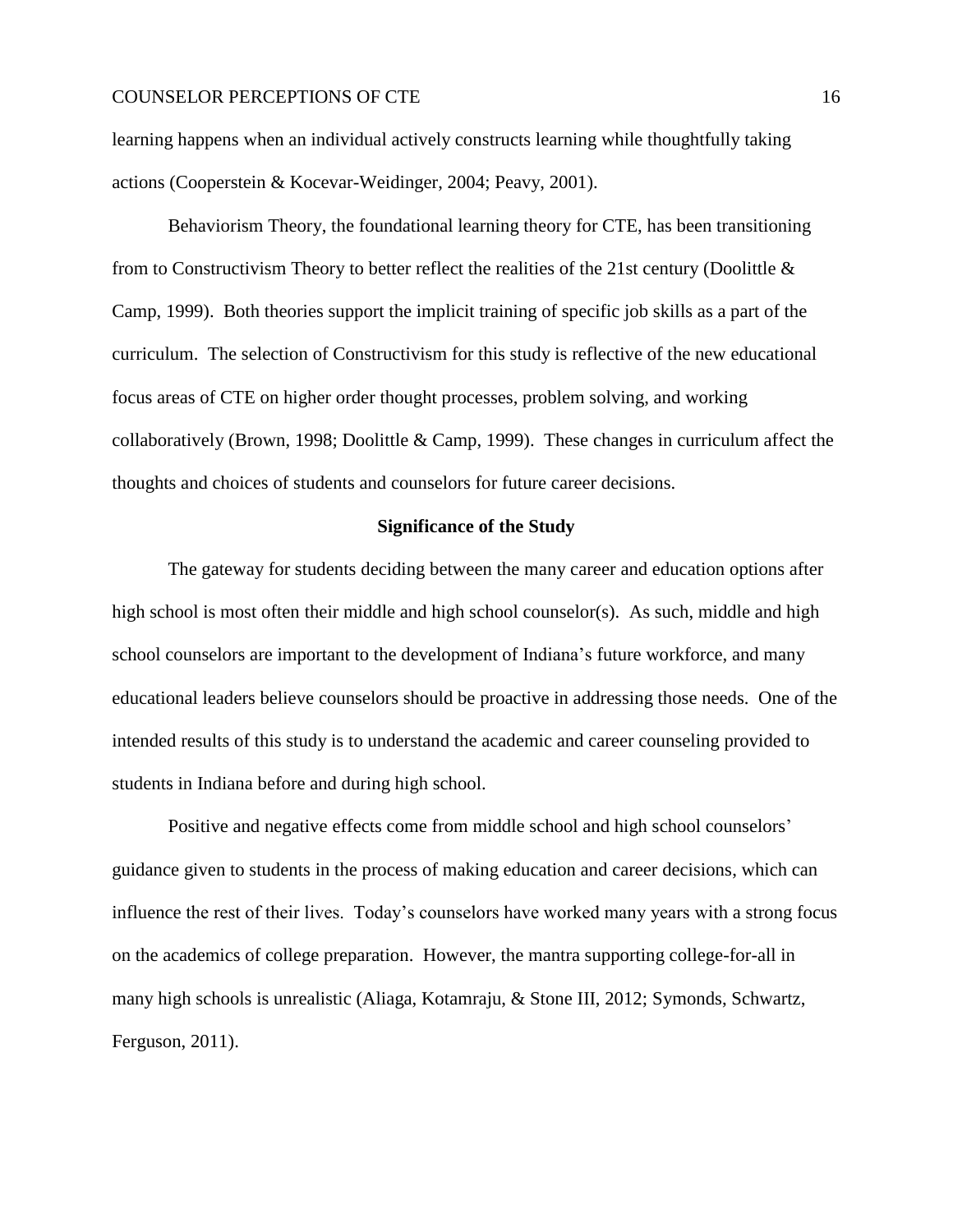learning happens when an individual actively constructs learning while thoughtfully taking actions (Cooperstein & Kocevar-Weidinger, 2004; Peavy, 2001).

Behaviorism Theory, the foundational learning theory for CTE, has been transitioning from to Constructivism Theory to better reflect the realities of the 21st century (Doolittle & Camp, 1999). Both theories support the implicit training of specific job skills as a part of the curriculum. The selection of Constructivism for this study is reflective of the new educational focus areas of CTE on higher order thought processes, problem solving, and working collaboratively (Brown, 1998; Doolittle & Camp, 1999). These changes in curriculum affect the thoughts and choices of students and counselors for future career decisions.

## Significance of the Study

The gateway for students deciding between the many career and education options after high school is most often their middle and high school counselor(s). As such, middle and high school counselors are important to the development of Indiana's future workforce, and many educational leaders believe counselors should be proactive in addressing those needs. One of the intended results of this study is to understand the academic and career counseling provided to students in Indiana before and during high school.

Positive and negative effects come from middle school and high school counselors' guidance given to students in the process of making education and career decisions, which can influence the rest of their lives. Today's counselors have worked many years with a strong focus on the academics of college preparation. However, the mantra supporting college-for-all in many high schools is unrealistic (Aliaga, Kotamraju, & Stone III, 2012; Symonds, Schwartz, Ferguson, 2011).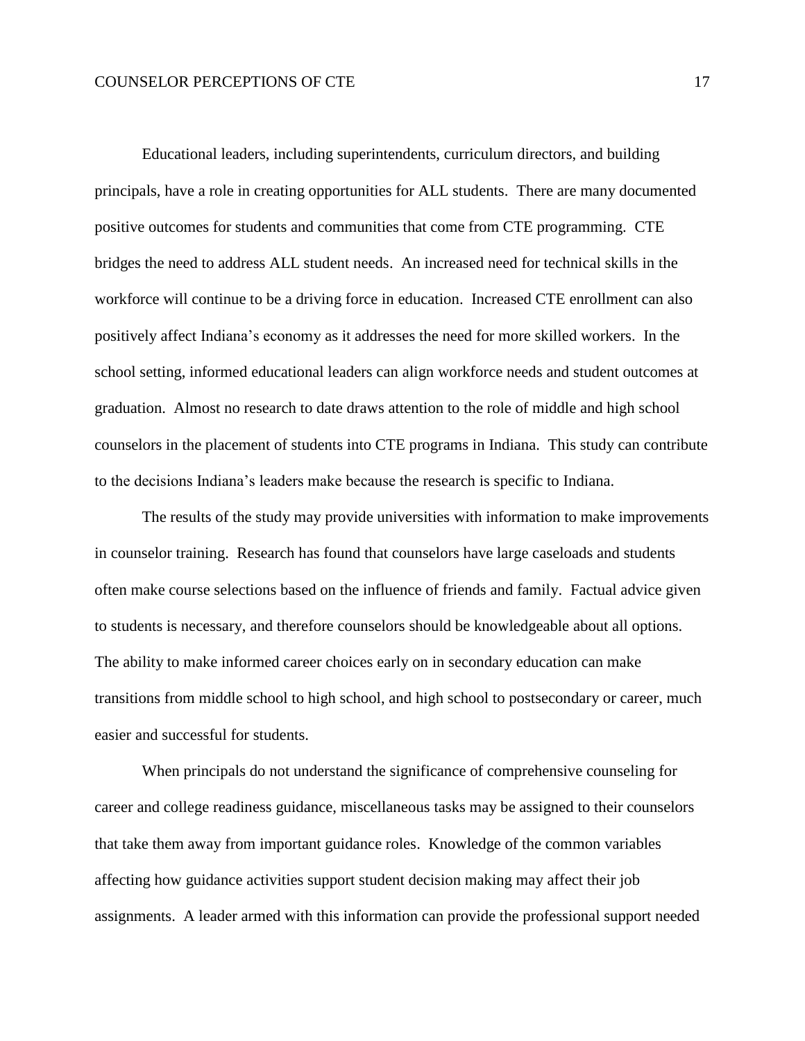Educational leaders, including superintendents, curriculum directors, and building principals, have a role in creating opportunities for ALL students. There are many documented positive outcomes for students and communities that come from CTE programming. CTE bridges the need to address ALL student needs. An increased need for technical skills in the workforce will continue to be a driving force in education. Increased CTE enrollment can also positively affect Indiana's economy as it addresses the need for more skilled workers. In the school setting, informed educational leaders can align workforce needs and student outcomes at graduation. Almost no research to date draws attention to the role of middle and high school counselors in the placement of students into CTE programs in Indiana. This study can contribute to the decisions Indiana's leaders make because the research is specific to Indiana.

The results of the study may provide universities with information to make improvements in counselor training. Research has found that counselors have large caseloads and students often make course selections based on the influence of friends and family. Factual advice given to students is necessary, and therefore counselors should be knowledgeable about all options. The ability to make informed career choices early on in secondary education can make transitions from middle school to high school, and high school to postsecondary or career, much easier and successful for students.

When principals do not understand the significance of comprehensive counseling for career and college readiness guidance, miscellaneous tasks may be assigned to their counselors that take them away from important guidance roles. Knowledge of the common variables affecting how guidance activities support student decision making may affect their job assignments. A leader armed with this information can provide the professional support needed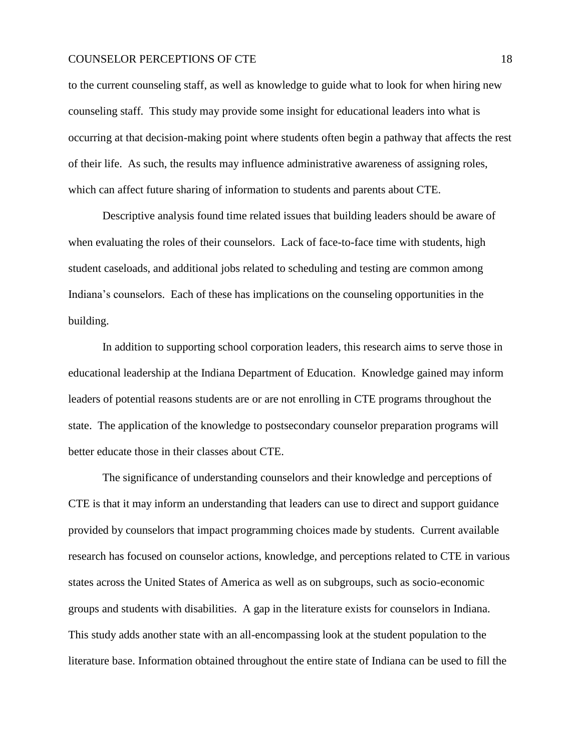to the current counseling staff, as well as knowledge to guide what to look for when hiring new counseling staff. This study may provide some insight for educational leaders into what is occurring at that decision-making point where students often begin a pathway that affects the rest of their life. As such, the results may influence administrative awareness of assigning roles, which can affect future sharing of information to students and parents about CTE.

Descriptive analysis found time related issues that building leaders should be aware of when evaluating the roles of their counselors. Lack of face-to-face time with students, high student caseloads, and additional jobs related to scheduling and testing are common among Indiana's counselors. Each of these has implications on the counseling opportunities in the building.

In addition to supporting school corporation leaders, this research aims to serve those in educational leadership at the Indiana Department of Education. Knowledge gained may inform leaders of potential reasons students are or are not enrolling in CTE programs throughout the state. The application of the knowledge to postsecondary counselor preparation programs will better educate those in their classes about CTE.

The significance of understanding counselors and their knowledge and perceptions of CTE is that it may inform an understanding that leaders can use to direct and support guidance provided by counselors that impact programming choices made by students. Current available research has focused on counselor actions, knowledge, and perceptions related to CTE in various states across the United States of America as well as on subgroups, such as socio-economic groups and students with disabilities. A gap in the literature exists for counselors in Indiana. This study adds another state with an all-encompassing look at the student population to the literature base. Information obtained throughout the entire state of Indiana can be used to fill the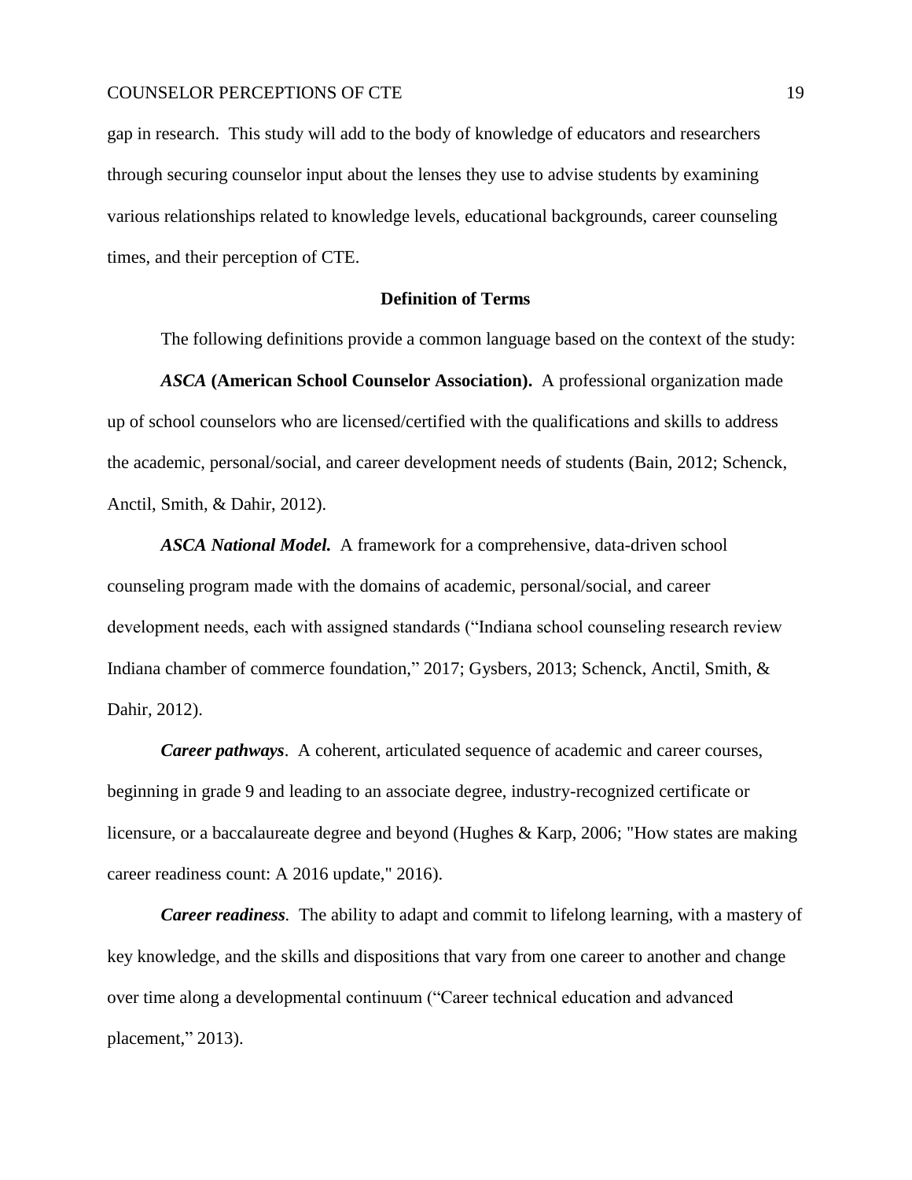gap in research. This study will add to the body of knowledge of educators and researchers through securing counselor input about the lenses they use to advise students by examining various relationships related to knowledge levels, educational backgrounds, career counseling times, and their perception of CTE.

## Definition of Terms

The following definitions provide a common language based on the context of the study:

***ASCA* (American School Counselor Association).** A professional organization made up of school counselors who are licensed/certified with the qualifications and skills to address the academic, personal/social, and career development needs of students (Bain, 2012; Schenck, Anctil, Smith, & Dahir, 2012).

***ASCA National Model.*** A framework for a comprehensive, data-driven school counseling program made with the domains of academic, personal/social, and career development needs, each with assigned standards ("Indiana school counseling research review Indiana chamber of commerce foundation," 2017; Gysbers, 2013; Schenck, Anctil, Smith, & Dahir, 2012).

***Career pathways*.** A coherent, articulated sequence of academic and career courses, beginning in grade 9 and leading to an associate degree, industry-recognized certificate or licensure, or a baccalaureate degree and beyond (Hughes & Karp, 2006; "How states are making career readiness count: A 2016 update," 2016).

***Career readiness*.** The ability to adapt and commit to lifelong learning, with a mastery of key knowledge, and the skills and dispositions that vary from one career to another and change over time along a developmental continuum ("Career technical education and advanced placement," 2013).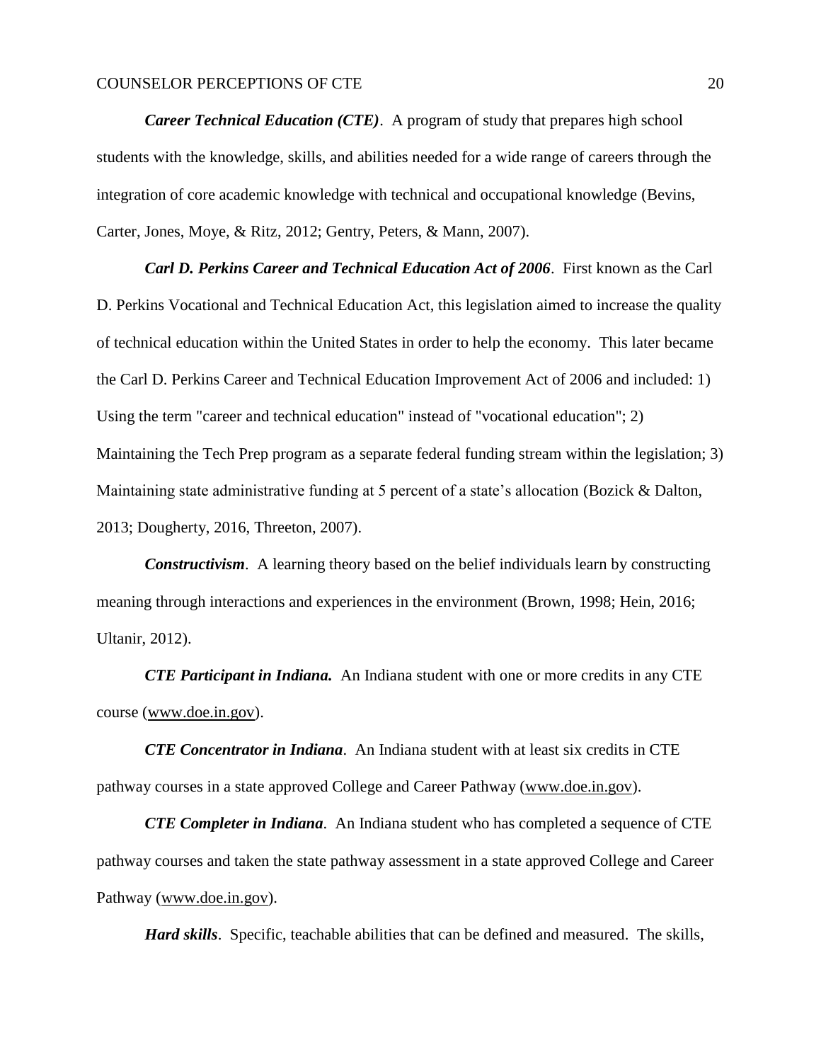***Career Technical Education (CTE)***. A program of study that prepares high school students with the knowledge, skills, and abilities needed for a wide range of careers through the integration of core academic knowledge with technical and occupational knowledge (Bevins, Carter, Jones, Moye, & Ritz, 2012; Gentry, Peters, & Mann, 2007).

***Carl D. Perkins Career and Technical Education Act of 2006***. First known as the Carl D. Perkins Vocational and Technical Education Act, this legislation aimed to increase the quality of technical education within the United States in order to help the economy. This later became the Carl D. Perkins Career and Technical Education Improvement Act of 2006 and included: 1) Using the term "career and technical education" instead of "vocational education"; 2) Maintaining the Tech Prep program as a separate federal funding stream within the legislation; 3) Maintaining state administrative funding at 5 percent of a state's allocation (Bozick & Dalton, 2013; Dougherty, 2016, Threeton, 2007).

***Constructivism***. A learning theory based on the belief individuals learn by constructing meaning through interactions and experiences in the environment (Brown, 1998; Hein, 2016; Ultanir, 2012).

***CTE Participant in Indiana.*** An Indiana student with one or more credits in any CTE course (www.doe.in.gov).

***CTE Concentrator in Indiana***. An Indiana student with at least six credits in CTE pathway courses in a state approved College and Career Pathway (www.doe.in.gov).

***CTE Completer in Indiana***. An Indiana student who has completed a sequence of CTE pathway courses and taken the state pathway assessment in a state approved College and Career Pathway (www.doe.in.gov).

***Hard skills***. Specific, teachable abilities that can be defined and measured. The skills,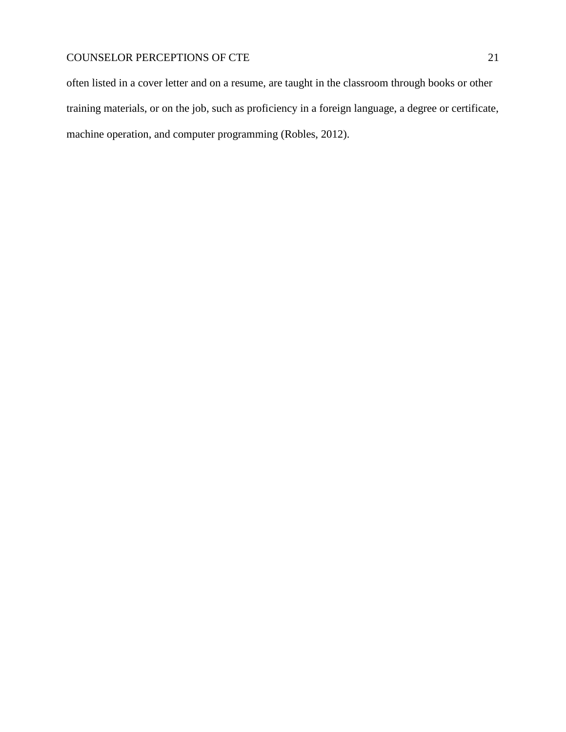often listed in a cover letter and on a resume, are taught in the classroom through books or other training materials, or on the job, such as proficiency in a foreign language, a degree or certificate, machine operation, and computer programming (Robles, 2012).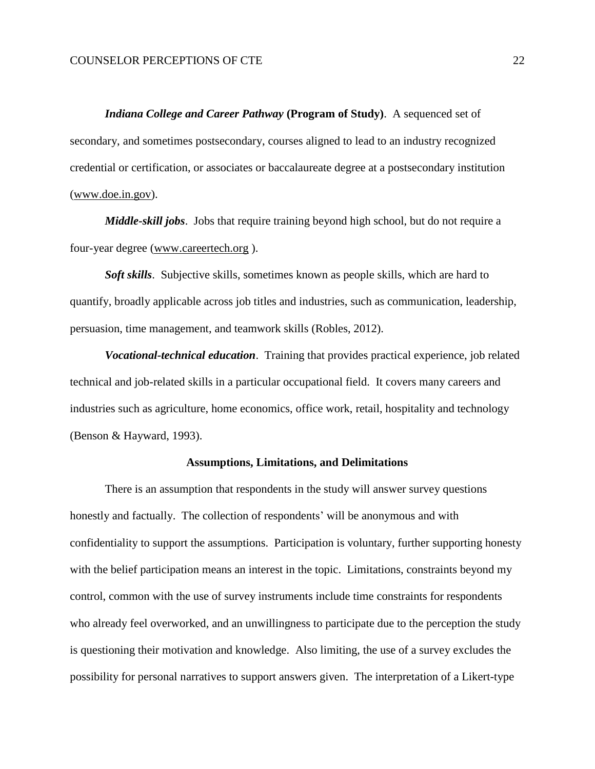***Indiana College and Career Pathway* (Program of Study)**. A sequenced set of secondary, and sometimes postsecondary, courses aligned to lead to an industry recognized credential or certification, or associates or baccalaureate degree at a postsecondary institution (www.doe.in.gov).

***Middle-skill jobs***. Jobs that require training beyond high school, but do not require a four-year degree (www.careertech.org ).

***Soft skills***. Subjective skills, sometimes known as people skills, which are hard to quantify, broadly applicable across job titles and industries, such as communication, leadership, persuasion, time management, and teamwork skills (Robles, 2012).

***Vocational-technical education***. Training that provides practical experience, job related technical and job-related skills in a particular occupational field. It covers many careers and industries such as agriculture, home economics, office work, retail, hospitality and technology (Benson & Hayward, 1993).

## Assumptions, Limitations, and Delimitations

There is an assumption that respondents in the study will answer survey questions honestly and factually. The collection of respondents' will be anonymous and with confidentiality to support the assumptions. Participation is voluntary, further supporting honesty with the belief participation means an interest in the topic. Limitations, constraints beyond my control, common with the use of survey instruments include time constraints for respondents who already feel overworked, and an unwillingness to participate due to the perception the study is questioning their motivation and knowledge. Also limiting, the use of a survey excludes the possibility for personal narratives to support answers given. The interpretation of a Likert-type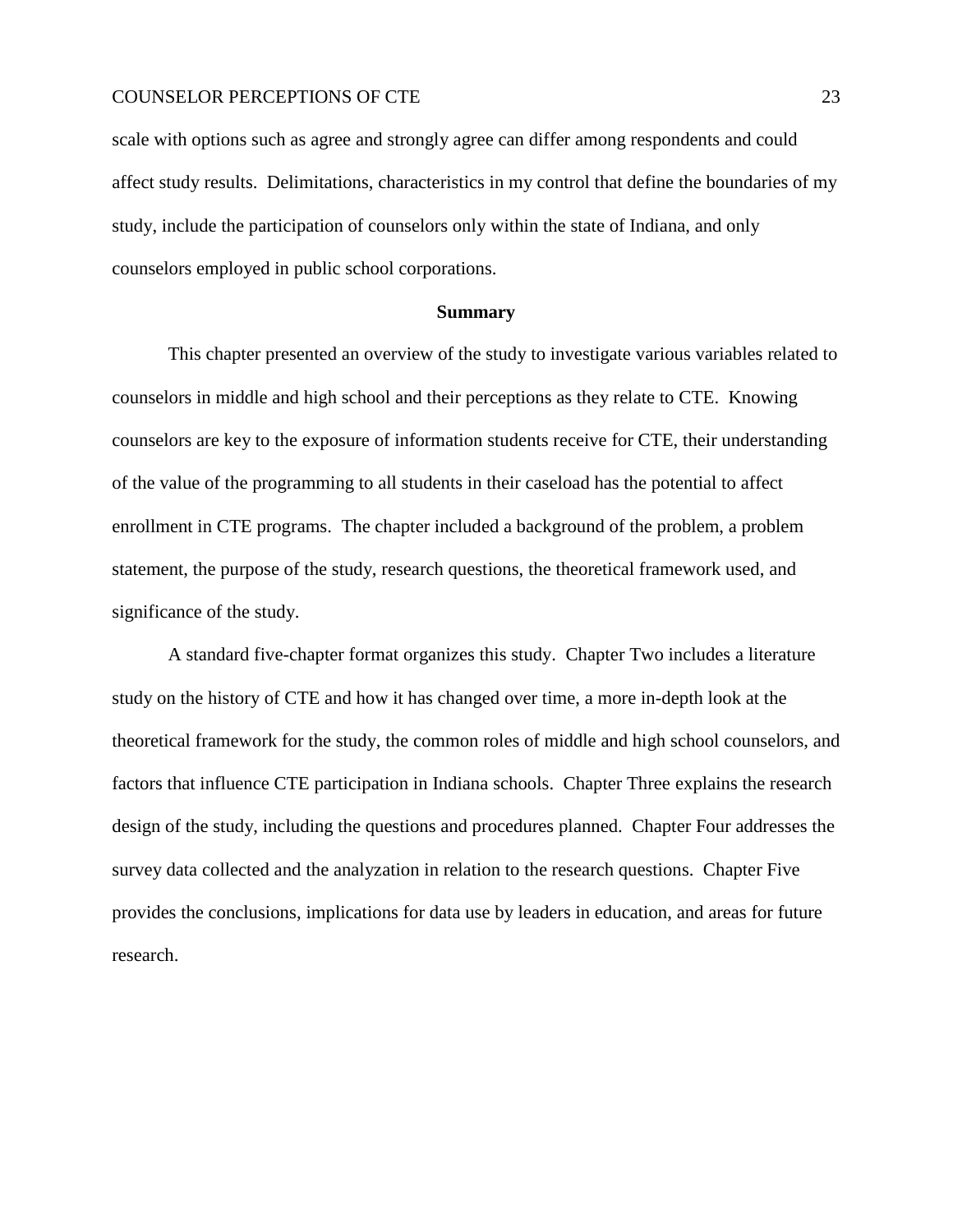scale with options such as agree and strongly agree can differ among respondents and could affect study results. Delimitations, characteristics in my control that define the boundaries of my study, include the participation of counselors only within the state of Indiana, and only counselors employed in public school corporations.

## Summary

This chapter presented an overview of the study to investigate various variables related to counselors in middle and high school and their perceptions as they relate to CTE. Knowing counselors are key to the exposure of information students receive for CTE, their understanding of the value of the programming to all students in their caseload has the potential to affect enrollment in CTE programs. The chapter included a background of the problem, a problem statement, the purpose of the study, research questions, the theoretical framework used, and significance of the study.

A standard five-chapter format organizes this study. Chapter Two includes a literature study on the history of CTE and how it has changed over time, a more in-depth look at the theoretical framework for the study, the common roles of middle and high school counselors, and factors that influence CTE participation in Indiana schools. Chapter Three explains the research design of the study, including the questions and procedures planned. Chapter Four addresses the survey data collected and the analyzation in relation to the research questions. Chapter Five provides the conclusions, implications for data use by leaders in education, and areas for future research.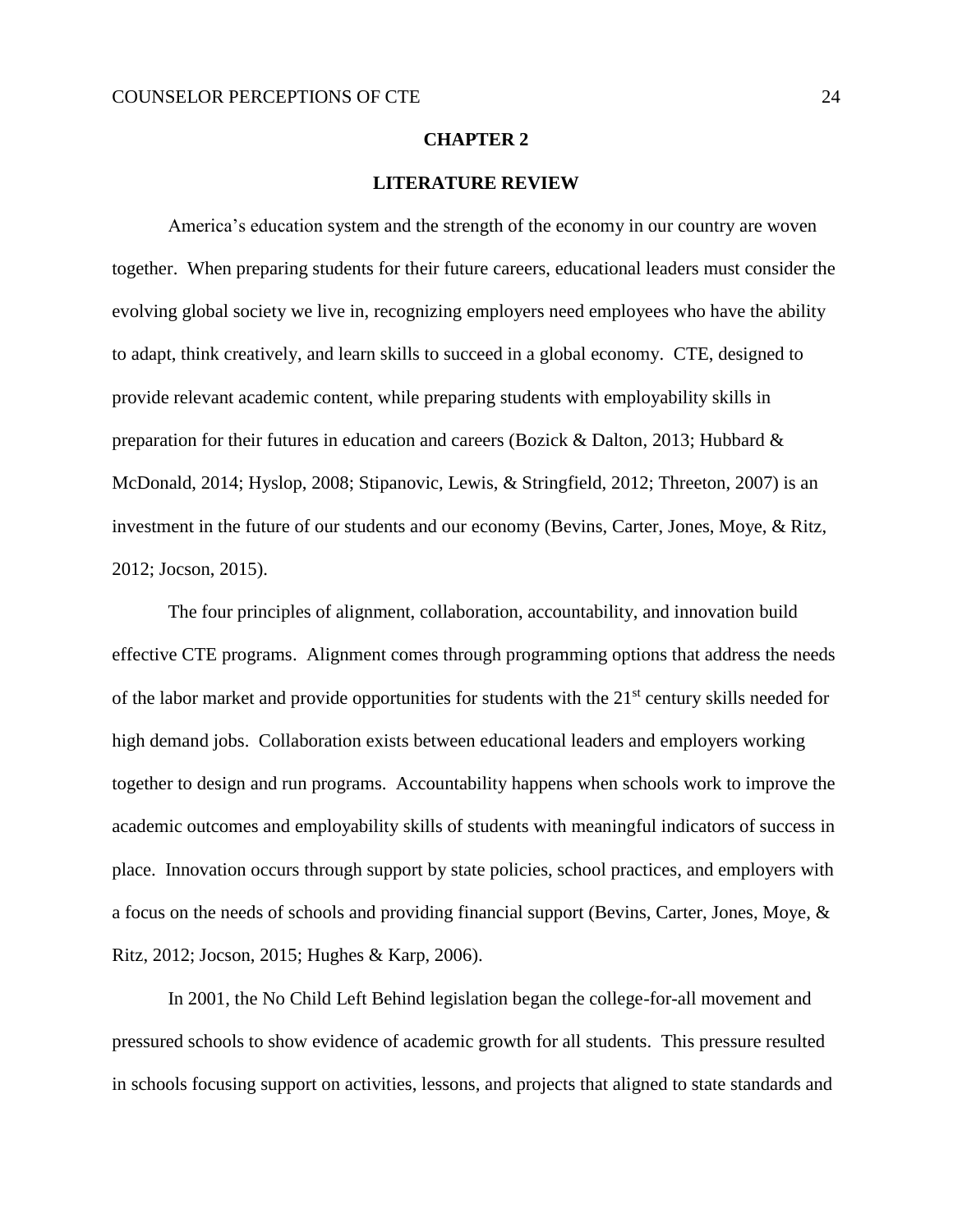# CHAPTER 2

## LITERATURE REVIEW

America's education system and the strength of the economy in our country are woven together. When preparing students for their future careers, educational leaders must consider the evolving global society we live in, recognizing employers need employees who have the ability to adapt, think creatively, and learn skills to succeed in a global economy. CTE, designed to provide relevant academic content, while preparing students with employability skills in preparation for their futures in education and careers (Bozick & Dalton, 2013; Hubbard & McDonald, 2014; Hyslop, 2008; Stipanovic, Lewis, & Stringfield, 2012; Threeton, 2007) is an investment in the future of our students and our economy (Bevins, Carter, Jones, Moye, & Ritz, 2012; Jocson, 2015).

The four principles of alignment, collaboration, accountability, and innovation build effective CTE programs. Alignment comes through programming options that address the needs of the labor market and provide opportunities for students with the 21st century skills needed for high demand jobs. Collaboration exists between educational leaders and employers working together to design and run programs. Accountability happens when schools work to improve the academic outcomes and employability skills of students with meaningful indicators of success in place. Innovation occurs through support by state policies, school practices, and employers with a focus on the needs of schools and providing financial support (Bevins, Carter, Jones, Moye, & Ritz, 2012; Jocson, 2015; Hughes & Karp, 2006).

In 2001, the No Child Left Behind legislation began the college-for-all movement and pressured schools to show evidence of academic growth for all students. This pressure resulted in schools focusing support on activities, lessons, and projects that aligned to state standards and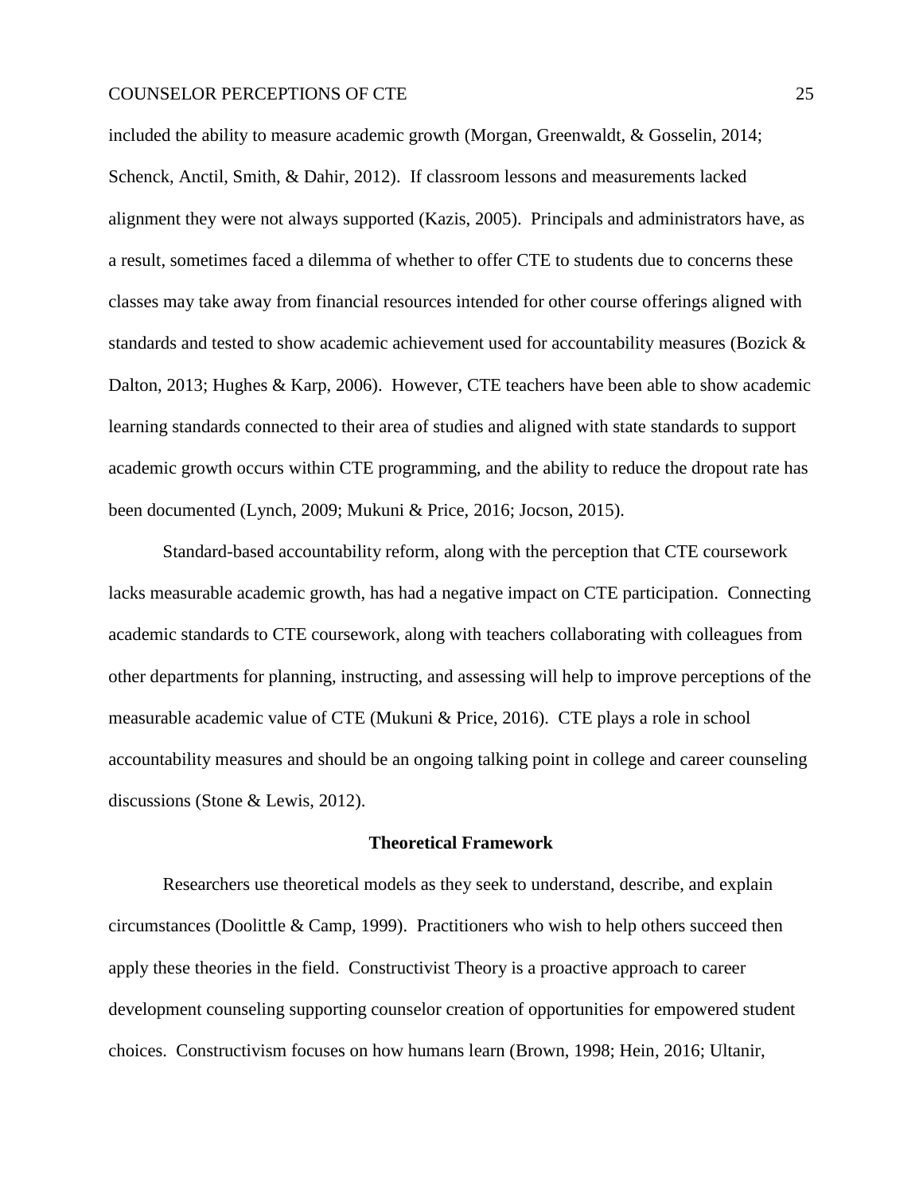included the ability to measure academic growth (Morgan, Greenwaldt, & Gosselin, 2014; Schenck, Anctil, Smith, & Dahir, 2012). If classroom lessons and measurements lacked alignment they were not always supported (Kazis, 2005). Principals and administrators have, as a result, sometimes faced a dilemma of whether to offer CTE to students due to concerns these classes may take away from financial resources intended for other course offerings aligned with standards and tested to show academic achievement used for accountability measures (Bozick & Dalton, 2013; Hughes & Karp, 2006). However, CTE teachers have been able to show academic learning standards connected to their area of studies and aligned with state standards to support academic growth occurs within CTE programming, and the ability to reduce the dropout rate has been documented (Lynch, 2009; Mukuni & Price, 2016; Jocson, 2015).

Standard-based accountability reform, along with the perception that CTE coursework lacks measurable academic growth, has had a negative impact on CTE participation. Connecting academic standards to CTE coursework, along with teachers collaborating with colleagues from other departments for planning, instructing, and assessing will help to improve perceptions of the measurable academic value of CTE (Mukuni & Price, 2016). CTE plays a role in school accountability measures and should be an ongoing talking point in college and career counseling discussions (Stone & Lewis, 2012).

## Theoretical Framework

Researchers use theoretical models as they seek to understand, describe, and explain circumstances (Doolittle & Camp, 1999). Practitioners who wish to help others succeed then apply these theories in the field. Constructivist Theory is a proactive approach to career development counseling supporting counselor creation of opportunities for empowered student choices. Constructivism focuses on how humans learn (Brown, 1998; Hein, 2016; Ultanir,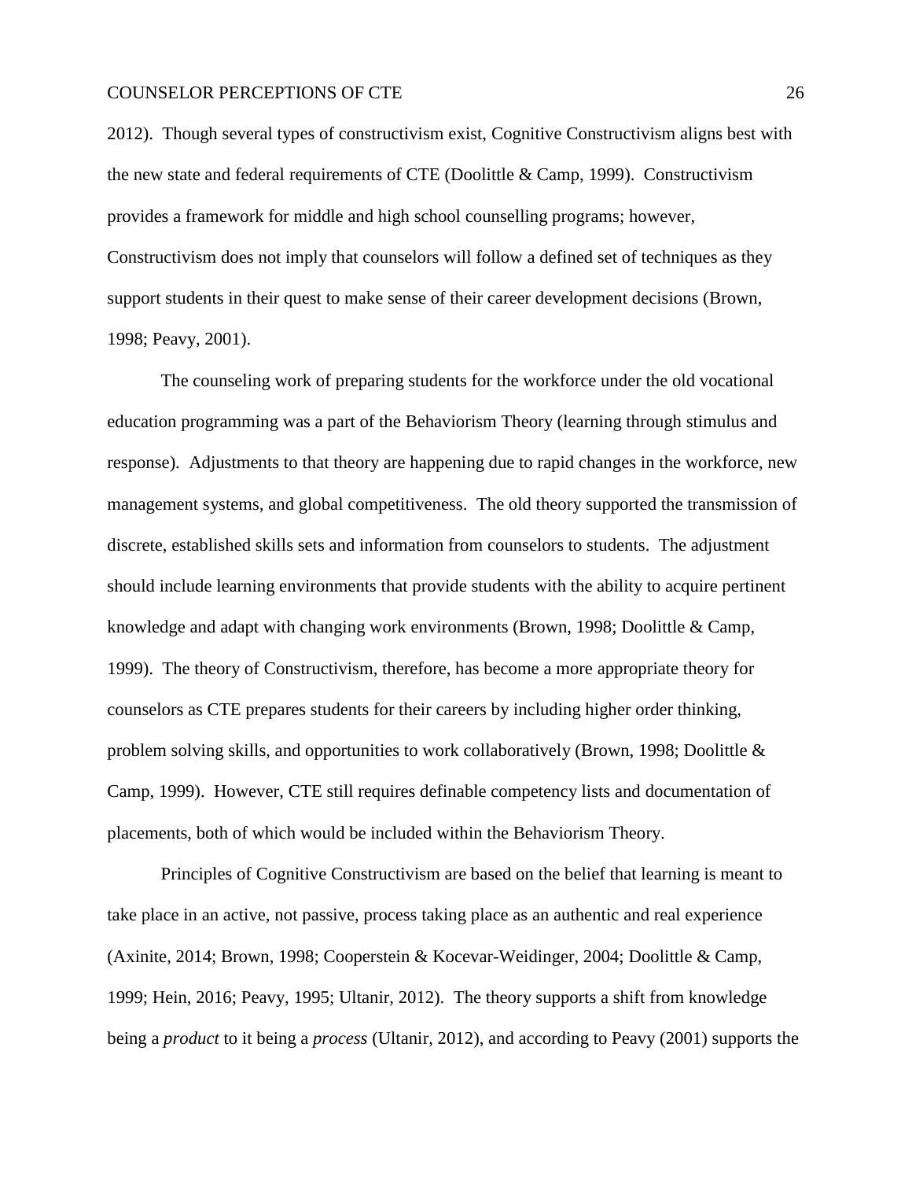2012). Though several types of constructivism exist, Cognitive Constructivism aligns best with the new state and federal requirements of CTE (Doolittle & Camp, 1999). Constructivism provides a framework for middle and high school counselling programs; however, Constructivism does not imply that counselors will follow a defined set of techniques as they support students in their quest to make sense of their career development decisions (Brown, 1998; Peavy, 2001).

The counseling work of preparing students for the workforce under the old vocational education programming was a part of the Behaviorism Theory (learning through stimulus and response). Adjustments to that theory are happening due to rapid changes in the workforce, new management systems, and global competitiveness. The old theory supported the transmission of discrete, established skills sets and information from counselors to students. The adjustment should include learning environments that provide students with the ability to acquire pertinent knowledge and adapt with changing work environments (Brown, 1998; Doolittle & Camp, 1999). The theory of Constructivism, therefore, has become a more appropriate theory for counselors as CTE prepares students for their careers by including higher order thinking, problem solving skills, and opportunities to work collaboratively (Brown, 1998; Doolittle & Camp, 1999). However, CTE still requires definable competency lists and documentation of placements, both of which would be included within the Behaviorism Theory.

Principles of Cognitive Constructivism are based on the belief that learning is meant to take place in an active, not passive, process taking place as an authentic and real experience (Axinite, 2014; Brown, 1998; Cooperstein & Kocevar-Weidinger, 2004; Doolittle & Camp, 1999; Hein, 2016; Peavy, 1995; Ultanir, 2012). The theory supports a shift from knowledge being a *product* to it being a *process* (Ultanir, 2012), and according to Peavy (2001) supports the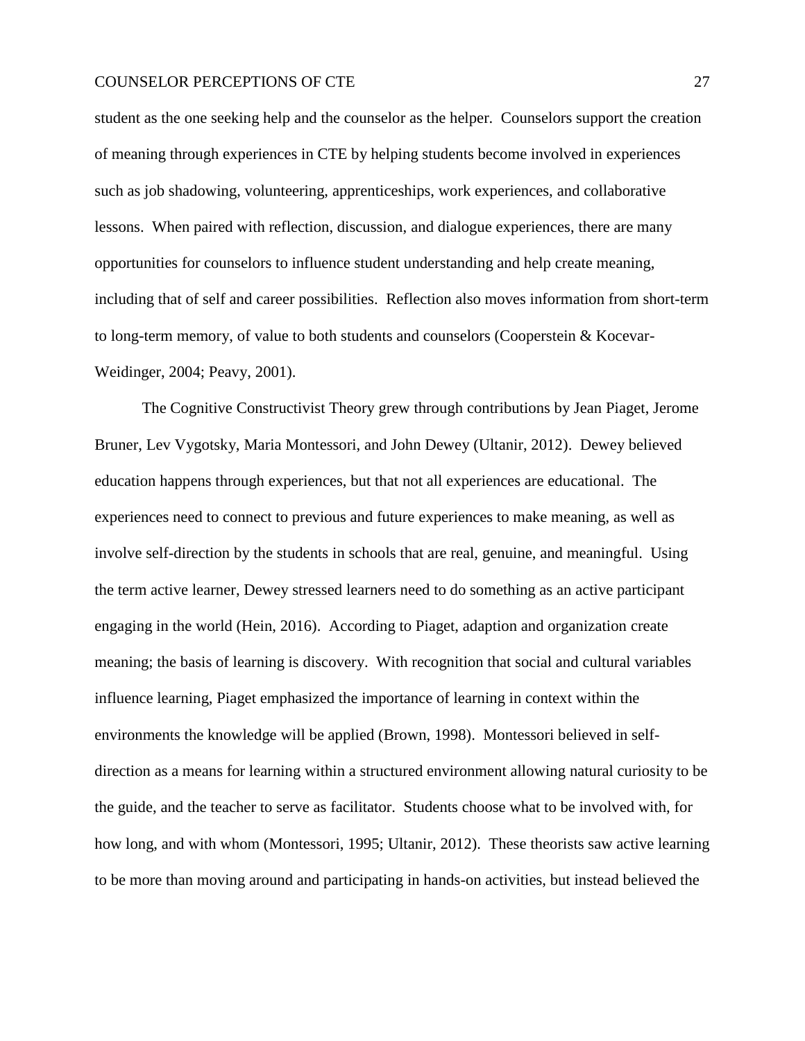student as the one seeking help and the counselor as the helper. Counselors support the creation of meaning through experiences in CTE by helping students become involved in experiences such as job shadowing, volunteering, apprenticeships, work experiences, and collaborative lessons. When paired with reflection, discussion, and dialogue experiences, there are many opportunities for counselors to influence student understanding and help create meaning, including that of self and career possibilities. Reflection also moves information from short-term to long-term memory, of value to both students and counselors (Cooperstein & Kocevar-Weidinger, 2004; Peavy, 2001).

The Cognitive Constructivist Theory grew through contributions by Jean Piaget, Jerome Bruner, Lev Vygotsky, Maria Montessori, and John Dewey (Ultanir, 2012). Dewey believed education happens through experiences, but that not all experiences are educational. The experiences need to connect to previous and future experiences to make meaning, as well as involve self-direction by the students in schools that are real, genuine, and meaningful. Using the term active learner, Dewey stressed learners need to do something as an active participant engaging in the world (Hein, 2016). According to Piaget, adaption and organization create meaning; the basis of learning is discovery. With recognition that social and cultural variables influence learning, Piaget emphasized the importance of learning in context within the environments the knowledge will be applied (Brown, 1998). Montessori believed in self-direction as a means for learning within a structured environment allowing natural curiosity to be the guide, and the teacher to serve as facilitator. Students choose what to be involved with, for how long, and with whom (Montessori, 1995; Ultanir, 2012). These theorists saw active learning to be more than moving around and participating in hands-on activities, but instead believed the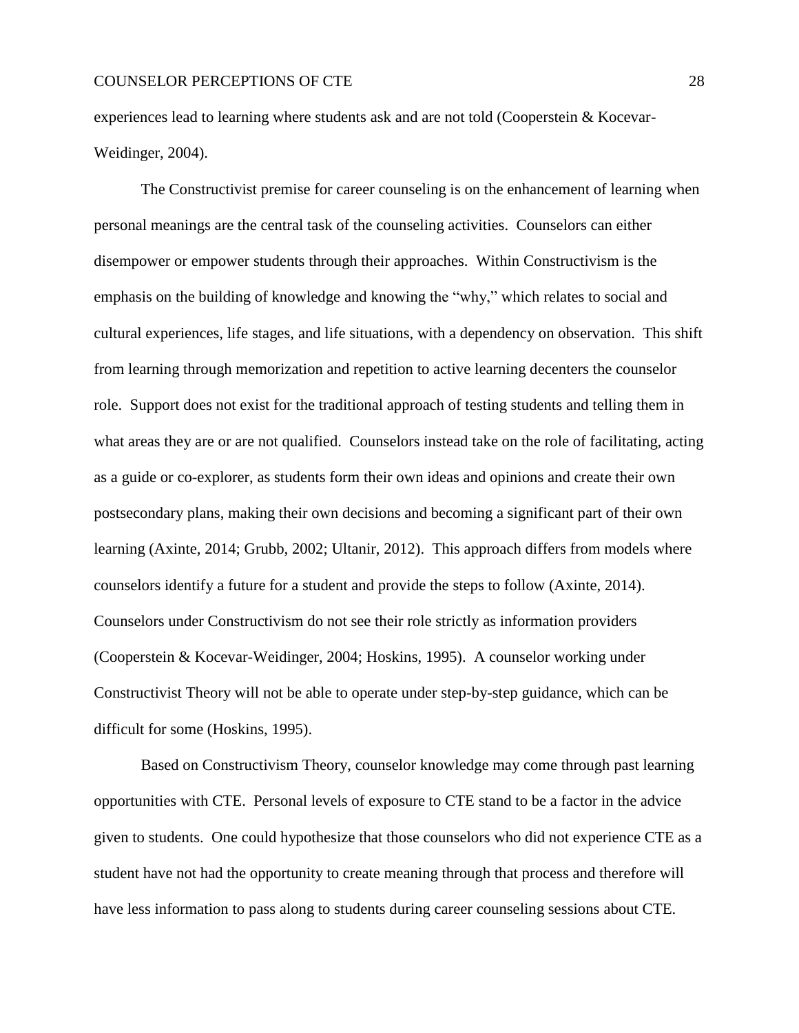experiences lead to learning where students ask and are not told (Cooperstein & Kocevar-Weidinger, 2004).

The Constructivist premise for career counseling is on the enhancement of learning when personal meanings are the central task of the counseling activities. Counselors can either disempower or empower students through their approaches. Within Constructivism is the emphasis on the building of knowledge and knowing the "why," which relates to social and cultural experiences, life stages, and life situations, with a dependency on observation. This shift from learning through memorization and repetition to active learning decenters the counselor role. Support does not exist for the traditional approach of testing students and telling them in what areas they are or are not qualified. Counselors instead take on the role of facilitating, acting as a guide or co-explorer, as students form their own ideas and opinions and create their own postsecondary plans, making their own decisions and becoming a significant part of their own learning (Axinte, 2014; Grubb, 2002; Ultanir, 2012). This approach differs from models where counselors identify a future for a student and provide the steps to follow (Axinte, 2014). Counselors under Constructivism do not see their role strictly as information providers (Cooperstein & Kocevar-Weidinger, 2004; Hoskins, 1995). A counselor working under Constructivist Theory will not be able to operate under step-by-step guidance, which can be difficult for some (Hoskins, 1995).

Based on Constructivism Theory, counselor knowledge may come through past learning opportunities with CTE. Personal levels of exposure to CTE stand to be a factor in the advice given to students. One could hypothesize that those counselors who did not experience CTE as a student have not had the opportunity to create meaning through that process and therefore will have less information to pass along to students during career counseling sessions about CTE.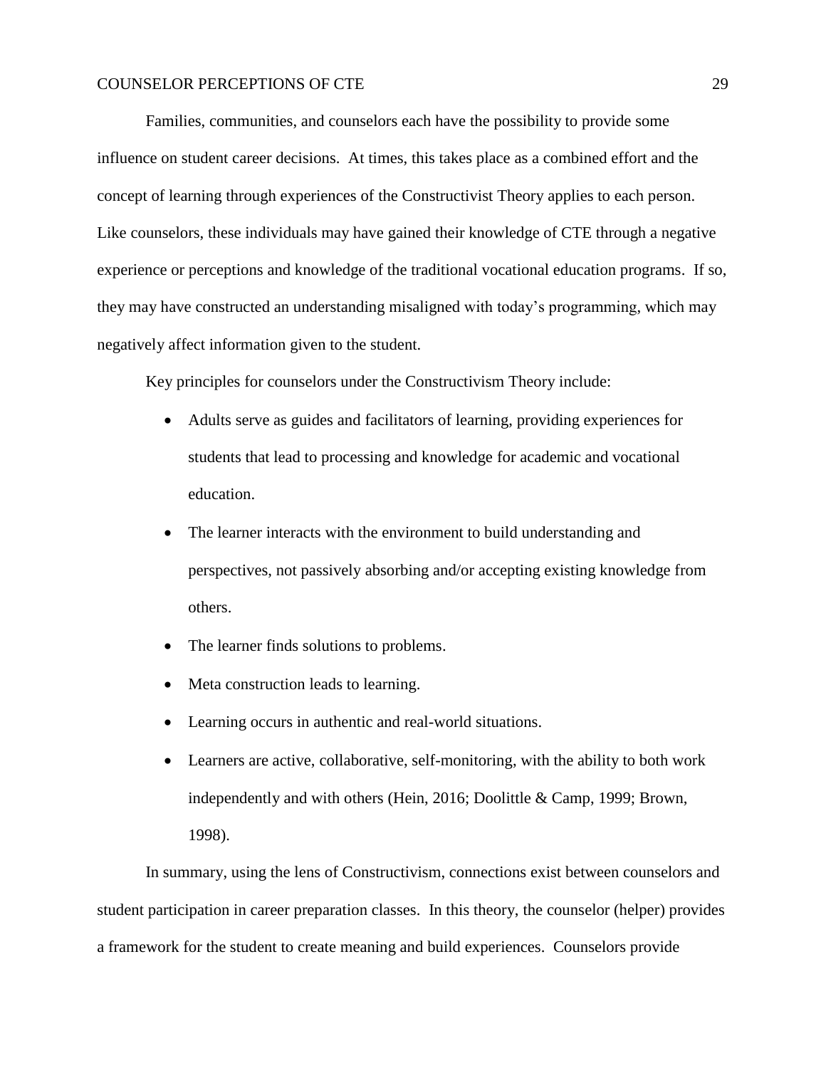Families, communities, and counselors each have the possibility to provide some influence on student career decisions. At times, this takes place as a combined effort and the concept of learning through experiences of the Constructivist Theory applies to each person. Like counselors, these individuals may have gained their knowledge of CTE through a negative experience or perceptions and knowledge of the traditional vocational education programs. If so, they may have constructed an understanding misaligned with today's programming, which may negatively affect information given to the student.

Key principles for counselors under the Constructivism Theory include:

- Adults serve as guides and facilitators of learning, providing experiences for students that lead to processing and knowledge for academic and vocational education.
- The learner interacts with the environment to build understanding and perspectives, not passively absorbing and/or accepting existing knowledge from others.
- The learner finds solutions to problems.
- Meta construction leads to learning.
- Learning occurs in authentic and real-world situations.
- Learners are active, collaborative, self-monitoring, with the ability to both work independently and with others (Hein, 2016; Doolittle & Camp, 1999; Brown, 1998).

In summary, using the lens of Constructivism, connections exist between counselors and student participation in career preparation classes. In this theory, the counselor (helper) provides a framework for the student to create meaning and build experiences. Counselors provide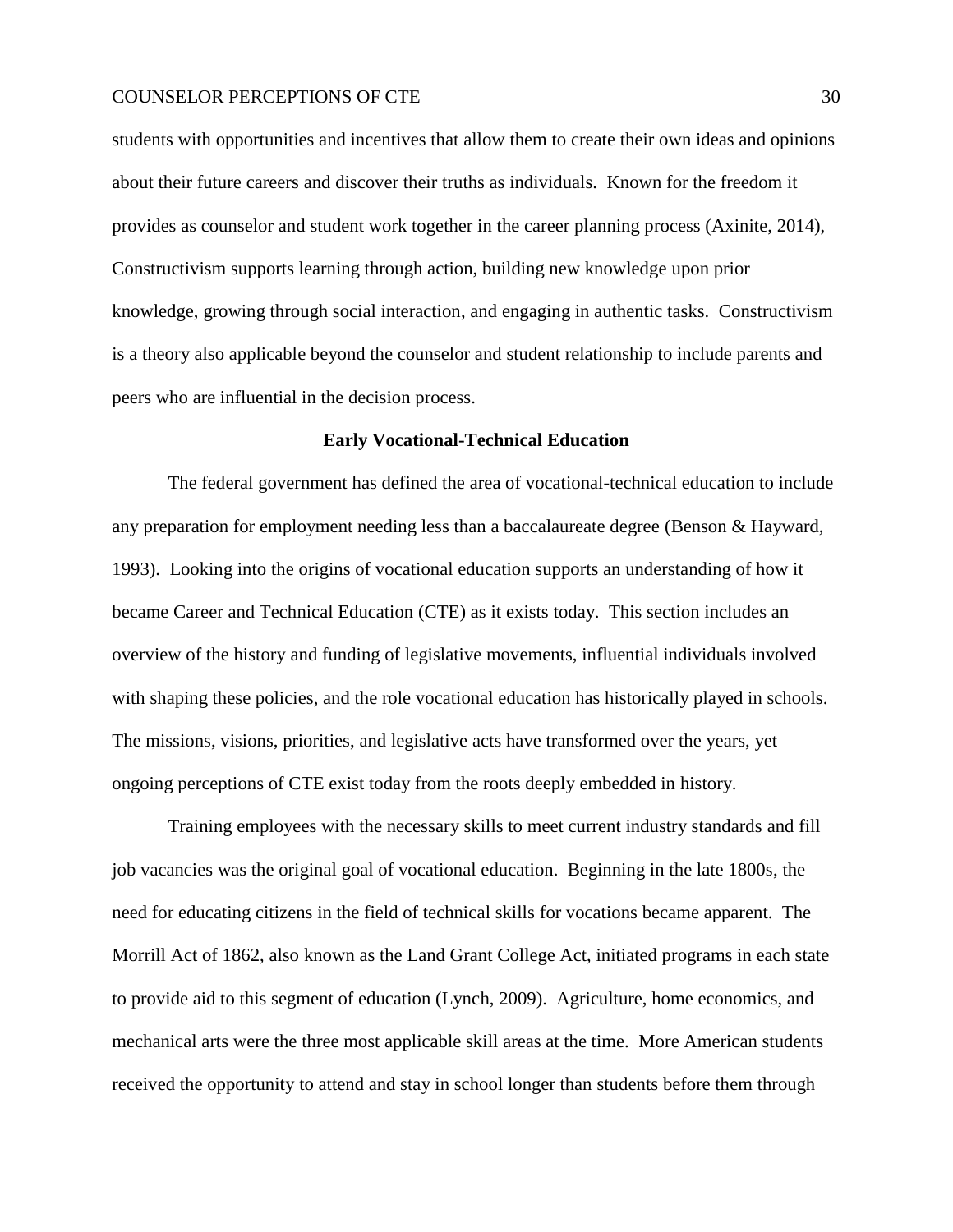students with opportunities and incentives that allow them to create their own ideas and opinions about their future careers and discover their truths as individuals. Known for the freedom it provides as counselor and student work together in the career planning process (Axinite, 2014), Constructivism supports learning through action, building new knowledge upon prior knowledge, growing through social interaction, and engaging in authentic tasks. Constructivism is a theory also applicable beyond the counselor and student relationship to include parents and peers who are influential in the decision process.

## Early Vocational-Technical Education

The federal government has defined the area of vocational-technical education to include any preparation for employment needing less than a baccalaureate degree (Benson & Hayward, 1993). Looking into the origins of vocational education supports an understanding of how it became Career and Technical Education (CTE) as it exists today. This section includes an overview of the history and funding of legislative movements, influential individuals involved with shaping these policies, and the role vocational education has historically played in schools. The missions, visions, priorities, and legislative acts have transformed over the years, yet ongoing perceptions of CTE exist today from the roots deeply embedded in history.

Training employees with the necessary skills to meet current industry standards and fill job vacancies was the original goal of vocational education. Beginning in the late 1800s, the need for educating citizens in the field of technical skills for vocations became apparent. The Morrill Act of 1862, also known as the Land Grant College Act, initiated programs in each state to provide aid to this segment of education (Lynch, 2009). Agriculture, home economics, and mechanical arts were the three most applicable skill areas at the time. More American students received the opportunity to attend and stay in school longer than students before them through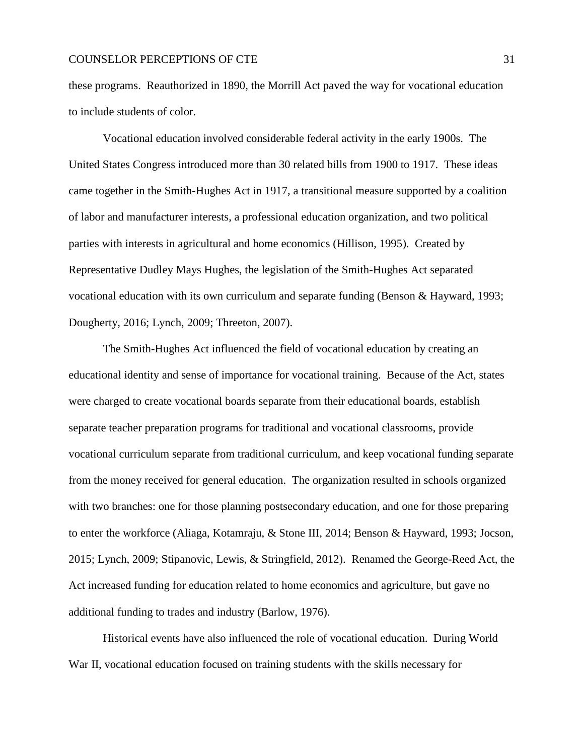these programs. Reauthorized in 1890, the Morrill Act paved the way for vocational education to include students of color.

Vocational education involved considerable federal activity in the early 1900s. The United States Congress introduced more than 30 related bills from 1900 to 1917. These ideas came together in the Smith-Hughes Act in 1917, a transitional measure supported by a coalition of labor and manufacturer interests, a professional education organization, and two political parties with interests in agricultural and home economics (Hillison, 1995). Created by Representative Dudley Mays Hughes, the legislation of the Smith-Hughes Act separated vocational education with its own curriculum and separate funding (Benson & Hayward, 1993; Dougherty, 2016; Lynch, 2009; Threeton, 2007).

The Smith-Hughes Act influenced the field of vocational education by creating an educational identity and sense of importance for vocational training. Because of the Act, states were charged to create vocational boards separate from their educational boards, establish separate teacher preparation programs for traditional and vocational classrooms, provide vocational curriculum separate from traditional curriculum, and keep vocational funding separate from the money received for general education. The organization resulted in schools organized with two branches: one for those planning postsecondary education, and one for those preparing to enter the workforce (Aliaga, Kotamraju, & Stone III, 2014; Benson & Hayward, 1993; Jocson, 2015; Lynch, 2009; Stipanovic, Lewis, & Stringfield, 2012). Renamed the George-Reed Act, the Act increased funding for education related to home economics and agriculture, but gave no additional funding to trades and industry (Barlow, 1976).

Historical events have also influenced the role of vocational education. During World War II, vocational education focused on training students with the skills necessary for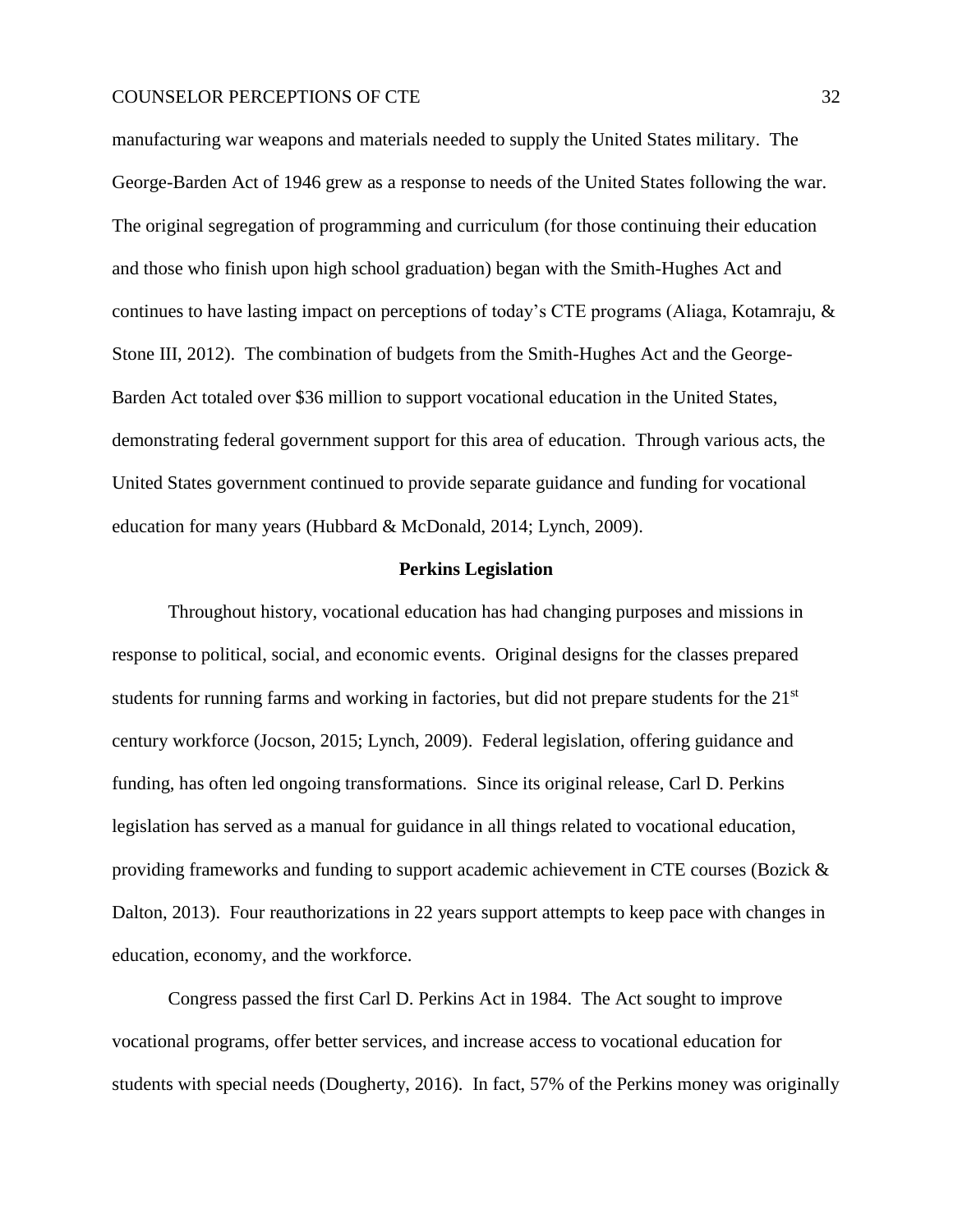manufacturing war weapons and materials needed to supply the United States military. The George-Barden Act of 1946 grew as a response to needs of the United States following the war. The original segregation of programming and curriculum (for those continuing their education and those who finish upon high school graduation) began with the Smith-Hughes Act and continues to have lasting impact on perceptions of today's CTE programs (Aliaga, Kotamraju, & Stone III, 2012). The combination of budgets from the Smith-Hughes Act and the George-Barden Act totaled over $36 million to support vocational education in the United States, demonstrating federal government support for this area of education. Through various acts, the United States government continued to provide separate guidance and funding for vocational education for many years (Hubbard & McDonald, 2014; Lynch, 2009).

## Perkins Legislation

Throughout history, vocational education has had changing purposes and missions in response to political, social, and economic events. Original designs for the classes prepared students for running farms and working in factories, but did not prepare students for the 21st century workforce (Jocson, 2015; Lynch, 2009). Federal legislation, offering guidance and funding, has often led ongoing transformations. Since its original release, Carl D. Perkins legislation has served as a manual for guidance in all things related to vocational education, providing frameworks and funding to support academic achievement in CTE courses (Bozick & Dalton, 2013). Four reauthorizations in 22 years support attempts to keep pace with changes in education, economy, and the workforce.

Congress passed the first Carl D. Perkins Act in 1984. The Act sought to improve vocational programs, offer better services, and increase access to vocational education for students with special needs (Dougherty, 2016). In fact, 57% of the Perkins money was originally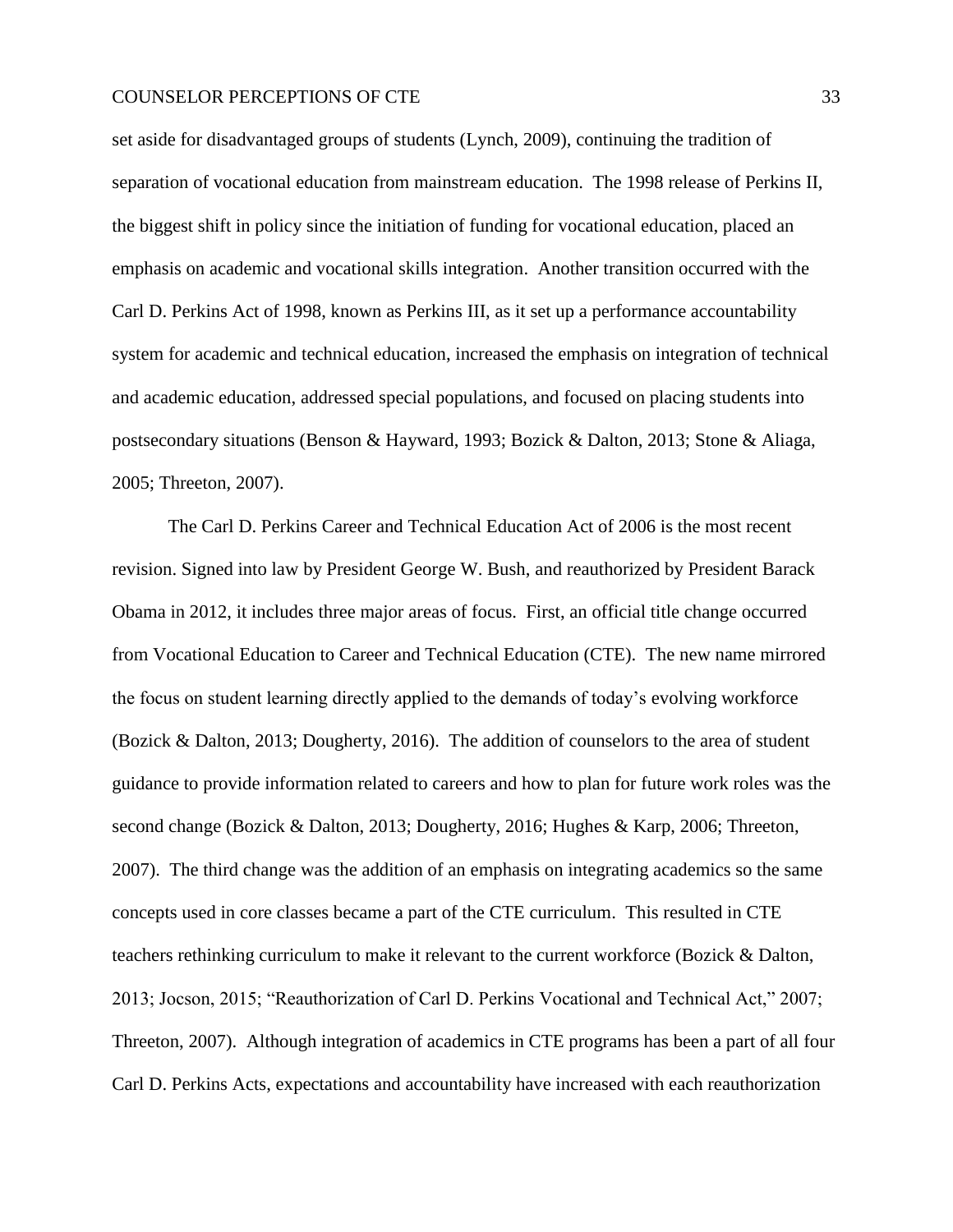set aside for disadvantaged groups of students (Lynch, 2009), continuing the tradition of separation of vocational education from mainstream education. The 1998 release of Perkins II, the biggest shift in policy since the initiation of funding for vocational education, placed an emphasis on academic and vocational skills integration. Another transition occurred with the Carl D. Perkins Act of 1998, known as Perkins III, as it set up a performance accountability system for academic and technical education, increased the emphasis on integration of technical and academic education, addressed special populations, and focused on placing students into postsecondary situations (Benson & Hayward, 1993; Bozick & Dalton, 2013; Stone & Aliaga, 2005; Threeton, 2007).

The Carl D. Perkins Career and Technical Education Act of 2006 is the most recent revision. Signed into law by President George W. Bush, and reauthorized by President Barack Obama in 2012, it includes three major areas of focus. First, an official title change occurred from Vocational Education to Career and Technical Education (CTE). The new name mirrored the focus on student learning directly applied to the demands of today's evolving workforce (Bozick & Dalton, 2013; Dougherty, 2016). The addition of counselors to the area of student guidance to provide information related to careers and how to plan for future work roles was the second change (Bozick & Dalton, 2013; Dougherty, 2016; Hughes & Karp, 2006; Threeton, 2007). The third change was the addition of an emphasis on integrating academics so the same concepts used in core classes became a part of the CTE curriculum. This resulted in CTE teachers rethinking curriculum to make it relevant to the current workforce (Bozick & Dalton, 2013; Jocson, 2015; "Reauthorization of Carl D. Perkins Vocational and Technical Act," 2007; Threeton, 2007). Although integration of academics in CTE programs has been a part of all four Carl D. Perkins Acts, expectations and accountability have increased with each reauthorization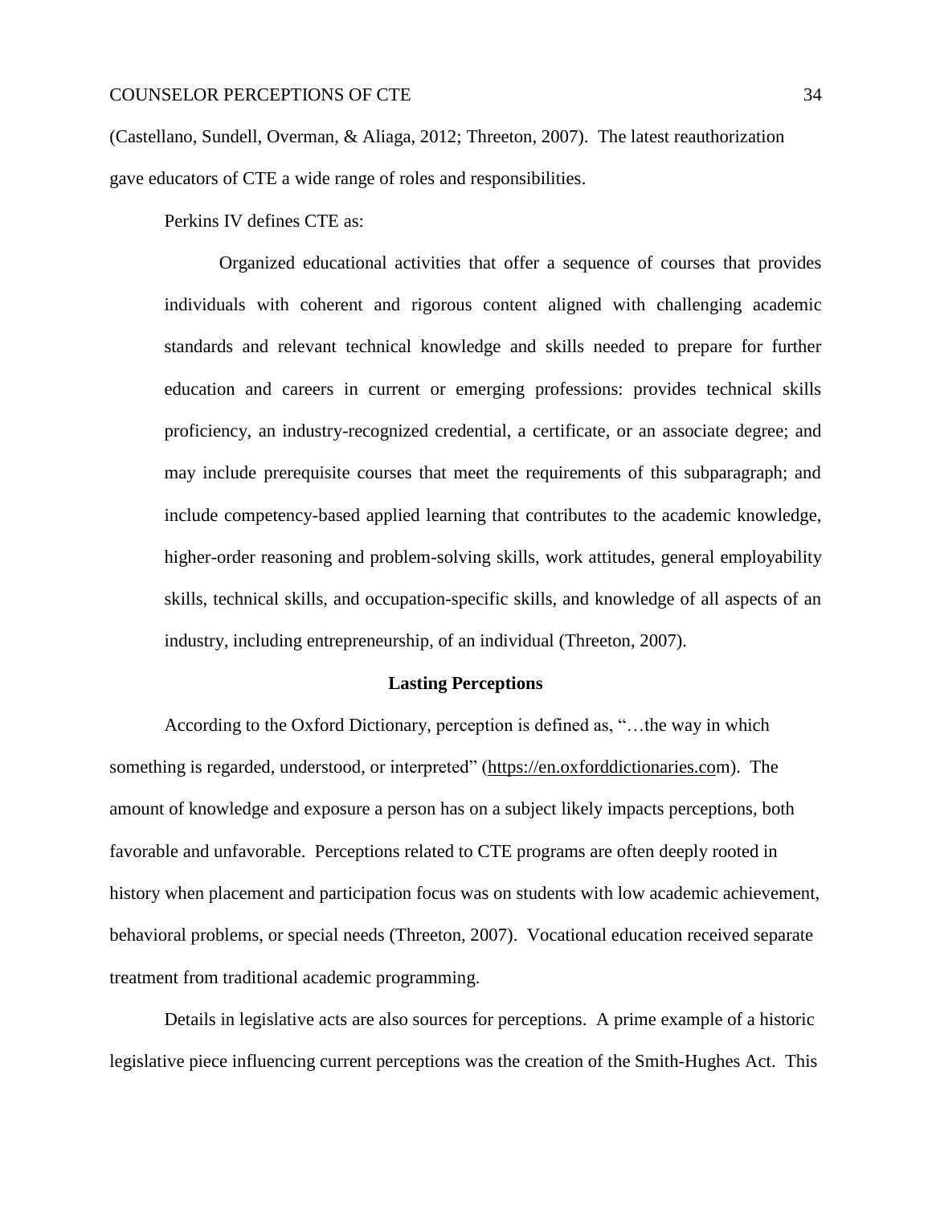(Castellano, Sundell, Overman, & Aliaga, 2012; Threeton, 2007). The latest reauthorization gave educators of CTE a wide range of roles and responsibilities.

Perkins IV defines CTE as:

> Organized educational activities that offer a sequence of courses that provides individuals with coherent and rigorous content aligned with challenging academic standards and relevant technical knowledge and skills needed to prepare for further education and careers in current or emerging professions: provides technical skills proficiency, an industry-recognized credential, a certificate, or an associate degree; and may include prerequisite courses that meet the requirements of this subparagraph; and include competency-based applied learning that contributes to the academic knowledge, higher-order reasoning and problem-solving skills, work attitudes, general employability skills, technical skills, and occupation-specific skills, and knowledge of all aspects of an industry, including entrepreneurship, of an individual (Threeton, 2007).

## Lasting Perceptions

According to the Oxford Dictionary, perception is defined as, "…the way in which something is regarded, understood, or interpreted" (https://en.oxforddictionaries.com). The amount of knowledge and exposure a person has on a subject likely impacts perceptions, both favorable and unfavorable. Perceptions related to CTE programs are often deeply rooted in history when placement and participation focus was on students with low academic achievement, behavioral problems, or special needs (Threeton, 2007). Vocational education received separate treatment from traditional academic programming.

Details in legislative acts are also sources for perceptions. A prime example of a historic legislative piece influencing current perceptions was the creation of the Smith-Hughes Act. This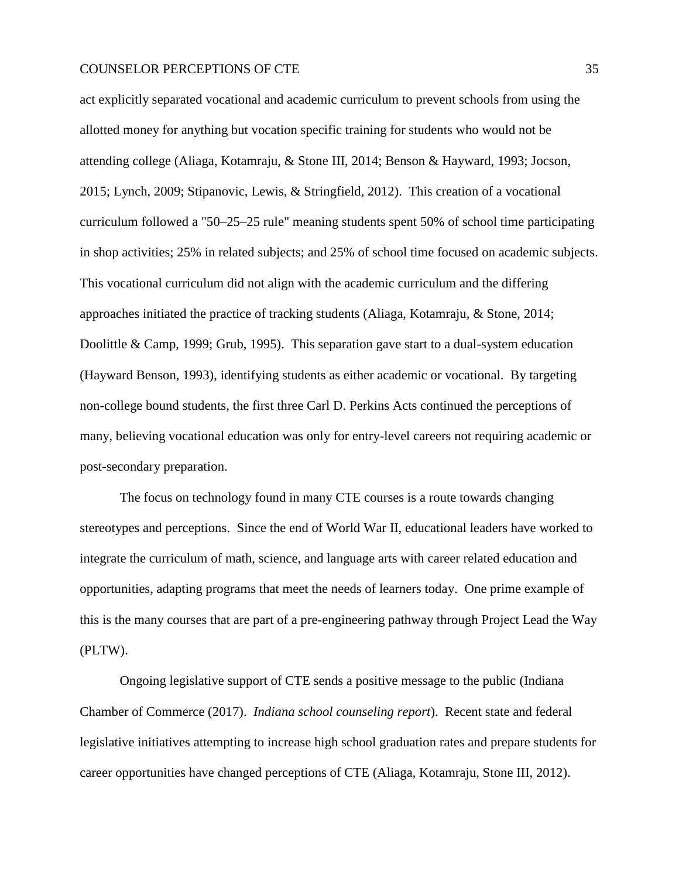act explicitly separated vocational and academic curriculum to prevent schools from using the allotted money for anything but vocation specific training for students who would not be attending college (Aliaga, Kotamraju, & Stone III, 2014; Benson & Hayward, 1993; Jocson, 2015; Lynch, 2009; Stipanovic, Lewis, & Stringfield, 2012). This creation of a vocational curriculum followed a "50–25–25 rule" meaning students spent 50% of school time participating in shop activities; 25% in related subjects; and 25% of school time focused on academic subjects. This vocational curriculum did not align with the academic curriculum and the differing approaches initiated the practice of tracking students (Aliaga, Kotamraju, & Stone, 2014; Doolittle & Camp, 1999; Grub, 1995). This separation gave start to a dual-system education (Hayward Benson, 1993), identifying students as either academic or vocational. By targeting non-college bound students, the first three Carl D. Perkins Acts continued the perceptions of many, believing vocational education was only for entry-level careers not requiring academic or post-secondary preparation.

The focus on technology found in many CTE courses is a route towards changing stereotypes and perceptions. Since the end of World War II, educational leaders have worked to integrate the curriculum of math, science, and language arts with career related education and opportunities, adapting programs that meet the needs of learners today. One prime example of this is the many courses that are part of a pre-engineering pathway through Project Lead the Way (PLTW).

Ongoing legislative support of CTE sends a positive message to the public (Indiana Chamber of Commerce (2017). *Indiana school counseling report*). Recent state and federal legislative initiatives attempting to increase high school graduation rates and prepare students for career opportunities have changed perceptions of CTE (Aliaga, Kotamraju, Stone III, 2012).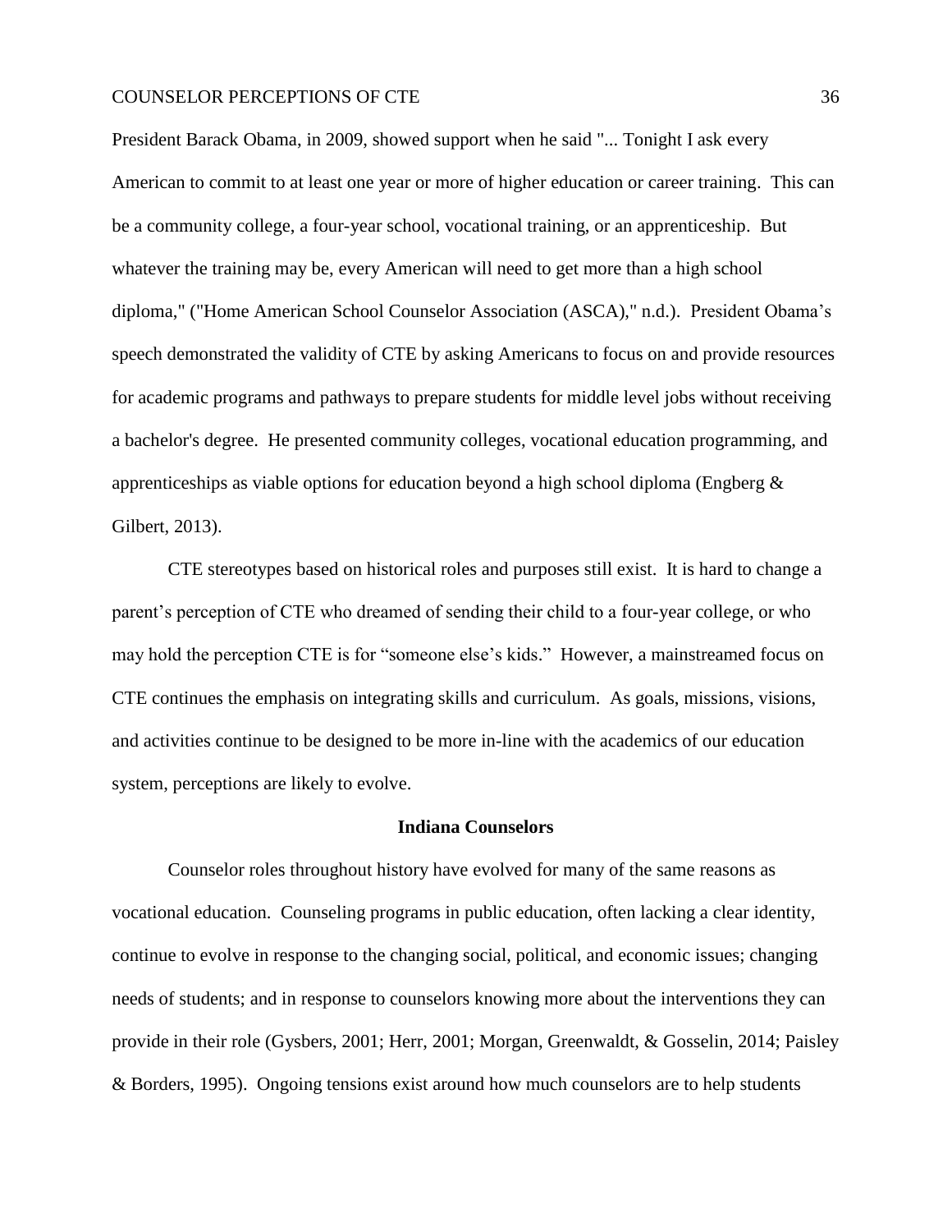President Barack Obama, in 2009, showed support when he said "... Tonight I ask every American to commit to at least one year or more of higher education or career training. This can be a community college, a four-year school, vocational training, or an apprenticeship. But whatever the training may be, every American will need to get more than a high school diploma," ("Home American School Counselor Association (ASCA)," n.d.). President Obama's speech demonstrated the validity of CTE by asking Americans to focus on and provide resources for academic programs and pathways to prepare students for middle level jobs without receiving a bachelor's degree. He presented community colleges, vocational education programming, and apprenticeships as viable options for education beyond a high school diploma (Engberg & Gilbert, 2013).

CTE stereotypes based on historical roles and purposes still exist. It is hard to change a parent's perception of CTE who dreamed of sending their child to a four-year college, or who may hold the perception CTE is for "someone else's kids." However, a mainstreamed focus on CTE continues the emphasis on integrating skills and curriculum. As goals, missions, visions, and activities continue to be designed to be more in-line with the academics of our education system, perceptions are likely to evolve.

## Indiana Counselors

Counselor roles throughout history have evolved for many of the same reasons as vocational education. Counseling programs in public education, often lacking a clear identity, continue to evolve in response to the changing social, political, and economic issues; changing needs of students; and in response to counselors knowing more about the interventions they can provide in their role (Gysbers, 2001; Herr, 2001; Morgan, Greenwaldt, & Gosselin, 2014; Paisley & Borders, 1995). Ongoing tensions exist around how much counselors are to help students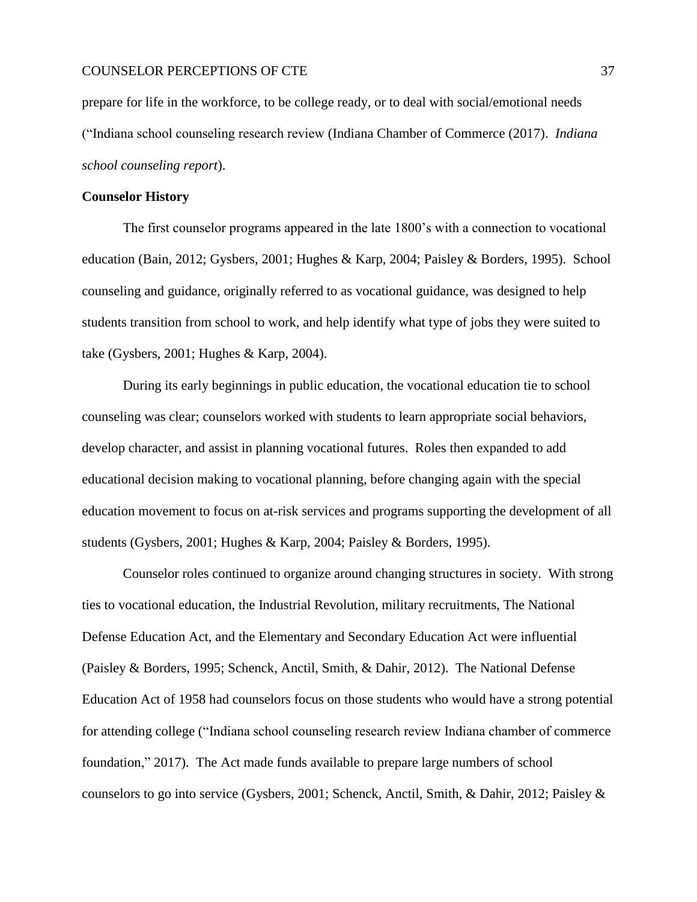prepare for life in the workforce, to be college ready, or to deal with social/emotional needs ("Indiana school counseling research review (Indiana Chamber of Commerce (2017). *Indiana school counseling report*).

**Counselor History**

The first counselor programs appeared in the late 1800's with a connection to vocational education (Bain, 2012; Gysbers, 2001; Hughes & Karp, 2004; Paisley & Borders, 1995). School counseling and guidance, originally referred to as vocational guidance, was designed to help students transition from school to work, and help identify what type of jobs they were suited to take (Gysbers, 2001; Hughes & Karp, 2004).

During its early beginnings in public education, the vocational education tie to school counseling was clear; counselors worked with students to learn appropriate social behaviors, develop character, and assist in planning vocational futures. Roles then expanded to add educational decision making to vocational planning, before changing again with the special education movement to focus on at-risk services and programs supporting the development of all students (Gysbers, 2001; Hughes & Karp, 2004; Paisley & Borders, 1995).

Counselor roles continued to organize around changing structures in society. With strong ties to vocational education, the Industrial Revolution, military recruitments, The National Defense Education Act, and the Elementary and Secondary Education Act were influential (Paisley & Borders, 1995; Schenck, Anctil, Smith, & Dahir, 2012). The National Defense Education Act of 1958 had counselors focus on those students who would have a strong potential for attending college ("Indiana school counseling research review Indiana chamber of commerce foundation," 2017). The Act made funds available to prepare large numbers of school counselors to go into service (Gysbers, 2001; Schenck, Anctil, Smith, & Dahir, 2012; Paisley &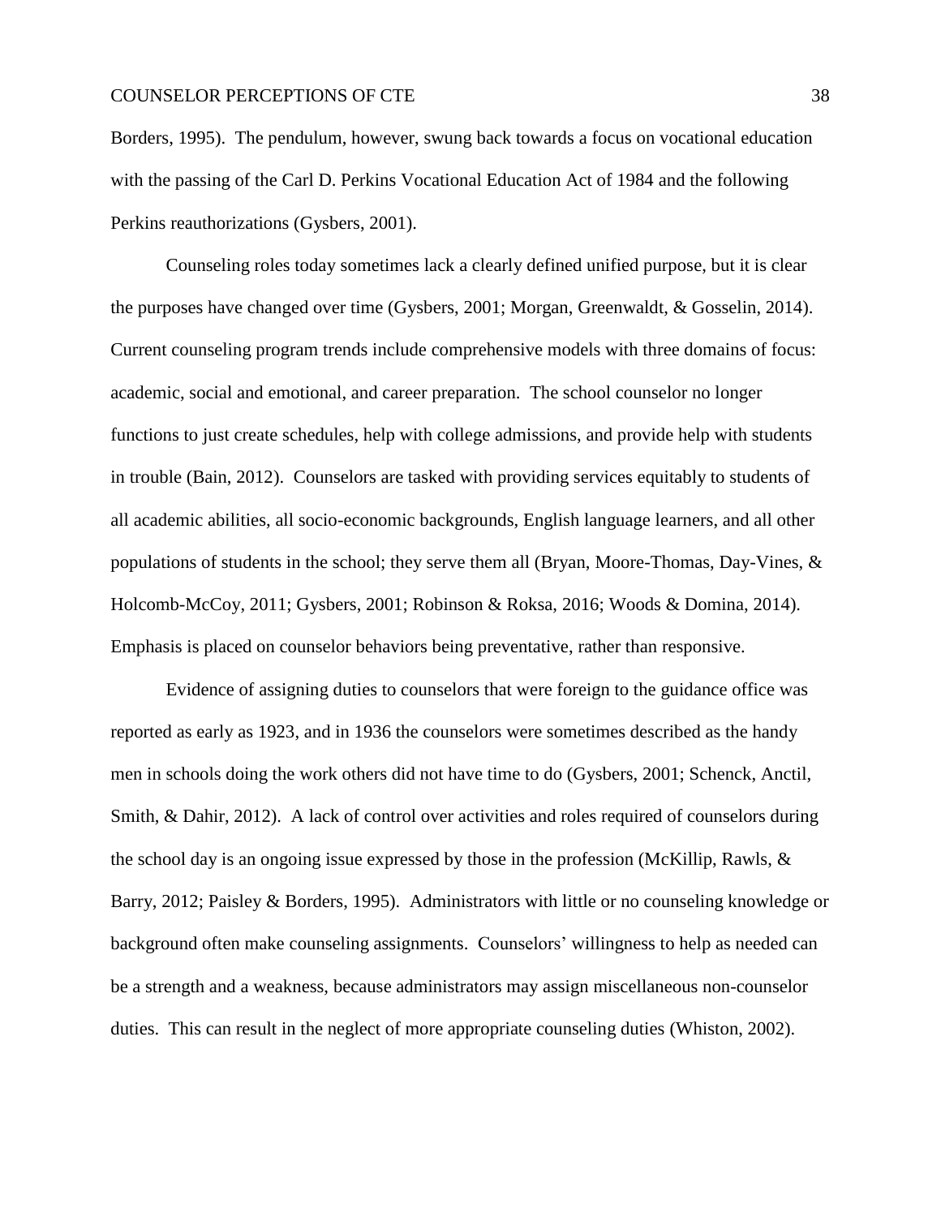Borders, 1995). The pendulum, however, swung back towards a focus on vocational education with the passing of the Carl D. Perkins Vocational Education Act of 1984 and the following Perkins reauthorizations (Gysbers, 2001).

Counseling roles today sometimes lack a clearly defined unified purpose, but it is clear the purposes have changed over time (Gysbers, 2001; Morgan, Greenwaldt, & Gosselin, 2014). Current counseling program trends include comprehensive models with three domains of focus: academic, social and emotional, and career preparation. The school counselor no longer functions to just create schedules, help with college admissions, and provide help with students in trouble (Bain, 2012). Counselors are tasked with providing services equitably to students of all academic abilities, all socio-economic backgrounds, English language learners, and all other populations of students in the school; they serve them all (Bryan, Moore-Thomas, Day-Vines, & Holcomb-McCoy, 2011; Gysbers, 2001; Robinson & Roksa, 2016; Woods & Domina, 2014). Emphasis is placed on counselor behaviors being preventative, rather than responsive.

Evidence of assigning duties to counselors that were foreign to the guidance office was reported as early as 1923, and in 1936 the counselors were sometimes described as the handy men in schools doing the work others did not have time to do (Gysbers, 2001; Schenck, Anctil, Smith, & Dahir, 2012). A lack of control over activities and roles required of counselors during the school day is an ongoing issue expressed by those in the profession (McKillip, Rawls, & Barry, 2012; Paisley & Borders, 1995). Administrators with little or no counseling knowledge or background often make counseling assignments. Counselors' willingness to help as needed can be a strength and a weakness, because administrators may assign miscellaneous non-counselor duties. This can result in the neglect of more appropriate counseling duties (Whiston, 2002).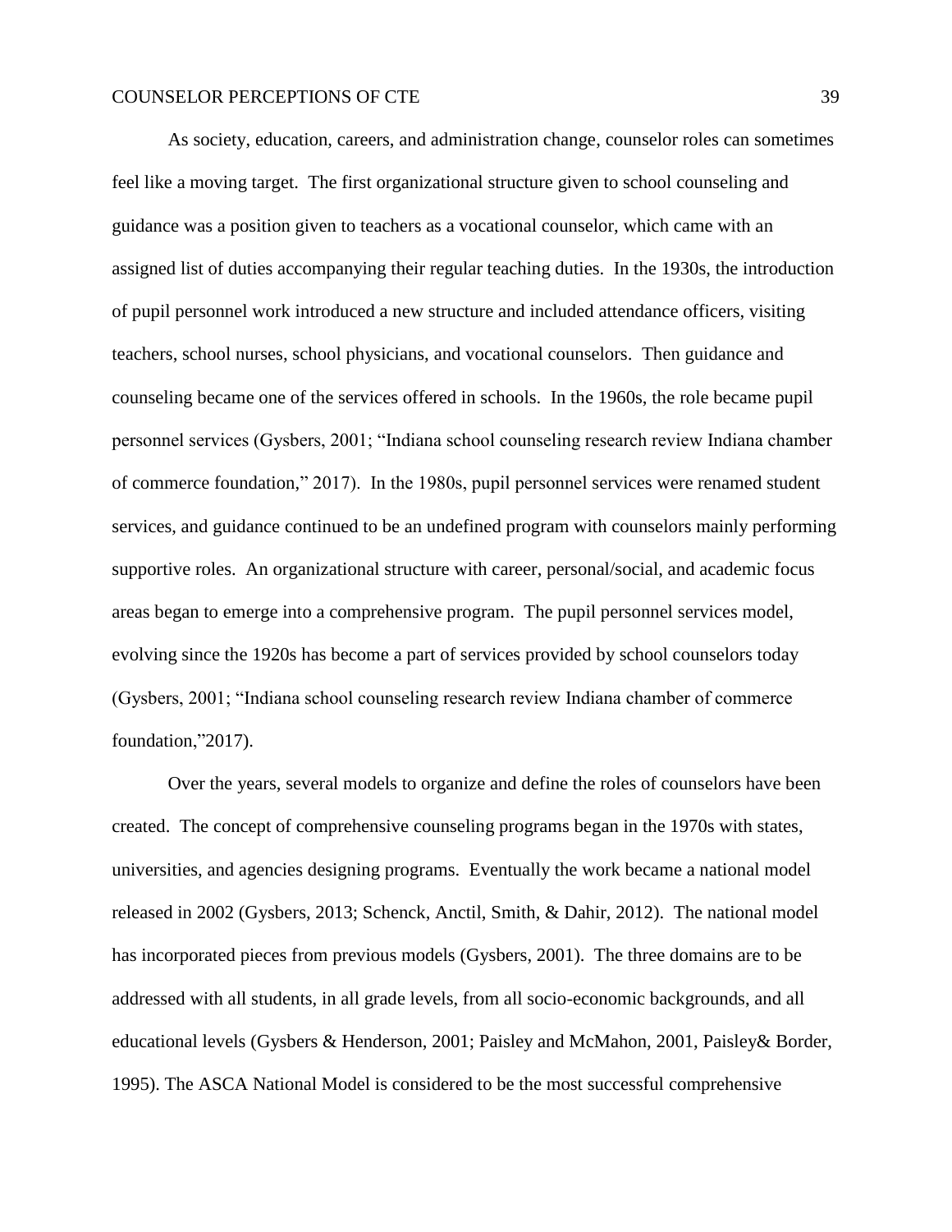As society, education, careers, and administration change, counselor roles can sometimes feel like a moving target. The first organizational structure given to school counseling and guidance was a position given to teachers as a vocational counselor, which came with an assigned list of duties accompanying their regular teaching duties. In the 1930s, the introduction of pupil personnel work introduced a new structure and included attendance officers, visiting teachers, school nurses, school physicians, and vocational counselors. Then guidance and counseling became one of the services offered in schools. In the 1960s, the role became pupil personnel services (Gysbers, 2001; "Indiana school counseling research review Indiana chamber of commerce foundation," 2017). In the 1980s, pupil personnel services were renamed student services, and guidance continued to be an undefined program with counselors mainly performing supportive roles. An organizational structure with career, personal/social, and academic focus areas began to emerge into a comprehensive program. The pupil personnel services model, evolving since the 1920s has become a part of services provided by school counselors today (Gysbers, 2001; "Indiana school counseling research review Indiana chamber of commerce foundation,"2017).

Over the years, several models to organize and define the roles of counselors have been created. The concept of comprehensive counseling programs began in the 1970s with states, universities, and agencies designing programs. Eventually the work became a national model released in 2002 (Gysbers, 2013; Schenck, Anctil, Smith, & Dahir, 2012). The national model has incorporated pieces from previous models (Gysbers, 2001). The three domains are to be addressed with all students, in all grade levels, from all socio-economic backgrounds, and all educational levels (Gysbers & Henderson, 2001; Paisley and McMahon, 2001, Paisley& Border, 1995). The ASCA National Model is considered to be the most successful comprehensive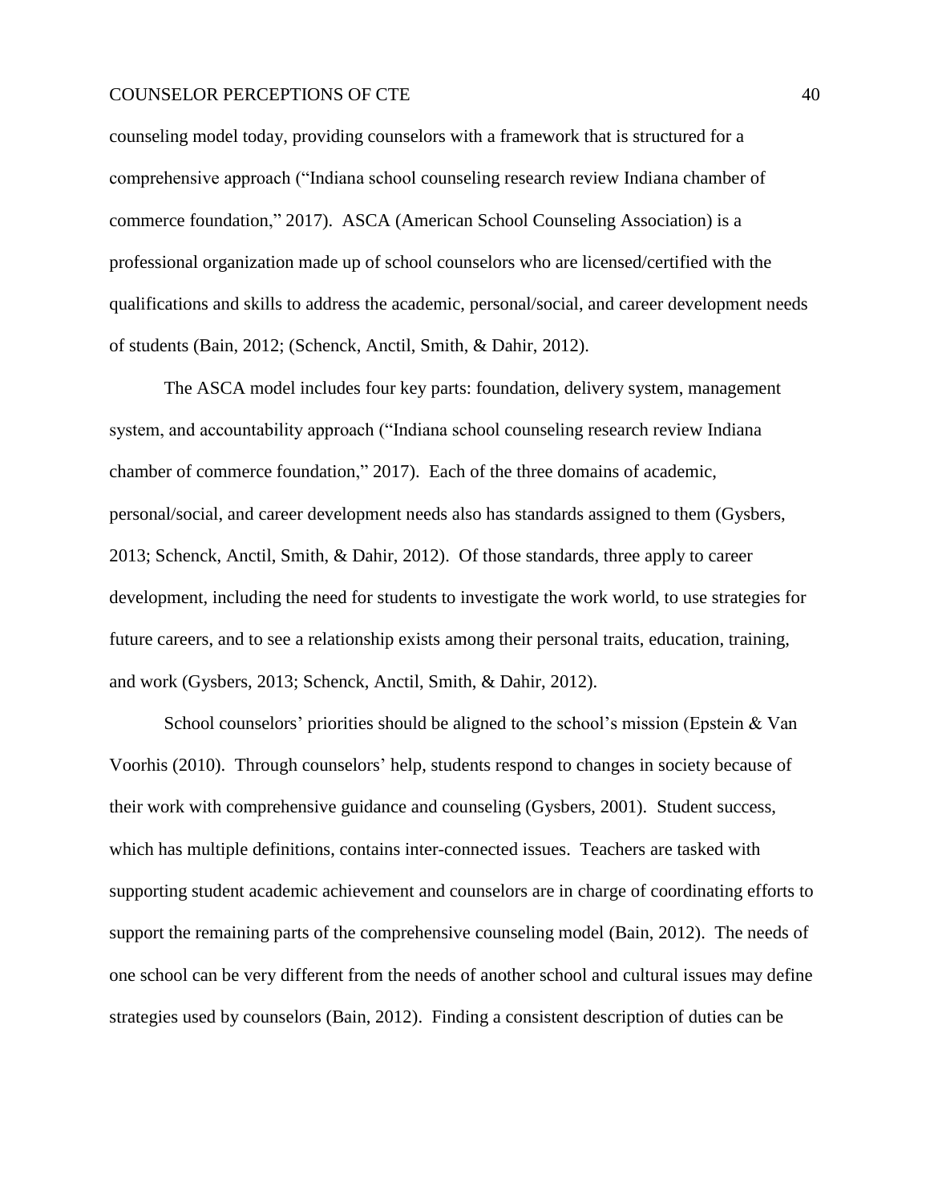counseling model today, providing counselors with a framework that is structured for a comprehensive approach ("Indiana school counseling research review Indiana chamber of commerce foundation," 2017). ASCA (American School Counseling Association) is a professional organization made up of school counselors who are licensed/certified with the qualifications and skills to address the academic, personal/social, and career development needs of students (Bain, 2012; (Schenck, Anctil, Smith, & Dahir, 2012).

The ASCA model includes four key parts: foundation, delivery system, management system, and accountability approach ("Indiana school counseling research review Indiana chamber of commerce foundation," 2017). Each of the three domains of academic, personal/social, and career development needs also has standards assigned to them (Gysbers, 2013; Schenck, Anctil, Smith, & Dahir, 2012). Of those standards, three apply to career development, including the need for students to investigate the work world, to use strategies for future careers, and to see a relationship exists among their personal traits, education, training, and work (Gysbers, 2013; Schenck, Anctil, Smith, & Dahir, 2012).

School counselors' priorities should be aligned to the school's mission (Epstein & Van Voorhis (2010). Through counselors' help, students respond to changes in society because of their work with comprehensive guidance and counseling (Gysbers, 2001). Student success, which has multiple definitions, contains inter-connected issues. Teachers are tasked with supporting student academic achievement and counselors are in charge of coordinating efforts to support the remaining parts of the comprehensive counseling model (Bain, 2012). The needs of one school can be very different from the needs of another school and cultural issues may define strategies used by counselors (Bain, 2012). Finding a consistent description of duties can be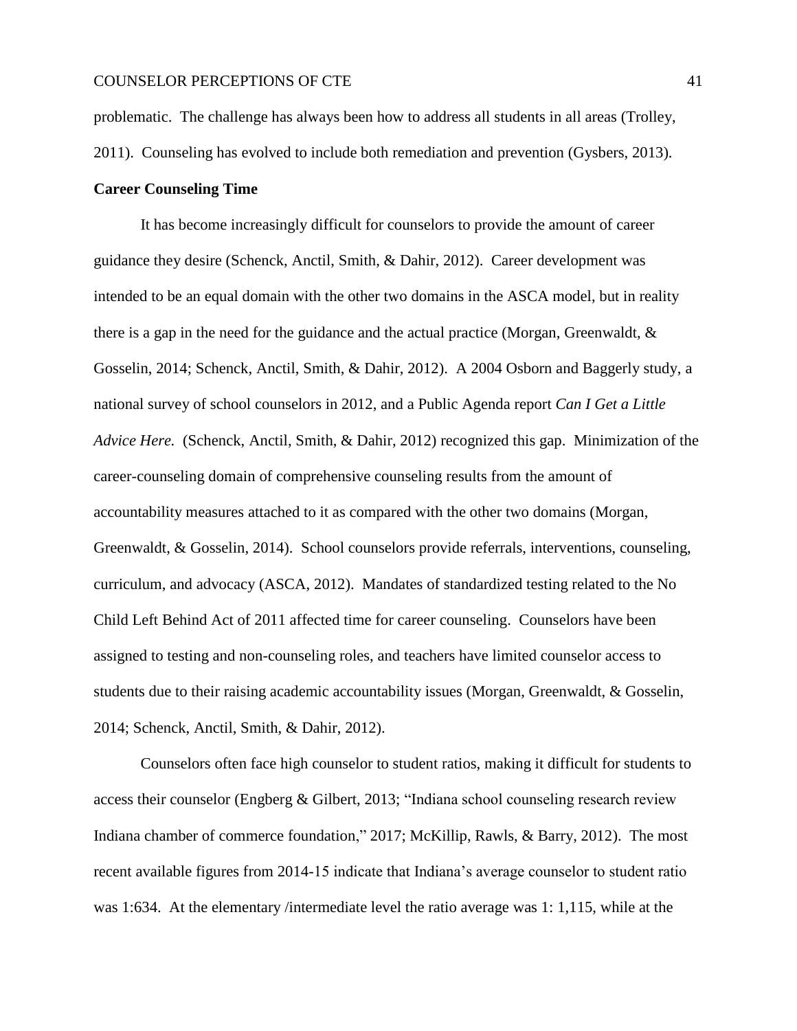problematic. The challenge has always been how to address all students in all areas (Trolley, 2011). Counseling has evolved to include both remediation and prevention (Gysbers, 2013).

**Career Counseling Time**

It has become increasingly difficult for counselors to provide the amount of career guidance they desire (Schenck, Anctil, Smith, & Dahir, 2012). Career development was intended to be an equal domain with the other two domains in the ASCA model, but in reality there is a gap in the need for the guidance and the actual practice (Morgan, Greenwaldt, & Gosselin, 2014; Schenck, Anctil, Smith, & Dahir, 2012). A 2004 Osborn and Baggerly study, a national survey of school counselors in 2012, and a Public Agenda report *Can I Get a Little Advice Here.* (Schenck, Anctil, Smith, & Dahir, 2012) recognized this gap. Minimization of the career-counseling domain of comprehensive counseling results from the amount of accountability measures attached to it as compared with the other two domains (Morgan, Greenwaldt, & Gosselin, 2014). School counselors provide referrals, interventions, counseling, curriculum, and advocacy (ASCA, 2012). Mandates of standardized testing related to the No Child Left Behind Act of 2011 affected time for career counseling. Counselors have been assigned to testing and non-counseling roles, and teachers have limited counselor access to students due to their raising academic accountability issues (Morgan, Greenwaldt, & Gosselin, 2014; Schenck, Anctil, Smith, & Dahir, 2012).

Counselors often face high counselor to student ratios, making it difficult for students to access their counselor (Engberg & Gilbert, 2013; "Indiana school counseling research review Indiana chamber of commerce foundation," 2017; McKillip, Rawls, & Barry, 2012). The most recent available figures from 2014-15 indicate that Indiana's average counselor to student ratio was 1:634. At the elementary /intermediate level the ratio average was 1: 1,115, while at the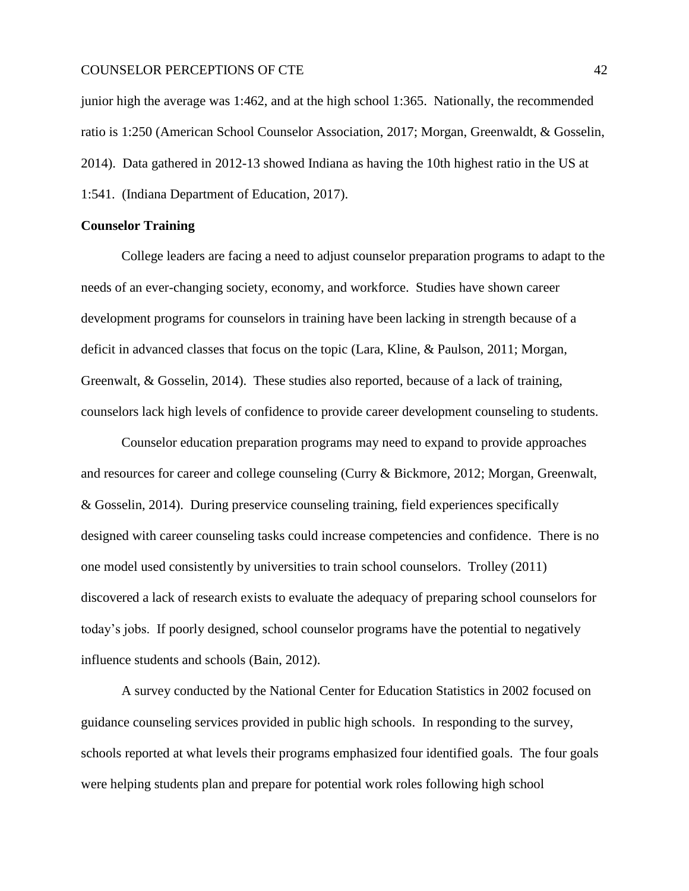junior high the average was 1:462, and at the high school 1:365. Nationally, the recommended ratio is 1:250 (American School Counselor Association, 2017; Morgan, Greenwaldt, & Gosselin, 2014). Data gathered in 2012-13 showed Indiana as having the 10th highest ratio in the US at 1:541. (Indiana Department of Education, 2017).

**Counselor Training**

College leaders are facing a need to adjust counselor preparation programs to adapt to the needs of an ever-changing society, economy, and workforce. Studies have shown career development programs for counselors in training have been lacking in strength because of a deficit in advanced classes that focus on the topic (Lara, Kline, & Paulson, 2011; Morgan, Greenwalt, & Gosselin, 2014). These studies also reported, because of a lack of training, counselors lack high levels of confidence to provide career development counseling to students.

Counselor education preparation programs may need to expand to provide approaches and resources for career and college counseling (Curry & Bickmore, 2012; Morgan, Greenwalt, & Gosselin, 2014). During preservice counseling training, field experiences specifically designed with career counseling tasks could increase competencies and confidence. There is no one model used consistently by universities to train school counselors. Trolley (2011) discovered a lack of research exists to evaluate the adequacy of preparing school counselors for today's jobs. If poorly designed, school counselor programs have the potential to negatively influence students and schools (Bain, 2012).

A survey conducted by the National Center for Education Statistics in 2002 focused on guidance counseling services provided in public high schools. In responding to the survey, schools reported at what levels their programs emphasized four identified goals. The four goals were helping students plan and prepare for potential work roles following high school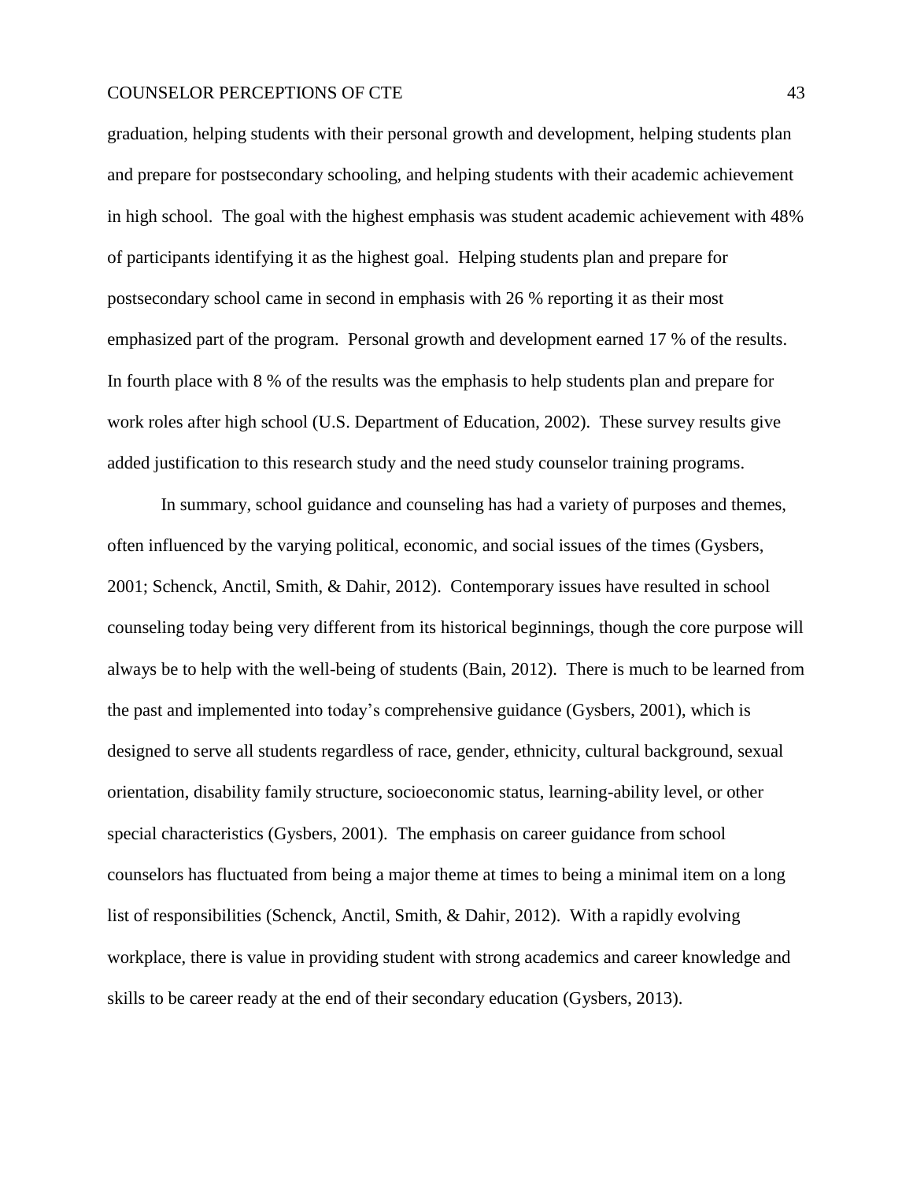graduation, helping students with their personal growth and development, helping students plan and prepare for postsecondary schooling, and helping students with their academic achievement in high school. The goal with the highest emphasis was student academic achievement with 48% of participants identifying it as the highest goal. Helping students plan and prepare for postsecondary school came in second in emphasis with 26 % reporting it as their most emphasized part of the program. Personal growth and development earned 17 % of the results. In fourth place with 8 % of the results was the emphasis to help students plan and prepare for work roles after high school (U.S. Department of Education, 2002). These survey results give added justification to this research study and the need study counselor training programs.

In summary, school guidance and counseling has had a variety of purposes and themes, often influenced by the varying political, economic, and social issues of the times (Gysbers, 2001; Schenck, Anctil, Smith, & Dahir, 2012). Contemporary issues have resulted in school counseling today being very different from its historical beginnings, though the core purpose will always be to help with the well-being of students (Bain, 2012). There is much to be learned from the past and implemented into today's comprehensive guidance (Gysbers, 2001), which is designed to serve all students regardless of race, gender, ethnicity, cultural background, sexual orientation, disability family structure, socioeconomic status, learning-ability level, or other special characteristics (Gysbers, 2001). The emphasis on career guidance from school counselors has fluctuated from being a major theme at times to being a minimal item on a long list of responsibilities (Schenck, Anctil, Smith, & Dahir, 2012). With a rapidly evolving workplace, there is value in providing student with strong academics and career knowledge and skills to be career ready at the end of their secondary education (Gysbers, 2013).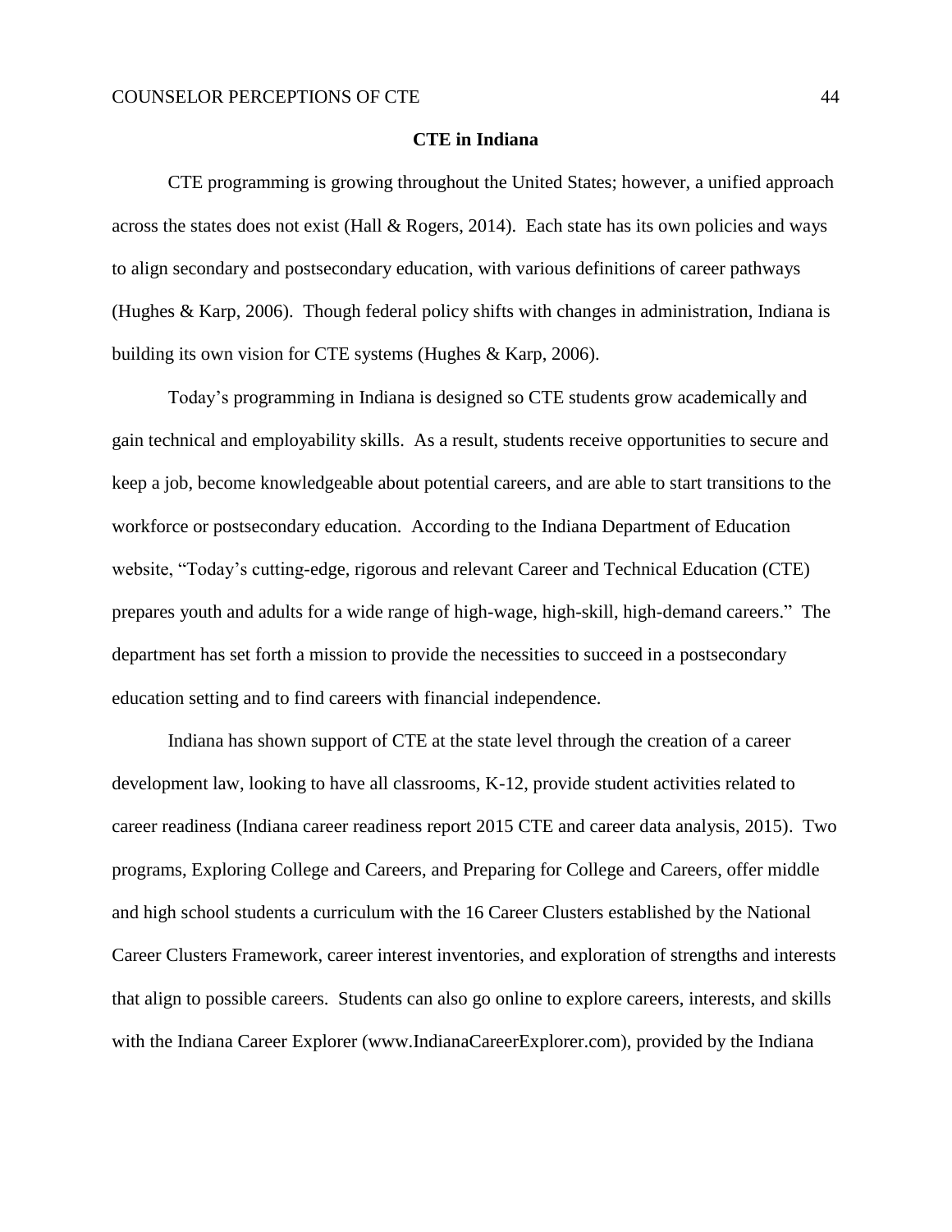## CTE in Indiana

CTE programming is growing throughout the United States; however, a unified approach across the states does not exist (Hall & Rogers, 2014). Each state has its own policies and ways to align secondary and postsecondary education, with various definitions of career pathways (Hughes & Karp, 2006). Though federal policy shifts with changes in administration, Indiana is building its own vision for CTE systems (Hughes & Karp, 2006).

Today's programming in Indiana is designed so CTE students grow academically and gain technical and employability skills. As a result, students receive opportunities to secure and keep a job, become knowledgeable about potential careers, and are able to start transitions to the workforce or postsecondary education. According to the Indiana Department of Education website, "Today's cutting-edge, rigorous and relevant Career and Technical Education (CTE) prepares youth and adults for a wide range of high-wage, high-skill, high-demand careers." The department has set forth a mission to provide the necessities to succeed in a postsecondary education setting and to find careers with financial independence.

Indiana has shown support of CTE at the state level through the creation of a career development law, looking to have all classrooms, K-12, provide student activities related to career readiness (Indiana career readiness report 2015 CTE and career data analysis, 2015). Two programs, Exploring College and Careers, and Preparing for College and Careers, offer middle and high school students a curriculum with the 16 Career Clusters established by the National Career Clusters Framework, career interest inventories, and exploration of strengths and interests that align to possible careers. Students can also go online to explore careers, interests, and skills with the Indiana Career Explorer (www.IndianaCareerExplorer.com), provided by the Indiana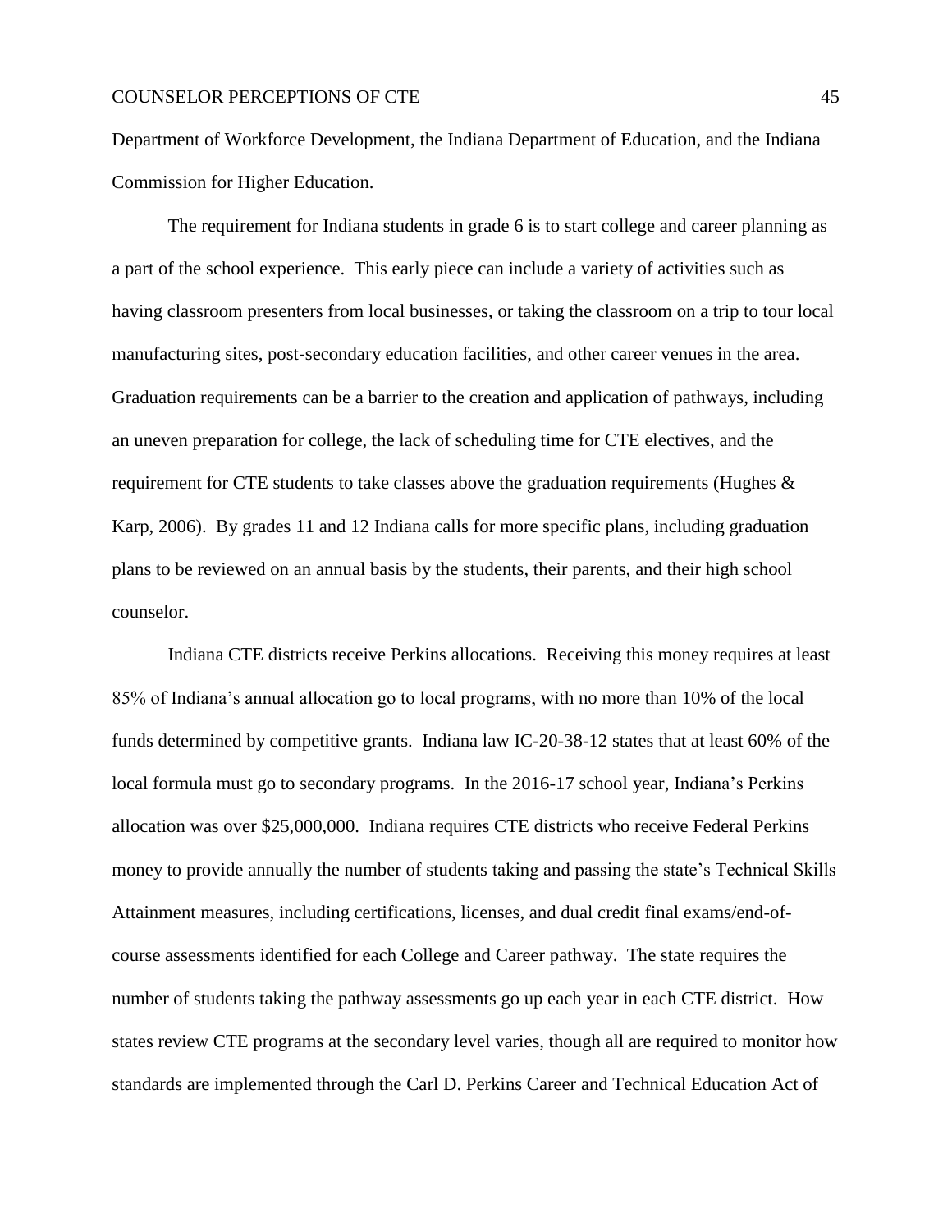Department of Workforce Development, the Indiana Department of Education, and the Indiana Commission for Higher Education.

The requirement for Indiana students in grade 6 is to start college and career planning as a part of the school experience. This early piece can include a variety of activities such as having classroom presenters from local businesses, or taking the classroom on a trip to tour local manufacturing sites, post-secondary education facilities, and other career venues in the area. Graduation requirements can be a barrier to the creation and application of pathways, including an uneven preparation for college, the lack of scheduling time for CTE electives, and the requirement for CTE students to take classes above the graduation requirements (Hughes & Karp, 2006). By grades 11 and 12 Indiana calls for more specific plans, including graduation plans to be reviewed on an annual basis by the students, their parents, and their high school counselor.

Indiana CTE districts receive Perkins allocations. Receiving this money requires at least 85% of Indiana's annual allocation go to local programs, with no more than 10% of the local funds determined by competitive grants. Indiana law IC-20-38-12 states that at least 60% of the local formula must go to secondary programs. In the 2016-17 school year, Indiana's Perkins allocation was over $25,000,000. Indiana requires CTE districts who receive Federal Perkins money to provide annually the number of students taking and passing the state's Technical Skills Attainment measures, including certifications, licenses, and dual credit final exams/end-of-course assessments identified for each College and Career pathway. The state requires the number of students taking the pathway assessments go up each year in each CTE district. How states review CTE programs at the secondary level varies, though all are required to monitor how standards are implemented through the Carl D. Perkins Career and Technical Education Act of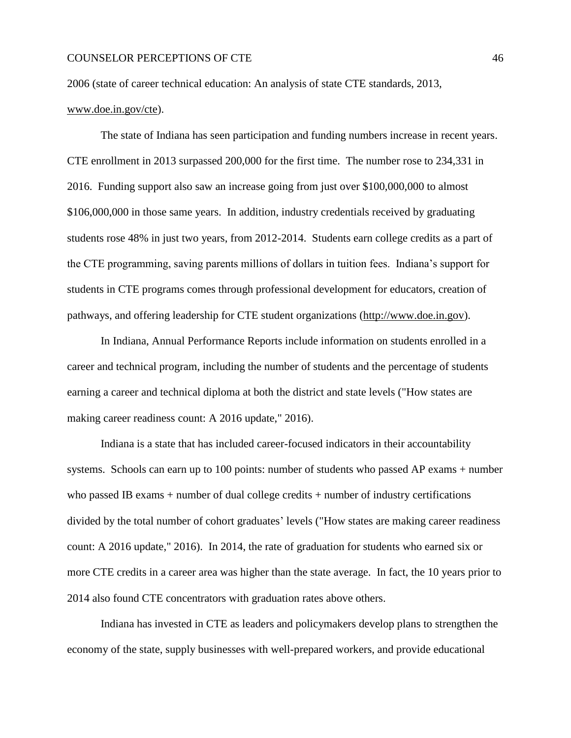2006 (state of career technical education: An analysis of state CTE standards, 2013, www.doe.in.gov/cte).

The state of Indiana has seen participation and funding numbers increase in recent years. CTE enrollment in 2013 surpassed 200,000 for the first time. The number rose to 234,331 in 2016. Funding support also saw an increase going from just over $100,000,000 to almost $106,000,000 in those same years. In addition, industry credentials received by graduating students rose 48% in just two years, from 2012-2014. Students earn college credits as a part of the CTE programming, saving parents millions of dollars in tuition fees. Indiana's support for students in CTE programs comes through professional development for educators, creation of pathways, and offering leadership for CTE student organizations (http://www.doe.in.gov).

In Indiana, Annual Performance Reports include information on students enrolled in a career and technical program, including the number of students and the percentage of students earning a career and technical diploma at both the district and state levels ("How states are making career readiness count: A 2016 update," 2016).

Indiana is a state that has included career-focused indicators in their accountability systems. Schools can earn up to 100 points: number of students who passed AP exams + number who passed IB exams + number of dual college credits + number of industry certifications divided by the total number of cohort graduates' levels ("How states are making career readiness count: A 2016 update," 2016). In 2014, the rate of graduation for students who earned six or more CTE credits in a career area was higher than the state average. In fact, the 10 years prior to 2014 also found CTE concentrators with graduation rates above others.

Indiana has invested in CTE as leaders and policymakers develop plans to strengthen the economy of the state, supply businesses with well-prepared workers, and provide educational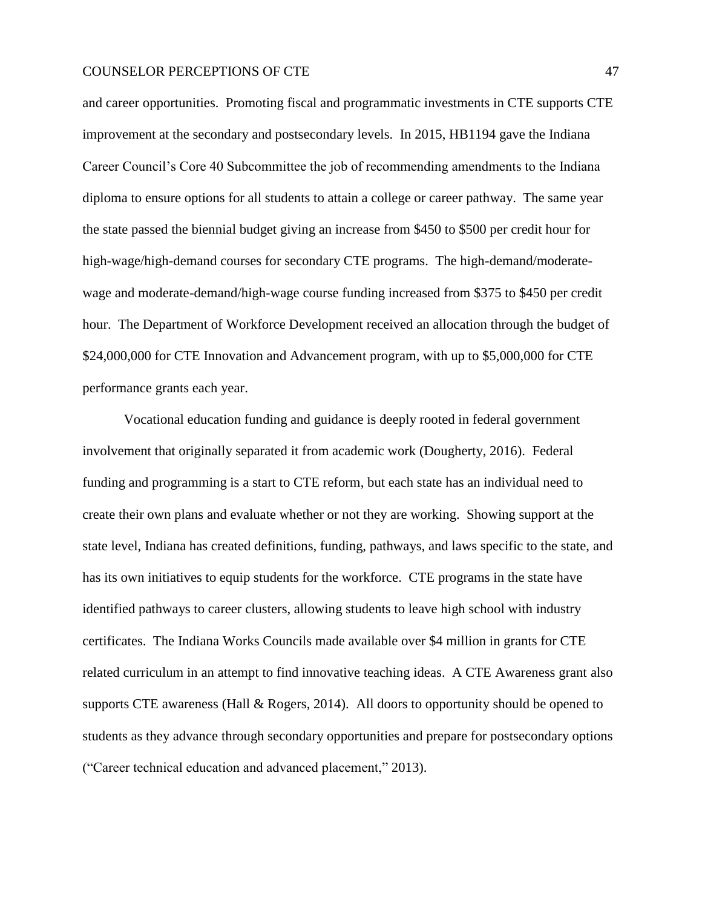and career opportunities. Promoting fiscal and programmatic investments in CTE supports CTE improvement at the secondary and postsecondary levels. In 2015, HB1194 gave the Indiana Career Council's Core 40 Subcommittee the job of recommending amendments to the Indiana diploma to ensure options for all students to attain a college or career pathway. The same year the state passed the biennial budget giving an increase from $450 to $500 per credit hour for high-wage/high-demand courses for secondary CTE programs. The high-demand/moderate-wage and moderate-demand/high-wage course funding increased from $375 to $450 per credit hour. The Department of Workforce Development received an allocation through the budget of $24,000,000 for CTE Innovation and Advancement program, with up to $5,000,000 for CTE performance grants each year.

Vocational education funding and guidance is deeply rooted in federal government involvement that originally separated it from academic work (Dougherty, 2016). Federal funding and programming is a start to CTE reform, but each state has an individual need to create their own plans and evaluate whether or not they are working. Showing support at the state level, Indiana has created definitions, funding, pathways, and laws specific to the state, and has its own initiatives to equip students for the workforce. CTE programs in the state have identified pathways to career clusters, allowing students to leave high school with industry certificates. The Indiana Works Councils made available over $4 million in grants for CTE related curriculum in an attempt to find innovative teaching ideas. A CTE Awareness grant also supports CTE awareness (Hall & Rogers, 2014). All doors to opportunity should be opened to students as they advance through secondary opportunities and prepare for postsecondary options ("Career technical education and advanced placement," 2013).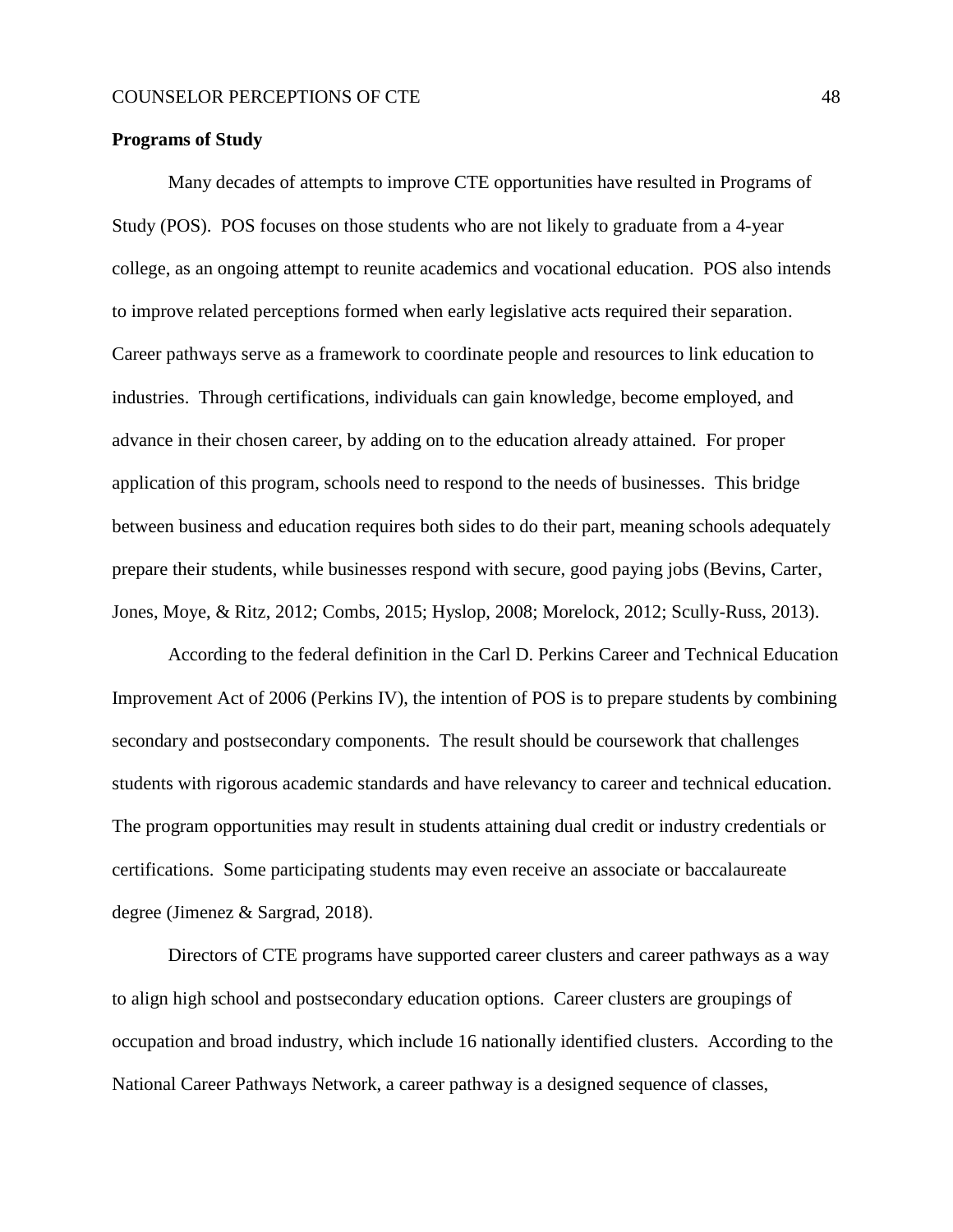**Programs of Study**

Many decades of attempts to improve CTE opportunities have resulted in Programs of Study (POS). POS focuses on those students who are not likely to graduate from a 4-year college, as an ongoing attempt to reunite academics and vocational education. POS also intends to improve related perceptions formed when early legislative acts required their separation. Career pathways serve as a framework to coordinate people and resources to link education to industries. Through certifications, individuals can gain knowledge, become employed, and advance in their chosen career, by adding on to the education already attained. For proper application of this program, schools need to respond to the needs of businesses. This bridge between business and education requires both sides to do their part, meaning schools adequately prepare their students, while businesses respond with secure, good paying jobs (Bevins, Carter, Jones, Moye, & Ritz, 2012; Combs, 2015; Hyslop, 2008; Morelock, 2012; Scully-Russ, 2013).

According to the federal definition in the Carl D. Perkins Career and Technical Education Improvement Act of 2006 (Perkins IV), the intention of POS is to prepare students by combining secondary and postsecondary components. The result should be coursework that challenges students with rigorous academic standards and have relevancy to career and technical education. The program opportunities may result in students attaining dual credit or industry credentials or certifications. Some participating students may even receive an associate or baccalaureate degree (Jimenez & Sargrad, 2018).

Directors of CTE programs have supported career clusters and career pathways as a way to align high school and postsecondary education options. Career clusters are groupings of occupation and broad industry, which include 16 nationally identified clusters. According to the National Career Pathways Network, a career pathway is a designed sequence of classes,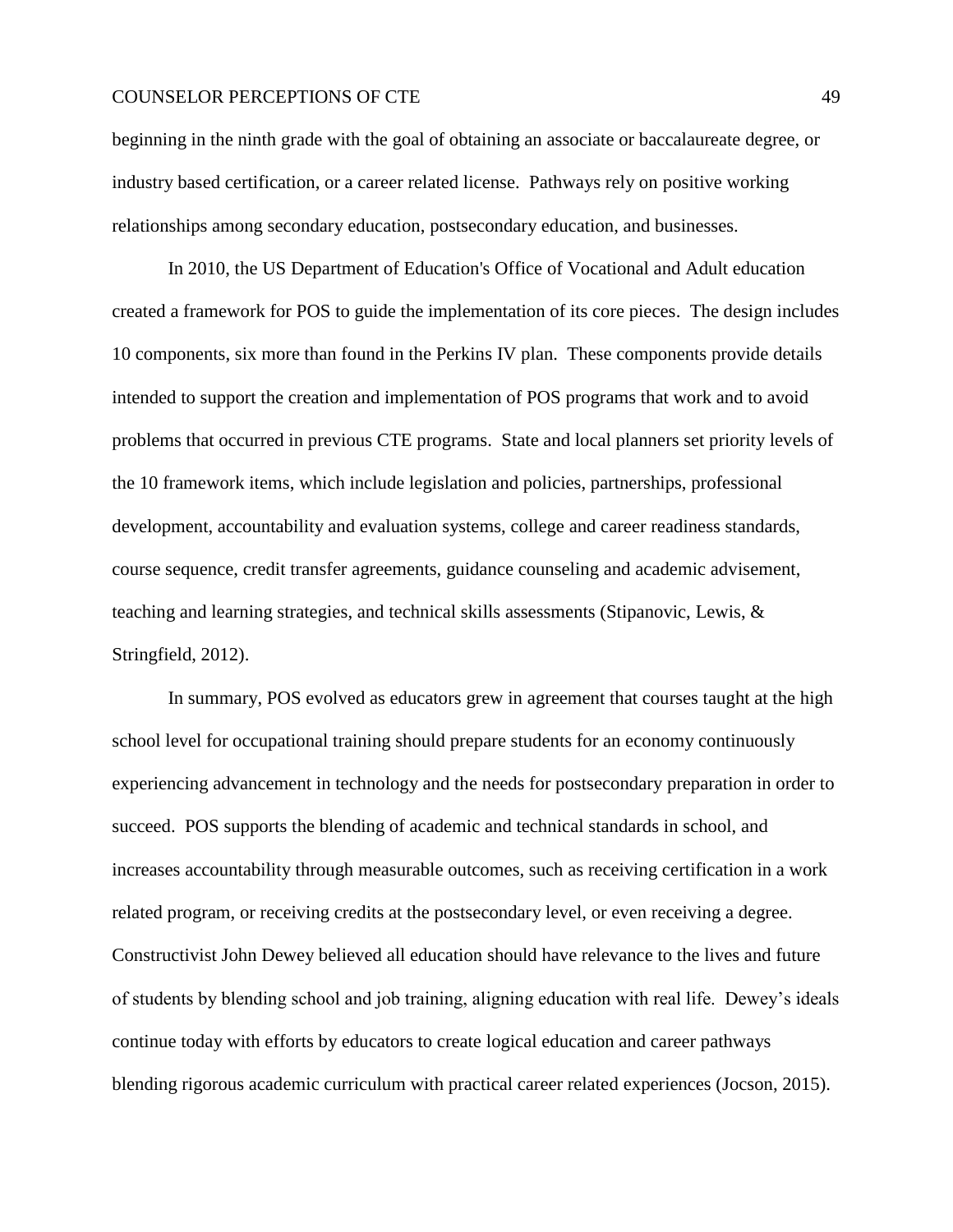beginning in the ninth grade with the goal of obtaining an associate or baccalaureate degree, or industry based certification, or a career related license. Pathways rely on positive working relationships among secondary education, postsecondary education, and businesses.

In 2010, the US Department of Education's Office of Vocational and Adult education created a framework for POS to guide the implementation of its core pieces. The design includes 10 components, six more than found in the Perkins IV plan. These components provide details intended to support the creation and implementation of POS programs that work and to avoid problems that occurred in previous CTE programs. State and local planners set priority levels of the 10 framework items, which include legislation and policies, partnerships, professional development, accountability and evaluation systems, college and career readiness standards, course sequence, credit transfer agreements, guidance counseling and academic advisement, teaching and learning strategies, and technical skills assessments (Stipanovic, Lewis, & Stringfield, 2012).

In summary, POS evolved as educators grew in agreement that courses taught at the high school level for occupational training should prepare students for an economy continuously experiencing advancement in technology and the needs for postsecondary preparation in order to succeed. POS supports the blending of academic and technical standards in school, and increases accountability through measurable outcomes, such as receiving certification in a work related program, or receiving credits at the postsecondary level, or even receiving a degree. Constructivist John Dewey believed all education should have relevance to the lives and future of students by blending school and job training, aligning education with real life. Dewey's ideals continue today with efforts by educators to create logical education and career pathways blending rigorous academic curriculum with practical career related experiences (Jocson, 2015).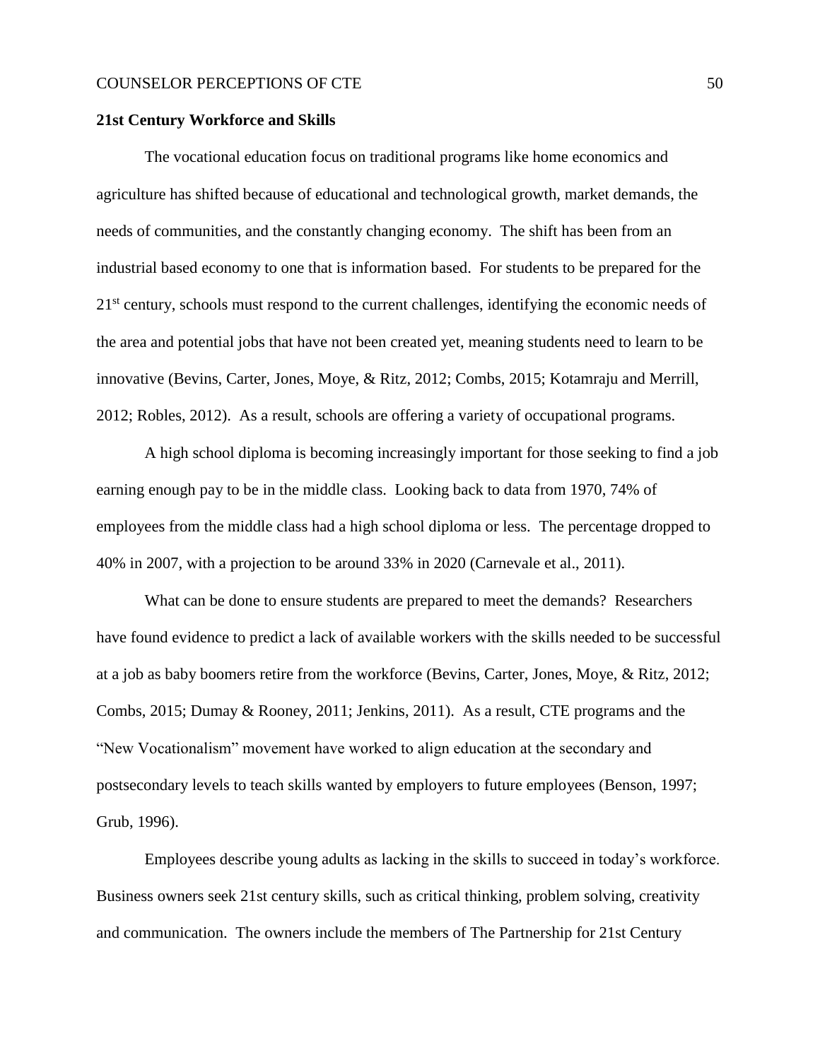**21st Century Workforce and Skills**

The vocational education focus on traditional programs like home economics and agriculture has shifted because of educational and technological growth, market demands, the needs of communities, and the constantly changing economy. The shift has been from an industrial based economy to one that is information based. For students to be prepared for the 21st century, schools must respond to the current challenges, identifying the economic needs of the area and potential jobs that have not been created yet, meaning students need to learn to be innovative (Bevins, Carter, Jones, Moye, & Ritz, 2012; Combs, 2015; Kotamraju and Merrill, 2012; Robles, 2012). As a result, schools are offering a variety of occupational programs.

A high school diploma is becoming increasingly important for those seeking to find a job earning enough pay to be in the middle class. Looking back to data from 1970, 74% of employees from the middle class had a high school diploma or less. The percentage dropped to 40% in 2007, with a projection to be around 33% in 2020 (Carnevale et al., 2011).

What can be done to ensure students are prepared to meet the demands? Researchers have found evidence to predict a lack of available workers with the skills needed to be successful at a job as baby boomers retire from the workforce (Bevins, Carter, Jones, Moye, & Ritz, 2012; Combs, 2015; Dumay & Rooney, 2011; Jenkins, 2011). As a result, CTE programs and the "New Vocationalism" movement have worked to align education at the secondary and postsecondary levels to teach skills wanted by employers to future employees (Benson, 1997; Grub, 1996).

Employees describe young adults as lacking in the skills to succeed in today's workforce. Business owners seek 21st century skills, such as critical thinking, problem solving, creativity and communication. The owners include the members of The Partnership for 21st Century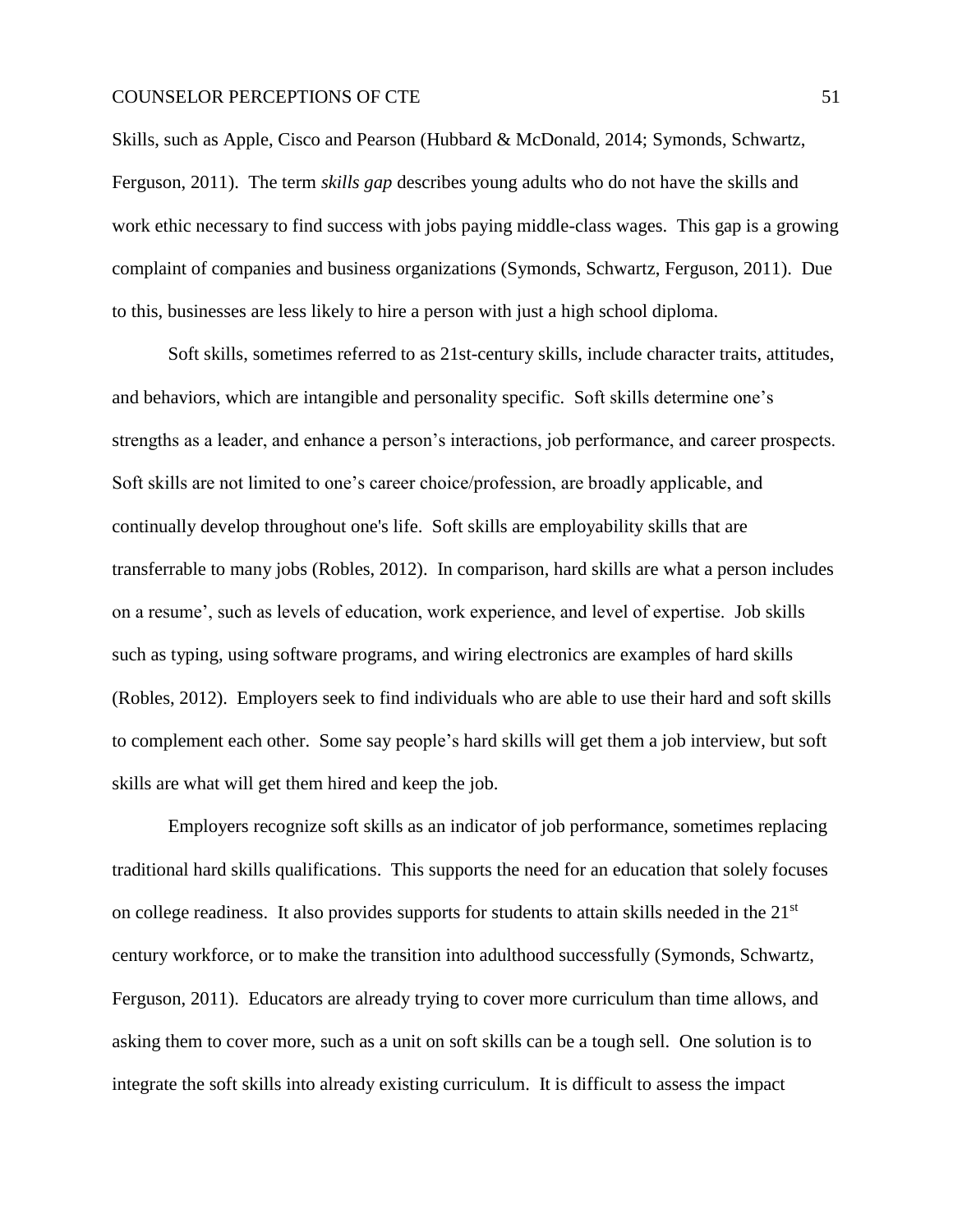Skills, such as Apple, Cisco and Pearson (Hubbard & McDonald, 2014; Symonds, Schwartz, Ferguson, 2011). The term *skills gap* describes young adults who do not have the skills and work ethic necessary to find success with jobs paying middle-class wages. This gap is a growing complaint of companies and business organizations (Symonds, Schwartz, Ferguson, 2011). Due to this, businesses are less likely to hire a person with just a high school diploma.

Soft skills, sometimes referred to as 21st-century skills, include character traits, attitudes, and behaviors, which are intangible and personality specific. Soft skills determine one's strengths as a leader, and enhance a person's interactions, job performance, and career prospects. Soft skills are not limited to one's career choice/profession, are broadly applicable, and continually develop throughout one's life. Soft skills are employability skills that are transferrable to many jobs (Robles, 2012). In comparison, hard skills are what a person includes on a resume', such as levels of education, work experience, and level of expertise. Job skills such as typing, using software programs, and wiring electronics are examples of hard skills (Robles, 2012). Employers seek to find individuals who are able to use their hard and soft skills to complement each other. Some say people's hard skills will get them a job interview, but soft skills are what will get them hired and keep the job.

Employers recognize soft skills as an indicator of job performance, sometimes replacing traditional hard skills qualifications. This supports the need for an education that solely focuses on college readiness. It also provides supports for students to attain skills needed in the 21st century workforce, or to make the transition into adulthood successfully (Symonds, Schwartz, Ferguson, 2011). Educators are already trying to cover more curriculum than time allows, and asking them to cover more, such as a unit on soft skills can be a tough sell. One solution is to integrate the soft skills into already existing curriculum. It is difficult to assess the impact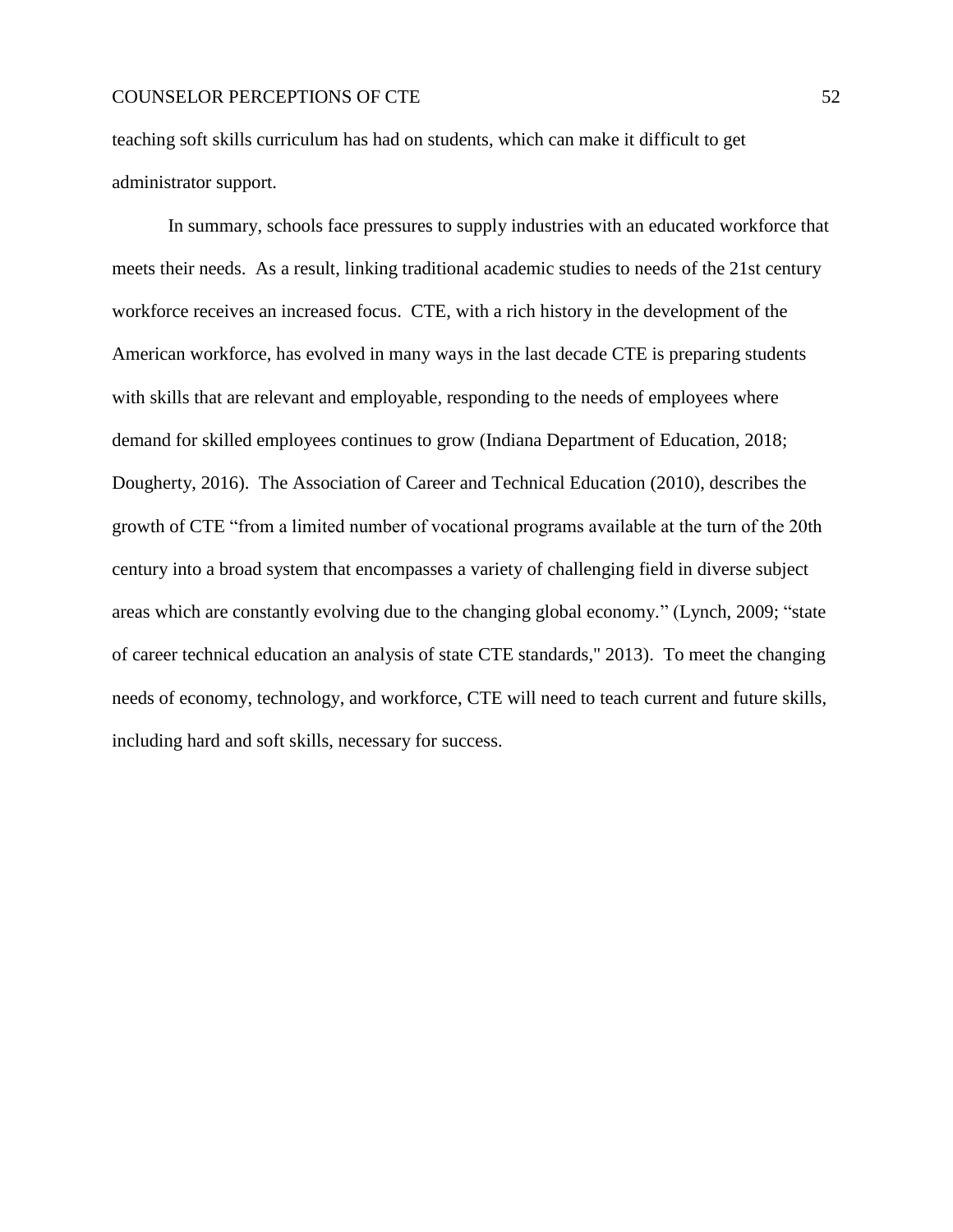teaching soft skills curriculum has had on students, which can make it difficult to get administrator support.

In summary, schools face pressures to supply industries with an educated workforce that meets their needs. As a result, linking traditional academic studies to needs of the 21st century workforce receives an increased focus. CTE, with a rich history in the development of the American workforce, has evolved in many ways in the last decade CTE is preparing students with skills that are relevant and employable, responding to the needs of employees where demand for skilled employees continues to grow (Indiana Department of Education, 2018; Dougherty, 2016). The Association of Career and Technical Education (2010), describes the growth of CTE "from a limited number of vocational programs available at the turn of the 20th century into a broad system that encompasses a variety of challenging field in diverse subject areas which are constantly evolving due to the changing global economy." (Lynch, 2009; "state of career technical education an analysis of state CTE standards," 2013). To meet the changing needs of economy, technology, and workforce, CTE will need to teach current and future skills, including hard and soft skills, necessary for success.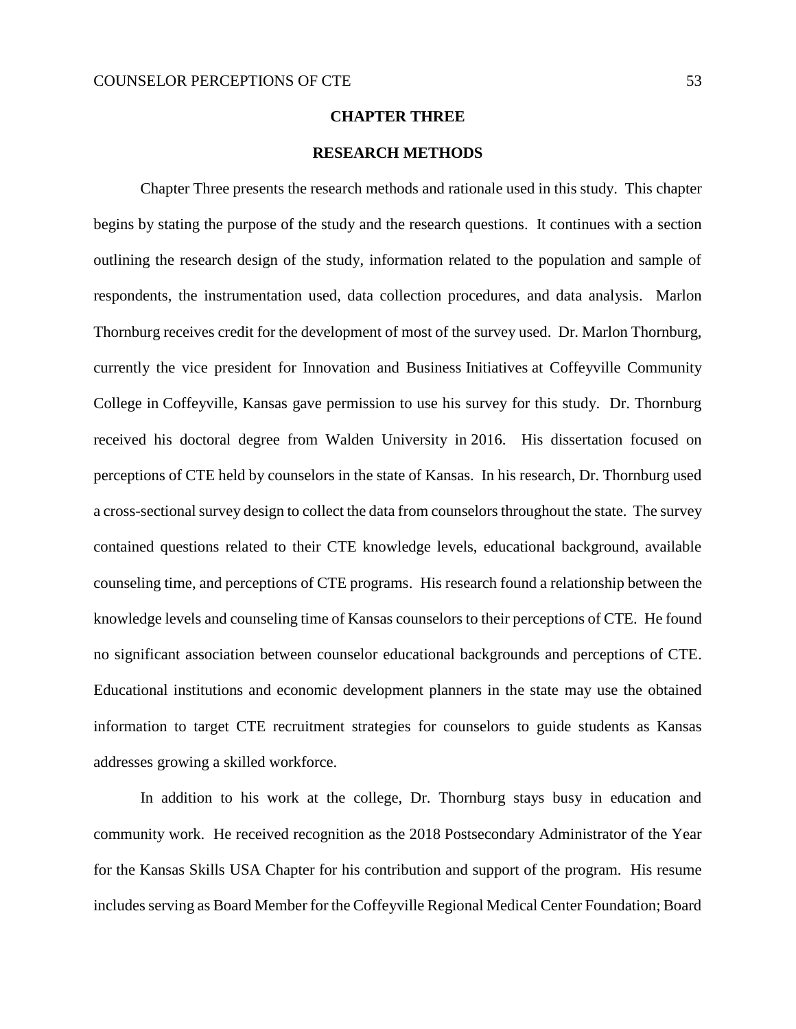# CHAPTER THREE

## RESEARCH METHODS

Chapter Three presents the research methods and rationale used in this study. This chapter begins by stating the purpose of the study and the research questions. It continues with a section outlining the research design of the study, information related to the population and sample of respondents, the instrumentation used, data collection procedures, and data analysis. Marlon Thornburg receives credit for the development of most of the survey used. Dr. Marlon Thornburg, currently the vice president for Innovation and Business Initiatives at Coffeyville Community College in Coffeyville, Kansas gave permission to use his survey for this study. Dr. Thornburg received his doctoral degree from Walden University in 2016. His dissertation focused on perceptions of CTE held by counselors in the state of Kansas. In his research, Dr. Thornburg used a cross-sectional survey design to collect the data from counselors throughout the state. The survey contained questions related to their CTE knowledge levels, educational background, available counseling time, and perceptions of CTE programs. His research found a relationship between the knowledge levels and counseling time of Kansas counselors to their perceptions of CTE. He found no significant association between counselor educational backgrounds and perceptions of CTE. Educational institutions and economic development planners in the state may use the obtained information to target CTE recruitment strategies for counselors to guide students as Kansas addresses growing a skilled workforce.

In addition to his work at the college, Dr. Thornburg stays busy in education and community work. He received recognition as the 2018 Postsecondary Administrator of the Year for the Kansas Skills USA Chapter for his contribution and support of the program. His resume includes serving as Board Member for the Coffeyville Regional Medical Center Foundation; Board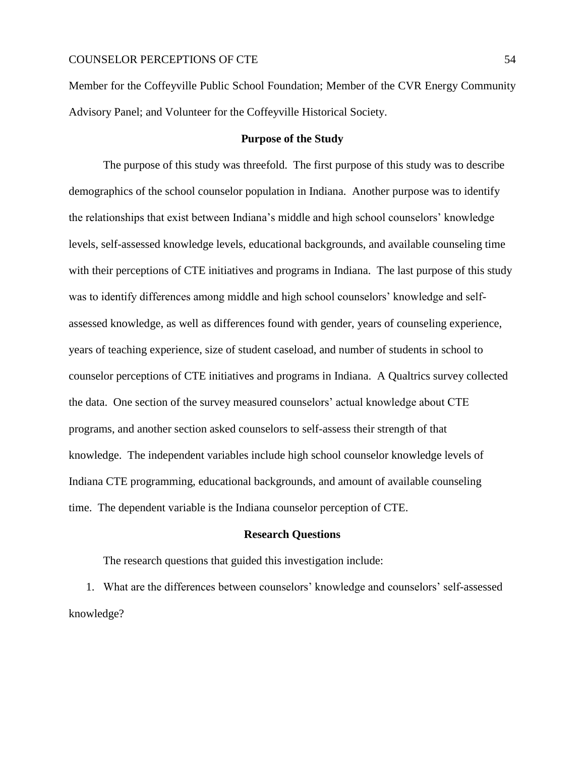Member for the Coffeyville Public School Foundation; Member of the CVR Energy Community Advisory Panel; and Volunteer for the Coffeyville Historical Society.

## Purpose of the Study

The purpose of this study was threefold. The first purpose of this study was to describe demographics of the school counselor population in Indiana. Another purpose was to identify the relationships that exist between Indiana's middle and high school counselors' knowledge levels, self-assessed knowledge levels, educational backgrounds, and available counseling time with their perceptions of CTE initiatives and programs in Indiana. The last purpose of this study was to identify differences among middle and high school counselors' knowledge and self-assessed knowledge, as well as differences found with gender, years of counseling experience, years of teaching experience, size of student caseload, and number of students in school to counselor perceptions of CTE initiatives and programs in Indiana. A Qualtrics survey collected the data. One section of the survey measured counselors' actual knowledge about CTE programs, and another section asked counselors to self-assess their strength of that knowledge. The independent variables include high school counselor knowledge levels of Indiana CTE programming, educational backgrounds, and amount of available counseling time. The dependent variable is the Indiana counselor perception of CTE.

## Research Questions

The research questions that guided this investigation include:

1. What are the differences between counselors' knowledge and counselors' self-assessed knowledge?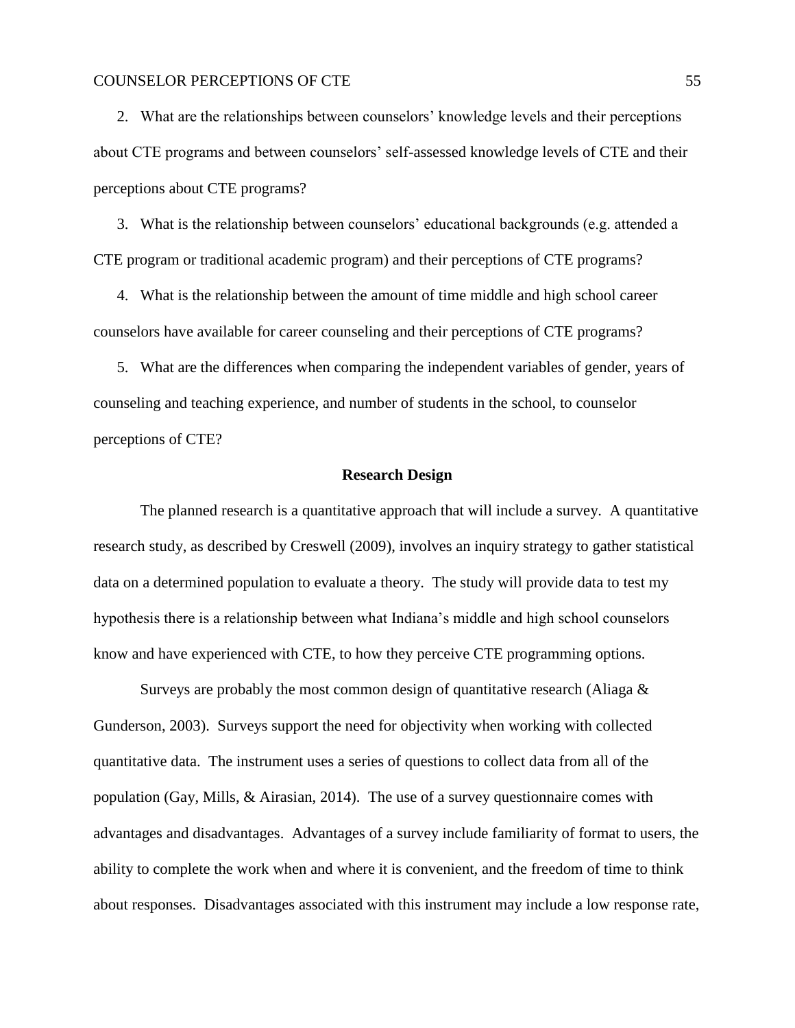2. What are the relationships between counselors' knowledge levels and their perceptions about CTE programs and between counselors' self-assessed knowledge levels of CTE and their perceptions about CTE programs?

3. What is the relationship between counselors' educational backgrounds (e.g. attended a CTE program or traditional academic program) and their perceptions of CTE programs?

4. What is the relationship between the amount of time middle and high school career counselors have available for career counseling and their perceptions of CTE programs?

5. What are the differences when comparing the independent variables of gender, years of counseling and teaching experience, and number of students in the school, to counselor perceptions of CTE?

## Research Design

The planned research is a quantitative approach that will include a survey. A quantitative research study, as described by Creswell (2009), involves an inquiry strategy to gather statistical data on a determined population to evaluate a theory. The study will provide data to test my hypothesis there is a relationship between what Indiana's middle and high school counselors know and have experienced with CTE, to how they perceive CTE programming options.

Surveys are probably the most common design of quantitative research (Aliaga & Gunderson, 2003). Surveys support the need for objectivity when working with collected quantitative data. The instrument uses a series of questions to collect data from all of the population (Gay, Mills, & Airasian, 2014). The use of a survey questionnaire comes with advantages and disadvantages. Advantages of a survey include familiarity of format to users, the ability to complete the work when and where it is convenient, and the freedom of time to think about responses. Disadvantages associated with this instrument may include a low response rate,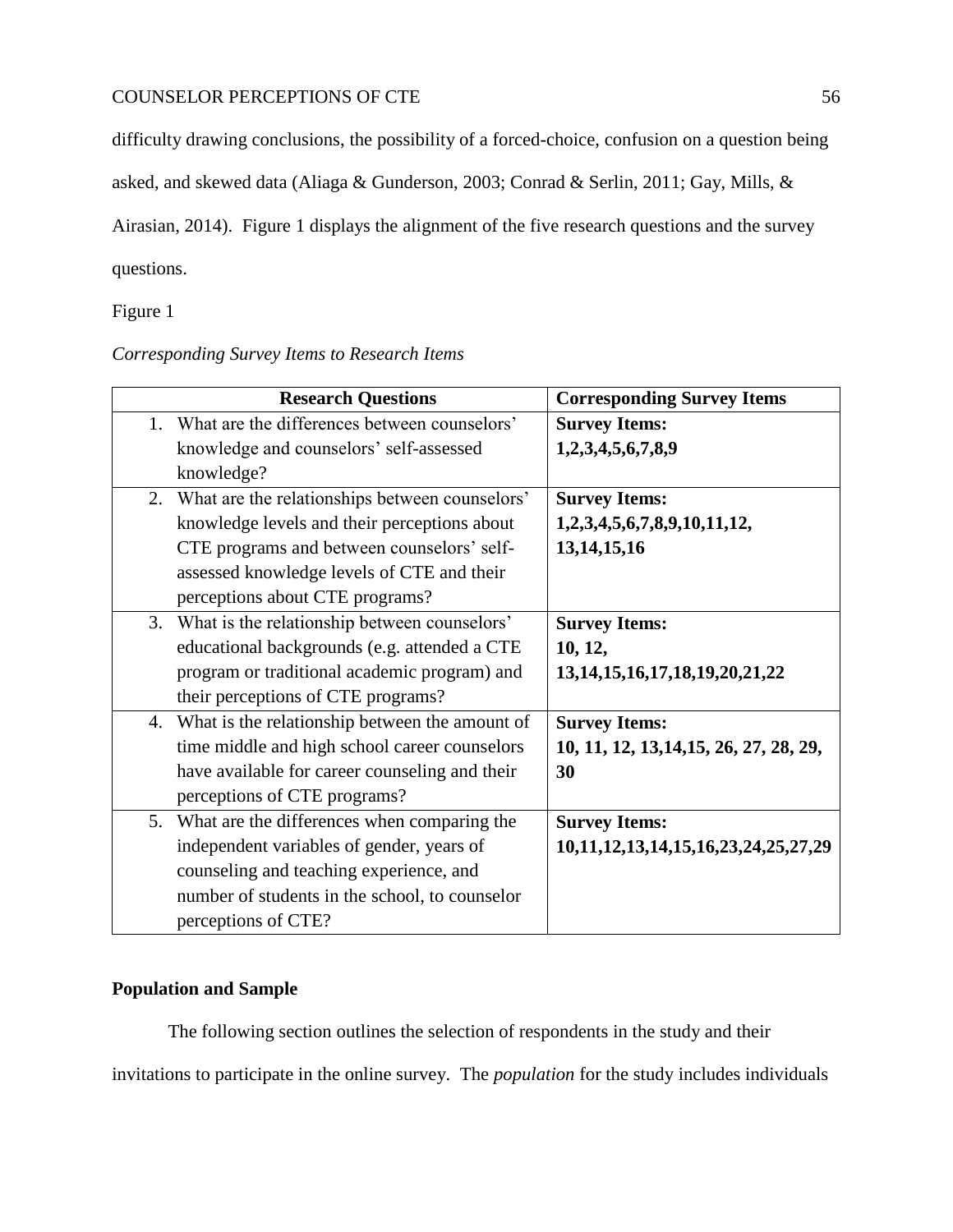difficulty drawing conclusions, the possibility of a forced-choice, confusion on a question being asked, and skewed data (Aliaga & Gunderson, 2003; Conrad & Serlin, 2011; Gay, Mills, & Airasian, 2014). Figure 1 displays the alignment of the five research questions and the survey questions.

Figure 1

*Corresponding Survey Items to Research Items*

| Research Questions | Corresponding Survey Items |
|---|---|
| 1. What are the differences between counselors' knowledge and counselors' self-assessed knowledge? | **Survey Items: 1,2,3,4,5,6,7,8,9** |
| 2. What are the relationships between counselors' knowledge levels and their perceptions about CTE programs and between counselors' self-assessed knowledge levels of CTE and their perceptions about CTE programs? | **Survey Items: 1,2,3,4,5,6,7,8,9,10,11,12, 13,14,15,16** |
| 3. What is the relationship between counselors' educational backgrounds (e.g. attended a CTE program or traditional academic program) and their perceptions of CTE programs? | **Survey Items: 10, 12, 13,14,15,16,17,18,19,20,21,22** |
| 4. What is the relationship between the amount of time middle and high school career counselors have available for career counseling and their perceptions of CTE programs? | **Survey Items: 10, 11, 12, 13,14,15, 26, 27, 28, 29, 30** |
| 5. What are the differences when comparing the independent variables of gender, years of counseling and teaching experience, and number of students in the school, to counselor perceptions of CTE? | **Survey Items: 10,11,12,13,14,15,16,23,24,25,27,29** |

## Population and Sample

The following section outlines the selection of respondents in the study and their invitations to participate in the online survey. The *population* for the study includes individuals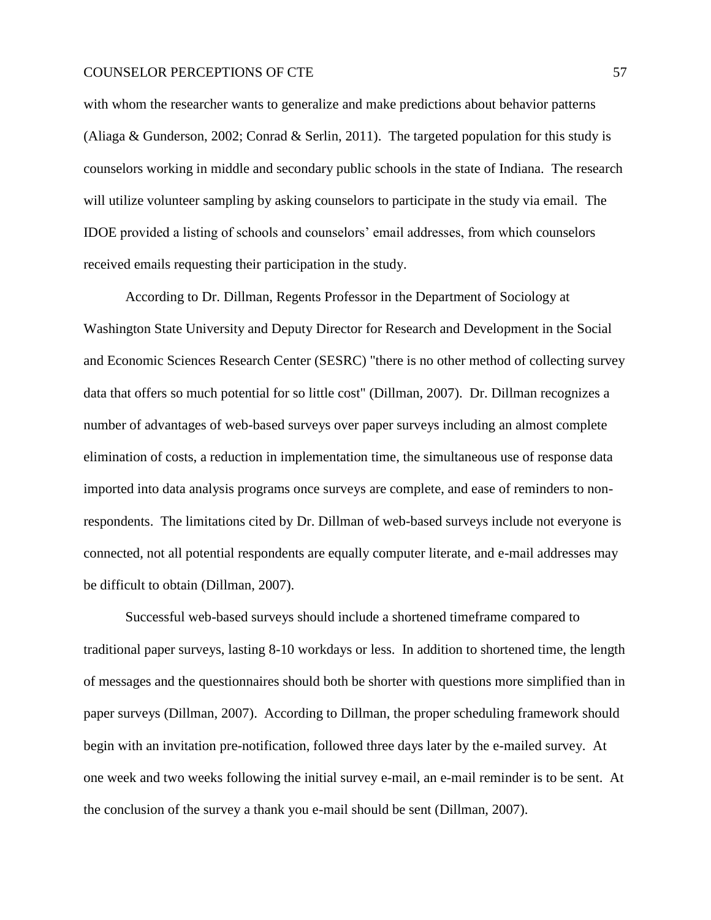with whom the researcher wants to generalize and make predictions about behavior patterns (Aliaga & Gunderson, 2002; Conrad & Serlin, 2011). The targeted population for this study is counselors working in middle and secondary public schools in the state of Indiana. The research will utilize volunteer sampling by asking counselors to participate in the study via email. The IDOE provided a listing of schools and counselors' email addresses, from which counselors received emails requesting their participation in the study.

According to Dr. Dillman, Regents Professor in the Department of Sociology at Washington State University and Deputy Director for Research and Development in the Social and Economic Sciences Research Center (SESRC) "there is no other method of collecting survey data that offers so much potential for so little cost" (Dillman, 2007). Dr. Dillman recognizes a number of advantages of web-based surveys over paper surveys including an almost complete elimination of costs, a reduction in implementation time, the simultaneous use of response data imported into data analysis programs once surveys are complete, and ease of reminders to non-respondents. The limitations cited by Dr. Dillman of web-based surveys include not everyone is connected, not all potential respondents are equally computer literate, and e-mail addresses may be difficult to obtain (Dillman, 2007).

Successful web-based surveys should include a shortened timeframe compared to traditional paper surveys, lasting 8-10 workdays or less. In addition to shortened time, the length of messages and the questionnaires should both be shorter with questions more simplified than in paper surveys (Dillman, 2007). According to Dillman, the proper scheduling framework should begin with an invitation pre-notification, followed three days later by the e-mailed survey. At one week and two weeks following the initial survey e-mail, an e-mail reminder is to be sent. At the conclusion of the survey a thank you e-mail should be sent (Dillman, 2007).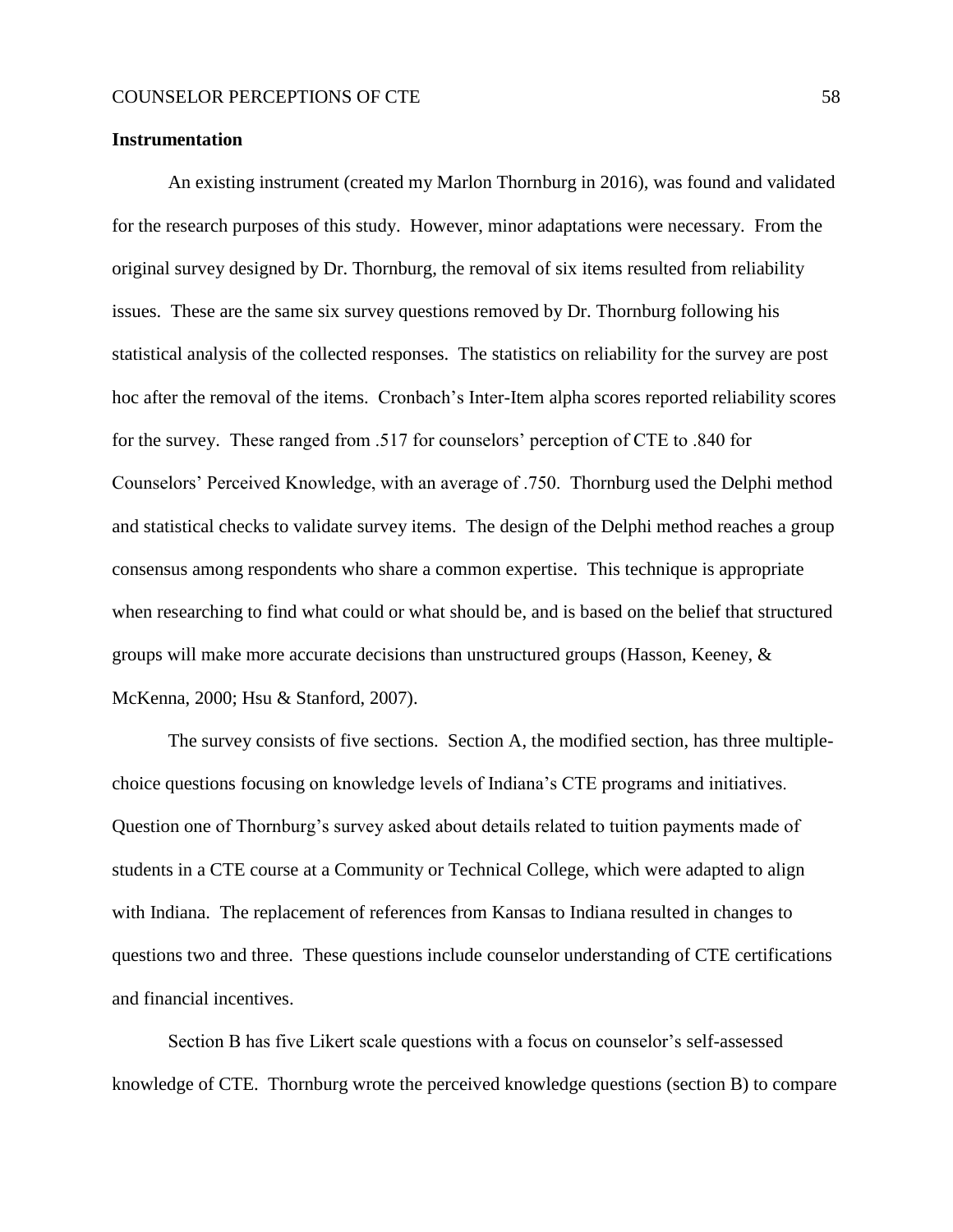**Instrumentation**

An existing instrument (created my Marlon Thornburg in 2016), was found and validated for the research purposes of this study. However, minor adaptations were necessary. From the original survey designed by Dr. Thornburg, the removal of six items resulted from reliability issues. These are the same six survey questions removed by Dr. Thornburg following his statistical analysis of the collected responses. The statistics on reliability for the survey are post hoc after the removal of the items. Cronbach's Inter-Item alpha scores reported reliability scores for the survey. These ranged from .517 for counselors' perception of CTE to .840 for Counselors' Perceived Knowledge, with an average of .750. Thornburg used the Delphi method and statistical checks to validate survey items. The design of the Delphi method reaches a group consensus among respondents who share a common expertise. This technique is appropriate when researching to find what could or what should be, and is based on the belief that structured groups will make more accurate decisions than unstructured groups (Hasson, Keeney, & McKenna, 2000; Hsu & Stanford, 2007).

The survey consists of five sections. Section A, the modified section, has three multiple-choice questions focusing on knowledge levels of Indiana's CTE programs and initiatives. Question one of Thornburg's survey asked about details related to tuition payments made of students in a CTE course at a Community or Technical College, which were adapted to align with Indiana. The replacement of references from Kansas to Indiana resulted in changes to questions two and three. These questions include counselor understanding of CTE certifications and financial incentives.

Section B has five Likert scale questions with a focus on counselor's self-assessed knowledge of CTE. Thornburg wrote the perceived knowledge questions (section B) to compare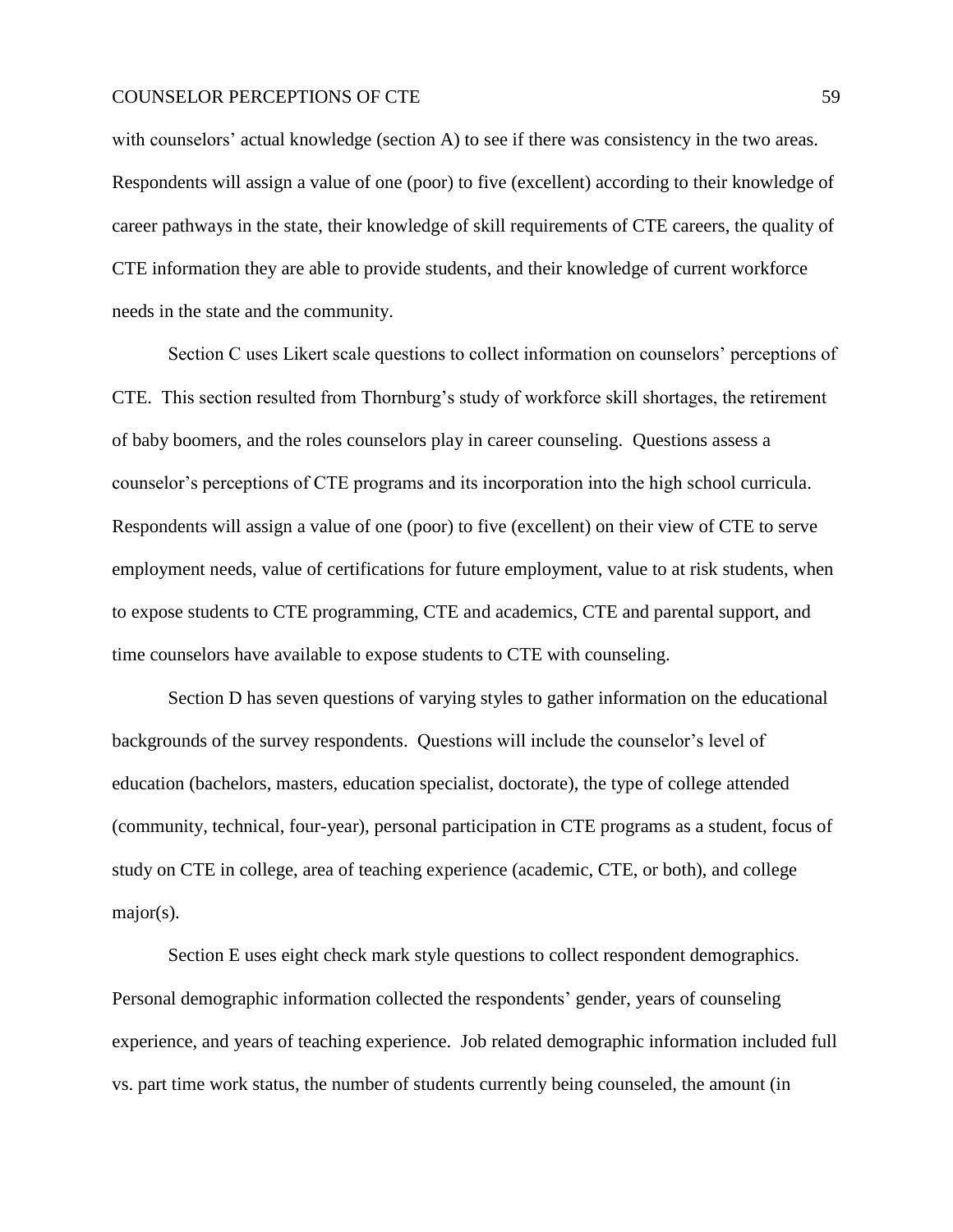with counselors' actual knowledge (section A) to see if there was consistency in the two areas. Respondents will assign a value of one (poor) to five (excellent) according to their knowledge of career pathways in the state, their knowledge of skill requirements of CTE careers, the quality of CTE information they are able to provide students, and their knowledge of current workforce needs in the state and the community.

Section C uses Likert scale questions to collect information on counselors' perceptions of CTE. This section resulted from Thornburg's study of workforce skill shortages, the retirement of baby boomers, and the roles counselors play in career counseling. Questions assess a counselor's perceptions of CTE programs and its incorporation into the high school curricula. Respondents will assign a value of one (poor) to five (excellent) on their view of CTE to serve employment needs, value of certifications for future employment, value to at risk students, when to expose students to CTE programming, CTE and academics, CTE and parental support, and time counselors have available to expose students to CTE with counseling.

Section D has seven questions of varying styles to gather information on the educational backgrounds of the survey respondents. Questions will include the counselor's level of education (bachelors, masters, education specialist, doctorate), the type of college attended (community, technical, four-year), personal participation in CTE programs as a student, focus of study on CTE in college, area of teaching experience (academic, CTE, or both), and college major(s).

Section E uses eight check mark style questions to collect respondent demographics. Personal demographic information collected the respondents' gender, years of counseling experience, and years of teaching experience. Job related demographic information included full vs. part time work status, the number of students currently being counseled, the amount (in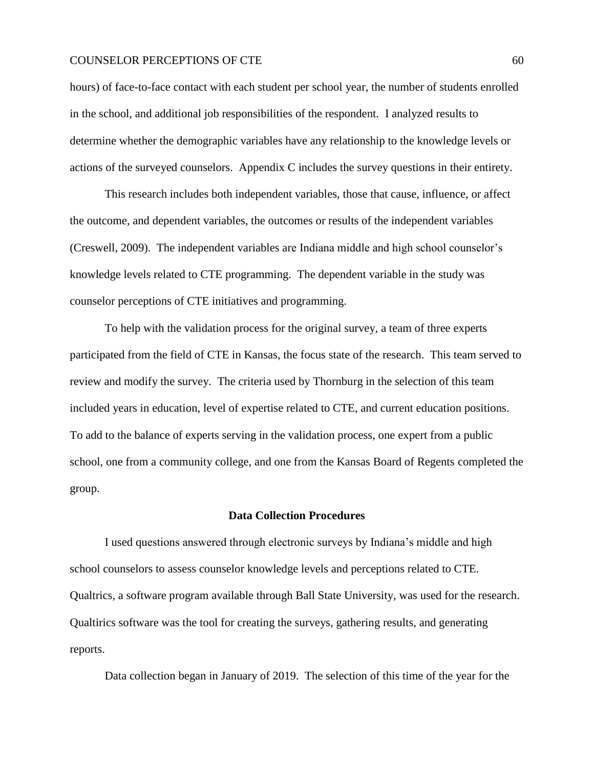hours) of face-to-face contact with each student per school year, the number of students enrolled in the school, and additional job responsibilities of the respondent. I analyzed results to determine whether the demographic variables have any relationship to the knowledge levels or actions of the surveyed counselors. Appendix C includes the survey questions in their entirety.

This research includes both independent variables, those that cause, influence, or affect the outcome, and dependent variables, the outcomes or results of the independent variables (Creswell, 2009). The independent variables are Indiana middle and high school counselor's knowledge levels related to CTE programming. The dependent variable in the study was counselor perceptions of CTE initiatives and programming.

To help with the validation process for the original survey, a team of three experts participated from the field of CTE in Kansas, the focus state of the research. This team served to review and modify the survey. The criteria used by Thornburg in the selection of this team included years in education, level of expertise related to CTE, and current education positions. To add to the balance of experts serving in the validation process, one expert from a public school, one from a community college, and one from the Kansas Board of Regents completed the group.

## Data Collection Procedures

I used questions answered through electronic surveys by Indiana's middle and high school counselors to assess counselor knowledge levels and perceptions related to CTE. Qualtrics, a software program available through Ball State University, was used for the research. Qualtirics software was the tool for creating the surveys, gathering results, and generating reports.

Data collection began in January of 2019. The selection of this time of the year for the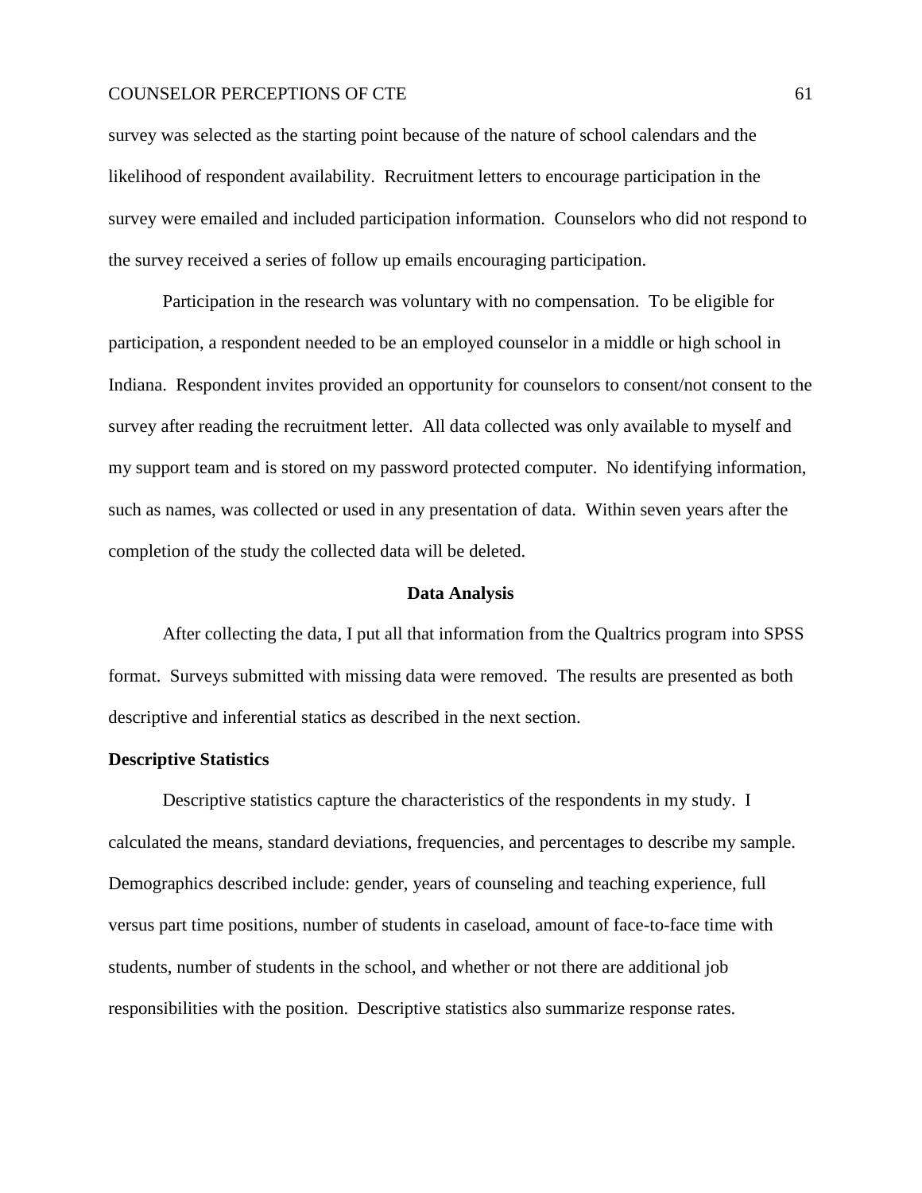survey was selected as the starting point because of the nature of school calendars and the likelihood of respondent availability. Recruitment letters to encourage participation in the survey were emailed and included participation information. Counselors who did not respond to the survey received a series of follow up emails encouraging participation.

Participation in the research was voluntary with no compensation. To be eligible for participation, a respondent needed to be an employed counselor in a middle or high school in Indiana. Respondent invites provided an opportunity for counselors to consent/not consent to the survey after reading the recruitment letter. All data collected was only available to myself and my support team and is stored on my password protected computer. No identifying information, such as names, was collected or used in any presentation of data. Within seven years after the completion of the study the collected data will be deleted.

## Data Analysis

After collecting the data, I put all that information from the Qualtrics program into SPSS format. Surveys submitted with missing data were removed. The results are presented as both descriptive and inferential statics as described in the next section.

### Descriptive Statistics

Descriptive statistics capture the characteristics of the respondents in my study. I calculated the means, standard deviations, frequencies, and percentages to describe my sample. Demographics described include: gender, years of counseling and teaching experience, full versus part time positions, number of students in caseload, amount of face-to-face time with students, number of students in the school, and whether or not there are additional job responsibilities with the position. Descriptive statistics also summarize response rates.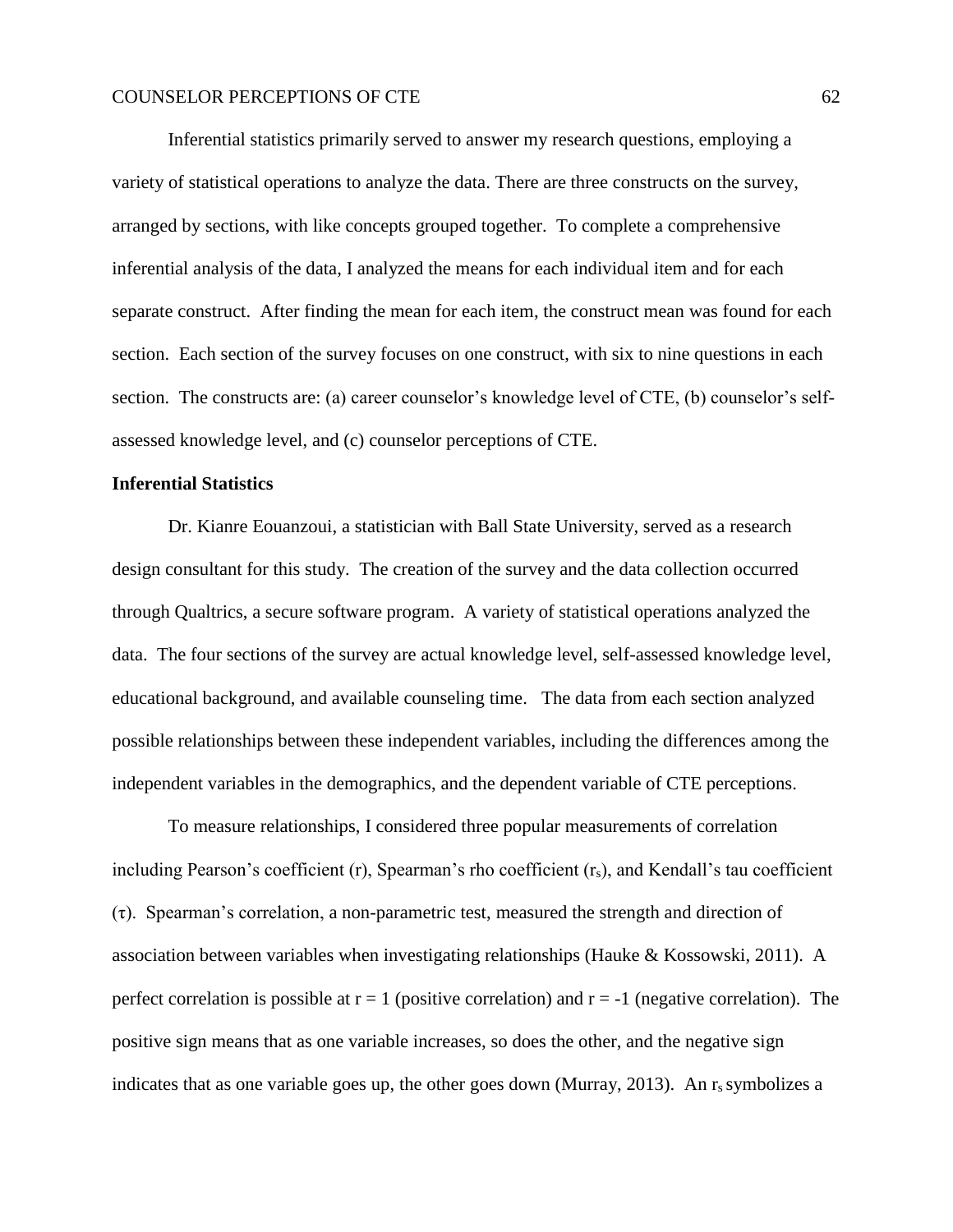Inferential statistics primarily served to answer my research questions, employing a variety of statistical operations to analyze the data. There are three constructs on the survey, arranged by sections, with like concepts grouped together. To complete a comprehensive inferential analysis of the data, I analyzed the means for each individual item and for each separate construct. After finding the mean for each item, the construct mean was found for each section. Each section of the survey focuses on one construct, with six to nine questions in each section. The constructs are: (a) career counselor's knowledge level of CTE, (b) counselor's self-assessed knowledge level, and (c) counselor perceptions of CTE.

**Inferential Statistics**

Dr. Kianre Eouanzoui, a statistician with Ball State University, served as a research design consultant for this study. The creation of the survey and the data collection occurred through Qualtrics, a secure software program. A variety of statistical operations analyzed the data. The four sections of the survey are actual knowledge level, self-assessed knowledge level, educational background, and available counseling time. The data from each section analyzed possible relationships between these independent variables, including the differences among the independent variables in the demographics, and the dependent variable of CTE perceptions.

To measure relationships, I considered three popular measurements of correlation including Pearson's coefficient (r), Spearman's rho coefficient ($r_s$), and Kendall's tau coefficient ($\tau$). Spearman's correlation, a non-parametric test, measured the strength and direction of association between variables when investigating relationships (Hauke & Kossowski, 2011). A perfect correlation is possible at $r = 1$ (positive correlation) and $r = -1$ (negative correlation). The positive sign means that as one variable increases, so does the other, and the negative sign indicates that as one variable goes up, the other goes down (Murray, 2013). An $r_s$ symbolizes a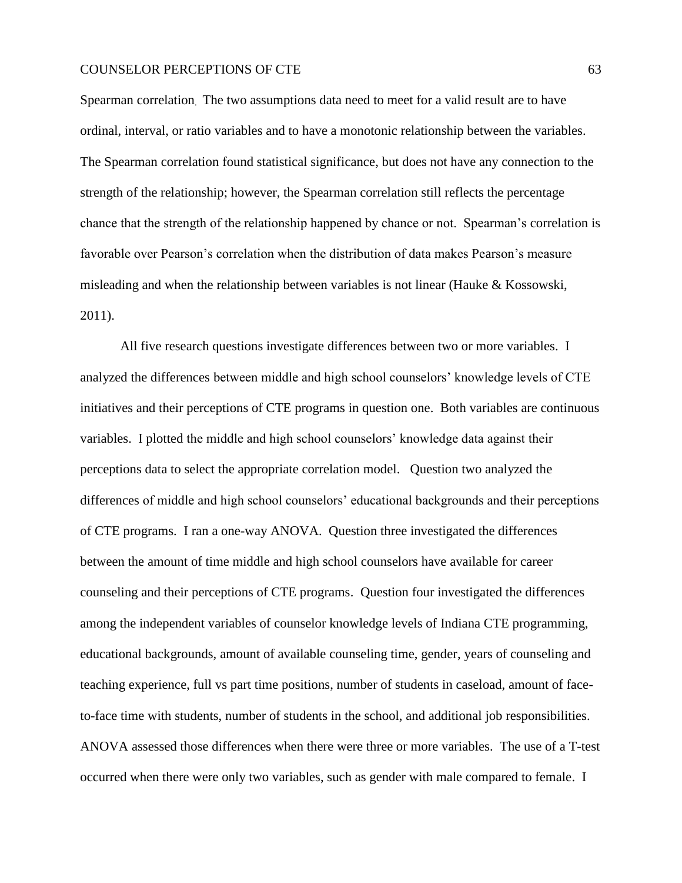Spearman correlation. The two assumptions data need to meet for a valid result are to have ordinal, interval, or ratio variables and to have a monotonic relationship between the variables. The Spearman correlation found statistical significance, but does not have any connection to the strength of the relationship; however, the Spearman correlation still reflects the percentage chance that the strength of the relationship happened by chance or not. Spearman's correlation is favorable over Pearson's correlation when the distribution of data makes Pearson's measure misleading and when the relationship between variables is not linear (Hauke & Kossowski, 2011).

All five research questions investigate differences between two or more variables. I analyzed the differences between middle and high school counselors' knowledge levels of CTE initiatives and their perceptions of CTE programs in question one. Both variables are continuous variables. I plotted the middle and high school counselors' knowledge data against their perceptions data to select the appropriate correlation model. Question two analyzed the differences of middle and high school counselors' educational backgrounds and their perceptions of CTE programs. I ran a one-way ANOVA. Question three investigated the differences between the amount of time middle and high school counselors have available for career counseling and their perceptions of CTE programs. Question four investigated the differences among the independent variables of counselor knowledge levels of Indiana CTE programming, educational backgrounds, amount of available counseling time, gender, years of counseling and teaching experience, full vs part time positions, number of students in caseload, amount of face-to-face time with students, number of students in the school, and additional job responsibilities. ANOVA assessed those differences when there were three or more variables. The use of a T-test occurred when there were only two variables, such as gender with male compared to female. I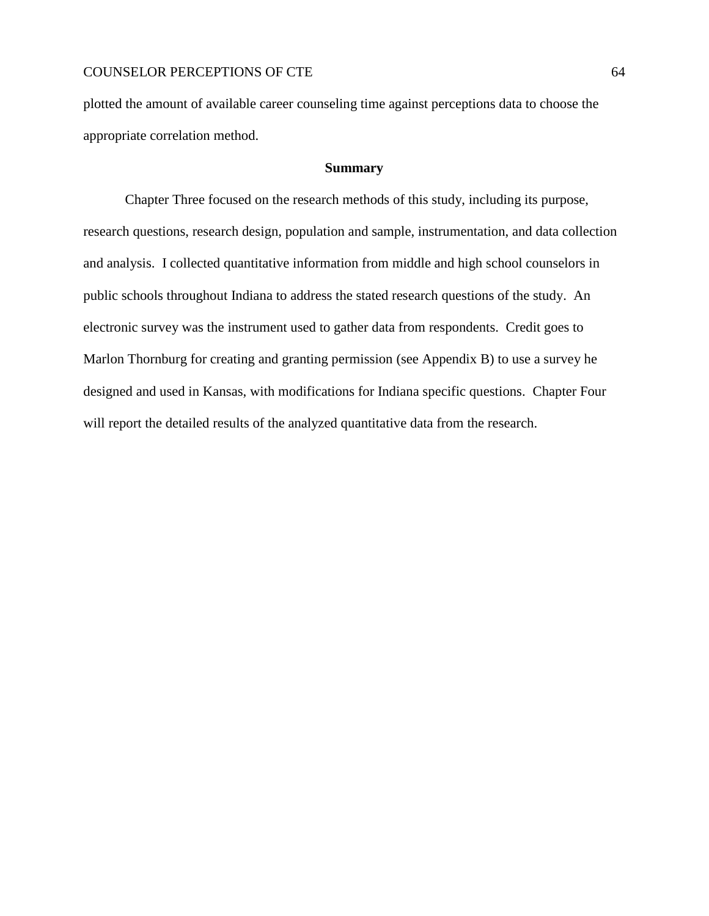plotted the amount of available career counseling time against perceptions data to choose the appropriate correlation method.

## Summary

Chapter Three focused on the research methods of this study, including its purpose, research questions, research design, population and sample, instrumentation, and data collection and analysis. I collected quantitative information from middle and high school counselors in public schools throughout Indiana to address the stated research questions of the study. An electronic survey was the instrument used to gather data from respondents. Credit goes to Marlon Thornburg for creating and granting permission (see Appendix B) to use a survey he designed and used in Kansas, with modifications for Indiana specific questions. Chapter Four will report the detailed results of the analyzed quantitative data from the research.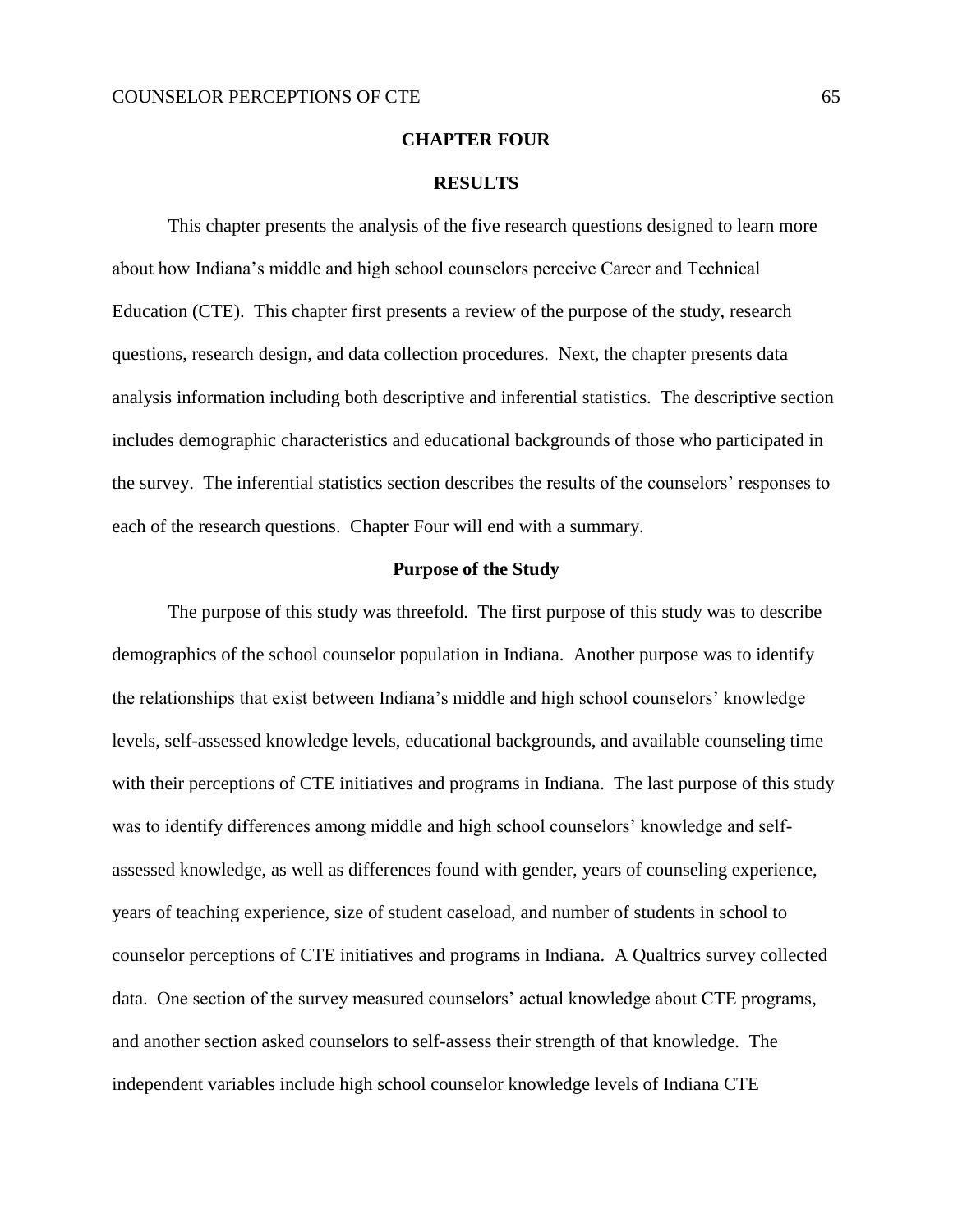# CHAPTER FOUR

# RESULTS

This chapter presents the analysis of the five research questions designed to learn more about how Indiana's middle and high school counselors perceive Career and Technical Education (CTE). This chapter first presents a review of the purpose of the study, research questions, research design, and data collection procedures. Next, the chapter presents data analysis information including both descriptive and inferential statistics. The descriptive section includes demographic characteristics and educational backgrounds of those who participated in the survey. The inferential statistics section describes the results of the counselors' responses to each of the research questions. Chapter Four will end with a summary.

## Purpose of the Study

The purpose of this study was threefold. The first purpose of this study was to describe demographics of the school counselor population in Indiana. Another purpose was to identify the relationships that exist between Indiana's middle and high school counselors' knowledge levels, self-assessed knowledge levels, educational backgrounds, and available counseling time with their perceptions of CTE initiatives and programs in Indiana. The last purpose of this study was to identify differences among middle and high school counselors' knowledge and self-assessed knowledge, as well as differences found with gender, years of counseling experience, years of teaching experience, size of student caseload, and number of students in school to counselor perceptions of CTE initiatives and programs in Indiana. A Qualtrics survey collected data. One section of the survey measured counselors' actual knowledge about CTE programs, and another section asked counselors to self-assess their strength of that knowledge. The independent variables include high school counselor knowledge levels of Indiana CTE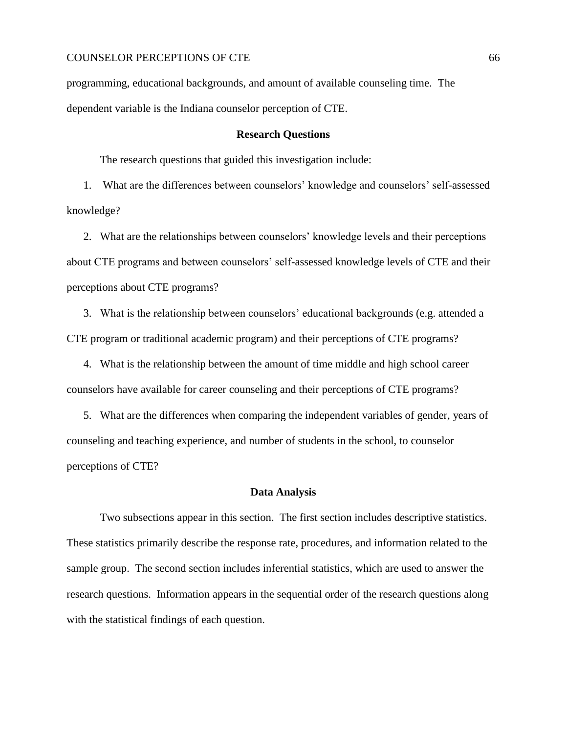programming, educational backgrounds, and amount of available counseling time. The dependent variable is the Indiana counselor perception of CTE.

## Research Questions

The research questions that guided this investigation include:

1. What are the differences between counselors' knowledge and counselors' self-assessed knowledge?
2. What are the relationships between counselors' knowledge levels and their perceptions about CTE programs and between counselors' self-assessed knowledge levels of CTE and their perceptions about CTE programs?
3. What is the relationship between counselors' educational backgrounds (e.g. attended a CTE program or traditional academic program) and their perceptions of CTE programs?
4. What is the relationship between the amount of time middle and high school career counselors have available for career counseling and their perceptions of CTE programs?
5. What are the differences when comparing the independent variables of gender, years of counseling and teaching experience, and number of students in the school, to counselor perceptions of CTE?

## Data Analysis

Two subsections appear in this section. The first section includes descriptive statistics. These statistics primarily describe the response rate, procedures, and information related to the sample group. The second section includes inferential statistics, which are used to answer the research questions. Information appears in the sequential order of the research questions along with the statistical findings of each question.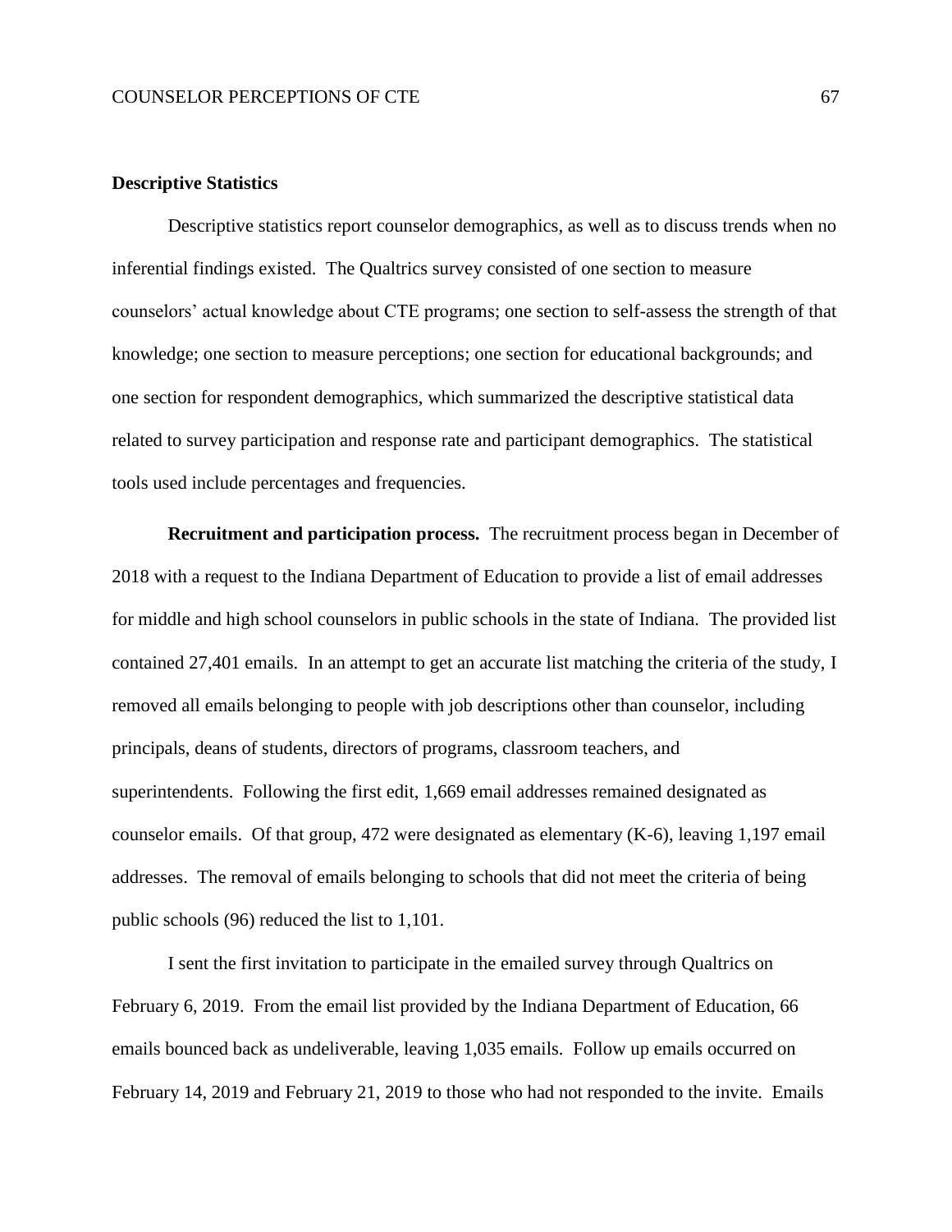## Descriptive Statistics

Descriptive statistics report counselor demographics, as well as to discuss trends when no inferential findings existed. The Qualtrics survey consisted of one section to measure counselors' actual knowledge about CTE programs; one section to self-assess the strength of that knowledge; one section to measure perceptions; one section for educational backgrounds; and one section for respondent demographics, which summarized the descriptive statistical data related to survey participation and response rate and participant demographics. The statistical tools used include percentages and frequencies.

**Recruitment and participation process.** The recruitment process began in December of 2018 with a request to the Indiana Department of Education to provide a list of email addresses for middle and high school counselors in public schools in the state of Indiana. The provided list contained 27,401 emails. In an attempt to get an accurate list matching the criteria of the study, I removed all emails belonging to people with job descriptions other than counselor, including principals, deans of students, directors of programs, classroom teachers, and superintendents. Following the first edit, 1,669 email addresses remained designated as counselor emails. Of that group, 472 were designated as elementary (K-6), leaving 1,197 email addresses. The removal of emails belonging to schools that did not meet the criteria of being public schools (96) reduced the list to 1,101.

I sent the first invitation to participate in the emailed survey through Qualtrics on February 6, 2019. From the email list provided by the Indiana Department of Education, 66 emails bounced back as undeliverable, leaving 1,035 emails. Follow up emails occurred on February 14, 2019 and February 21, 2019 to those who had not responded to the invite. Emails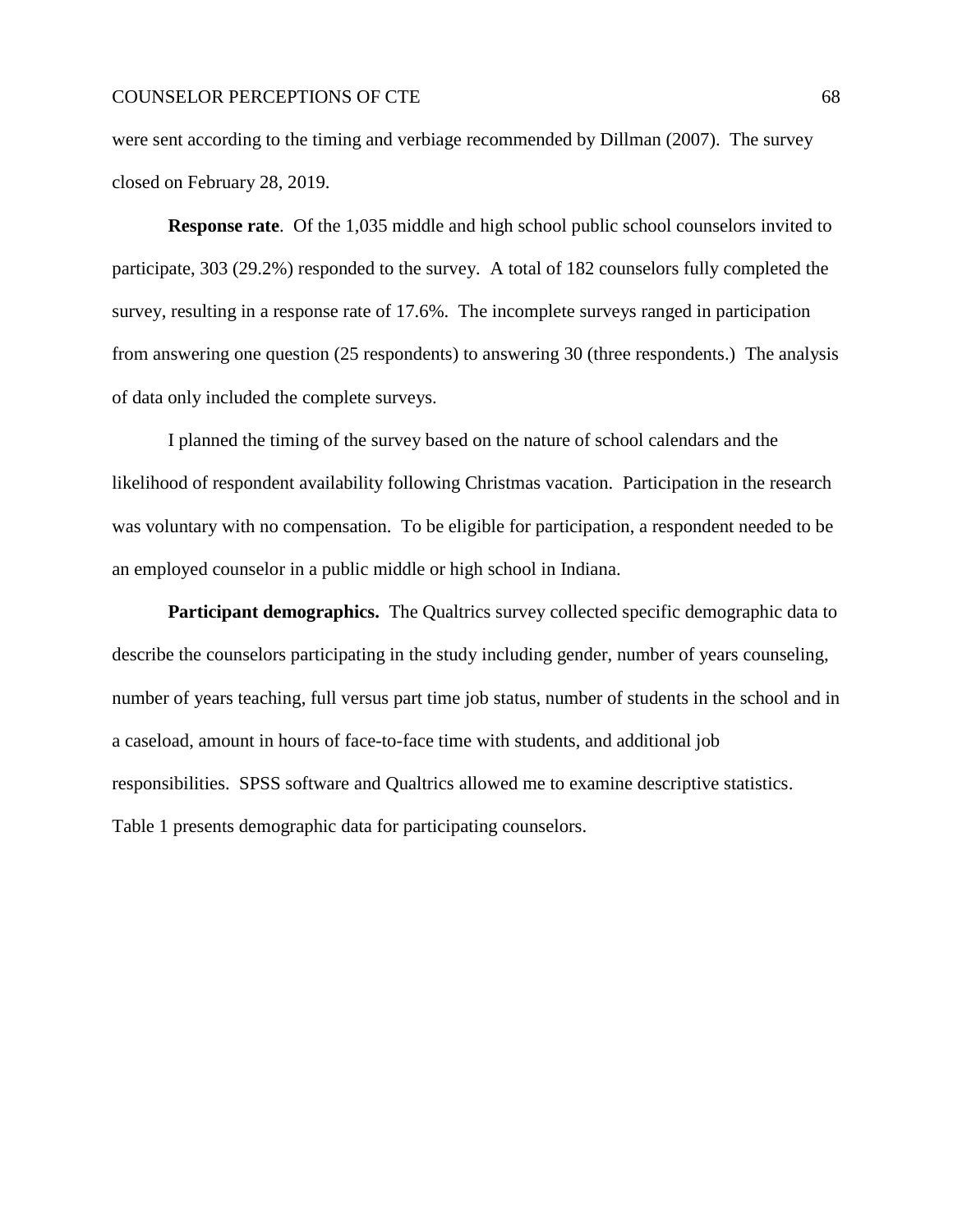were sent according to the timing and verbiage recommended by Dillman (2007). The survey closed on February 28, 2019.

**Response rate**. Of the 1,035 middle and high school public school counselors invited to participate, 303 (29.2%) responded to the survey. A total of 182 counselors fully completed the survey, resulting in a response rate of 17.6%. The incomplete surveys ranged in participation from answering one question (25 respondents) to answering 30 (three respondents.) The analysis of data only included the complete surveys.

I planned the timing of the survey based on the nature of school calendars and the likelihood of respondent availability following Christmas vacation. Participation in the research was voluntary with no compensation. To be eligible for participation, a respondent needed to be an employed counselor in a public middle or high school in Indiana.

**Participant demographics.** The Qualtrics survey collected specific demographic data to describe the counselors participating in the study including gender, number of years counseling, number of years teaching, full versus part time job status, number of students in the school and in a caseload, amount in hours of face-to-face time with students, and additional job responsibilities. SPSS software and Qualtrics allowed me to examine descriptive statistics. Table 1 presents demographic data for participating counselors.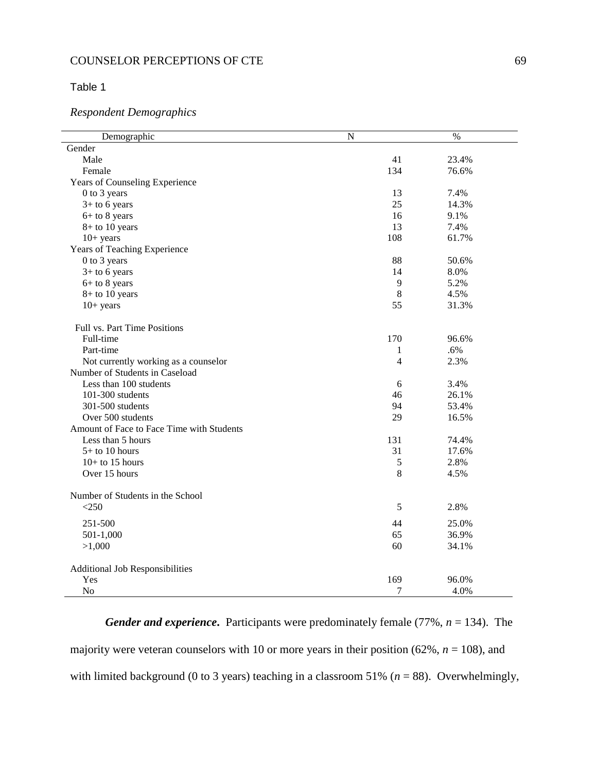Table 1

*Respondent Demographics*

| Demographic | N | % |
|---|---|---|
| Gender | | |
| Male | 41 | 23.4% |
| Female | 134 | 76.6% |
| Years of Counseling Experience | | |
| 0 to 3 years | 13 | 7.4% |
| 3+ to 6 years | 25 | 14.3% |
| 6+ to 8 years | 16 | 9.1% |
| 8+ to 10 years | 13 | 7.4% |
| 10+ years | 108 | 61.7% |
| Years of Teaching Experience | | |
| 0 to 3 years | 88 | 50.6% |
| 3+ to 6 years | 14 | 8.0% |
| 6+ to 8 years | 9 | 5.2% |
| 8+ to 10 years | 8 | 4.5% |
| 10+ years | 55 | 31.3% |
| Full vs. Part Time Positions | | |
| Full-time | 170 | 96.6% |
| Part-time | 1 | .6% |
| Not currently working as a counselor | 4 | 2.3% |
| Number of Students in Caseload | | |
| Less than 100 students | 6 | 3.4% |
| 101-300 students | 46 | 26.1% |
| 301-500 students | 94 | 53.4% |
| Over 500 students | 29 | 16.5% |
| Amount of Face to Face Time with Students | | |
| Less than 5 hours | 131 | 74.4% |
| 5+ to 10 hours | 31 | 17.6% |
| 10+ to 15 hours | 5 | 2.8% |
| Over 15 hours | 8 | 4.5% |
| Number of Students in the School | | |
| <250 | 5 | 2.8% |
| 251-500 | 44 | 25.0% |
| 501-1,000 | 65 | 36.9% |
| >1,000 | 60 | 34.1% |
| Additional Job Responsibilities | | |
| Yes | 169 | 96.0% |
| No | 7 | 4.0% |

***Gender and experience.*** Participants were predominately female (77%, *n* = 134). The majority were veteran counselors with 10 or more years in their position (62%, *n* = 108), and with limited background (0 to 3 years) teaching in a classroom 51% (*n* = 88). Overwhelmingly,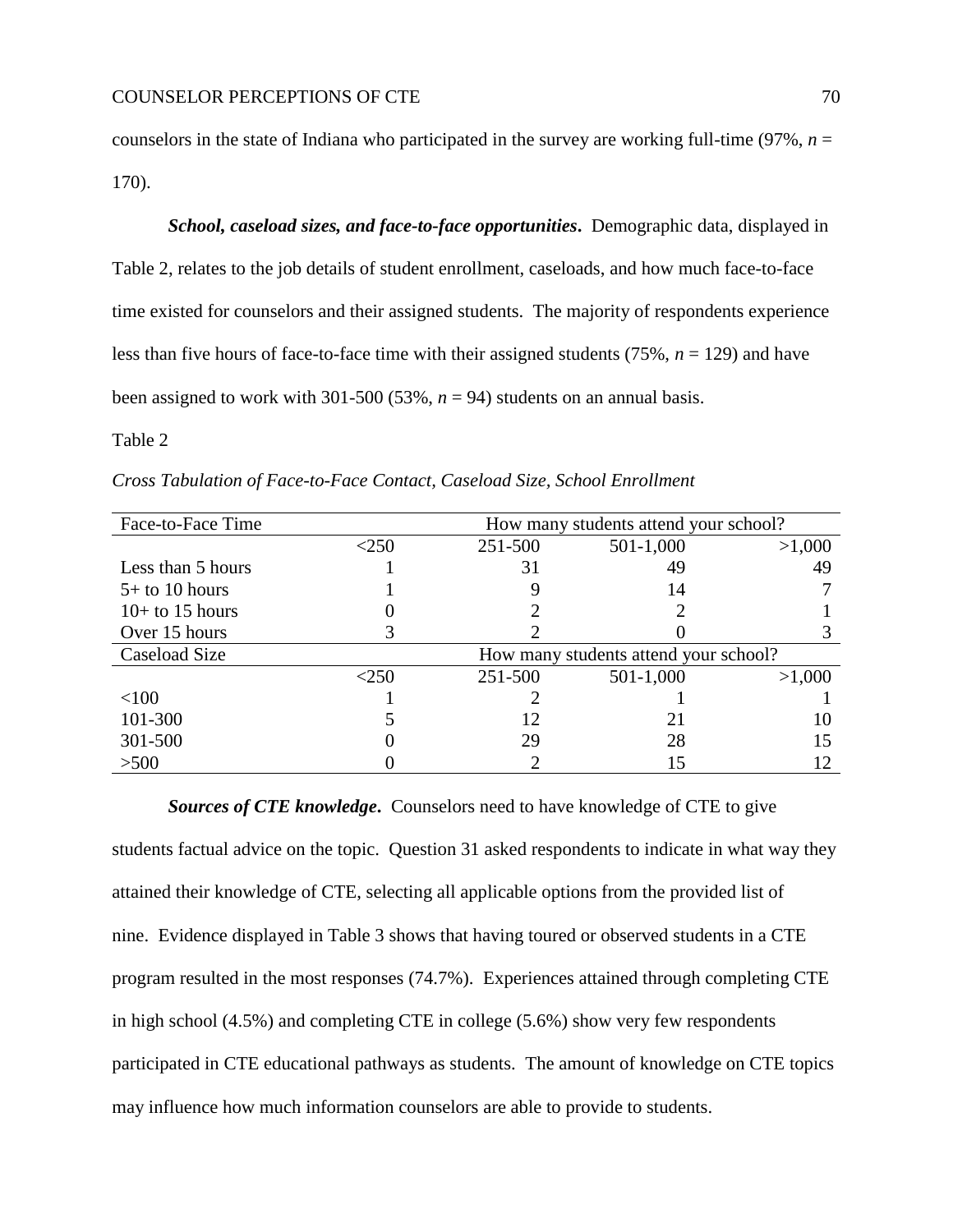counselors in the state of Indiana who participated in the survey are working full-time (97%, $n$ = 170).

***School, caseload sizes, and face-to-face opportunities***. Demographic data, displayed in Table 2, relates to the job details of student enrollment, caseloads, and how much face-to-face time existed for counselors and their assigned students. The majority of respondents experience less than five hours of face-to-face time with their assigned students (75%, $n$ = 129) and have been assigned to work with 301-500 (53%, $n$ = 94) students on an annual basis.

Table 2

*Cross Tabulation of Face-to-Face Contact, Caseload Size, School Enrollment*

| Face-to-Face Time | How many students attend your school? | | | |
|---|---|---|---|---|
| | <250 | 251-500 | 501-1,000 | >1,000 |
| Less than 5 hours | 1 | 31 | 49 | 49 |
| 5+ to 10 hours | 1 | 9 | 14 | 7 |
| 10+ to 15 hours | 0 | 2 | 2 | 1 |
| Over 15 hours | 3 | 2 | 0 | 3 |
| **Caseload Size** | **How many students attend your school?** | | | |
| | <250 | 251-500 | 501-1,000 | >1,000 |
| <100 | 1 | 2 | 1 | 1 |
| 101-300 | 5 | 12 | 21 | 10 |
| 301-500 | 0 | 29 | 28 | 15 |
| >500 | 0 | 2 | 15 | 12 |

***Sources of CTE knowledge***. Counselors need to have knowledge of CTE to give students factual advice on the topic. Question 31 asked respondents to indicate in what way they attained their knowledge of CTE, selecting all applicable options from the provided list of nine. Evidence displayed in Table 3 shows that having toured or observed students in a CTE program resulted in the most responses (74.7%). Experiences attained through completing CTE in high school (4.5%) and completing CTE in college (5.6%) show very few respondents participated in CTE educational pathways as students. The amount of knowledge on CTE topics may influence how much information counselors are able to provide to students.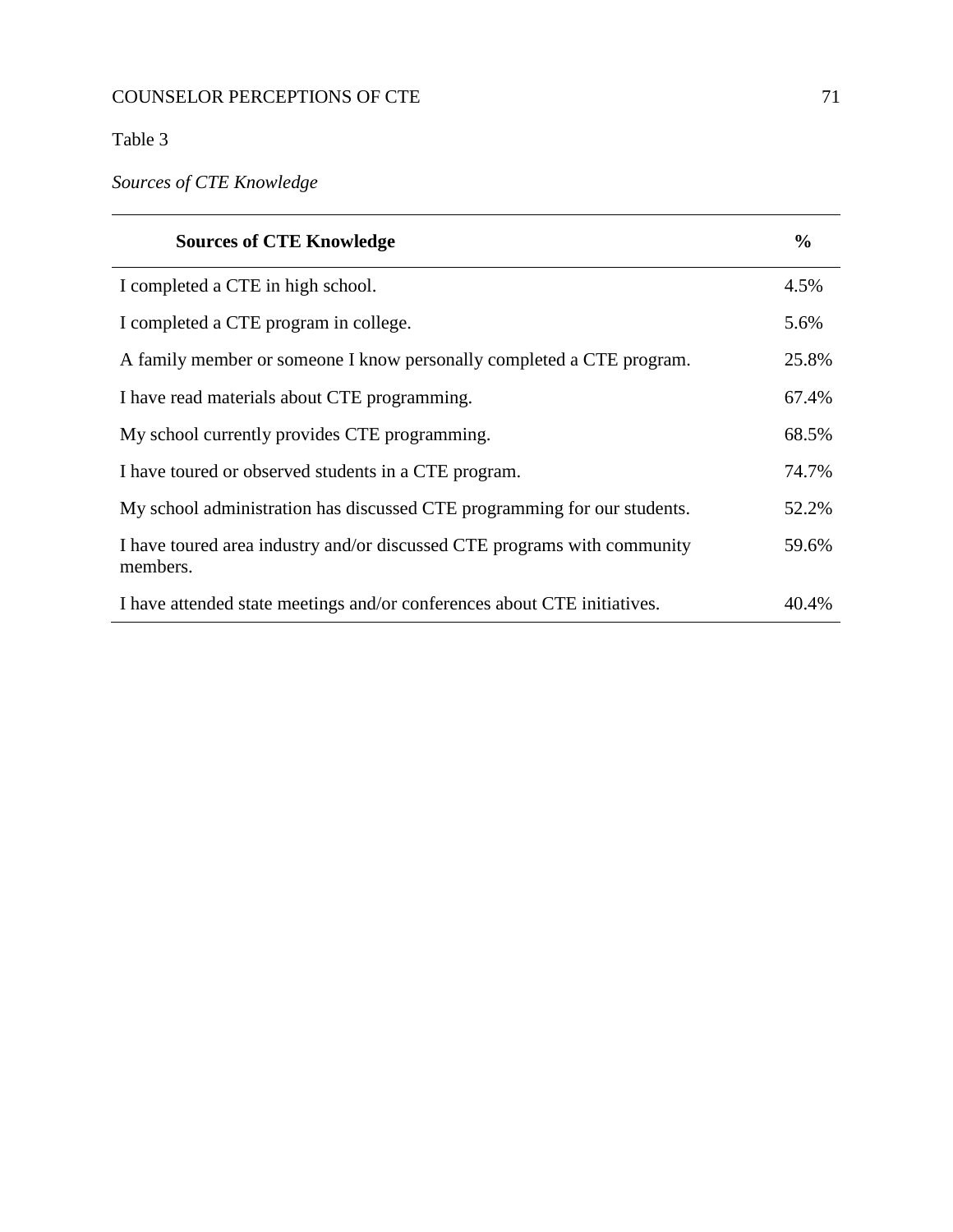Table 3

*Sources of CTE Knowledge*

| **Sources of CTE Knowledge** | **%** |
|---|---|
| I completed a CTE in high school. | 4.5% |
| I completed a CTE program in college. | 5.6% |
| A family member or someone I know personally completed a CTE program. | 25.8% |
| I have read materials about CTE programming. | 67.4% |
| My school currently provides CTE programming. | 68.5% |
| I have toured or observed students in a CTE program. | 74.7% |
| My school administration has discussed CTE programming for our students. | 52.2% |
| I have toured area industry and/or discussed CTE programs with community members. | 59.6% |
| I have attended state meetings and/or conferences about CTE initiatives. | 40.4% |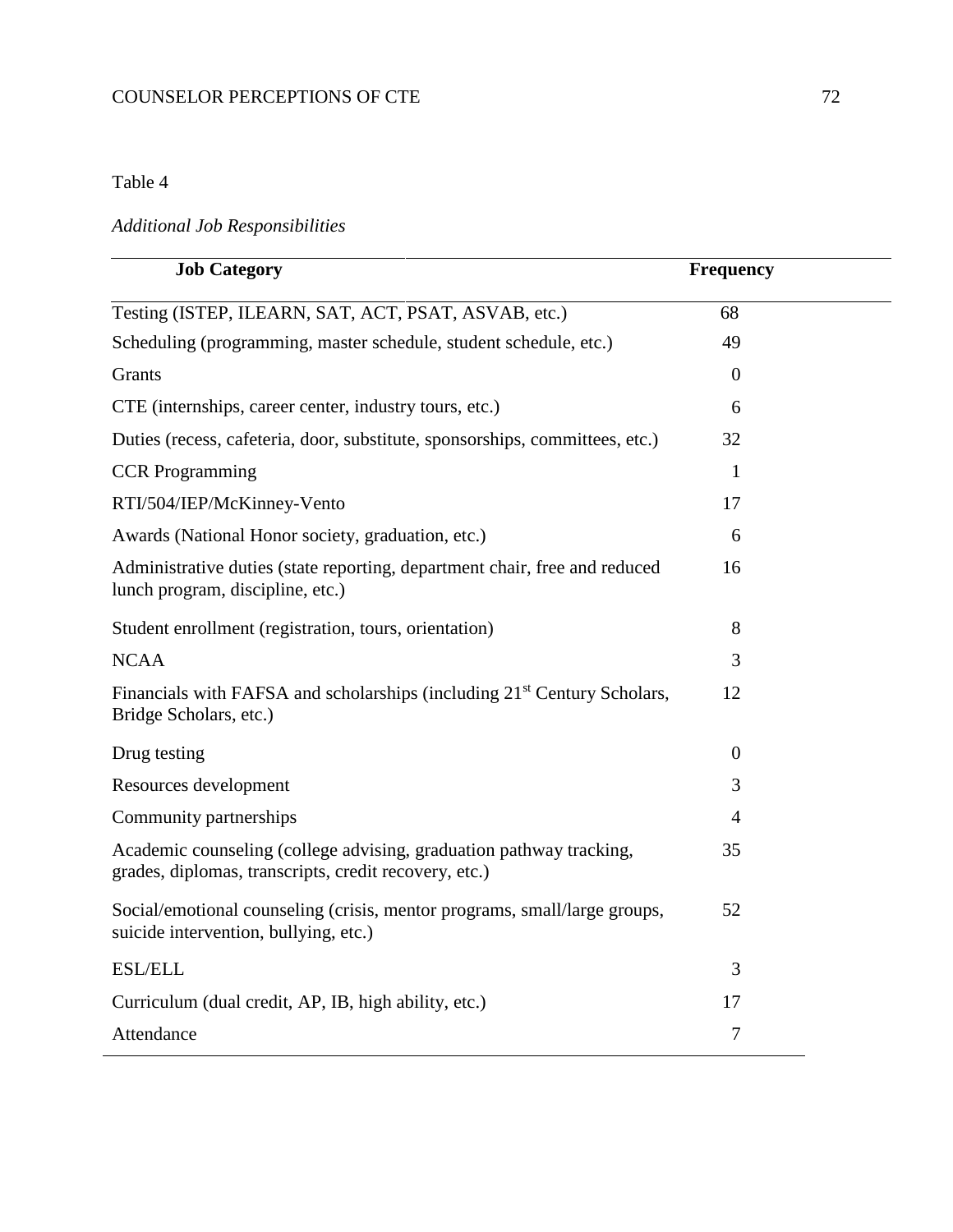Table 4

*Additional Job Responsibilities*

| Job Category | Frequency |
|---|---|
| Testing (ISTEP, ILEARN, SAT, ACT, PSAT, ASVAB, etc.) | 68 |
| Scheduling (programming, master schedule, student schedule, etc.) | 49 |
| Grants | 0 |
| CTE (internships, career center, industry tours, etc.) | 6 |
| Duties (recess, cafeteria, door, substitute, sponsorships, committees, etc.) | 32 |
| CCR Programming | 1 |
| RTI/504/IEP/McKinney-Vento | 17 |
| Awards (National Honor society, graduation, etc.) | 6 |
| Administrative duties (state reporting, department chair, free and reduced lunch program, discipline, etc.) | 16 |
| Student enrollment (registration, tours, orientation) | 8 |
| NCAA | 3 |
| Financials with FAFSA and scholarships (including 21st Century Scholars, Bridge Scholars, etc.) | 12 |
| Drug testing | 0 |
| Resources development | 3 |
| Community partnerships | 4 |
| Academic counseling (college advising, graduation pathway tracking, grades, diplomas, transcripts, credit recovery, etc.) | 35 |
| Social/emotional counseling (crisis, mentor programs, small/large groups, suicide intervention, bullying, etc.) | 52 |
| ESL/ELL | 3 |
| Curriculum (dual credit, AP, IB, high ability, etc.) | 17 |
| Attendance | 7 |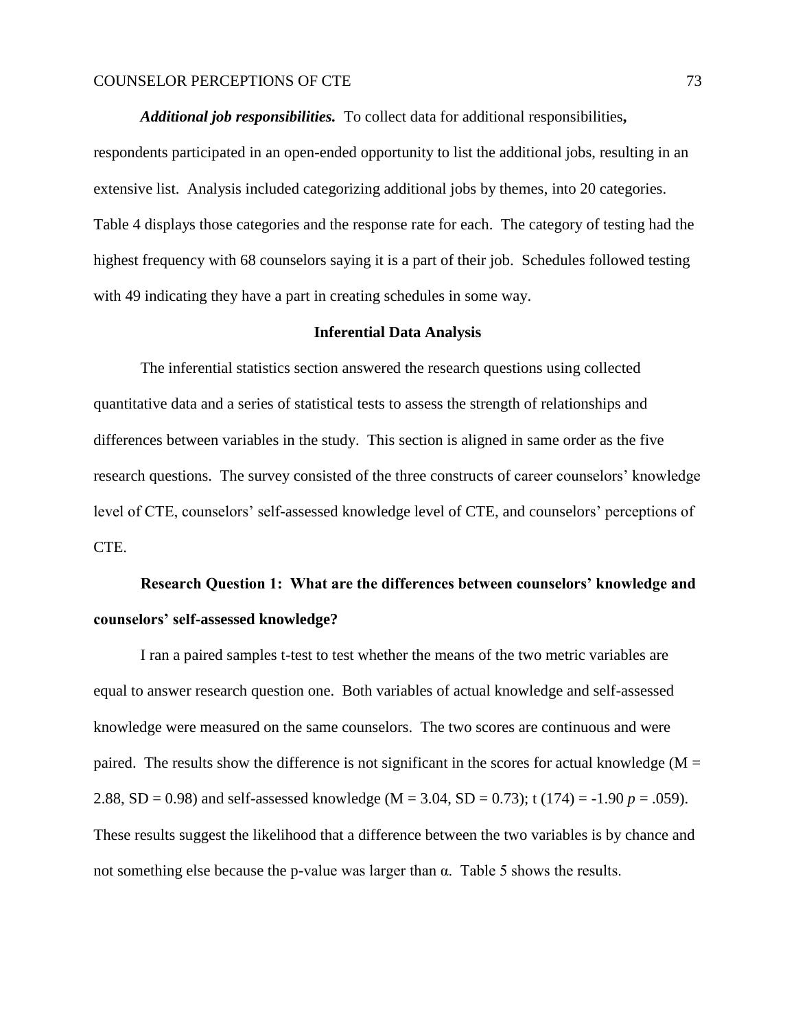***Additional job responsibilities.*** To collect data for additional responsibilities**,** respondents participated in an open-ended opportunity to list the additional jobs, resulting in an extensive list. Analysis included categorizing additional jobs by themes, into 20 categories. Table 4 displays those categories and the response rate for each. The category of testing had the highest frequency with 68 counselors saying it is a part of their job. Schedules followed testing with 49 indicating they have a part in creating schedules in some way.

## Inferential Data Analysis

The inferential statistics section answered the research questions using collected quantitative data and a series of statistical tests to assess the strength of relationships and differences between variables in the study. This section is aligned in same order as the five research questions. The survey consisted of the three constructs of career counselors' knowledge level of CTE, counselors' self-assessed knowledge level of CTE, and counselors' perceptions of CTE.

### Research Question 1: What are the differences between counselors' knowledge and counselors' self-assessed knowledge?

I ran a paired samples t-test to test whether the means of the two metric variables are equal to answer research question one. Both variables of actual knowledge and self-assessed knowledge were measured on the same counselors. The two scores are continuous and were paired. The results show the difference is not significant in the scores for actual knowledge ($M = 2.88$, $SD = 0.98$) and self-assessed knowledge ($M = 3.04$, $SD = 0.73$); $t\ (174) = -1.90$ $p = .059$). These results suggest the likelihood that a difference between the two variables is by chance and not something else because the p-value was larger than $\alpha$. Table 5 shows the results.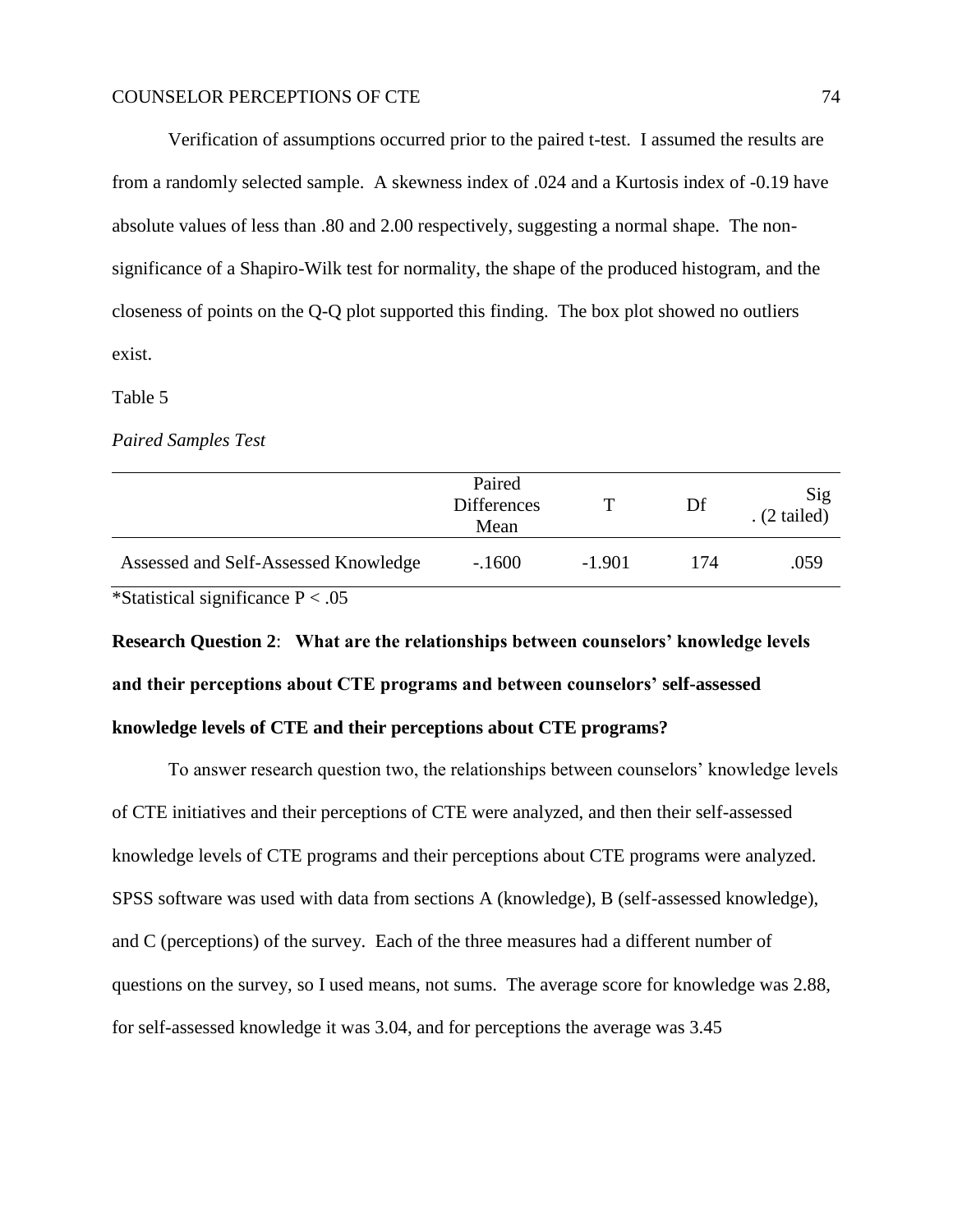Verification of assumptions occurred prior to the paired t-test. I assumed the results are from a randomly selected sample. A skewness index of .024 and a Kurtosis index of -0.19 have absolute values of less than .80 and 2.00 respectively, suggesting a normal shape. The non-significance of a Shapiro-Wilk test for normality, the shape of the produced histogram, and the closeness of points on the Q-Q plot supported this finding. The box plot showed no outliers exist.

Table 5

*Paired Samples Test*

| | Paired Differences Mean | T | Df | Sig . (2 tailed) |
|---|---|---|---|---|
| Assessed and Self-Assessed Knowledge | -.1600 | -1.901 | 174 | .059 |

*Statistical significance $P < .05$

**Research Question 2**: **What are the relationships between counselors' knowledge levels and their perceptions about CTE programs and between counselors' self-assessed knowledge levels of CTE and their perceptions about CTE programs?**

To answer research question two, the relationships between counselors' knowledge levels of CTE initiatives and their perceptions of CTE were analyzed, and then their self-assessed knowledge levels of CTE programs and their perceptions about CTE programs were analyzed. SPSS software was used with data from sections A (knowledge), B (self-assessed knowledge), and C (perceptions) of the survey. Each of the three measures had a different number of questions on the survey, so I used means, not sums. The average score for knowledge was 2.88, for self-assessed knowledge it was 3.04, and for perceptions the average was 3.45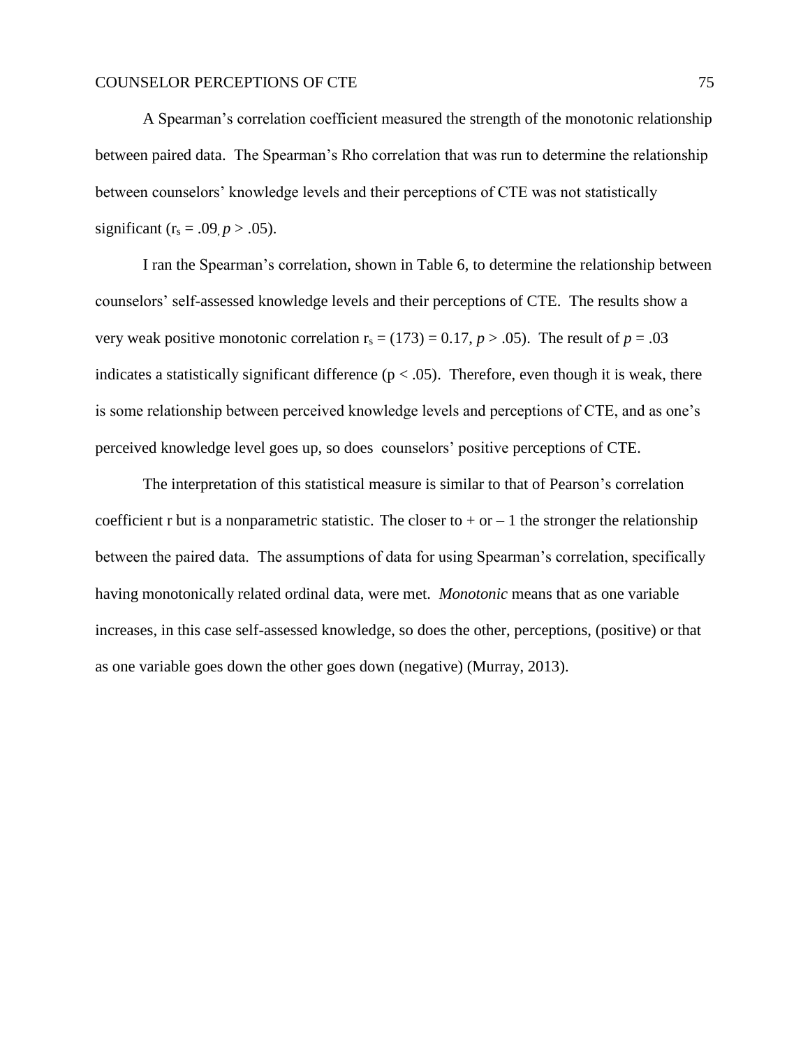A Spearman's correlation coefficient measured the strength of the monotonic relationship between paired data. The Spearman's Rho correlation that was run to determine the relationship between counselors' knowledge levels and their perceptions of CTE was not statistically significant ($r_s = .09, p > .05$).

I ran the Spearman's correlation, shown in Table 6, to determine the relationship between counselors' self-assessed knowledge levels and their perceptions of CTE. The results show a very weak positive monotonic correlation $r_s = (173) = 0.17$, $p > .05$). The result of $p = .03$ indicates a statistically significant difference ($p < .05$). Therefore, even though it is weak, there is some relationship between perceived knowledge levels and perceptions of CTE, and as one's perceived knowledge level goes up, so does counselors' positive perceptions of CTE.

The interpretation of this statistical measure is similar to that of Pearson's correlation coefficient r but is a nonparametric statistic. The closer to + or – 1 the stronger the relationship between the paired data. The assumptions of data for using Spearman's correlation, specifically having monotonically related ordinal data, were met. *Monotonic* means that as one variable increases, in this case self-assessed knowledge, so does the other, perceptions, (positive) or that as one variable goes down the other goes down (negative) (Murray, 2013).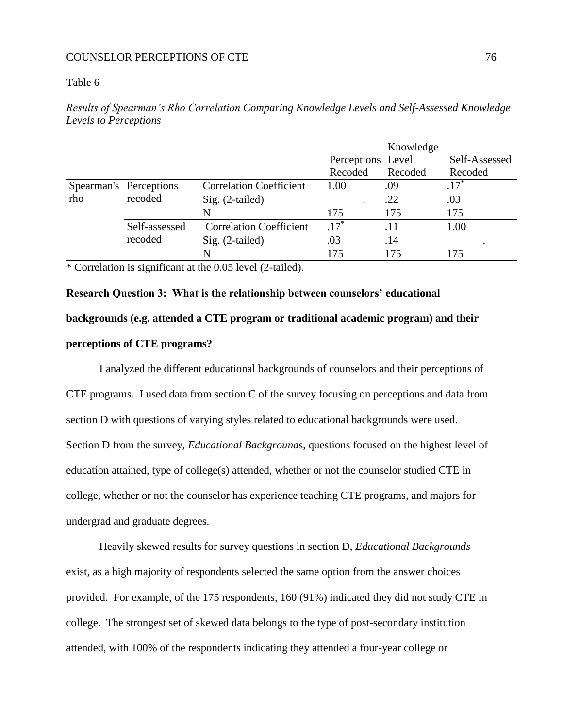Table 6

*Results of Spearman's Rho Correlation Comparing Knowledge Levels and Self-Assessed Knowledge Levels to Perceptions*

| | | | Perceptions Recoded | Knowledge Level Recoded | Self-Assessed Recoded |
|---|---|---|---|---|---|
| Spearman's rho | Perceptions recoded | Correlation Coefficient | 1.00 | .09 | .17* |
| | | Sig. (2-tailed) | . | .22 | .03 |
| | | N | 175 | 175 | 175 |
| | Self-assessed recoded | Correlation Coefficient | .17* | .11 | 1.00 |
| | | Sig. (2-tailed) | .03 | .14 | . |
| | | N | 175 | 175 | 175 |

\* Correlation is significant at the 0.05 level (2-tailed).

**Research Question 3: What is the relationship between counselors' educational backgrounds (e.g. attended a CTE program or traditional academic program) and their perceptions of CTE programs?**

I analyzed the different educational backgrounds of counselors and their perceptions of CTE programs. I used data from section C of the survey focusing on perceptions and data from section D with questions of varying styles related to educational backgrounds were used. Section D from the survey, *Educational Backgrounds*, questions focused on the highest level of education attained, type of college(s) attended, whether or not the counselor studied CTE in college, whether or not the counselor has experience teaching CTE programs, and majors for undergrad and graduate degrees.

Heavily skewed results for survey questions in section D, *Educational Backgrounds* exist, as a high majority of respondents selected the same option from the answer choices provided. For example, of the 175 respondents, 160 (91%) indicated they did not study CTE in college. The strongest set of skewed data belongs to the type of post-secondary institution attended, with 100% of the respondents indicating they attended a four-year college or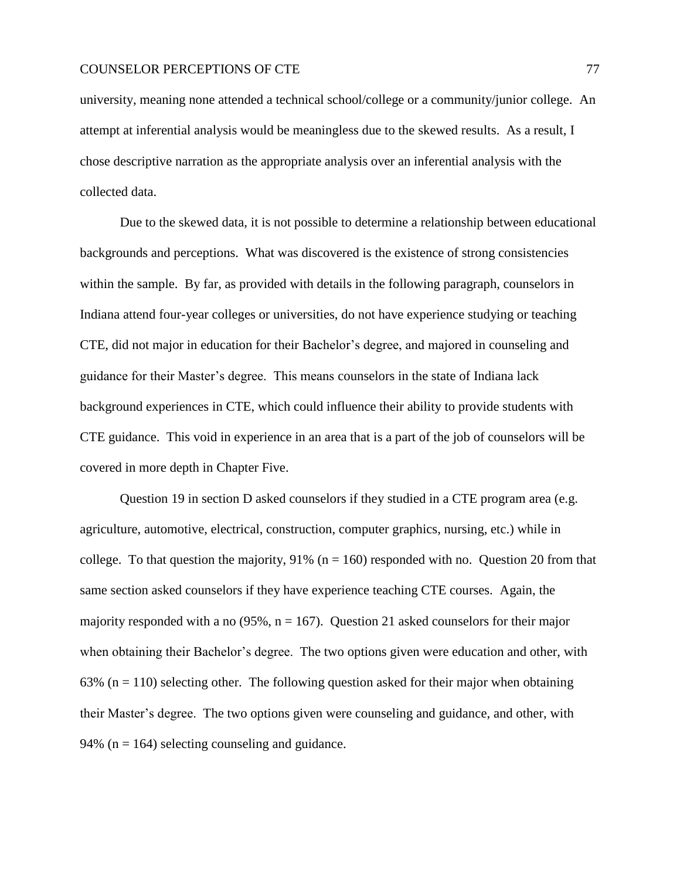university, meaning none attended a technical school/college or a community/junior college. An attempt at inferential analysis would be meaningless due to the skewed results. As a result, I chose descriptive narration as the appropriate analysis over an inferential analysis with the collected data.

Due to the skewed data, it is not possible to determine a relationship between educational backgrounds and perceptions. What was discovered is the existence of strong consistencies within the sample. By far, as provided with details in the following paragraph, counselors in Indiana attend four-year colleges or universities, do not have experience studying or teaching CTE, did not major in education for their Bachelor's degree, and majored in counseling and guidance for their Master's degree. This means counselors in the state of Indiana lack background experiences in CTE, which could influence their ability to provide students with CTE guidance. This void in experience in an area that is a part of the job of counselors will be covered in more depth in Chapter Five.

Question 19 in section D asked counselors if they studied in a CTE program area (e.g. agriculture, automotive, electrical, construction, computer graphics, nursing, etc.) while in college. To that question the majority, 91% ($n = 160$) responded with no. Question 20 from that same section asked counselors if they have experience teaching CTE courses. Again, the majority responded with a no (95%, $n = 167$). Question 21 asked counselors for their major when obtaining their Bachelor's degree. The two options given were education and other, with 63% ($n = 110$) selecting other. The following question asked for their major when obtaining their Master's degree. The two options given were counseling and guidance, and other, with 94% ($n = 164$) selecting counseling and guidance.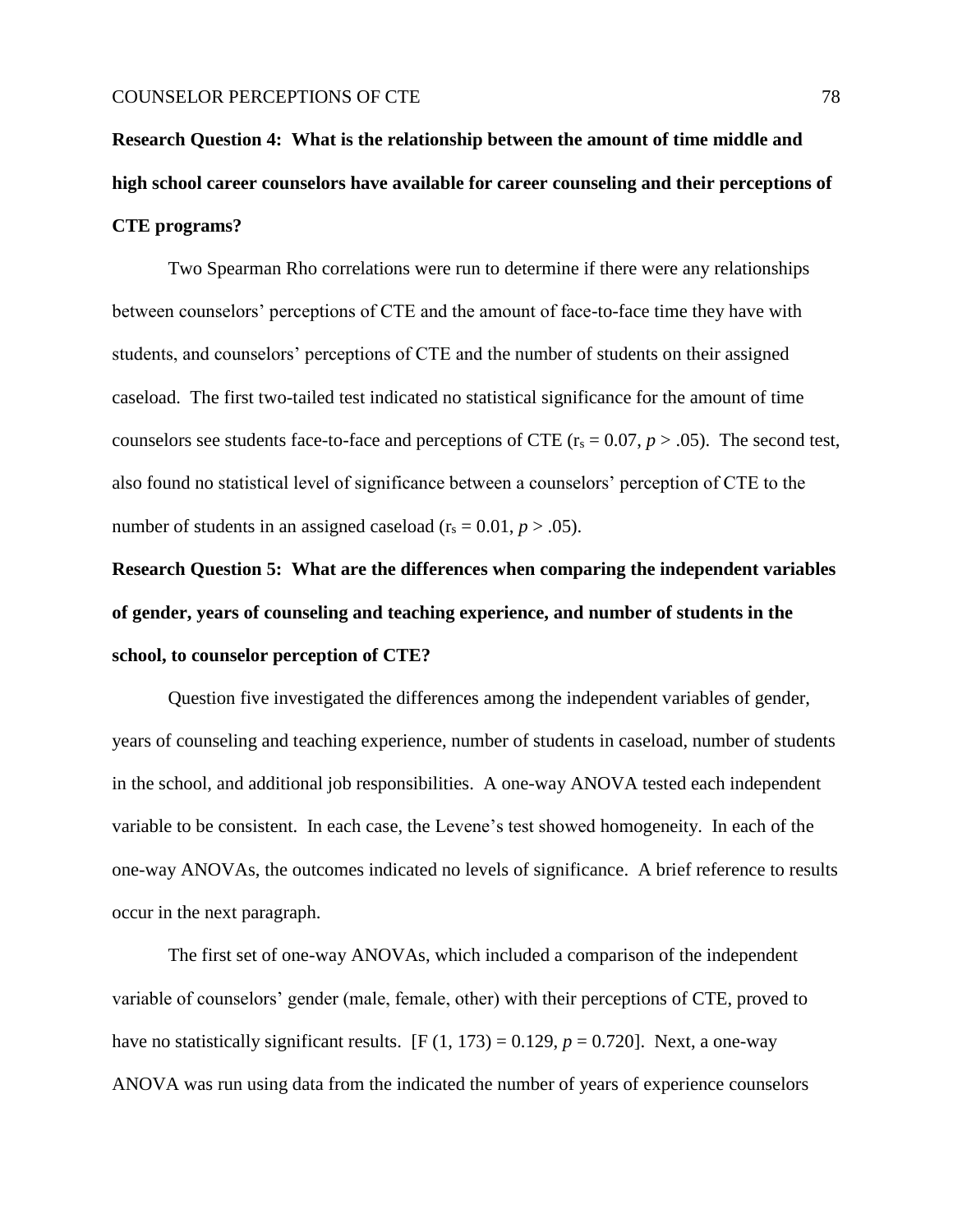**Research Question 4: What is the relationship between the amount of time middle and high school career counselors have available for career counseling and their perceptions of CTE programs?**

Two Spearman Rho correlations were run to determine if there were any relationships between counselors' perceptions of CTE and the amount of face-to-face time they have with students, and counselors' perceptions of CTE and the number of students on their assigned caseload. The first two-tailed test indicated no statistical significance for the amount of time counselors see students face-to-face and perceptions of CTE ($r_s = 0.07$, $p > .05$). The second test, also found no statistical level of significance between a counselors' perception of CTE to the number of students in an assigned caseload ($r_s = 0.01$, $p > .05$).

**Research Question 5: What are the differences when comparing the independent variables of gender, years of counseling and teaching experience, and number of students in the school, to counselor perception of CTE?**

Question five investigated the differences among the independent variables of gender, years of counseling and teaching experience, number of students in caseload, number of students in the school, and additional job responsibilities. A one-way ANOVA tested each independent variable to be consistent. In each case, the Levene's test showed homogeneity. In each of the one-way ANOVAs, the outcomes indicated no levels of significance. A brief reference to results occur in the next paragraph.

The first set of one-way ANOVAs, which included a comparison of the independent variable of counselors' gender (male, female, other) with their perceptions of CTE, proved to have no statistically significant results. [$F\ (1, 173) = 0.129$, $p = 0.720$]. Next, a one-way ANOVA was run using data from the indicated the number of years of experience counselors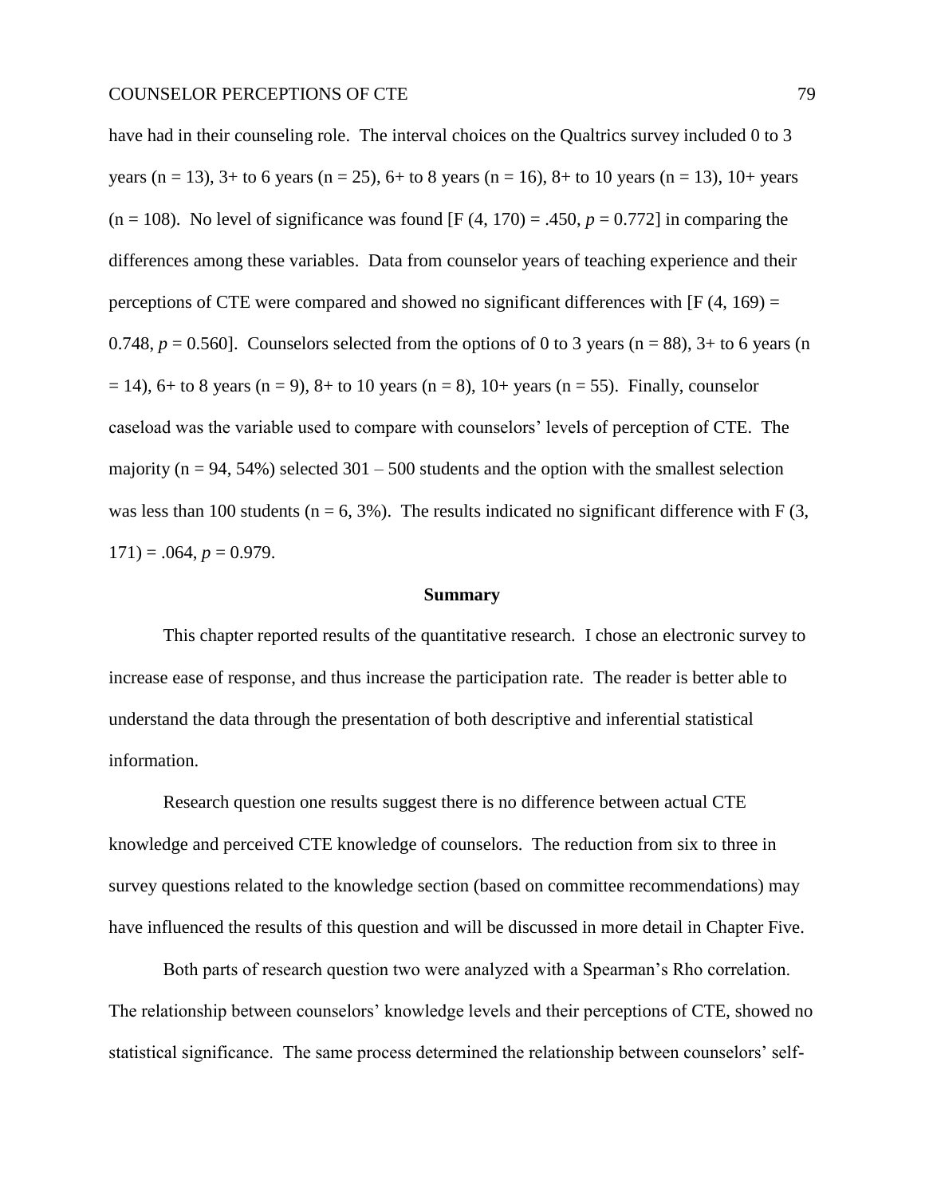have had in their counseling role. The interval choices on the Qualtrics survey included 0 to 3 years (n = 13), 3+ to 6 years (n = 25), 6+ to 8 years (n = 16), 8+ to 10 years (n = 13), 10+ years (n = 108). No level of significance was found [$F(4, 170) = .450$, $p = 0.772$] in comparing the differences among these variables. Data from counselor years of teaching experience and their perceptions of CTE were compared and showed no significant differences with [$F(4, 169) = 0.748$, $p = 0.560$]. Counselors selected from the options of 0 to 3 years (n = 88), 3+ to 6 years (n = 14), 6+ to 8 years (n = 9), 8+ to 10 years (n = 8), 10+ years (n = 55). Finally, counselor caseload was the variable used to compare with counselors' levels of perception of CTE. The majority (n = 94, 54%) selected 301 – 500 students and the option with the smallest selection was less than 100 students (n = 6, 3%). The results indicated no significant difference with $F(3, 171) = .064$, $p = 0.979$.

## Summary

This chapter reported results of the quantitative research. I chose an electronic survey to increase ease of response, and thus increase the participation rate. The reader is better able to understand the data through the presentation of both descriptive and inferential statistical information.

Research question one results suggest there is no difference between actual CTE knowledge and perceived CTE knowledge of counselors. The reduction from six to three in survey questions related to the knowledge section (based on committee recommendations) may have influenced the results of this question and will be discussed in more detail in Chapter Five.

Both parts of research question two were analyzed with a Spearman's Rho correlation. The relationship between counselors' knowledge levels and their perceptions of CTE, showed no statistical significance. The same process determined the relationship between counselors' self-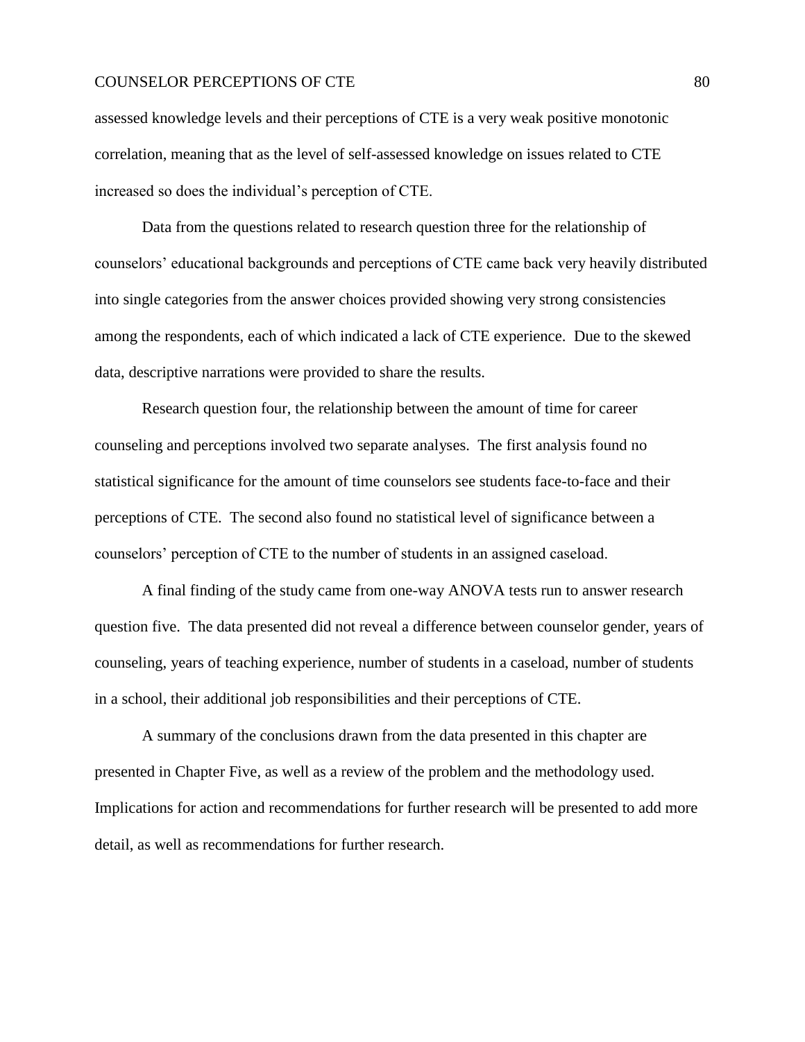assessed knowledge levels and their perceptions of CTE is a very weak positive monotonic correlation, meaning that as the level of self-assessed knowledge on issues related to CTE increased so does the individual's perception of CTE.

Data from the questions related to research question three for the relationship of counselors' educational backgrounds and perceptions of CTE came back very heavily distributed into single categories from the answer choices provided showing very strong consistencies among the respondents, each of which indicated a lack of CTE experience. Due to the skewed data, descriptive narrations were provided to share the results.

Research question four, the relationship between the amount of time for career counseling and perceptions involved two separate analyses. The first analysis found no statistical significance for the amount of time counselors see students face-to-face and their perceptions of CTE. The second also found no statistical level of significance between a counselors' perception of CTE to the number of students in an assigned caseload.

A final finding of the study came from one-way ANOVA tests run to answer research question five. The data presented did not reveal a difference between counselor gender, years of counseling, years of teaching experience, number of students in a caseload, number of students in a school, their additional job responsibilities and their perceptions of CTE.

A summary of the conclusions drawn from the data presented in this chapter are presented in Chapter Five, as well as a review of the problem and the methodology used. Implications for action and recommendations for further research will be presented to add more detail, as well as recommendations for further research.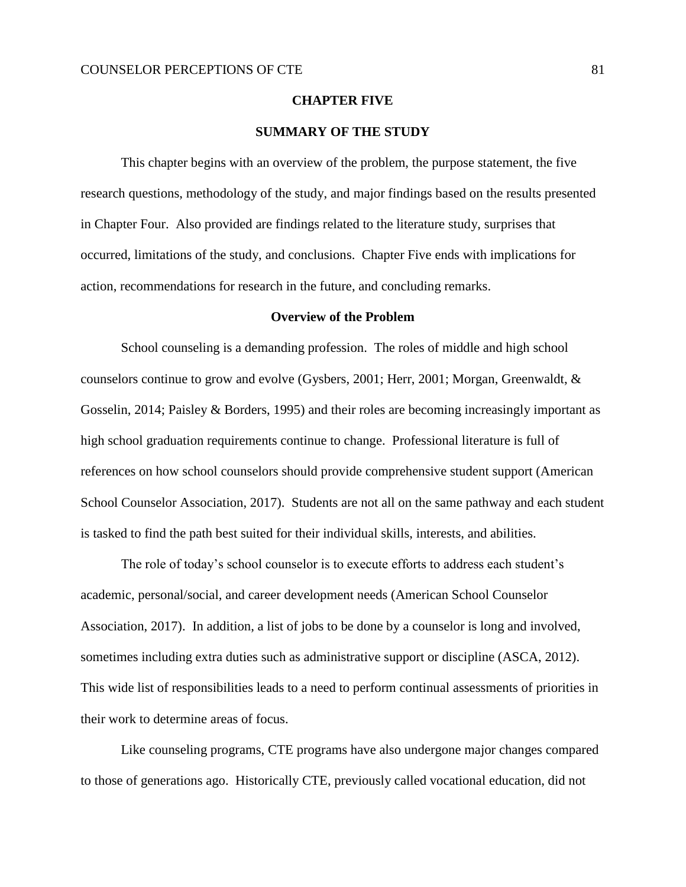# CHAPTER FIVE

## SUMMARY OF THE STUDY

This chapter begins with an overview of the problem, the purpose statement, the five research questions, methodology of the study, and major findings based on the results presented in Chapter Four. Also provided are findings related to the literature study, surprises that occurred, limitations of the study, and conclusions. Chapter Five ends with implications for action, recommendations for research in the future, and concluding remarks.

### Overview of the Problem

School counseling is a demanding profession. The roles of middle and high school counselors continue to grow and evolve (Gysbers, 2001; Herr, 2001; Morgan, Greenwaldt, & Gosselin, 2014; Paisley & Borders, 1995) and their roles are becoming increasingly important as high school graduation requirements continue to change. Professional literature is full of references on how school counselors should provide comprehensive student support (American School Counselor Association, 2017). Students are not all on the same pathway and each student is tasked to find the path best suited for their individual skills, interests, and abilities.

The role of today's school counselor is to execute efforts to address each student's academic, personal/social, and career development needs (American School Counselor Association, 2017). In addition, a list of jobs to be done by a counselor is long and involved, sometimes including extra duties such as administrative support or discipline (ASCA, 2012). This wide list of responsibilities leads to a need to perform continual assessments of priorities in their work to determine areas of focus.

Like counseling programs, CTE programs have also undergone major changes compared to those of generations ago. Historically CTE, previously called vocational education, did not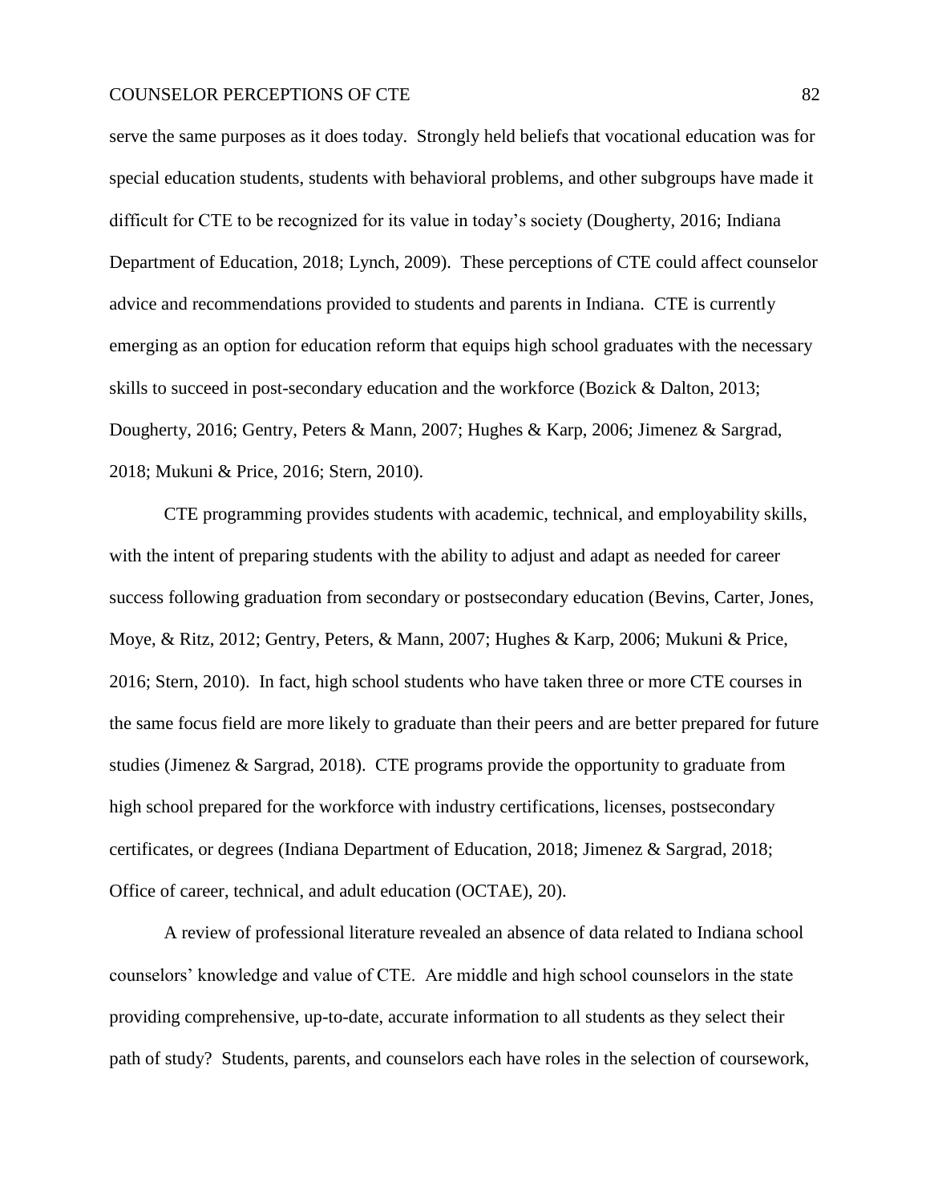serve the same purposes as it does today. Strongly held beliefs that vocational education was for special education students, students with behavioral problems, and other subgroups have made it difficult for CTE to be recognized for its value in today's society (Dougherty, 2016; Indiana Department of Education, 2018; Lynch, 2009). These perceptions of CTE could affect counselor advice and recommendations provided to students and parents in Indiana. CTE is currently emerging as an option for education reform that equips high school graduates with the necessary skills to succeed in post-secondary education and the workforce (Bozick & Dalton, 2013; Dougherty, 2016; Gentry, Peters & Mann, 2007; Hughes & Karp, 2006; Jimenez & Sargrad, 2018; Mukuni & Price, 2016; Stern, 2010).

CTE programming provides students with academic, technical, and employability skills, with the intent of preparing students with the ability to adjust and adapt as needed for career success following graduation from secondary or postsecondary education (Bevins, Carter, Jones, Moye, & Ritz, 2012; Gentry, Peters, & Mann, 2007; Hughes & Karp, 2006; Mukuni & Price, 2016; Stern, 2010). In fact, high school students who have taken three or more CTE courses in the same focus field are more likely to graduate than their peers and are better prepared for future studies (Jimenez & Sargrad, 2018). CTE programs provide the opportunity to graduate from high school prepared for the workforce with industry certifications, licenses, postsecondary certificates, or degrees (Indiana Department of Education, 2018; Jimenez & Sargrad, 2018; Office of career, technical, and adult education (OCTAE), 20).

A review of professional literature revealed an absence of data related to Indiana school counselors' knowledge and value of CTE. Are middle and high school counselors in the state providing comprehensive, up-to-date, accurate information to all students as they select their path of study? Students, parents, and counselors each have roles in the selection of coursework,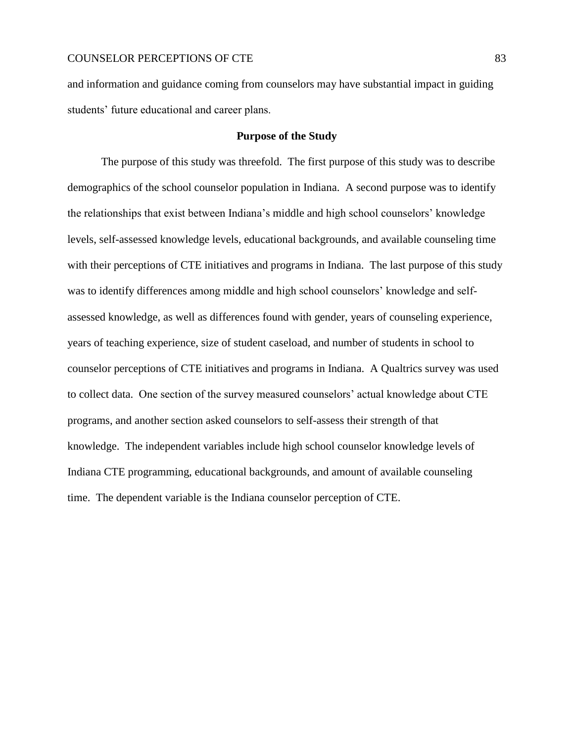and information and guidance coming from counselors may have substantial impact in guiding students' future educational and career plans.

## Purpose of the Study

The purpose of this study was threefold. The first purpose of this study was to describe demographics of the school counselor population in Indiana. A second purpose was to identify the relationships that exist between Indiana's middle and high school counselors' knowledge levels, self-assessed knowledge levels, educational backgrounds, and available counseling time with their perceptions of CTE initiatives and programs in Indiana. The last purpose of this study was to identify differences among middle and high school counselors' knowledge and self-assessed knowledge, as well as differences found with gender, years of counseling experience, years of teaching experience, size of student caseload, and number of students in school to counselor perceptions of CTE initiatives and programs in Indiana. A Qualtrics survey was used to collect data. One section of the survey measured counselors' actual knowledge about CTE programs, and another section asked counselors to self-assess their strength of that knowledge. The independent variables include high school counselor knowledge levels of Indiana CTE programming, educational backgrounds, and amount of available counseling time. The dependent variable is the Indiana counselor perception of CTE.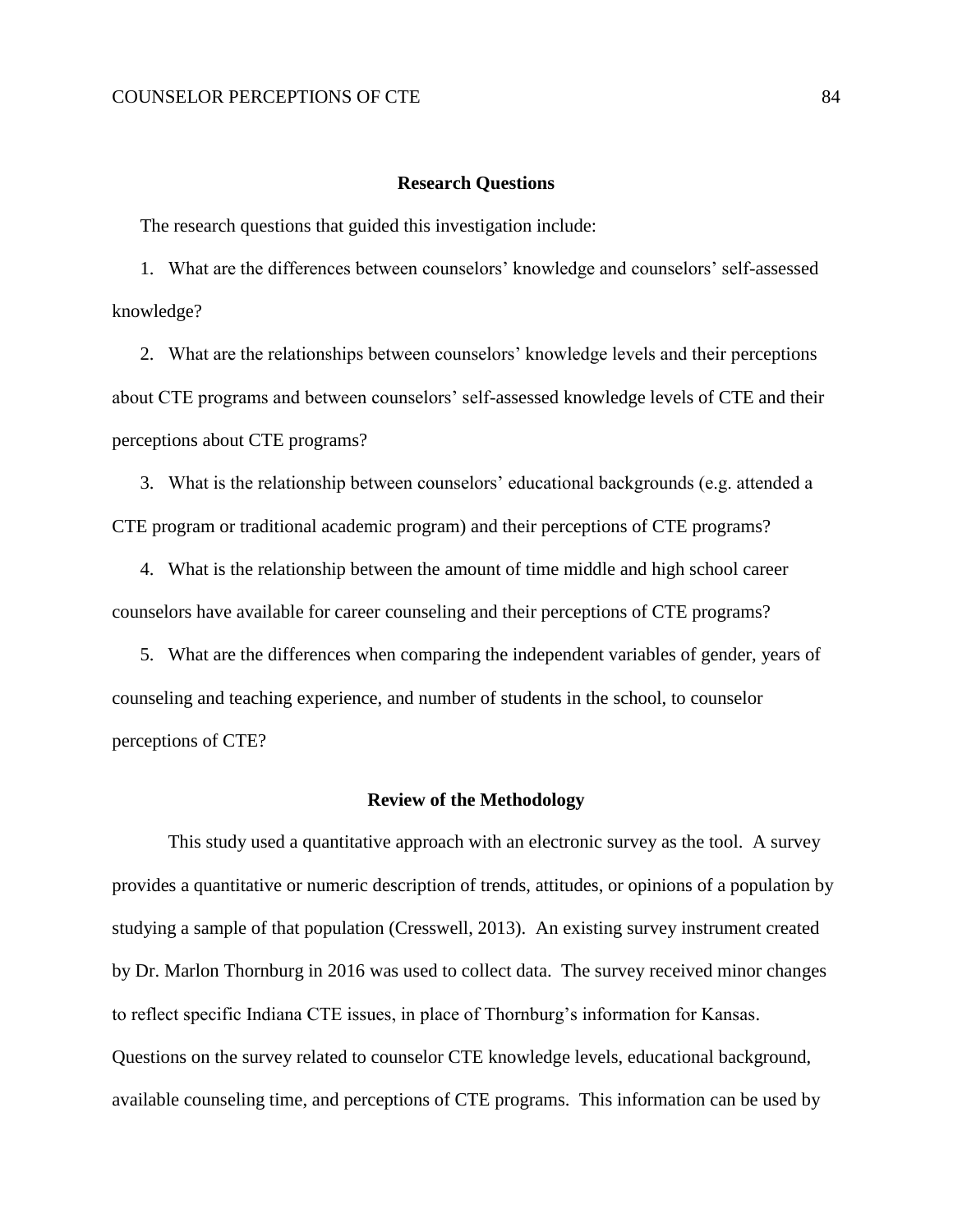## Research Questions

The research questions that guided this investigation include:

1. What are the differences between counselors' knowledge and counselors' self-assessed knowledge?
2. What are the relationships between counselors' knowledge levels and their perceptions about CTE programs and between counselors' self-assessed knowledge levels of CTE and their perceptions about CTE programs?
3. What is the relationship between counselors' educational backgrounds (e.g. attended a CTE program or traditional academic program) and their perceptions of CTE programs?
4. What is the relationship between the amount of time middle and high school career counselors have available for career counseling and their perceptions of CTE programs?
5. What are the differences when comparing the independent variables of gender, years of counseling and teaching experience, and number of students in the school, to counselor perceptions of CTE?

## Review of the Methodology

This study used a quantitative approach with an electronic survey as the tool. A survey provides a quantitative or numeric description of trends, attitudes, or opinions of a population by studying a sample of that population (Cresswell, 2013). An existing survey instrument created by Dr. Marlon Thornburg in 2016 was used to collect data. The survey received minor changes to reflect specific Indiana CTE issues, in place of Thornburg's information for Kansas. Questions on the survey related to counselor CTE knowledge levels, educational background, available counseling time, and perceptions of CTE programs. This information can be used by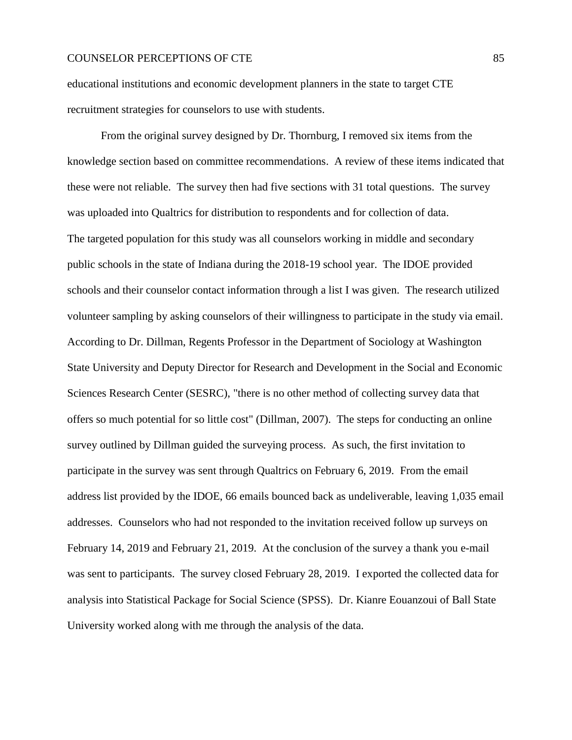educational institutions and economic development planners in the state to target CTE recruitment strategies for counselors to use with students.

From the original survey designed by Dr. Thornburg, I removed six items from the knowledge section based on committee recommendations. A review of these items indicated that these were not reliable. The survey then had five sections with 31 total questions. The survey was uploaded into Qualtrics for distribution to respondents and for collection of data.

The targeted population for this study was all counselors working in middle and secondary public schools in the state of Indiana during the 2018-19 school year. The IDOE provided schools and their counselor contact information through a list I was given. The research utilized volunteer sampling by asking counselors of their willingness to participate in the study via email. According to Dr. Dillman, Regents Professor in the Department of Sociology at Washington State University and Deputy Director for Research and Development in the Social and Economic Sciences Research Center (SESRC), "there is no other method of collecting survey data that offers so much potential for so little cost" (Dillman, 2007). The steps for conducting an online survey outlined by Dillman guided the surveying process. As such, the first invitation to participate in the survey was sent through Qualtrics on February 6, 2019. From the email address list provided by the IDOE, 66 emails bounced back as undeliverable, leaving 1,035 email addresses. Counselors who had not responded to the invitation received follow up surveys on February 14, 2019 and February 21, 2019. At the conclusion of the survey a thank you e-mail was sent to participants. The survey closed February 28, 2019. I exported the collected data for analysis into Statistical Package for Social Science (SPSS). Dr. Kianre Eouanzoui of Ball State University worked along with me through the analysis of the data.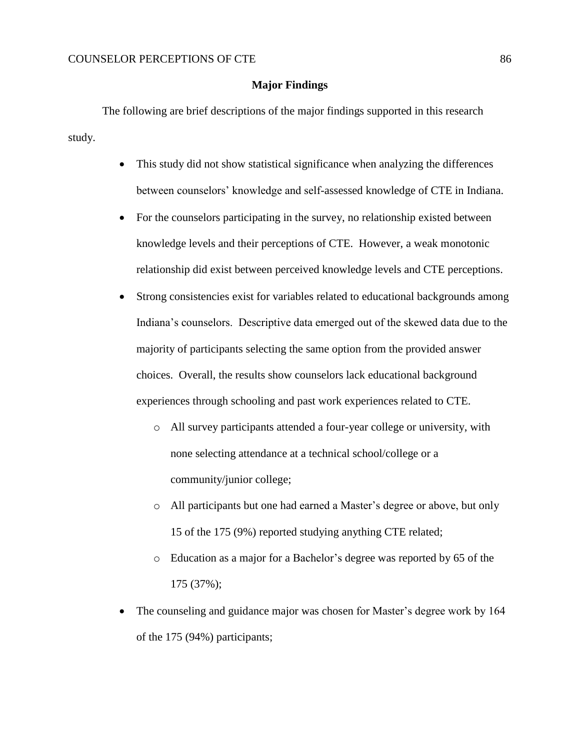## Major Findings

The following are brief descriptions of the major findings supported in this research study.

- This study did not show statistical significance when analyzing the differences between counselors' knowledge and self-assessed knowledge of CTE in Indiana.
- For the counselors participating in the survey, no relationship existed between knowledge levels and their perceptions of CTE. However, a weak monotonic relationship did exist between perceived knowledge levels and CTE perceptions.
- Strong consistencies exist for variables related to educational backgrounds among Indiana's counselors. Descriptive data emerged out of the skewed data due to the majority of participants selecting the same option from the provided answer choices. Overall, the results show counselors lack educational background experiences through schooling and past work experiences related to CTE.
    - All survey participants attended a four-year college or university, with none selecting attendance at a technical school/college or a community/junior college;
    - All participants but one had earned a Master's degree or above, but only 15 of the 175 (9%) reported studying anything CTE related;
    - Education as a major for a Bachelor's degree was reported by 65 of the 175 (37%);
- The counseling and guidance major was chosen for Master's degree work by 164 of the 175 (94%) participants;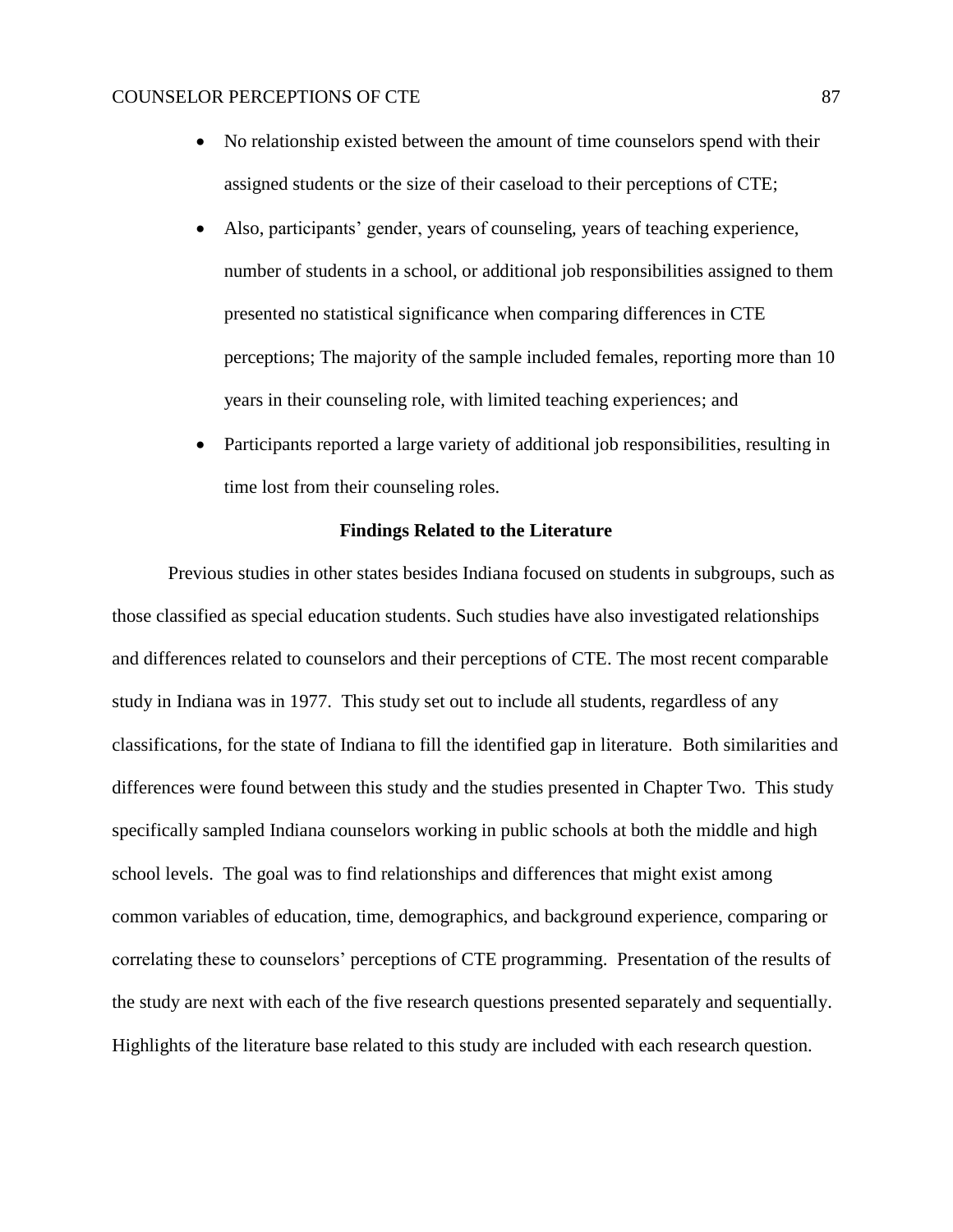- No relationship existed between the amount of time counselors spend with their assigned students or the size of their caseload to their perceptions of CTE;
- Also, participants' gender, years of counseling, years of teaching experience, number of students in a school, or additional job responsibilities assigned to them presented no statistical significance when comparing differences in CTE perceptions; The majority of the sample included females, reporting more than 10 years in their counseling role, with limited teaching experiences; and
- Participants reported a large variety of additional job responsibilities, resulting in time lost from their counseling roles.

## Findings Related to the Literature

Previous studies in other states besides Indiana focused on students in subgroups, such as those classified as special education students. Such studies have also investigated relationships and differences related to counselors and their perceptions of CTE. The most recent comparable study in Indiana was in 1977. This study set out to include all students, regardless of any classifications, for the state of Indiana to fill the identified gap in literature. Both similarities and differences were found between this study and the studies presented in Chapter Two. This study specifically sampled Indiana counselors working in public schools at both the middle and high school levels. The goal was to find relationships and differences that might exist among common variables of education, time, demographics, and background experience, comparing or correlating these to counselors' perceptions of CTE programming. Presentation of the results of the study are next with each of the five research questions presented separately and sequentially. Highlights of the literature base related to this study are included with each research question.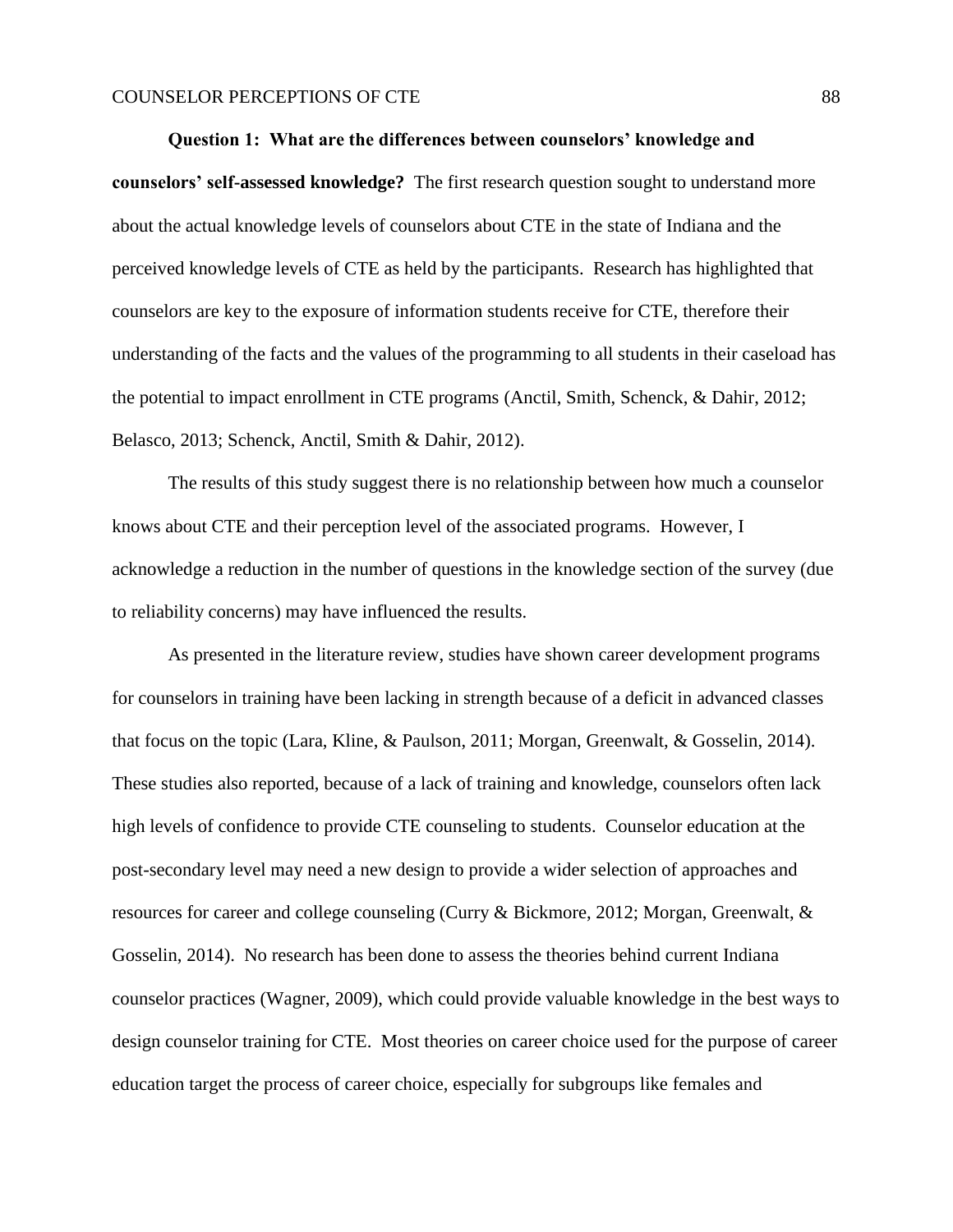**Question 1: What are the differences between counselors' knowledge and counselors' self-assessed knowledge?** The first research question sought to understand more about the actual knowledge levels of counselors about CTE in the state of Indiana and the perceived knowledge levels of CTE as held by the participants. Research has highlighted that counselors are key to the exposure of information students receive for CTE, therefore their understanding of the facts and the values of the programming to all students in their caseload has the potential to impact enrollment in CTE programs (Anctil, Smith, Schenck, & Dahir, 2012; Belasco, 2013; Schenck, Anctil, Smith & Dahir, 2012).

The results of this study suggest there is no relationship between how much a counselor knows about CTE and their perception level of the associated programs. However, I acknowledge a reduction in the number of questions in the knowledge section of the survey (due to reliability concerns) may have influenced the results.

As presented in the literature review, studies have shown career development programs for counselors in training have been lacking in strength because of a deficit in advanced classes that focus on the topic (Lara, Kline, & Paulson, 2011; Morgan, Greenwalt, & Gosselin, 2014). These studies also reported, because of a lack of training and knowledge, counselors often lack high levels of confidence to provide CTE counseling to students. Counselor education at the post-secondary level may need a new design to provide a wider selection of approaches and resources for career and college counseling (Curry & Bickmore, 2012; Morgan, Greenwalt, & Gosselin, 2014). No research has been done to assess the theories behind current Indiana counselor practices (Wagner, 2009), which could provide valuable knowledge in the best ways to design counselor training for CTE. Most theories on career choice used for the purpose of career education target the process of career choice, especially for subgroups like females and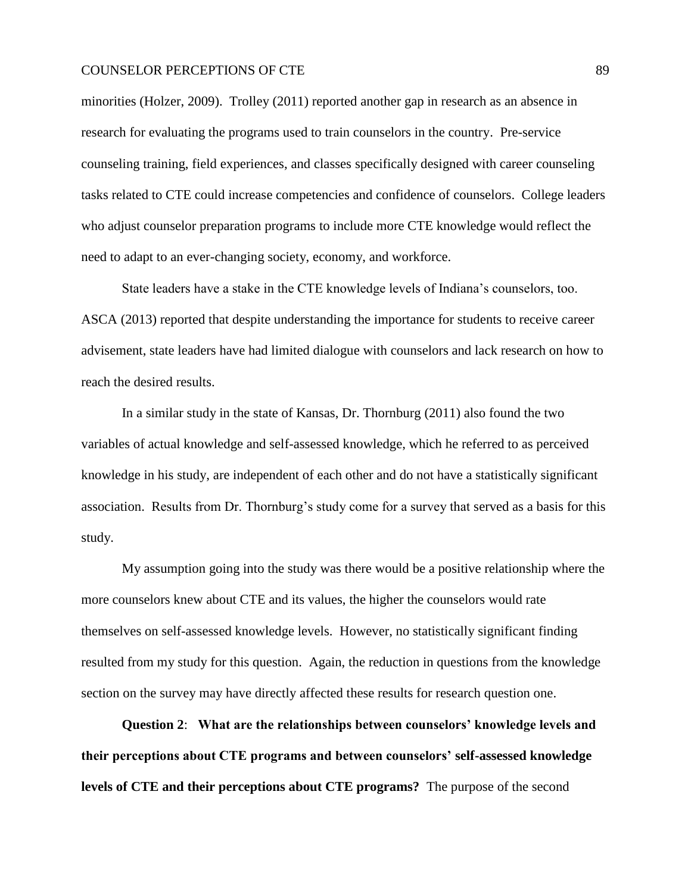minorities (Holzer, 2009). Trolley (2011) reported another gap in research as an absence in research for evaluating the programs used to train counselors in the country. Pre-service counseling training, field experiences, and classes specifically designed with career counseling tasks related to CTE could increase competencies and confidence of counselors. College leaders who adjust counselor preparation programs to include more CTE knowledge would reflect the need to adapt to an ever-changing society, economy, and workforce.

State leaders have a stake in the CTE knowledge levels of Indiana's counselors, too. ASCA (2013) reported that despite understanding the importance for students to receive career advisement, state leaders have had limited dialogue with counselors and lack research on how to reach the desired results.

In a similar study in the state of Kansas, Dr. Thornburg (2011) also found the two variables of actual knowledge and self-assessed knowledge, which he referred to as perceived knowledge in his study, are independent of each other and do not have a statistically significant association. Results from Dr. Thornburg's study come for a survey that served as a basis for this study.

My assumption going into the study was there would be a positive relationship where the more counselors knew about CTE and its values, the higher the counselors would rate themselves on self-assessed knowledge levels. However, no statistically significant finding resulted from my study for this question. Again, the reduction in questions from the knowledge section on the survey may have directly affected these results for research question one.

**Question 2**: **What are the relationships between counselors' knowledge levels and their perceptions about CTE programs and between counselors' self-assessed knowledge levels of CTE and their perceptions about CTE programs?** The purpose of the second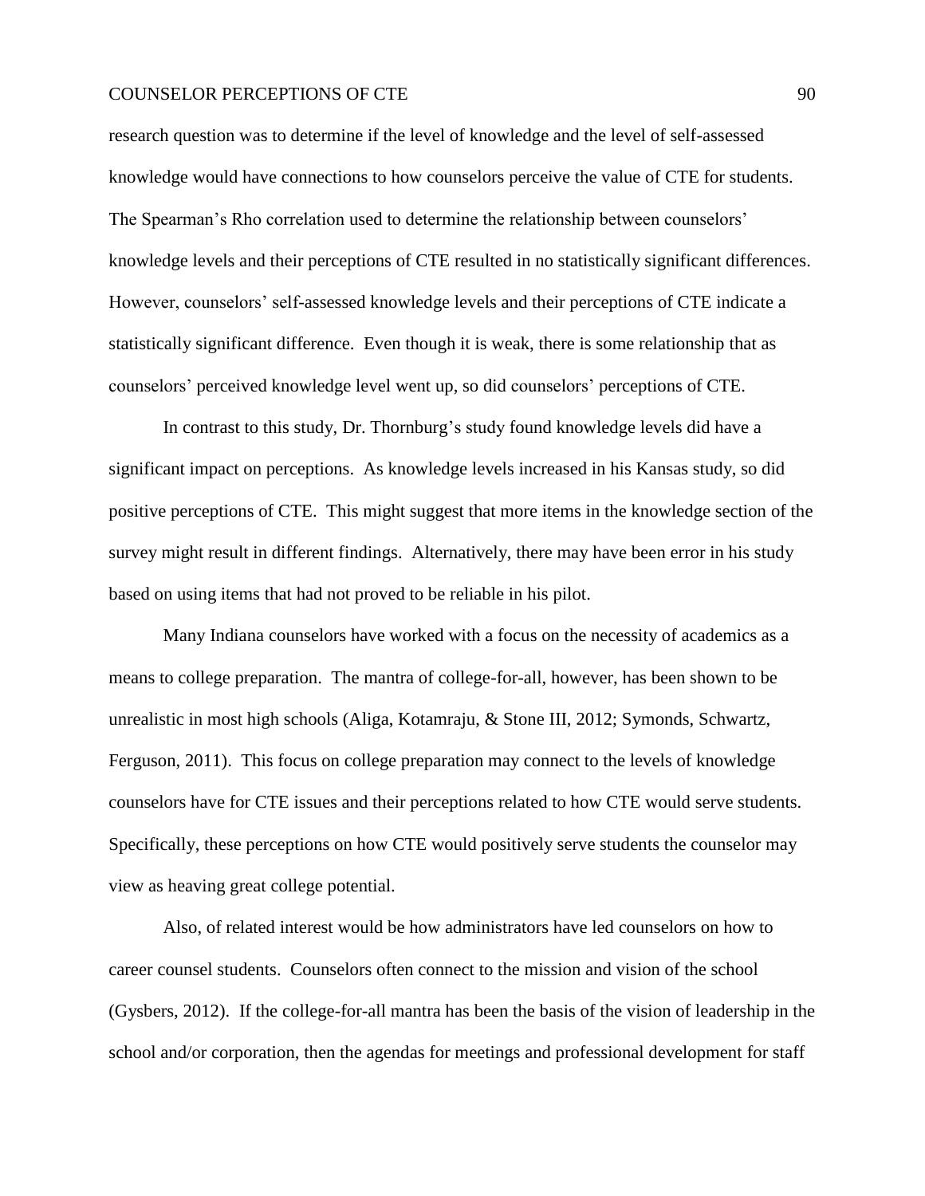research question was to determine if the level of knowledge and the level of self-assessed knowledge would have connections to how counselors perceive the value of CTE for students. The Spearman's Rho correlation used to determine the relationship between counselors' knowledge levels and their perceptions of CTE resulted in no statistically significant differences. However, counselors' self-assessed knowledge levels and their perceptions of CTE indicate a statistically significant difference. Even though it is weak, there is some relationship that as counselors' perceived knowledge level went up, so did counselors' perceptions of CTE.

In contrast to this study, Dr. Thornburg's study found knowledge levels did have a significant impact on perceptions. As knowledge levels increased in his Kansas study, so did positive perceptions of CTE. This might suggest that more items in the knowledge section of the survey might result in different findings. Alternatively, there may have been error in his study based on using items that had not proved to be reliable in his pilot.

Many Indiana counselors have worked with a focus on the necessity of academics as a means to college preparation. The mantra of college-for-all, however, has been shown to be unrealistic in most high schools (Aliga, Kotamraju, & Stone III, 2012; Symonds, Schwartz, Ferguson, 2011). This focus on college preparation may connect to the levels of knowledge counselors have for CTE issues and their perceptions related to how CTE would serve students. Specifically, these perceptions on how CTE would positively serve students the counselor may view as heaving great college potential.

Also, of related interest would be how administrators have led counselors on how to career counsel students. Counselors often connect to the mission and vision of the school (Gysbers, 2012). If the college-for-all mantra has been the basis of the vision of leadership in the school and/or corporation, then the agendas for meetings and professional development for staff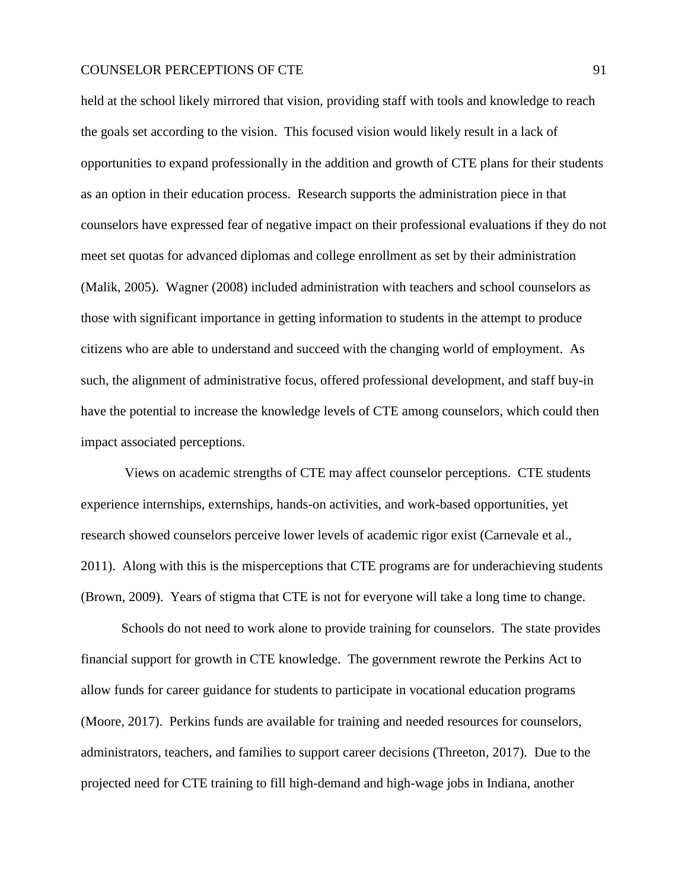held at the school likely mirrored that vision, providing staff with tools and knowledge to reach the goals set according to the vision. This focused vision would likely result in a lack of opportunities to expand professionally in the addition and growth of CTE plans for their students as an option in their education process. Research supports the administration piece in that counselors have expressed fear of negative impact on their professional evaluations if they do not meet set quotas for advanced diplomas and college enrollment as set by their administration (Malik, 2005). Wagner (2008) included administration with teachers and school counselors as those with significant importance in getting information to students in the attempt to produce citizens who are able to understand and succeed with the changing world of employment. As such, the alignment of administrative focus, offered professional development, and staff buy-in have the potential to increase the knowledge levels of CTE among counselors, which could then impact associated perceptions.

Views on academic strengths of CTE may affect counselor perceptions. CTE students experience internships, externships, hands-on activities, and work-based opportunities, yet research showed counselors perceive lower levels of academic rigor exist (Carnevale et al., 2011). Along with this is the misperceptions that CTE programs are for underachieving students (Brown, 2009). Years of stigma that CTE is not for everyone will take a long time to change.

Schools do not need to work alone to provide training for counselors. The state provides financial support for growth in CTE knowledge. The government rewrote the Perkins Act to allow funds for career guidance for students to participate in vocational education programs (Moore, 2017). Perkins funds are available for training and needed resources for counselors, administrators, teachers, and families to support career decisions (Threeton, 2017). Due to the projected need for CTE training to fill high-demand and high-wage jobs in Indiana, another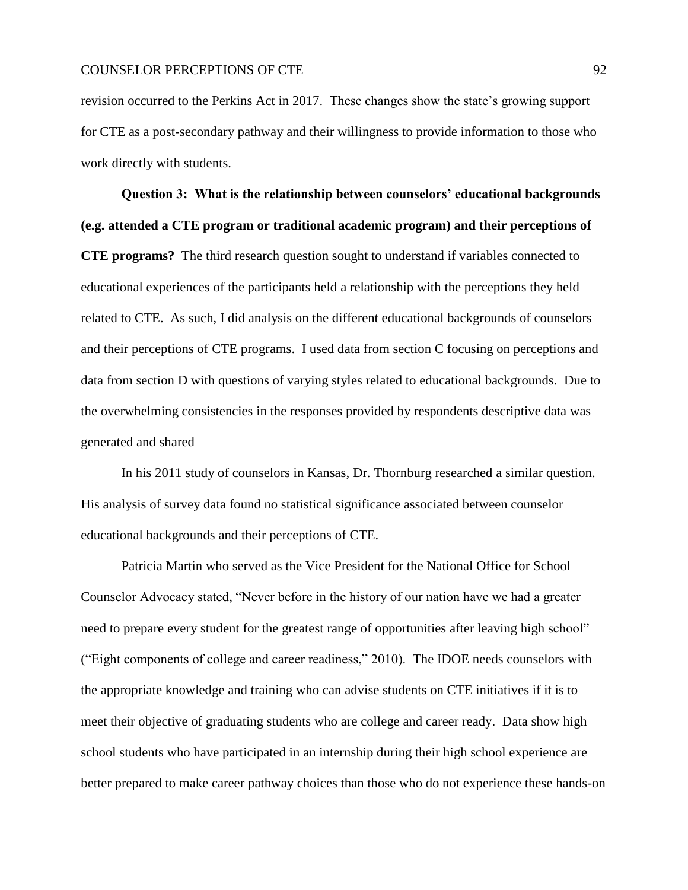revision occurred to the Perkins Act in 2017. These changes show the state's growing support for CTE as a post-secondary pathway and their willingness to provide information to those who work directly with students.

**Question 3: What is the relationship between counselors' educational backgrounds (e.g. attended a CTE program or traditional academic program) and their perceptions of CTE programs?** The third research question sought to understand if variables connected to educational experiences of the participants held a relationship with the perceptions they held related to CTE. As such, I did analysis on the different educational backgrounds of counselors and their perceptions of CTE programs. I used data from section C focusing on perceptions and data from section D with questions of varying styles related to educational backgrounds. Due to the overwhelming consistencies in the responses provided by respondents descriptive data was generated and shared

In his 2011 study of counselors in Kansas, Dr. Thornburg researched a similar question. His analysis of survey data found no statistical significance associated between counselor educational backgrounds and their perceptions of CTE.

Patricia Martin who served as the Vice President for the National Office for School Counselor Advocacy stated, "Never before in the history of our nation have we had a greater need to prepare every student for the greatest range of opportunities after leaving high school" ("Eight components of college and career readiness," 2010). The IDOE needs counselors with the appropriate knowledge and training who can advise students on CTE initiatives if it is to meet their objective of graduating students who are college and career ready. Data show high school students who have participated in an internship during their high school experience are better prepared to make career pathway choices than those who do not experience these hands-on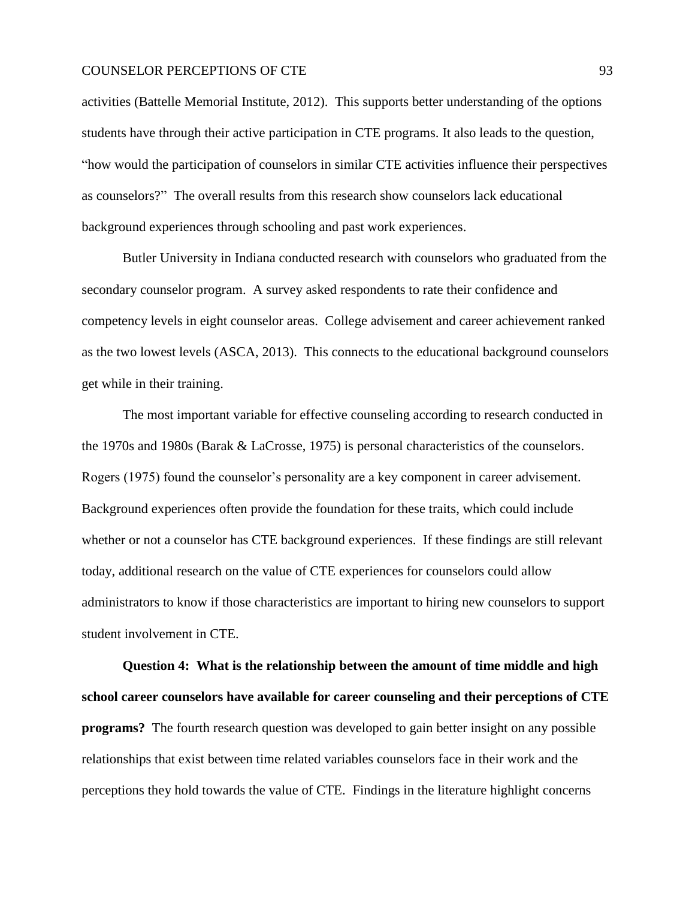activities (Battelle Memorial Institute, 2012). This supports better understanding of the options students have through their active participation in CTE programs. It also leads to the question, "how would the participation of counselors in similar CTE activities influence their perspectives as counselors?" The overall results from this research show counselors lack educational background experiences through schooling and past work experiences.

Butler University in Indiana conducted research with counselors who graduated from the secondary counselor program. A survey asked respondents to rate their confidence and competency levels in eight counselor areas. College advisement and career achievement ranked as the two lowest levels (ASCA, 2013). This connects to the educational background counselors get while in their training.

The most important variable for effective counseling according to research conducted in the 1970s and 1980s (Barak & LaCrosse, 1975) is personal characteristics of the counselors. Rogers (1975) found the counselor's personality are a key component in career advisement. Background experiences often provide the foundation for these traits, which could include whether or not a counselor has CTE background experiences. If these findings are still relevant today, additional research on the value of CTE experiences for counselors could allow administrators to know if those characteristics are important to hiring new counselors to support student involvement in CTE.

**Question 4: What is the relationship between the amount of time middle and high school career counselors have available for career counseling and their perceptions of CTE programs?** The fourth research question was developed to gain better insight on any possible relationships that exist between time related variables counselors face in their work and the perceptions they hold towards the value of CTE. Findings in the literature highlight concerns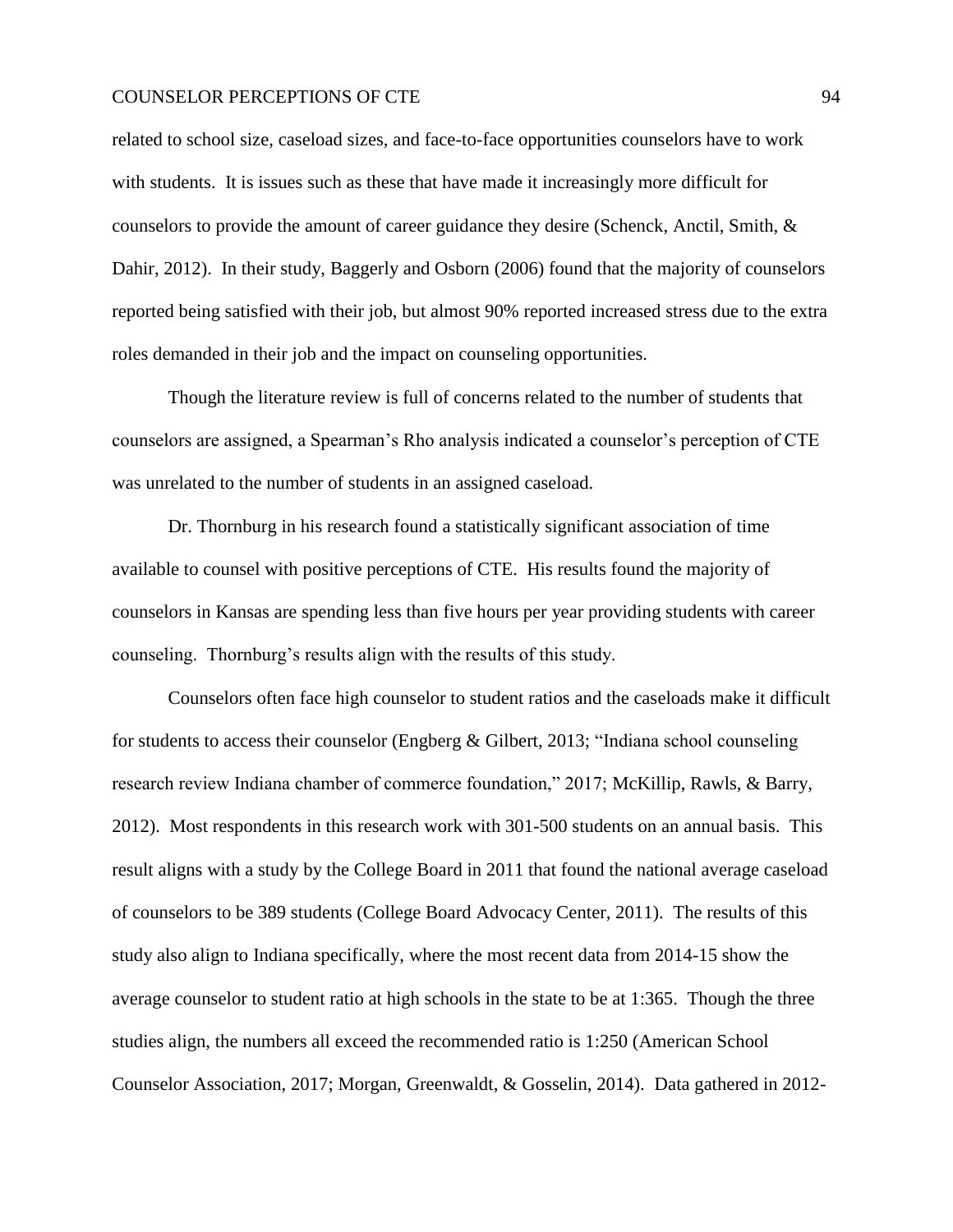related to school size, caseload sizes, and face-to-face opportunities counselors have to work with students. It is issues such as these that have made it increasingly more difficult for counselors to provide the amount of career guidance they desire (Schenck, Anctil, Smith, & Dahir, 2012). In their study, Baggerly and Osborn (2006) found that the majority of counselors reported being satisfied with their job, but almost 90% reported increased stress due to the extra roles demanded in their job and the impact on counseling opportunities.

Though the literature review is full of concerns related to the number of students that counselors are assigned, a Spearman's Rho analysis indicated a counselor's perception of CTE was unrelated to the number of students in an assigned caseload.

Dr. Thornburg in his research found a statistically significant association of time available to counsel with positive perceptions of CTE. His results found the majority of counselors in Kansas are spending less than five hours per year providing students with career counseling. Thornburg's results align with the results of this study.

Counselors often face high counselor to student ratios and the caseloads make it difficult for students to access their counselor (Engberg & Gilbert, 2013; "Indiana school counseling research review Indiana chamber of commerce foundation," 2017; McKillip, Rawls, & Barry, 2012). Most respondents in this research work with 301-500 students on an annual basis. This result aligns with a study by the College Board in 2011 that found the national average caseload of counselors to be 389 students (College Board Advocacy Center, 2011). The results of this study also align to Indiana specifically, where the most recent data from 2014-15 show the average counselor to student ratio at high schools in the state to be at 1:365. Though the three studies align, the numbers all exceed the recommended ratio is 1:250 (American School Counselor Association, 2017; Morgan, Greenwaldt, & Gosselin, 2014). Data gathered in 2012-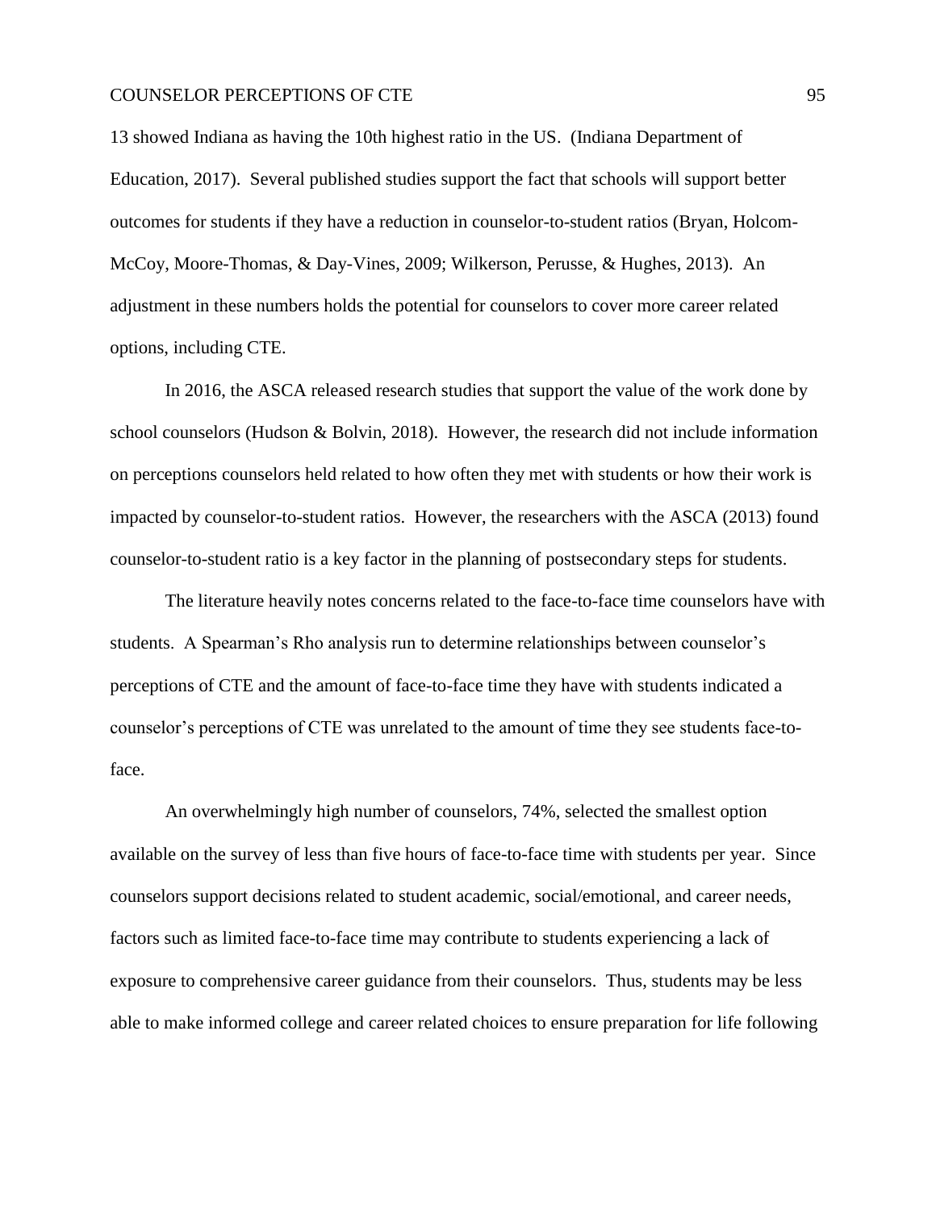13 showed Indiana as having the 10th highest ratio in the US. (Indiana Department of Education, 2017). Several published studies support the fact that schools will support better outcomes for students if they have a reduction in counselor-to-student ratios (Bryan, Holcom-McCoy, Moore-Thomas, & Day-Vines, 2009; Wilkerson, Perusse, & Hughes, 2013). An adjustment in these numbers holds the potential for counselors to cover more career related options, including CTE.

In 2016, the ASCA released research studies that support the value of the work done by school counselors (Hudson & Bolvin, 2018). However, the research did not include information on perceptions counselors held related to how often they met with students or how their work is impacted by counselor-to-student ratios. However, the researchers with the ASCA (2013) found counselor-to-student ratio is a key factor in the planning of postsecondary steps for students.

The literature heavily notes concerns related to the face-to-face time counselors have with students. A Spearman's Rho analysis run to determine relationships between counselor's perceptions of CTE and the amount of face-to-face time they have with students indicated a counselor's perceptions of CTE was unrelated to the amount of time they see students face-to-face.

An overwhelmingly high number of counselors, 74%, selected the smallest option available on the survey of less than five hours of face-to-face time with students per year. Since counselors support decisions related to student academic, social/emotional, and career needs, factors such as limited face-to-face time may contribute to students experiencing a lack of exposure to comprehensive career guidance from their counselors. Thus, students may be less able to make informed college and career related choices to ensure preparation for life following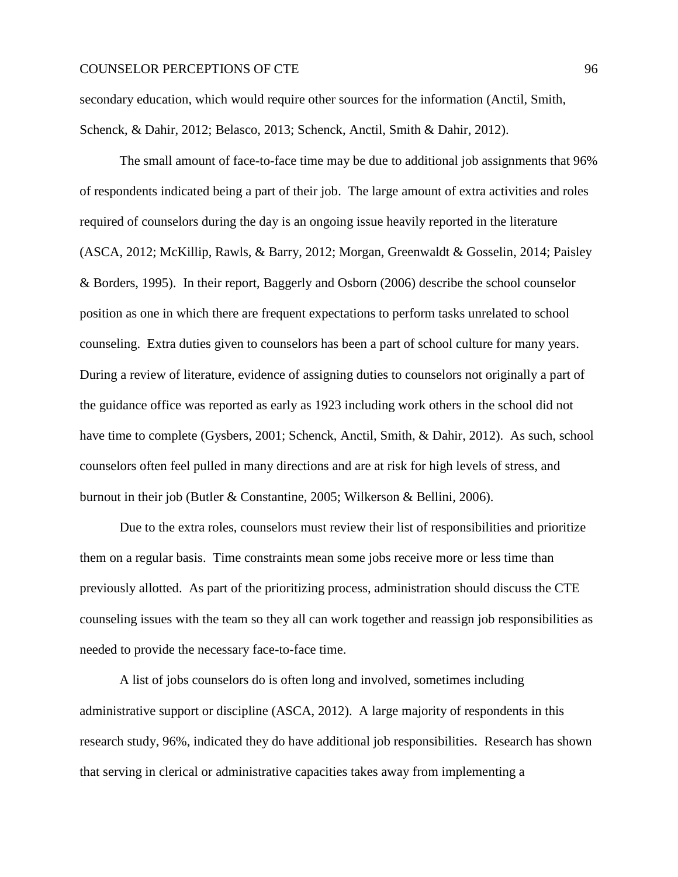secondary education, which would require other sources for the information (Anctil, Smith, Schenck, & Dahir, 2012; Belasco, 2013; Schenck, Anctil, Smith & Dahir, 2012).

The small amount of face-to-face time may be due to additional job assignments that 96% of respondents indicated being a part of their job. The large amount of extra activities and roles required of counselors during the day is an ongoing issue heavily reported in the literature (ASCA, 2012; McKillip, Rawls, & Barry, 2012; Morgan, Greenwaldt & Gosselin, 2014; Paisley & Borders, 1995). In their report, Baggerly and Osborn (2006) describe the school counselor position as one in which there are frequent expectations to perform tasks unrelated to school counseling. Extra duties given to counselors has been a part of school culture for many years. During a review of literature, evidence of assigning duties to counselors not originally a part of the guidance office was reported as early as 1923 including work others in the school did not have time to complete (Gysbers, 2001; Schenck, Anctil, Smith, & Dahir, 2012). As such, school counselors often feel pulled in many directions and are at risk for high levels of stress, and burnout in their job (Butler & Constantine, 2005; Wilkerson & Bellini, 2006).

Due to the extra roles, counselors must review their list of responsibilities and prioritize them on a regular basis. Time constraints mean some jobs receive more or less time than previously allotted. As part of the prioritizing process, administration should discuss the CTE counseling issues with the team so they all can work together and reassign job responsibilities as needed to provide the necessary face-to-face time.

A list of jobs counselors do is often long and involved, sometimes including administrative support or discipline (ASCA, 2012). A large majority of respondents in this research study, 96%, indicated they do have additional job responsibilities. Research has shown that serving in clerical or administrative capacities takes away from implementing a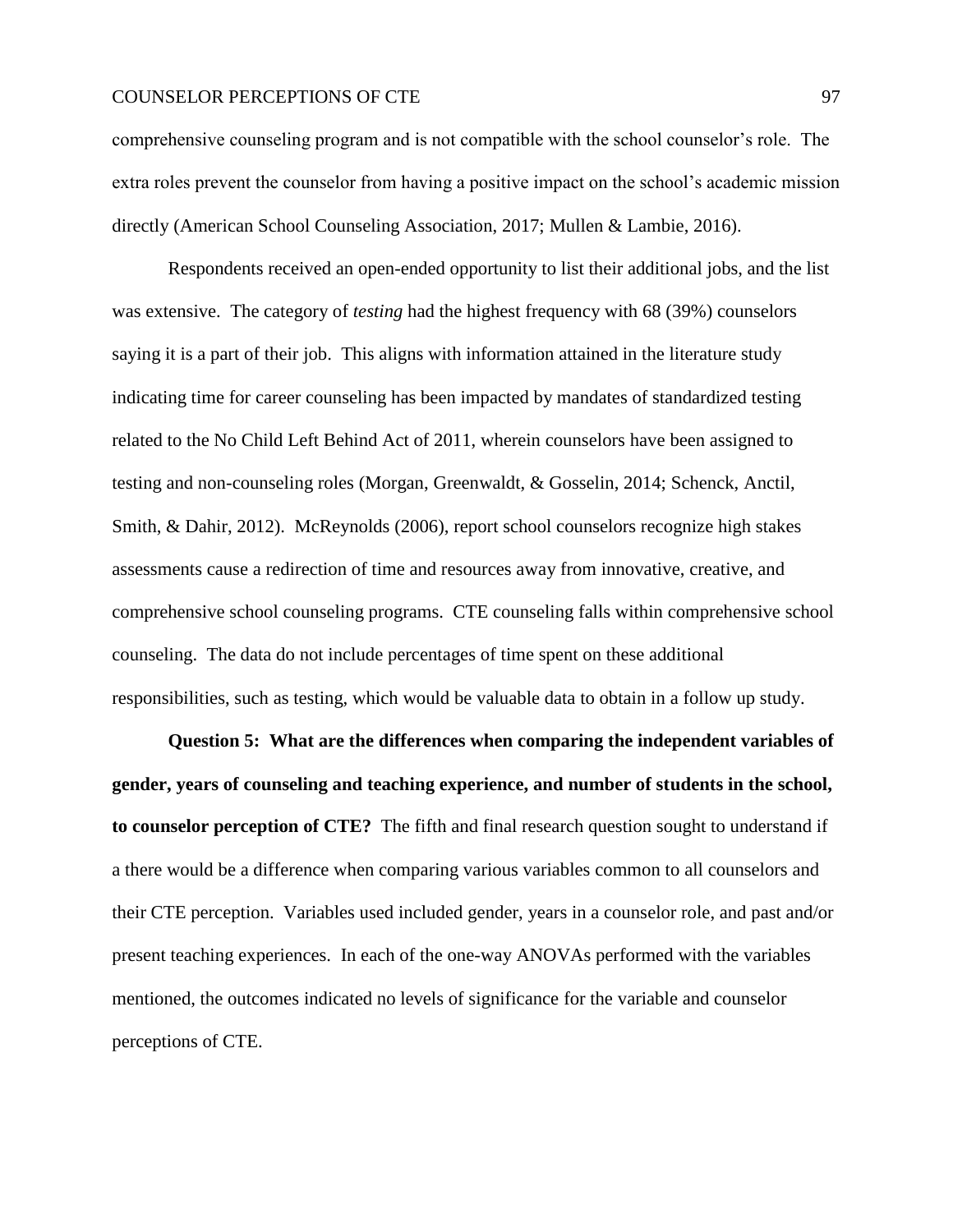comprehensive counseling program and is not compatible with the school counselor's role. The extra roles prevent the counselor from having a positive impact on the school's academic mission directly (American School Counseling Association, 2017; Mullen & Lambie, 2016).

Respondents received an open-ended opportunity to list their additional jobs, and the list was extensive. The category of *testing* had the highest frequency with 68 (39%) counselors saying it is a part of their job. This aligns with information attained in the literature study indicating time for career counseling has been impacted by mandates of standardized testing related to the No Child Left Behind Act of 2011, wherein counselors have been assigned to testing and non-counseling roles (Morgan, Greenwaldt, & Gosselin, 2014; Schenck, Anctil, Smith, & Dahir, 2012). McReynolds (2006), report school counselors recognize high stakes assessments cause a redirection of time and resources away from innovative, creative, and comprehensive school counseling programs. CTE counseling falls within comprehensive school counseling. The data do not include percentages of time spent on these additional responsibilities, such as testing, which would be valuable data to obtain in a follow up study.

**Question 5: What are the differences when comparing the independent variables of gender, years of counseling and teaching experience, and number of students in the school, to counselor perception of CTE?** The fifth and final research question sought to understand if a there would be a difference when comparing various variables common to all counselors and their CTE perception. Variables used included gender, years in a counselor role, and past and/or present teaching experiences. In each of the one-way ANOVAs performed with the variables mentioned, the outcomes indicated no levels of significance for the variable and counselor perceptions of CTE.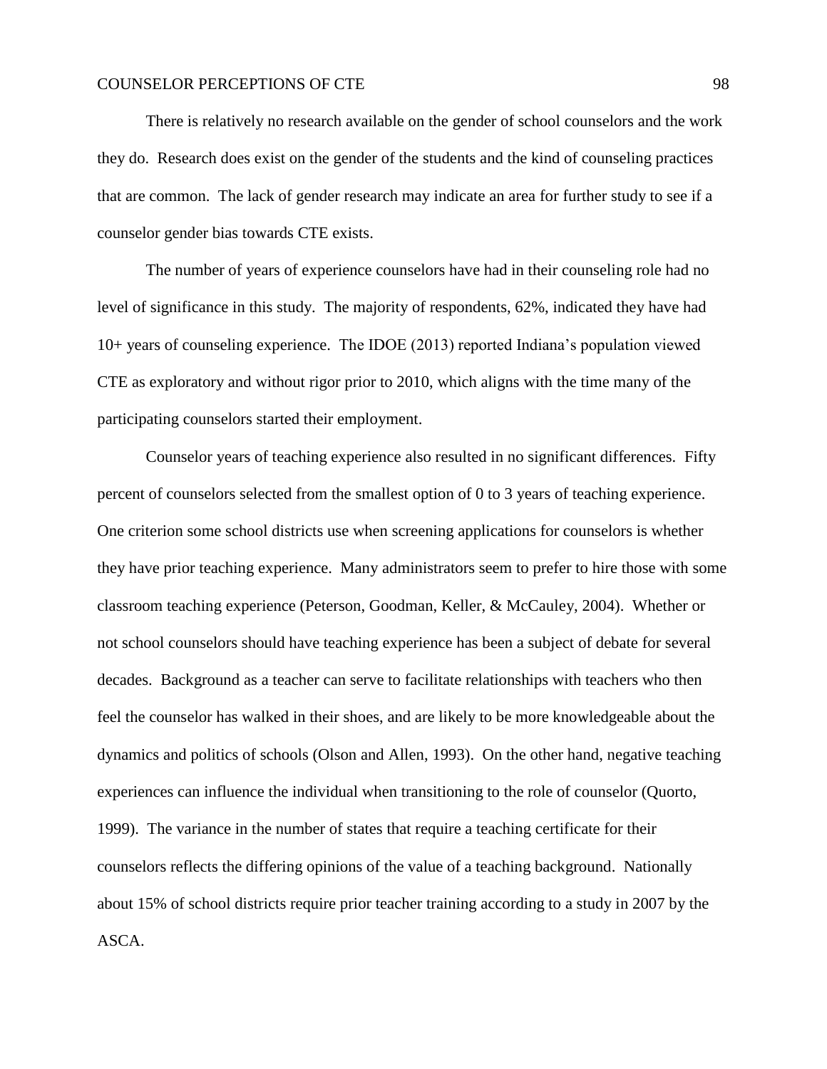There is relatively no research available on the gender of school counselors and the work they do. Research does exist on the gender of the students and the kind of counseling practices that are common. The lack of gender research may indicate an area for further study to see if a counselor gender bias towards CTE exists.

The number of years of experience counselors have had in their counseling role had no level of significance in this study. The majority of respondents, 62%, indicated they have had 10+ years of counseling experience. The IDOE (2013) reported Indiana's population viewed CTE as exploratory and without rigor prior to 2010, which aligns with the time many of the participating counselors started their employment.

Counselor years of teaching experience also resulted in no significant differences. Fifty percent of counselors selected from the smallest option of 0 to 3 years of teaching experience. One criterion some school districts use when screening applications for counselors is whether they have prior teaching experience. Many administrators seem to prefer to hire those with some classroom teaching experience (Peterson, Goodman, Keller, & McCauley, 2004). Whether or not school counselors should have teaching experience has been a subject of debate for several decades. Background as a teacher can serve to facilitate relationships with teachers who then feel the counselor has walked in their shoes, and are likely to be more knowledgeable about the dynamics and politics of schools (Olson and Allen, 1993). On the other hand, negative teaching experiences can influence the individual when transitioning to the role of counselor (Quorto, 1999). The variance in the number of states that require a teaching certificate for their counselors reflects the differing opinions of the value of a teaching background. Nationally about 15% of school districts require prior teacher training according to a study in 2007 by the ASCA.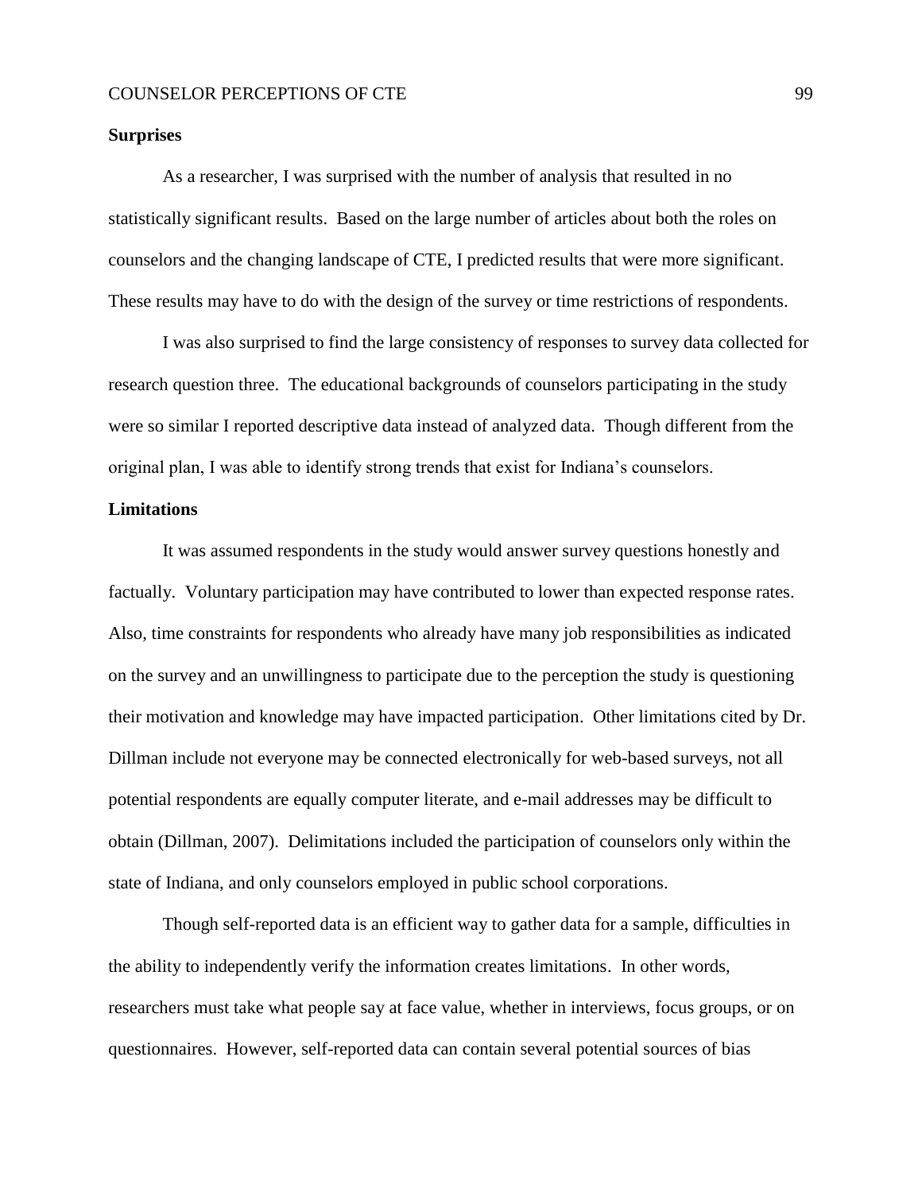**Surprises**

As a researcher, I was surprised with the number of analysis that resulted in no statistically significant results. Based on the large number of articles about both the roles on counselors and the changing landscape of CTE, I predicted results that were more significant. These results may have to do with the design of the survey or time restrictions of respondents.

I was also surprised to find the large consistency of responses to survey data collected for research question three. The educational backgrounds of counselors participating in the study were so similar I reported descriptive data instead of analyzed data. Though different from the original plan, I was able to identify strong trends that exist for Indiana's counselors.

**Limitations**

It was assumed respondents in the study would answer survey questions honestly and factually. Voluntary participation may have contributed to lower than expected response rates. Also, time constraints for respondents who already have many job responsibilities as indicated on the survey and an unwillingness to participate due to the perception the study is questioning their motivation and knowledge may have impacted participation. Other limitations cited by Dr. Dillman include not everyone may be connected electronically for web-based surveys, not all potential respondents are equally computer literate, and e-mail addresses may be difficult to obtain (Dillman, 2007). Delimitations included the participation of counselors only within the state of Indiana, and only counselors employed in public school corporations.

Though self-reported data is an efficient way to gather data for a sample, difficulties in the ability to independently verify the information creates limitations. In other words, researchers must take what people say at face value, whether in interviews, focus groups, or on questionnaires. However, self-reported data can contain several potential sources of bias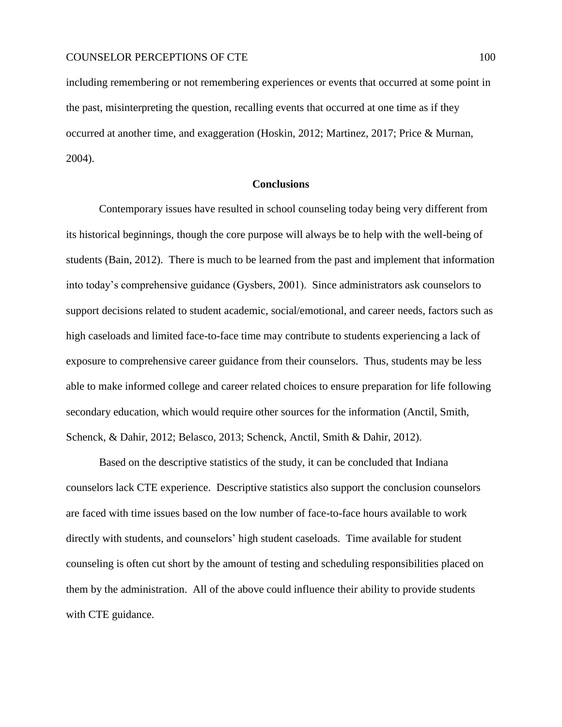including remembering or not remembering experiences or events that occurred at some point in the past, misinterpreting the question, recalling events that occurred at one time as if they occurred at another time, and exaggeration (Hoskin, 2012; Martinez, 2017; Price & Murnan, 2004).

## Conclusions

Contemporary issues have resulted in school counseling today being very different from its historical beginnings, though the core purpose will always be to help with the well-being of students (Bain, 2012). There is much to be learned from the past and implement that information into today's comprehensive guidance (Gysbers, 2001). Since administrators ask counselors to support decisions related to student academic, social/emotional, and career needs, factors such as high caseloads and limited face-to-face time may contribute to students experiencing a lack of exposure to comprehensive career guidance from their counselors. Thus, students may be less able to make informed college and career related choices to ensure preparation for life following secondary education, which would require other sources for the information (Anctil, Smith, Schenck, & Dahir, 2012; Belasco, 2013; Schenck, Anctil, Smith & Dahir, 2012).

Based on the descriptive statistics of the study, it can be concluded that Indiana counselors lack CTE experience. Descriptive statistics also support the conclusion counselors are faced with time issues based on the low number of face-to-face hours available to work directly with students, and counselors' high student caseloads. Time available for student counseling is often cut short by the amount of testing and scheduling responsibilities placed on them by the administration. All of the above could influence their ability to provide students with CTE guidance.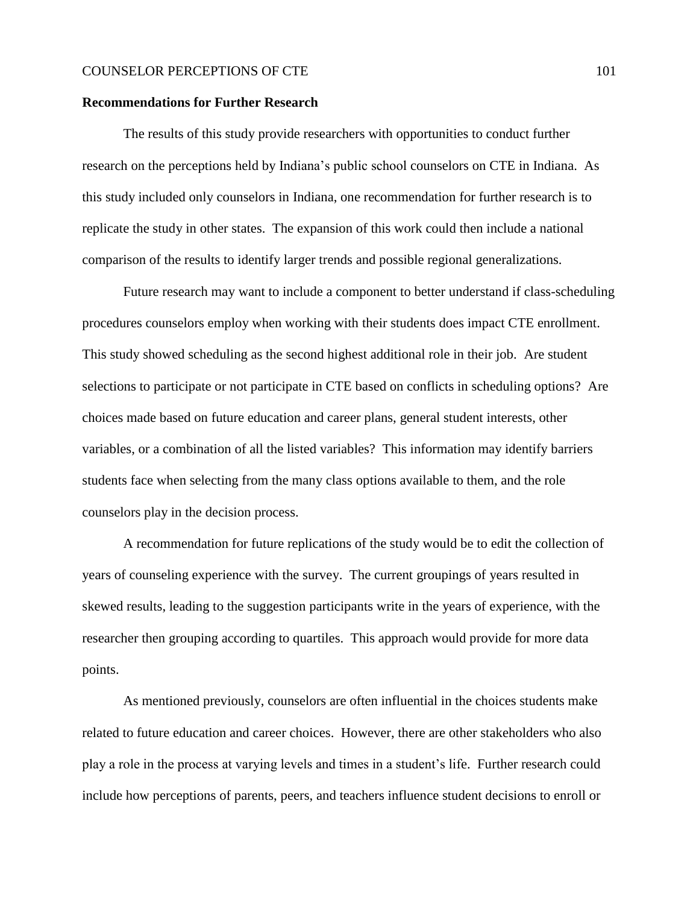## Recommendations for Further Research

The results of this study provide researchers with opportunities to conduct further research on the perceptions held by Indiana's public school counselors on CTE in Indiana. As this study included only counselors in Indiana, one recommendation for further research is to replicate the study in other states. The expansion of this work could then include a national comparison of the results to identify larger trends and possible regional generalizations.

Future research may want to include a component to better understand if class-scheduling procedures counselors employ when working with their students does impact CTE enrollment. This study showed scheduling as the second highest additional role in their job. Are student selections to participate or not participate in CTE based on conflicts in scheduling options? Are choices made based on future education and career plans, general student interests, other variables, or a combination of all the listed variables? This information may identify barriers students face when selecting from the many class options available to them, and the role counselors play in the decision process.

A recommendation for future replications of the study would be to edit the collection of years of counseling experience with the survey. The current groupings of years resulted in skewed results, leading to the suggestion participants write in the years of experience, with the researcher then grouping according to quartiles. This approach would provide for more data points.

As mentioned previously, counselors are often influential in the choices students make related to future education and career choices. However, there are other stakeholders who also play a role in the process at varying levels and times in a student's life. Further research could include how perceptions of parents, peers, and teachers influence student decisions to enroll or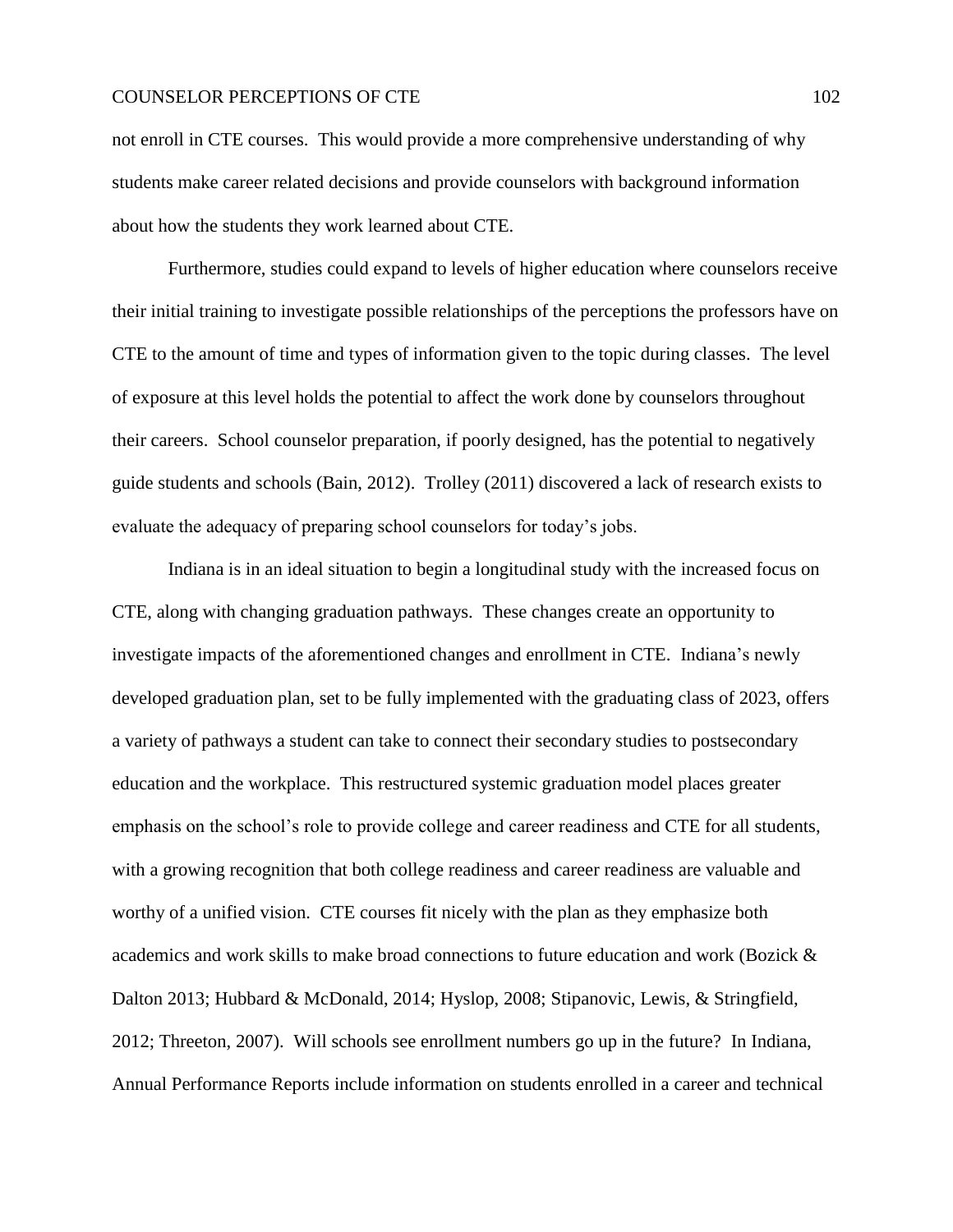not enroll in CTE courses. This would provide a more comprehensive understanding of why students make career related decisions and provide counselors with background information about how the students they work learned about CTE.

Furthermore, studies could expand to levels of higher education where counselors receive their initial training to investigate possible relationships of the perceptions the professors have on CTE to the amount of time and types of information given to the topic during classes. The level of exposure at this level holds the potential to affect the work done by counselors throughout their careers. School counselor preparation, if poorly designed, has the potential to negatively guide students and schools (Bain, 2012). Trolley (2011) discovered a lack of research exists to evaluate the adequacy of preparing school counselors for today's jobs.

Indiana is in an ideal situation to begin a longitudinal study with the increased focus on CTE, along with changing graduation pathways. These changes create an opportunity to investigate impacts of the aforementioned changes and enrollment in CTE. Indiana's newly developed graduation plan, set to be fully implemented with the graduating class of 2023, offers a variety of pathways a student can take to connect their secondary studies to postsecondary education and the workplace. This restructured systemic graduation model places greater emphasis on the school's role to provide college and career readiness and CTE for all students, with a growing recognition that both college readiness and career readiness are valuable and worthy of a unified vision. CTE courses fit nicely with the plan as they emphasize both academics and work skills to make broad connections to future education and work (Bozick & Dalton 2013; Hubbard & McDonald, 2014; Hyslop, 2008; Stipanovic, Lewis, & Stringfield, 2012; Threeton, 2007). Will schools see enrollment numbers go up in the future? In Indiana, Annual Performance Reports include information on students enrolled in a career and technical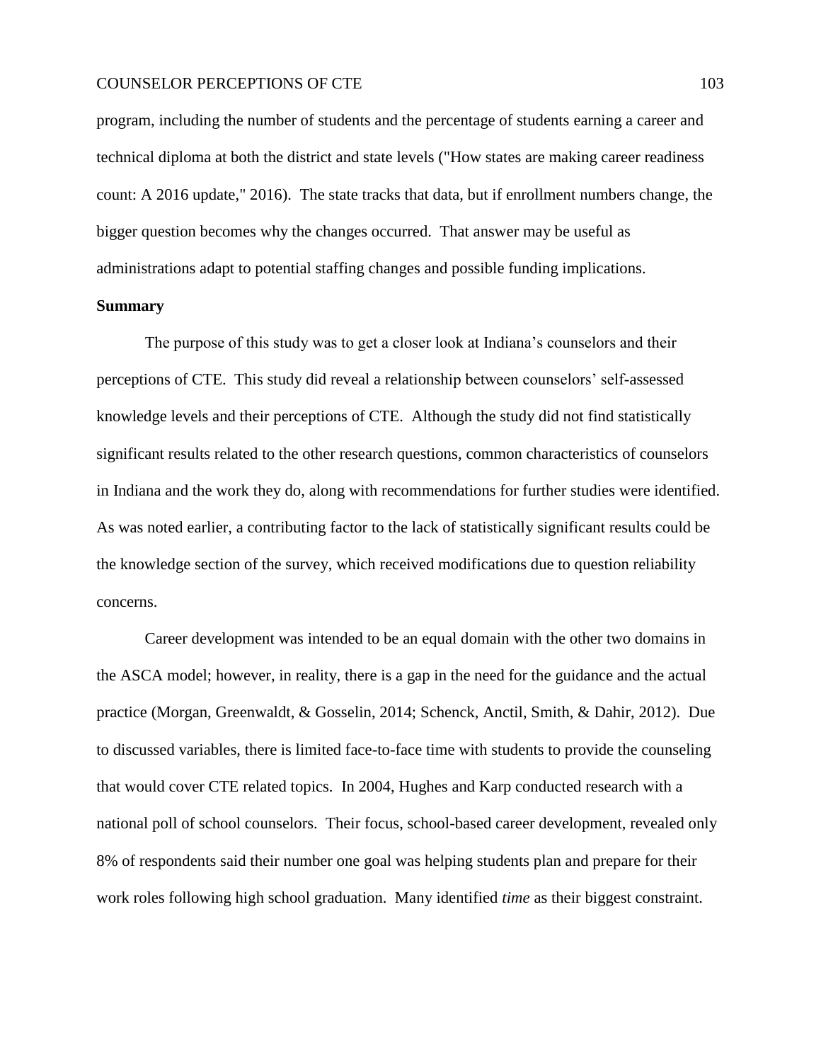program, including the number of students and the percentage of students earning a career and technical diploma at both the district and state levels ("How states are making career readiness count: A 2016 update," 2016). The state tracks that data, but if enrollment numbers change, the bigger question becomes why the changes occurred. That answer may be useful as administrations adapt to potential staffing changes and possible funding implications.

**Summary**

The purpose of this study was to get a closer look at Indiana's counselors and their perceptions of CTE. This study did reveal a relationship between counselors' self-assessed knowledge levels and their perceptions of CTE. Although the study did not find statistically significant results related to the other research questions, common characteristics of counselors in Indiana and the work they do, along with recommendations for further studies were identified. As was noted earlier, a contributing factor to the lack of statistically significant results could be the knowledge section of the survey, which received modifications due to question reliability concerns.

Career development was intended to be an equal domain with the other two domains in the ASCA model; however, in reality, there is a gap in the need for the guidance and the actual practice (Morgan, Greenwaldt, & Gosselin, 2014; Schenck, Anctil, Smith, & Dahir, 2012). Due to discussed variables, there is limited face-to-face time with students to provide the counseling that would cover CTE related topics. In 2004, Hughes and Karp conducted research with a national poll of school counselors. Their focus, school-based career development, revealed only 8% of respondents said their number one goal was helping students plan and prepare for their work roles following high school graduation. Many identified *time* as their biggest constraint.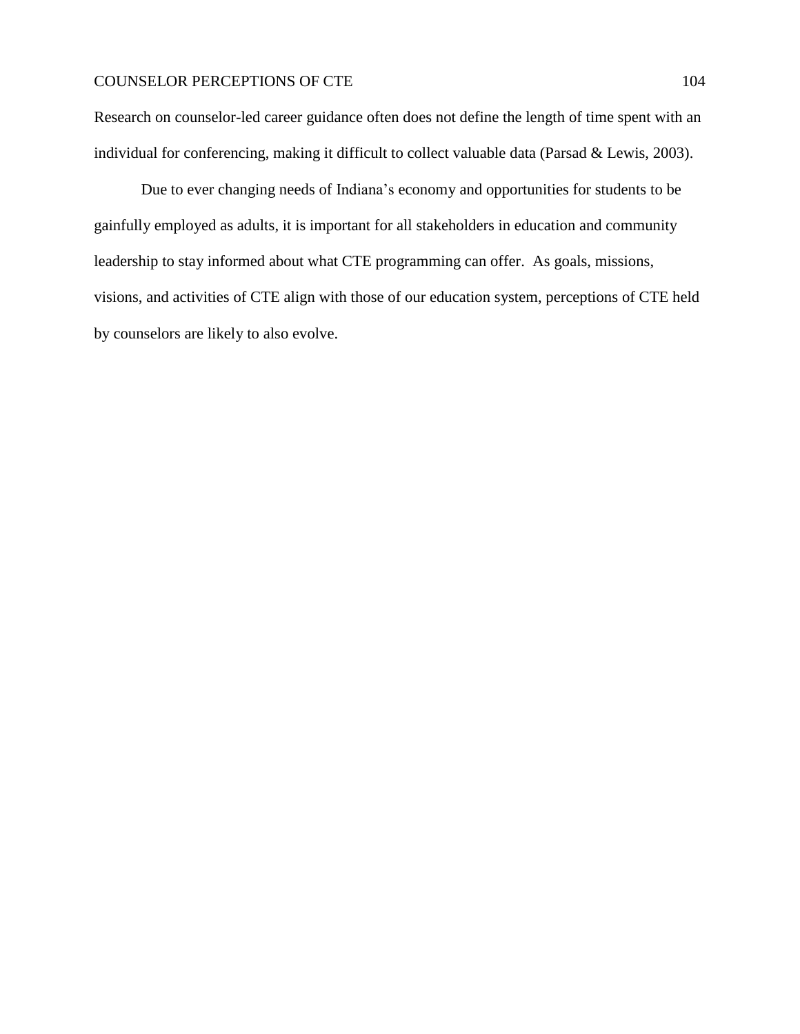Research on counselor-led career guidance often does not define the length of time spent with an individual for conferencing, making it difficult to collect valuable data (Parsad & Lewis, 2003).

Due to ever changing needs of Indiana's economy and opportunities for students to be gainfully employed as adults, it is important for all stakeholders in education and community leadership to stay informed about what CTE programming can offer. As goals, missions, visions, and activities of CTE align with those of our education system, perceptions of CTE held by counselors are likely to also evolve.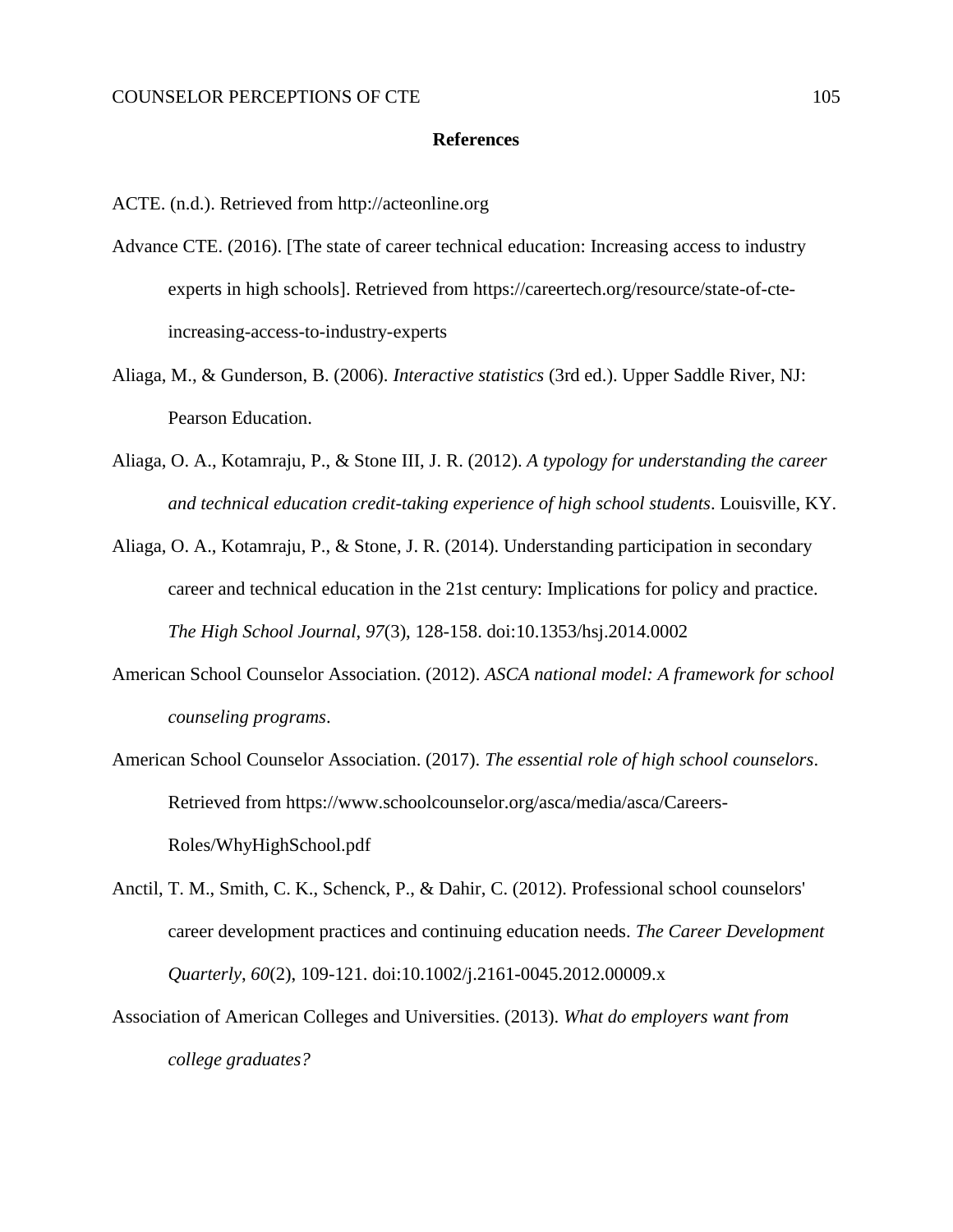# References

ACTE. (n.d.). Retrieved from http://acteonline.org

Advance CTE. (2016). [The state of career technical education: Increasing access to industry experts in high schools]. Retrieved from https://careertech.org/resource/state-of-cte-increasing-access-to-industry-experts

Aliaga, M., & Gunderson, B. (2006). *Interactive statistics* (3rd ed.). Upper Saddle River, NJ: Pearson Education.

Aliaga, O. A., Kotamraju, P., & Stone III, J. R. (2012). *A typology for understanding the career and technical education credit-taking experience of high school students*. Louisville, KY.

Aliaga, O. A., Kotamraju, P., & Stone, J. R. (2014). Understanding participation in secondary career and technical education in the 21st century: Implications for policy and practice. *The High School Journal*, *97*(3), 128-158. doi:10.1353/hsj.2014.0002

American School Counselor Association. (2012). *ASCA national model: A framework for school counseling programs*.

American School Counselor Association. (2017). *The essential role of high school counselors*. Retrieved from https://www.schoolcounselor.org/asca/media/asca/Careers-Roles/WhyHighSchool.pdf

Anctil, T. M., Smith, C. K., Schenck, P., & Dahir, C. (2012). Professional school counselors' career development practices and continuing education needs. *The Career Development Quarterly*, *60*(2), 109-121. doi:10.1002/j.2161-0045.2012.00009.x

Association of American Colleges and Universities. (2013). *What do employers want from college graduates?*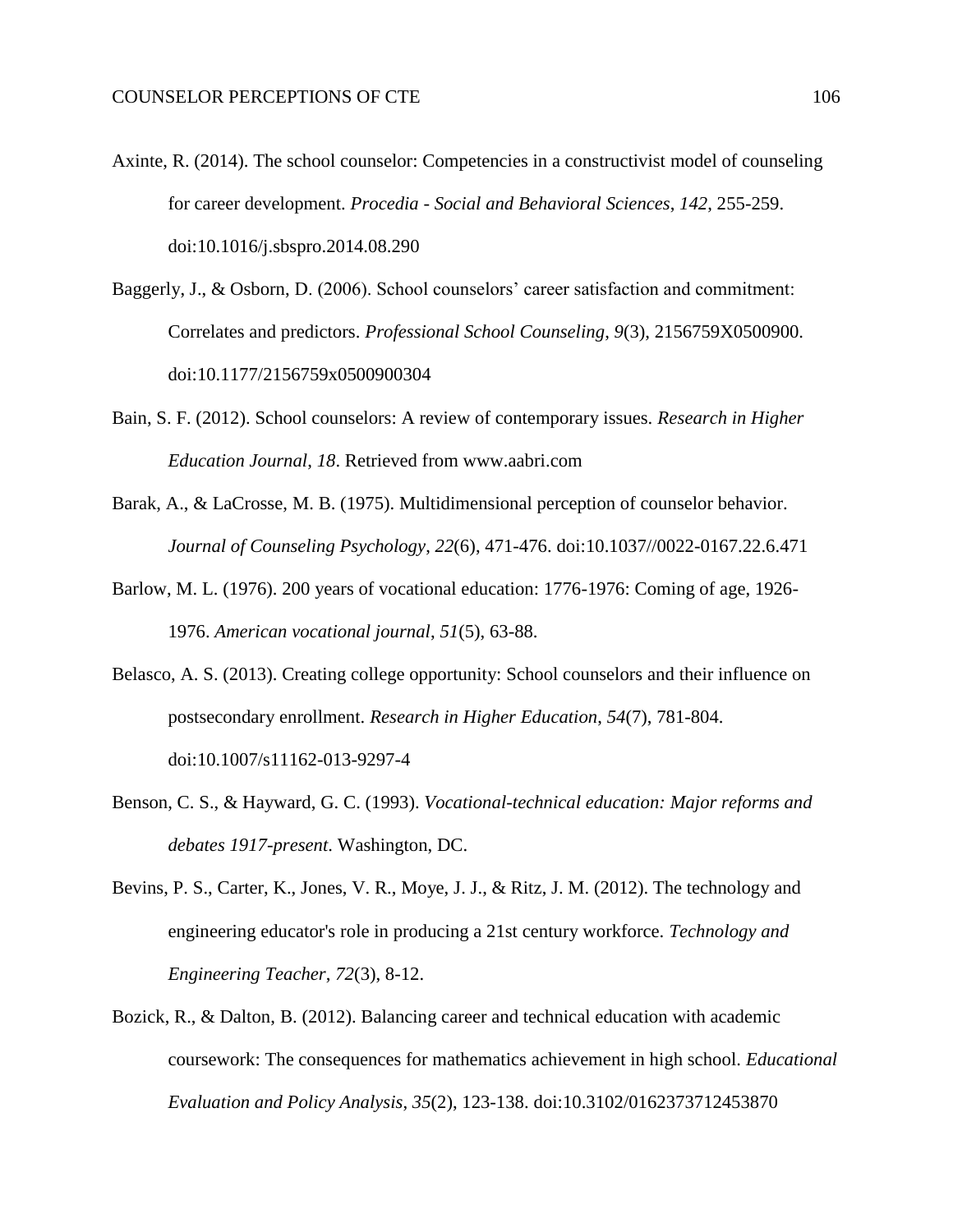Axinte, R. (2014). The school counselor: Competencies in a constructivist model of counseling for career development. *Procedia - Social and Behavioral Sciences*, *142*, 255-259. doi:10.1016/j.sbspro.2014.08.290

Baggerly, J., & Osborn, D. (2006). School counselors' career satisfaction and commitment: Correlates and predictors. *Professional School Counseling*, *9*(3), 2156759X0500900. doi:10.1177/2156759x0500900304

Bain, S. F. (2012). School counselors: A review of contemporary issues. *Research in Higher Education Journal*, *18*. Retrieved from www.aabri.com

Barak, A., & LaCrosse, M. B. (1975). Multidimensional perception of counselor behavior. *Journal of Counseling Psychology*, *22*(6), 471-476. doi:10.1037//0022-0167.22.6.471

Barlow, M. L. (1976). 200 years of vocational education: 1776-1976: Coming of age, 1926-1976. *American vocational journal*, *51*(5), 63-88.

Belasco, A. S. (2013). Creating college opportunity: School counselors and their influence on postsecondary enrollment. *Research in Higher Education*, *54*(7), 781-804. doi:10.1007/s11162-013-9297-4

Benson, C. S., & Hayward, G. C. (1993). *Vocational-technical education: Major reforms and debates 1917-present*. Washington, DC.

Bevins, P. S., Carter, K., Jones, V. R., Moye, J. J., & Ritz, J. M. (2012). The technology and engineering educator's role in producing a 21st century workforce. *Technology and Engineering Teacher*, *72*(3), 8-12.

Bozick, R., & Dalton, B. (2012). Balancing career and technical education with academic coursework: The consequences for mathematics achievement in high school. *Educational Evaluation and Policy Analysis*, *35*(2), 123-138. doi:10.3102/0162373712453870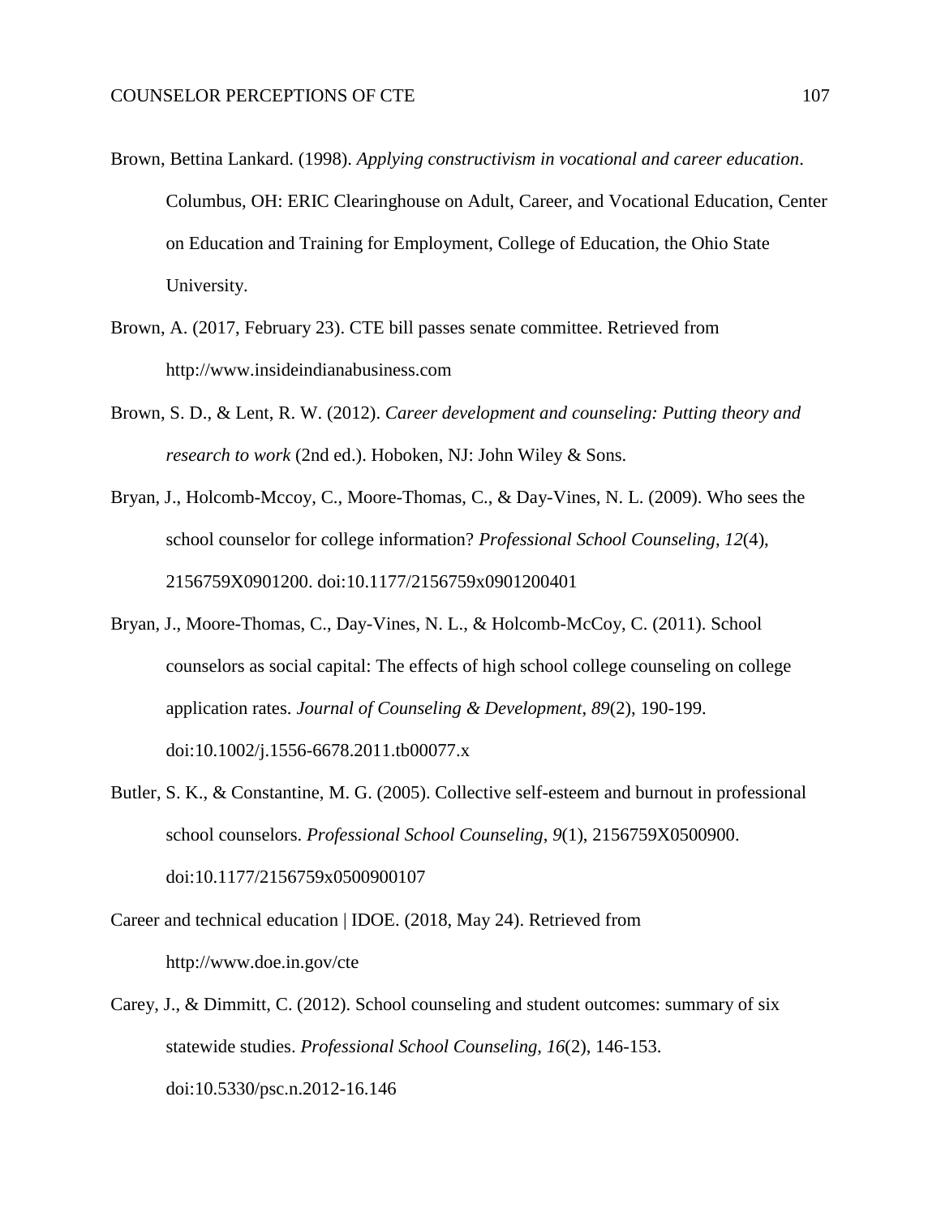Brown, Bettina Lankard. (1998). *Applying constructivism in vocational and career education*. Columbus, OH: ERIC Clearinghouse on Adult, Career, and Vocational Education, Center on Education and Training for Employment, College of Education, the Ohio State University.

Brown, A. (2017, February 23). CTE bill passes senate committee. Retrieved from http://www.insideindianabusiness.com

Brown, S. D., & Lent, R. W. (2012). *Career development and counseling: Putting theory and research to work* (2nd ed.). Hoboken, NJ: John Wiley & Sons.

Bryan, J., Holcomb-Mccoy, C., Moore-Thomas, C., & Day-Vines, N. L. (2009). Who sees the school counselor for college information? *Professional School Counseling*, *12*(4), 2156759X0901200. doi:10.1177/2156759x0901200401

Bryan, J., Moore-Thomas, C., Day-Vines, N. L., & Holcomb-McCoy, C. (2011). School counselors as social capital: The effects of high school college counseling on college application rates. *Journal of Counseling & Development*, *89*(2), 190-199. doi:10.1002/j.1556-6678.2011.tb00077.x

Butler, S. K., & Constantine, M. G. (2005). Collective self-esteem and burnout in professional school counselors. *Professional School Counseling, 9*(1), 2156759X0500900. doi:10.1177/2156759x0500900107

Career and technical education | IDOE. (2018, May 24). Retrieved from http://www.doe.in.gov/cte

Carey, J., & Dimmitt, C. (2012). School counseling and student outcomes: summary of six statewide studies. *Professional School Counseling*, *16*(2), 146-153. doi:10.5330/psc.n.2012-16.146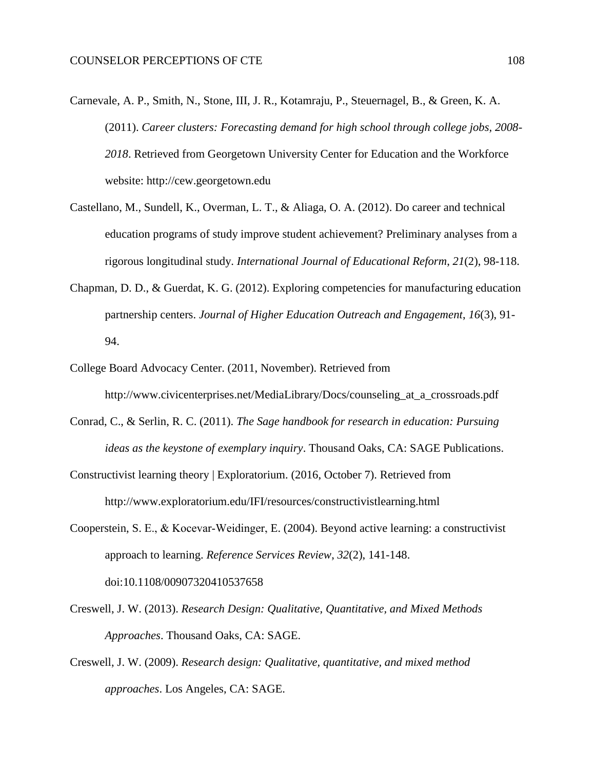Carnevale, A. P., Smith, N., Stone, III, J. R., Kotamraju, P., Steuernagel, B., & Green, K. A. (2011). *Career clusters: Forecasting demand for high school through college jobs, 2008-2018*. Retrieved from Georgetown University Center for Education and the Workforce website: http://cew.georgetown.edu

Castellano, M., Sundell, K., Overman, L. T., & Aliaga, O. A. (2012). Do career and technical education programs of study improve student achievement? Preliminary analyses from a rigorous longitudinal study. *International Journal of Educational Reform*, *21*(2), 98-118.

Chapman, D. D., & Guerdat, K. G. (2012). Exploring competencies for manufacturing education partnership centers. *Journal of Higher Education Outreach and Engagement*, *16*(3), 91-94.

College Board Advocacy Center. (2011, November). Retrieved from http://www.civicenterprises.net/MediaLibrary/Docs/counseling_at_a_crossroads.pdf

Conrad, C., & Serlin, R. C. (2011). *The Sage handbook for research in education: Pursuing ideas as the keystone of exemplary inquiry*. Thousand Oaks, CA: SAGE Publications.

Constructivist learning theory | Exploratorium. (2016, October 7). Retrieved from http://www.exploratorium.edu/IFI/resources/constructivistlearning.html

Cooperstein, S. E., & Kocevar-Weidinger, E. (2004). Beyond active learning: a constructivist approach to learning. *Reference Services Review*, *32*(2), 141-148. doi:10.1108/00907320410537658

Creswell, J. W. (2013). *Research Design: Qualitative, Quantitative, and Mixed Methods Approaches*. Thousand Oaks, CA: SAGE.

Creswell, J. W. (2009). *Research design: Qualitative, quantitative, and mixed method approaches*. Los Angeles, CA: SAGE.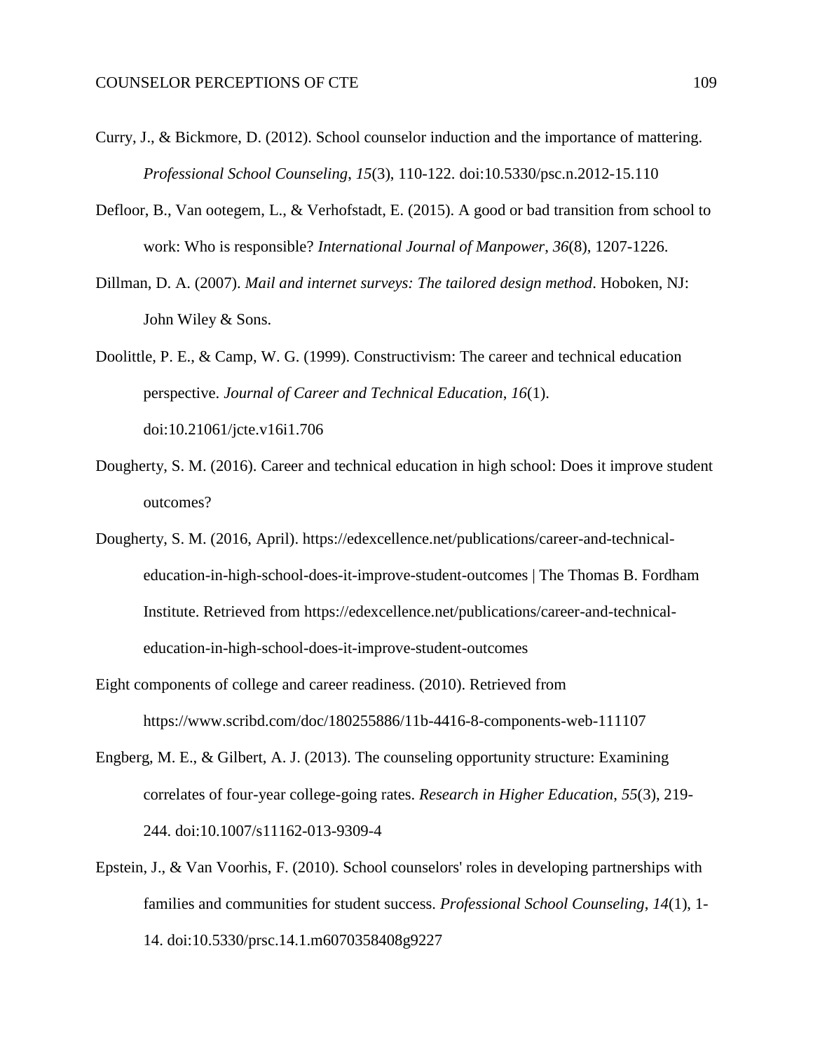Curry, J., & Bickmore, D. (2012). School counselor induction and the importance of mattering. *Professional School Counseling*, *15*(3), 110-122. doi:10.5330/psc.n.2012-15.110

Defloor, B., Van ootegem, L., & Verhofstadt, E. (2015). A good or bad transition from school to work: Who is responsible? *International Journal of Manpower*, *36*(8), 1207-1226.

Dillman, D. A. (2007). *Mail and internet surveys: The tailored design method*. Hoboken, NJ: John Wiley & Sons.

Doolittle, P. E., & Camp, W. G. (1999). Constructivism: The career and technical education perspective. *Journal of Career and Technical Education*, *16*(1). doi:10.21061/jcte.v16i1.706

Dougherty, S. M. (2016). Career and technical education in high school: Does it improve student outcomes?

Dougherty, S. M. (2016, April). https://edexcellence.net/publications/career-and-technical-education-in-high-school-does-it-improve-student-outcomes | The Thomas B. Fordham Institute. Retrieved from https://edexcellence.net/publications/career-and-technical-education-in-high-school-does-it-improve-student-outcomes

Eight components of college and career readiness. (2010). Retrieved from https://www.scribd.com/doc/180255886/11b-4416-8-components-web-111107

Engberg, M. E., & Gilbert, A. J. (2013). The counseling opportunity structure: Examining correlates of four-year college-going rates. *Research in Higher Education*, *55*(3), 219-244. doi:10.1007/s11162-013-9309-4

Epstein, J., & Van Voorhis, F. (2010). School counselors' roles in developing partnerships with families and communities for student success. *Professional School Counseling*, *14*(1), 1-14. doi:10.5330/prsc.14.1.m6070358408g9227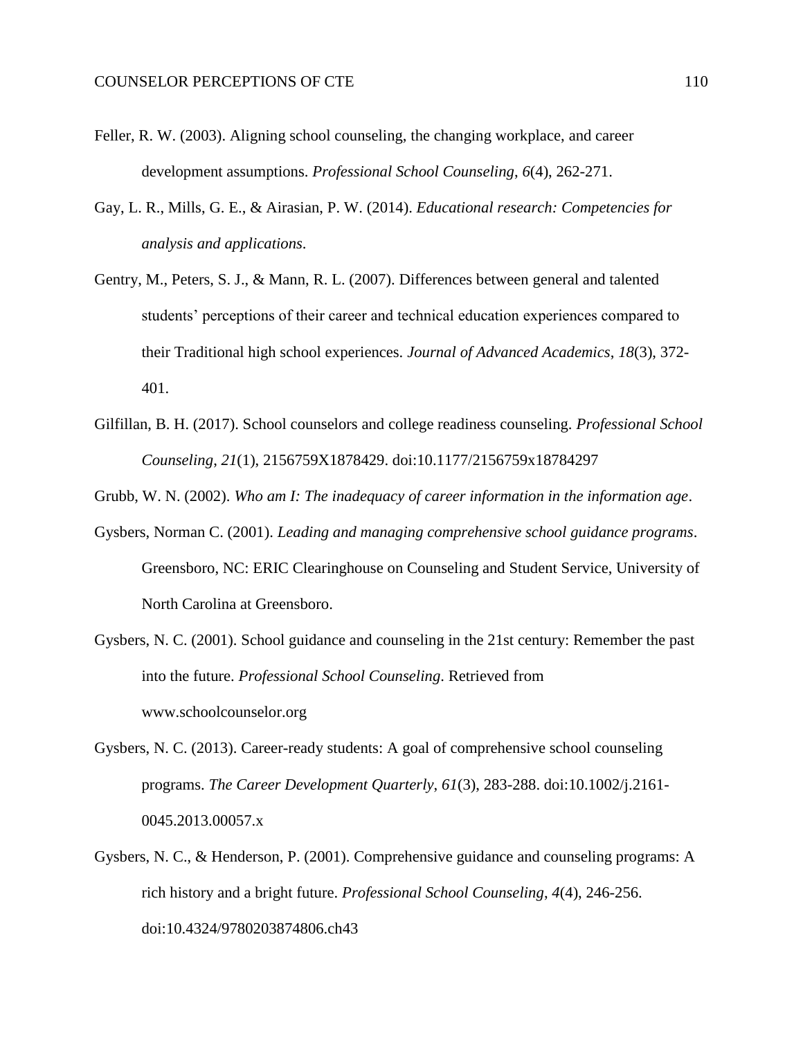Feller, R. W. (2003). Aligning school counseling, the changing workplace, and career development assumptions. *Professional School Counseling*, *6*(4), 262-271.

Gay, L. R., Mills, G. E., & Airasian, P. W. (2014). *Educational research: Competencies for analysis and applications*.

Gentry, M., Peters, S. J., & Mann, R. L. (2007). Differences between general and talented students' perceptions of their career and technical education experiences compared to their Traditional high school experiences. *Journal of Advanced Academics*, *18*(3), 372-401.

Gilfillan, B. H. (2017). School counselors and college readiness counseling. *Professional School Counseling*, *21*(1), 2156759X1878429. doi:10.1177/2156759x18784297

Grubb, W. N. (2002). *Who am I: The inadequacy of career information in the information age*.

Gysbers, Norman C. (2001). *Leading and managing comprehensive school guidance programs*. Greensboro, NC: ERIC Clearinghouse on Counseling and Student Service, University of North Carolina at Greensboro.

Gysbers, N. C. (2001). School guidance and counseling in the 21st century: Remember the past into the future. *Professional School Counseling*. Retrieved from www.schoolcounselor.org

Gysbers, N. C. (2013). Career-ready students: A goal of comprehensive school counseling programs. *The Career Development Quarterly*, *61*(3), 283-288. doi:10.1002/j.2161-0045.2013.00057.x

Gysbers, N. C., & Henderson, P. (2001). Comprehensive guidance and counseling programs: A rich history and a bright future. *Professional School Counseling*, *4*(4), 246-256. doi:10.4324/9780203874806.ch43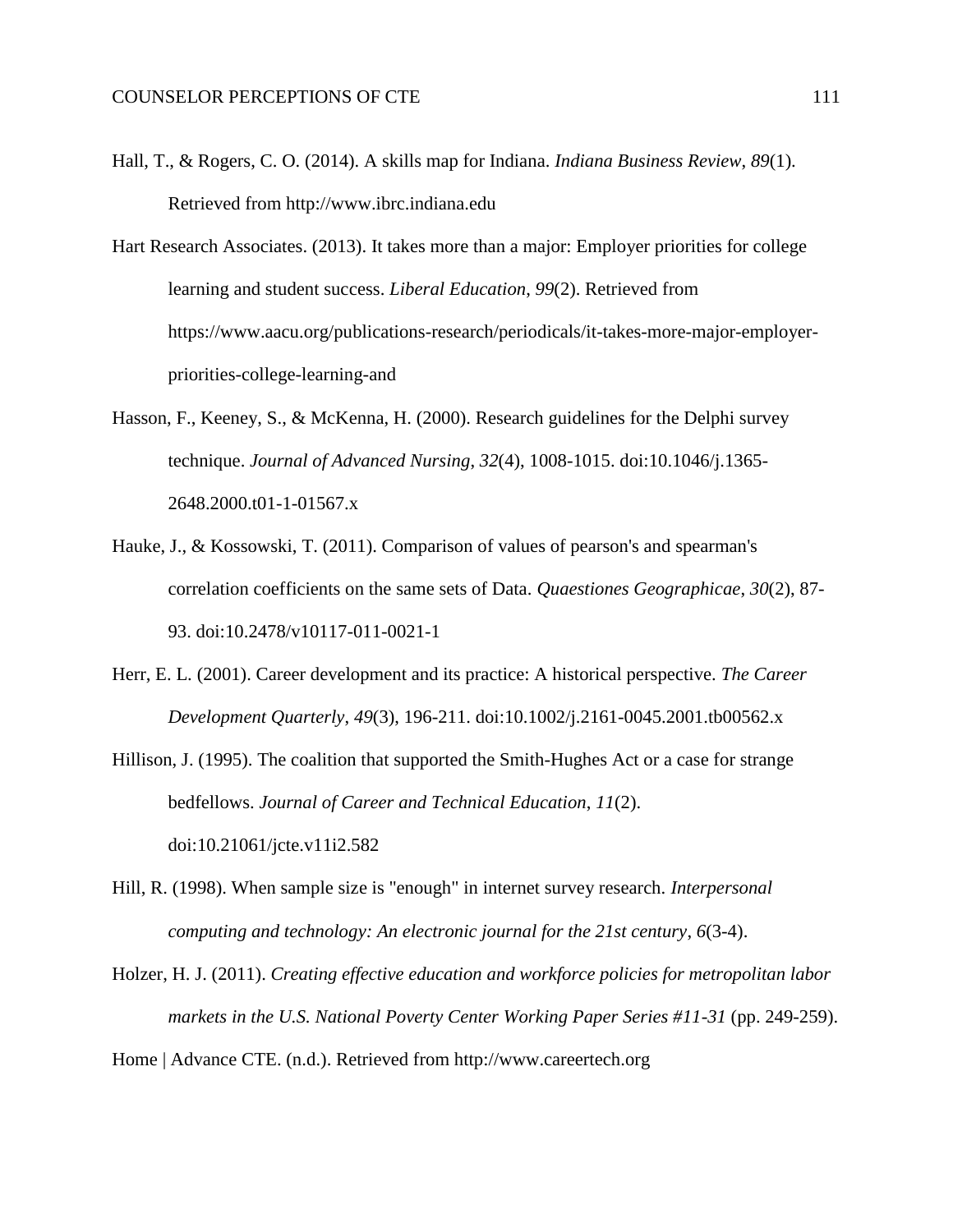Hall, T., & Rogers, C. O. (2014). A skills map for Indiana. *Indiana Business Review*, *89*(1). Retrieved from http://www.ibrc.indiana.edu

Hart Research Associates. (2013). It takes more than a major: Employer priorities for college learning and student success. *Liberal Education*, *99*(2). Retrieved from https://www.aacu.org/publications-research/periodicals/it-takes-more-major-employer-priorities-college-learning-and

Hasson, F., Keeney, S., & McKenna, H. (2000). Research guidelines for the Delphi survey technique. *Journal of Advanced Nursing*, *32*(4), 1008-1015. doi:10.1046/j.1365-2648.2000.t01-1-01567.x

Hauke, J., & Kossowski, T. (2011). Comparison of values of pearson's and spearman's correlation coefficients on the same sets of Data. *Quaestiones Geographicae*, *30*(2), 87-93. doi:10.2478/v10117-011-0021-1

Herr, E. L. (2001). Career development and its practice: A historical perspective. *The Career Development Quarterly*, *49*(3), 196-211. doi:10.1002/j.2161-0045.2001.tb00562.x

Hillison, J. (1995). The coalition that supported the Smith-Hughes Act or a case for strange bedfellows. *Journal of Career and Technical Education*, *11*(2). doi:10.21061/jcte.v11i2.582

Hill, R. (1998). When sample size is "enough" in internet survey research. *Interpersonal computing and technology: An electronic journal for the 21st century*, *6*(3-4).

Holzer, H. J. (2011). *Creating effective education and workforce policies for metropolitan labor markets in the U.S. National Poverty Center Working Paper Series #11-31* (pp. 249-259).

Home | Advance CTE. (n.d.). Retrieved from http://www.careertech.org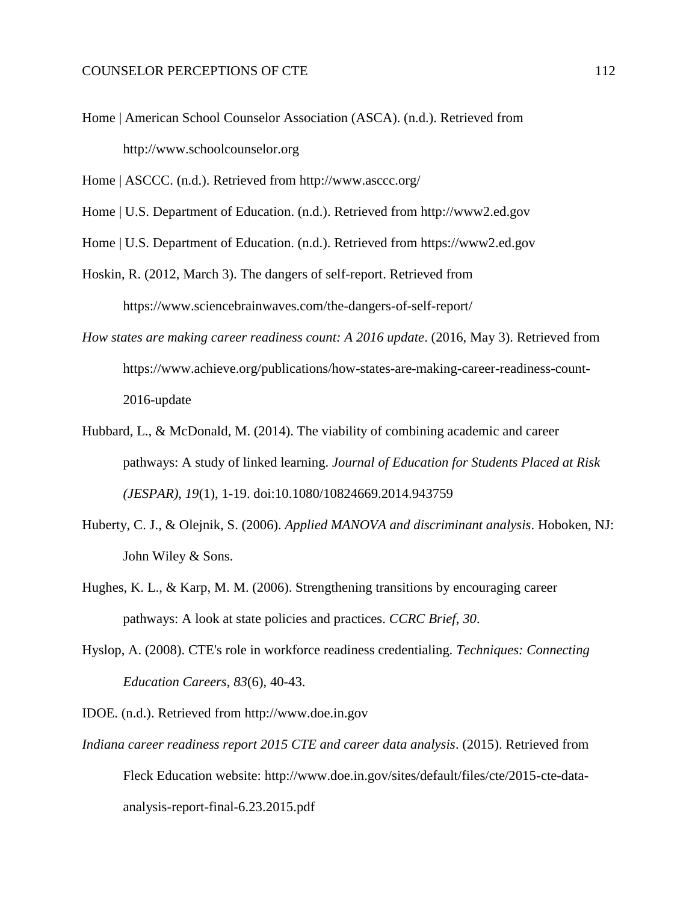Home | American School Counselor Association (ASCA). (n.d.). Retrieved from http://www.schoolcounselor.org

Home | ASCCC. (n.d.). Retrieved from http://www.asccc.org/

Home | U.S. Department of Education. (n.d.). Retrieved from http://www2.ed.gov

Home | U.S. Department of Education. (n.d.). Retrieved from https://www2.ed.gov

Hoskin, R. (2012, March 3). The dangers of self-report. Retrieved from https://www.sciencebrainwaves.com/the-dangers-of-self-report/

*How states are making career readiness count: A 2016 update*. (2016, May 3). Retrieved from https://www.achieve.org/publications/how-states-are-making-career-readiness-count-2016-update

Hubbard, L., & McDonald, M. (2014). The viability of combining academic and career pathways: A study of linked learning. *Journal of Education for Students Placed at Risk (JESPAR)*, *19*(1), 1-19. doi:10.1080/10824669.2014.943759

Huberty, C. J., & Olejnik, S. (2006). *Applied MANOVA and discriminant analysis*. Hoboken, NJ: John Wiley & Sons.

Hughes, K. L., & Karp, M. M. (2006). Strengthening transitions by encouraging career pathways: A look at state policies and practices. *CCRC Brief, 30*.

Hyslop, A. (2008). CTE's role in workforce readiness credentialing. *Techniques: Connecting Education Careers*, *83*(6), 40-43.

IDOE. (n.d.). Retrieved from http://www.doe.in.gov

*Indiana career readiness report 2015 CTE and career data analysis*. (2015). Retrieved from Fleck Education website: http://www.doe.in.gov/sites/default/files/cte/2015-cte-data-analysis-report-final-6.23.2015.pdf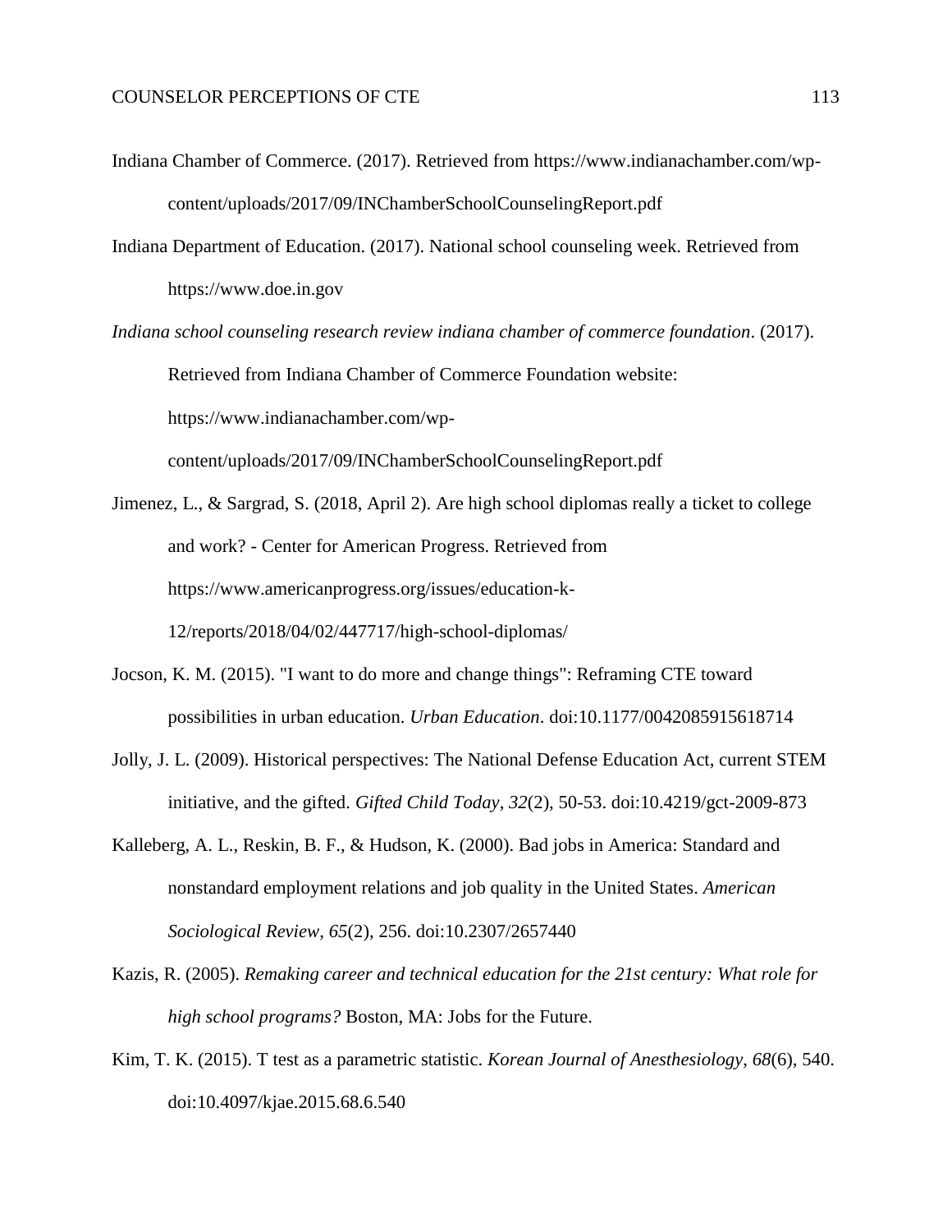Indiana Chamber of Commerce. (2017). Retrieved from https://www.indianachamber.com/wp-content/uploads/2017/09/INChamberSchoolCounselingReport.pdf

Indiana Department of Education. (2017). National school counseling week. Retrieved from https://www.doe.in.gov

*Indiana school counseling research review indiana chamber of commerce foundation*. (2017). Retrieved from Indiana Chamber of Commerce Foundation website: https://www.indianachamber.com/wp-content/uploads/2017/09/INChamberSchoolCounselingReport.pdf

Jimenez, L., & Sargrad, S. (2018, April 2). Are high school diplomas really a ticket to college and work? - Center for American Progress. Retrieved from https://www.americanprogress.org/issues/education-k-12/reports/2018/04/02/447717/high-school-diplomas/

Jocson, K. M. (2015). "I want to do more and change things": Reframing CTE toward possibilities in urban education. *Urban Education*. doi:10.1177/0042085915618714

Jolly, J. L. (2009). Historical perspectives: The National Defense Education Act, current STEM initiative, and the gifted. *Gifted Child Today*, *32*(2), 50-53. doi:10.4219/gct-2009-873

Kalleberg, A. L., Reskin, B. F., & Hudson, K. (2000). Bad jobs in America: Standard and nonstandard employment relations and job quality in the United States. *American Sociological Review*, *65*(2), 256. doi:10.2307/2657440

Kazis, R. (2005). *Remaking career and technical education for the 21st century: What role for high school programs?* Boston, MA: Jobs for the Future.

Kim, T. K. (2015). T test as a parametric statistic. *Korean Journal of Anesthesiology*, *68*(6), 540. doi:10.4097/kjae.2015.68.6.540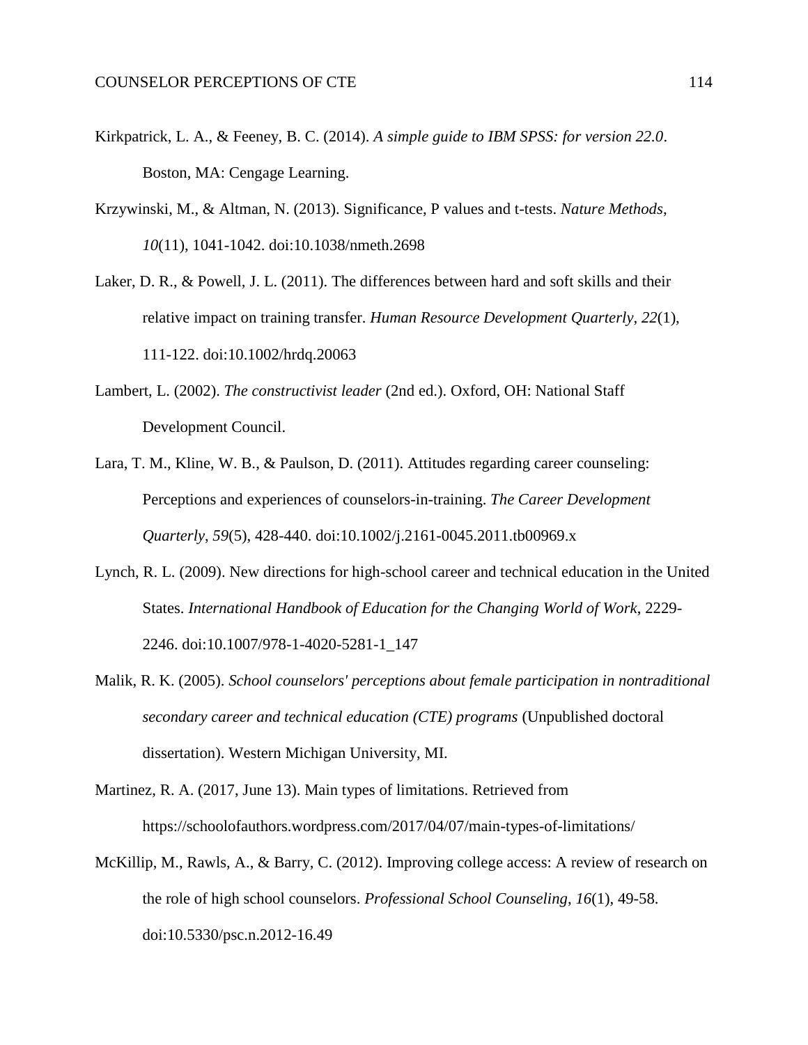Kirkpatrick, L. A., & Feeney, B. C. (2014). *A simple guide to IBM SPSS: for version 22.0*. Boston, MA: Cengage Learning.

Krzywinski, M., & Altman, N. (2013). Significance, P values and t-tests. *Nature Methods*, *10*(11), 1041-1042. doi:10.1038/nmeth.2698

Laker, D. R., & Powell, J. L. (2011). The differences between hard and soft skills and their relative impact on training transfer. *Human Resource Development Quarterly*, *22*(1), 111-122. doi:10.1002/hrdq.20063

Lambert, L. (2002). *The constructivist leader* (2nd ed.). Oxford, OH: National Staff Development Council.

Lara, T. M., Kline, W. B., & Paulson, D. (2011). Attitudes regarding career counseling: Perceptions and experiences of counselors-in-training. *The Career Development Quarterly*, *59*(5), 428-440. doi:10.1002/j.2161-0045.2011.tb00969.x

Lynch, R. L. (2009). New directions for high-school career and technical education in the United States. *International Handbook of Education for the Changing World of Work*, 2229-2246. doi:10.1007/978-1-4020-5281-1_147

Malik, R. K. (2005). *School counselors' perceptions about female participation in nontraditional secondary career and technical education (CTE) programs* (Unpublished doctoral dissertation). Western Michigan University, MI.

Martinez, R. A. (2017, June 13). Main types of limitations. Retrieved from https://schoolofauthors.wordpress.com/2017/04/07/main-types-of-limitations/

McKillip, M., Rawls, A., & Barry, C. (2012). Improving college access: A review of research on the role of high school counselors. *Professional School Counseling*, *16*(1), 49-58. doi:10.5330/psc.n.2012-16.49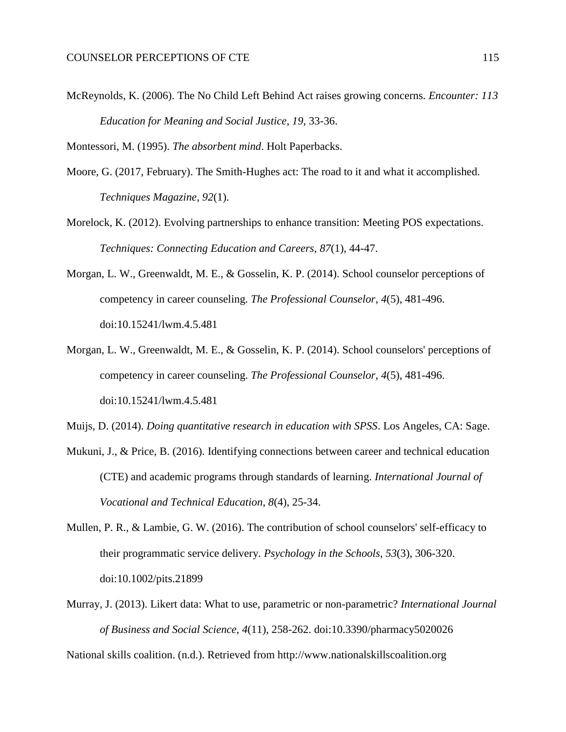McReynolds, K. (2006). The No Child Left Behind Act raises growing concerns. *Encounter: 113 Education for Meaning and Social Justice*, *19*, 33-36.

Montessori, M. (1995). *The absorbent mind*. Holt Paperbacks.

Moore, G. (2017, February). The Smith-Hughes act: The road to it and what it accomplished. *Techniques Magazine*, *92*(1).

Morelock, K. (2012). Evolving partnerships to enhance transition: Meeting POS expectations. *Techniques: Connecting Education and Careers*, *87*(1), 44-47.

Morgan, L. W., Greenwaldt, M. E., & Gosselin, K. P. (2014). School counselor perceptions of competency in career counseling. *The Professional Counselor*, *4*(5), 481-496. doi:10.15241/lwm.4.5.481

Morgan, L. W., Greenwaldt, M. E., & Gosselin, K. P. (2014). School counselors' perceptions of competency in career counseling. *The Professional Counselor*, *4*(5), 481-496. doi:10.15241/lwm.4.5.481

Muijs, D. (2014). *Doing quantitative research in education with SPSS*. Los Angeles, CA: Sage.

Mukuni, J., & Price, B. (2016). Identifying connections between career and technical education (CTE) and academic programs through standards of learning. *International Journal of Vocational and Technical Education*, *8*(4), 25-34.

Mullen, P. R., & Lambie, G. W. (2016). The contribution of school counselors' self-efficacy to their programmatic service delivery. *Psychology in the Schools*, *53*(3), 306-320. doi:10.1002/pits.21899

Murray, J. (2013). Likert data: What to use, parametric or non-parametric? *International Journal of Business and Social Science*, *4*(11), 258-262. doi:10.3390/pharmacy5020026

National skills coalition. (n.d.). Retrieved from http://www.nationalskillscoalition.org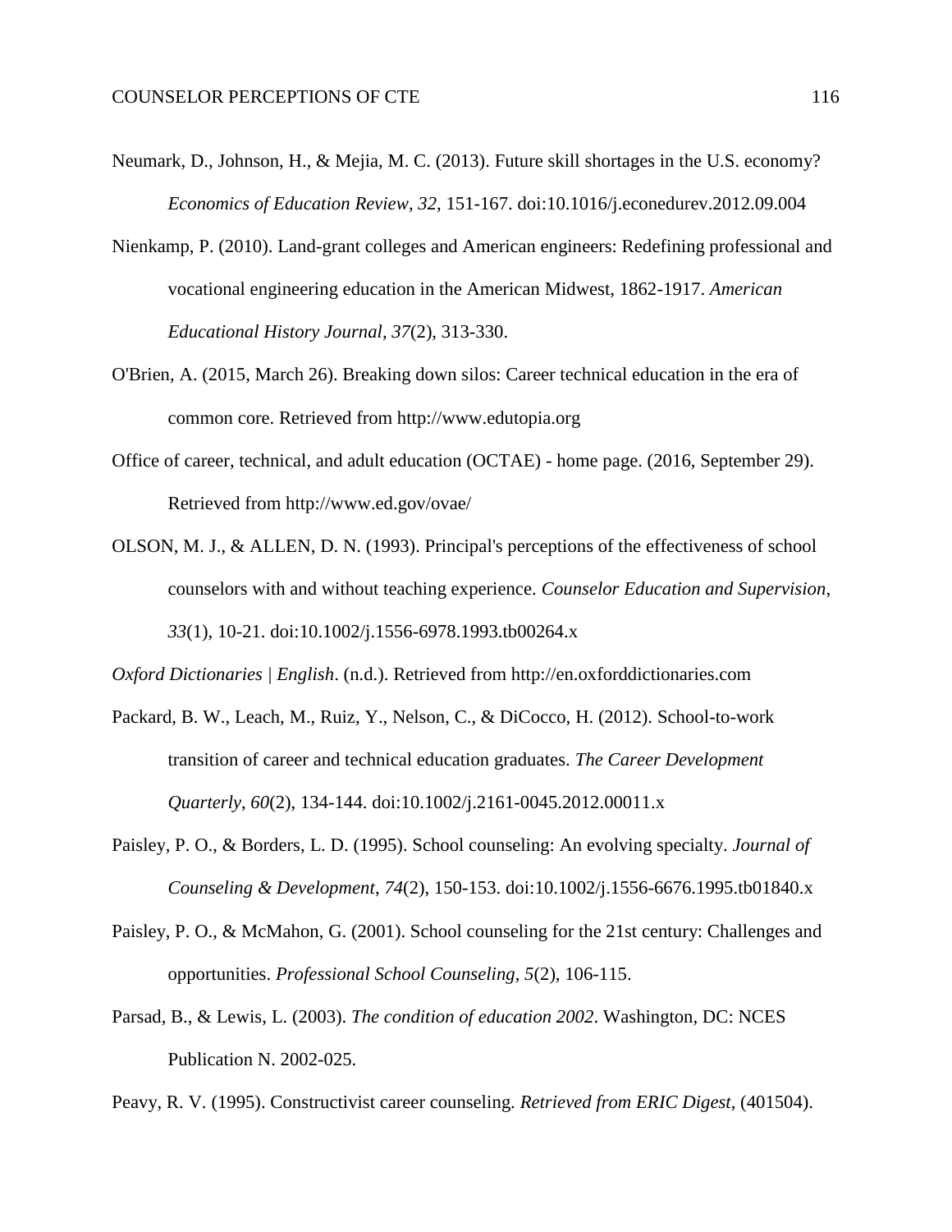Neumark, D., Johnson, H., & Mejia, M. C. (2013). Future skill shortages in the U.S. economy? *Economics of Education Review*, *32*, 151-167. doi:10.1016/j.econedurev.2012.09.004

Nienkamp, P. (2010). Land-grant colleges and American engineers: Redefining professional and vocational engineering education in the American Midwest, 1862-1917. *American Educational History Journal*, *37*(2), 313-330.

O'Brien, A. (2015, March 26). Breaking down silos: Career technical education in the era of common core. Retrieved from http://www.edutopia.org

Office of career, technical, and adult education (OCTAE) - home page. (2016, September 29). Retrieved from http://www.ed.gov/ovae/

OLSON, M. J., & ALLEN, D. N. (1993). Principal's perceptions of the effectiveness of school counselors with and without teaching experience. *Counselor Education and Supervision*, *33*(1), 10-21. doi:10.1002/j.1556-6978.1993.tb00264.x

*Oxford Dictionaries | English*. (n.d.). Retrieved from http://en.oxforddictionaries.com

Packard, B. W., Leach, M., Ruiz, Y., Nelson, C., & DiCocco, H. (2012). School-to-work transition of career and technical education graduates. *The Career Development Quarterly*, *60*(2), 134-144. doi:10.1002/j.2161-0045.2012.00011.x

Paisley, P. O., & Borders, L. D. (1995). School counseling: An evolving specialty. *Journal of Counseling & Development*, *74*(2), 150-153. doi:10.1002/j.1556-6676.1995.tb01840.x

Paisley, P. O., & McMahon, G. (2001). School counseling for the 21st century: Challenges and opportunities. *Professional School Counseling*, *5*(2), 106-115.

Parsad, B., & Lewis, L. (2003). *The condition of education 2002*. Washington, DC: NCES Publication N. 2002-025.

Peavy, R. V. (1995). Constructivist career counseling. *Retrieved from ERIC Digest*, (401504).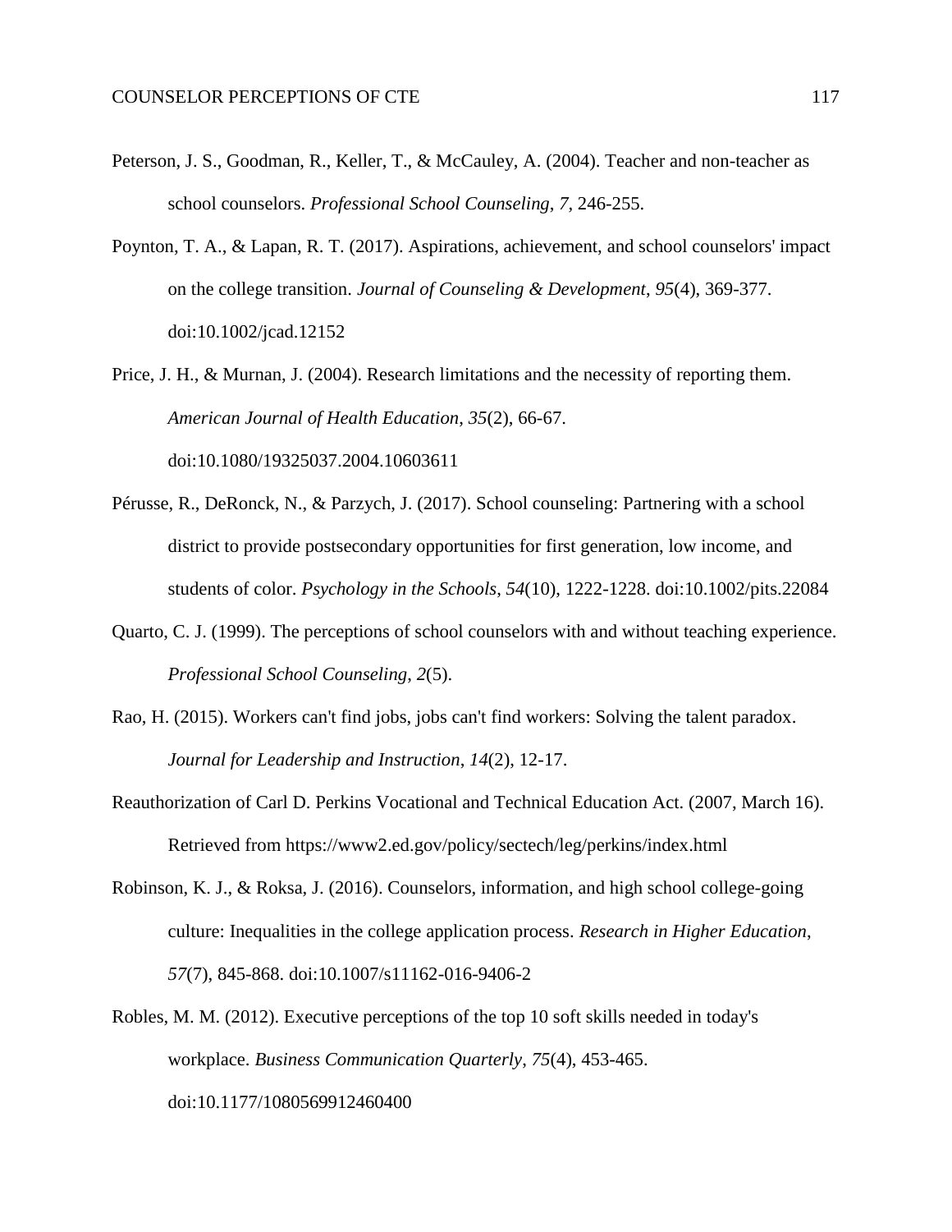Peterson, J. S., Goodman, R., Keller, T., & McCauley, A. (2004). Teacher and non-teacher as school counselors. *Professional School Counseling*, *7*, 246-255.

Poynton, T. A., & Lapan, R. T. (2017). Aspirations, achievement, and school counselors' impact on the college transition. *Journal of Counseling & Development*, *95*(4), 369-377. doi:10.1002/jcad.12152

Price, J. H., & Murnan, J. (2004). Research limitations and the necessity of reporting them. *American Journal of Health Education*, *35*(2), 66-67. doi:10.1080/19325037.2004.10603611

Pérusse, R., DeRonck, N., & Parzych, J. (2017). School counseling: Partnering with a school district to provide postsecondary opportunities for first generation, low income, and students of color. *Psychology in the Schools*, *54*(10), 1222-1228. doi:10.1002/pits.22084

Quarto, C. J. (1999). The perceptions of school counselors with and without teaching experience. *Professional School Counseling*, *2*(5).

Rao, H. (2015). Workers can't find jobs, jobs can't find workers: Solving the talent paradox. *Journal for Leadership and Instruction*, *14*(2), 12-17.

Reauthorization of Carl D. Perkins Vocational and Technical Education Act. (2007, March 16). Retrieved from https://www2.ed.gov/policy/sectech/leg/perkins/index.html

Robinson, K. J., & Roksa, J. (2016). Counselors, information, and high school college-going culture: Inequalities in the college application process. *Research in Higher Education*, *57*(7), 845-868. doi:10.1007/s11162-016-9406-2

Robles, M. M. (2012). Executive perceptions of the top 10 soft skills needed in today's workplace. *Business Communication Quarterly*, *75*(4), 453-465. doi:10.1177/1080569912460400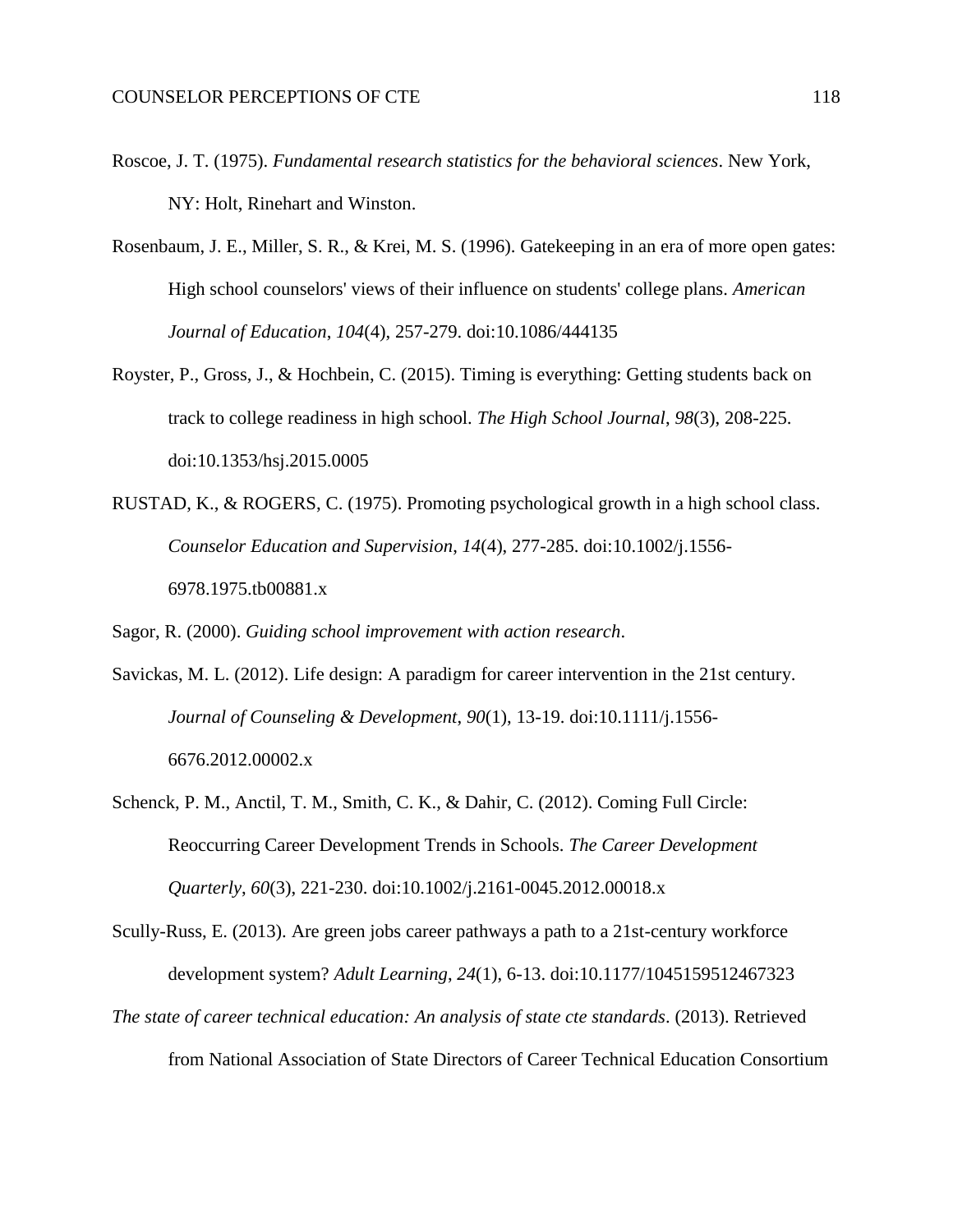Roscoe, J. T. (1975). *Fundamental research statistics for the behavioral sciences*. New York, NY: Holt, Rinehart and Winston.

Rosenbaum, J. E., Miller, S. R., & Krei, M. S. (1996). Gatekeeping in an era of more open gates: High school counselors' views of their influence on students' college plans. *American Journal of Education*, *104*(4), 257-279. doi:10.1086/444135

Royster, P., Gross, J., & Hochbein, C. (2015). Timing is everything: Getting students back on track to college readiness in high school. *The High School Journal*, *98*(3), 208-225. doi:10.1353/hsj.2015.0005

RUSTAD, K., & ROGERS, C. (1975). Promoting psychological growth in a high school class. *Counselor Education and Supervision*, *14*(4), 277-285. doi:10.1002/j.1556-6978.1975.tb00881.x

Sagor, R. (2000). *Guiding school improvement with action research*.

Savickas, M. L. (2012). Life design: A paradigm for career intervention in the 21st century. *Journal of Counseling & Development*, *90*(1), 13-19. doi:10.1111/j.1556-6676.2012.00002.x

Schenck, P. M., Anctil, T. M., Smith, C. K., & Dahir, C. (2012). Coming Full Circle: Reoccurring Career Development Trends in Schools. *The Career Development Quarterly*, *60*(3), 221-230. doi:10.1002/j.2161-0045.2012.00018.x

Scully-Russ, E. (2013). Are green jobs career pathways a path to a 21st-century workforce development system? *Adult Learning*, *24*(1), 6-13. doi:10.1177/1045159512467323

*The state of career technical education: An analysis of state cte standards*. (2013). Retrieved from National Association of State Directors of Career Technical Education Consortium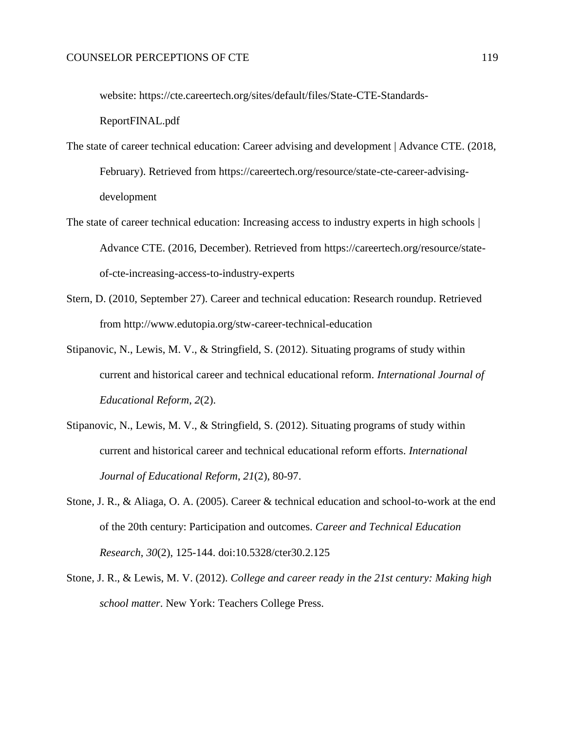website: https://cte.careertech.org/sites/default/files/State-CTE-Standards-ReportFINAL.pdf

The state of career technical education: Career advising and development | Advance CTE. (2018, February). Retrieved from https://careertech.org/resource/state-cte-career-advising-development

The state of career technical education: Increasing access to industry experts in high schools | Advance CTE. (2016, December). Retrieved from https://careertech.org/resource/state-of-cte-increasing-access-to-industry-experts

Stern, D. (2010, September 27). Career and technical education: Research roundup. Retrieved from http://www.edutopia.org/stw-career-technical-education

Stipanovic, N., Lewis, M. V., & Stringfield, S. (2012). Situating programs of study within current and historical career and technical educational reform. *International Journal of Educational Reform*, *2*(2).

Stipanovic, N., Lewis, M. V., & Stringfield, S. (2012). Situating programs of study within current and historical career and technical educational reform efforts. *International Journal of Educational Reform*, *21*(2), 80-97.

Stone, J. R., & Aliaga, O. A. (2005). Career & technical education and school-to-work at the end of the 20th century: Participation and outcomes. *Career and Technical Education Research*, *30*(2), 125-144. doi:10.5328/cter30.2.125

Stone, J. R., & Lewis, M. V. (2012). *College and career ready in the 21st century: Making high school matter*. New York: Teachers College Press.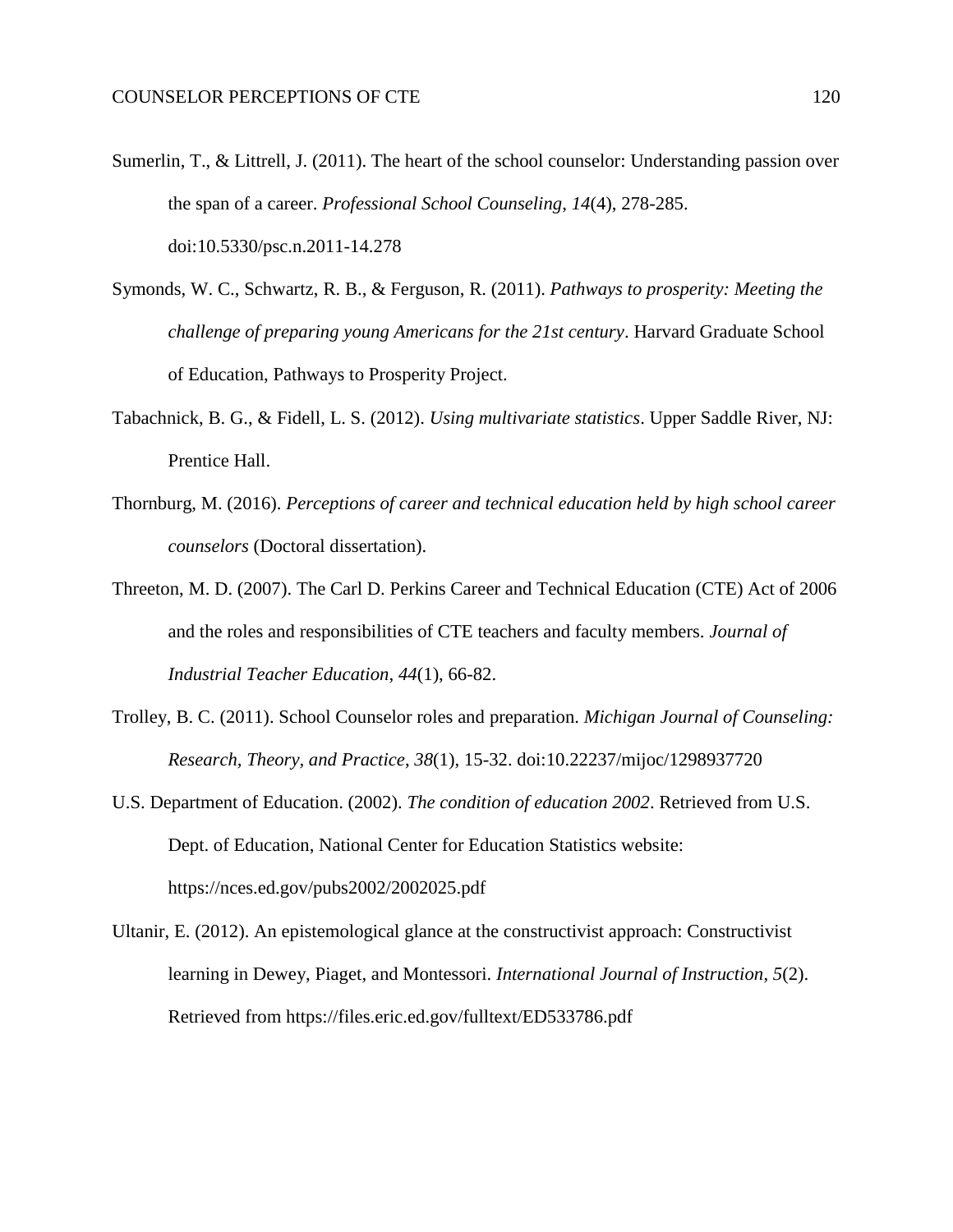Sumerlin, T., & Littrell, J. (2011). The heart of the school counselor: Understanding passion over the span of a career. *Professional School Counseling*, *14*(4), 278-285. doi:10.5330/psc.n.2011-14.278

Symonds, W. C., Schwartz, R. B., & Ferguson, R. (2011). *Pathways to prosperity: Meeting the challenge of preparing young Americans for the 21st century*. Harvard Graduate School of Education, Pathways to Prosperity Project.

Tabachnick, B. G., & Fidell, L. S. (2012). *Using multivariate statistics*. Upper Saddle River, NJ: Prentice Hall.

Thornburg, M. (2016). *Perceptions of career and technical education held by high school career counselors* (Doctoral dissertation).

Threeton, M. D. (2007). The Carl D. Perkins Career and Technical Education (CTE) Act of 2006 and the roles and responsibilities of CTE teachers and faculty members. *Journal of Industrial Teacher Education*, *44*(1), 66-82.

Trolley, B. C. (2011). School Counselor roles and preparation. *Michigan Journal of Counseling: Research, Theory, and Practice*, *38*(1), 15-32. doi:10.22237/mijoc/1298937720

U.S. Department of Education. (2002). *The condition of education 2002*. Retrieved from U.S. Dept. of Education, National Center for Education Statistics website: https://nces.ed.gov/pubs2002/2002025.pdf

Ultanir, E. (2012). An epistemological glance at the constructivist approach: Constructivist learning in Dewey, Piaget, and Montessori. *International Journal of Instruction*, *5*(2). Retrieved from https://files.eric.ed.gov/fulltext/ED533786.pdf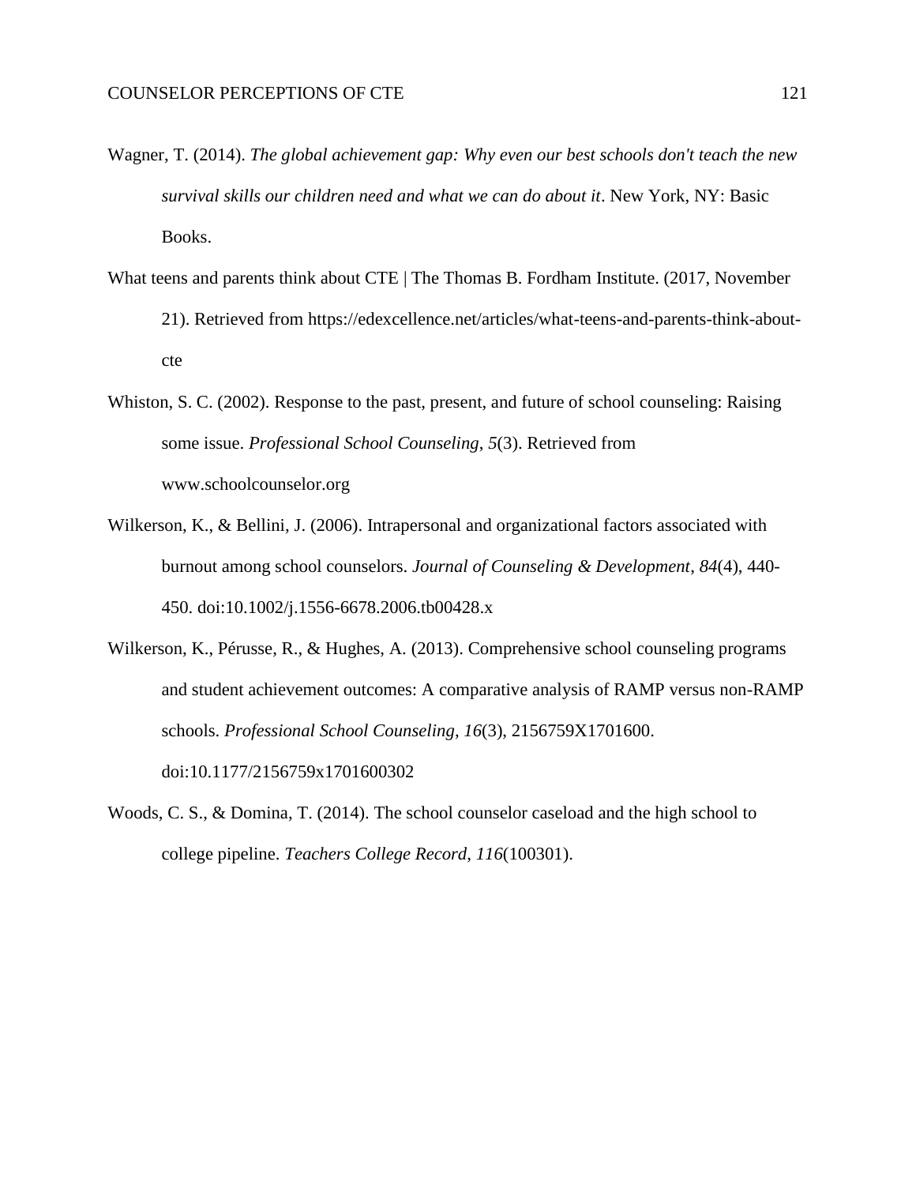Wagner, T. (2014). *The global achievement gap: Why even our best schools don't teach the new survival skills our children need and what we can do about it*. New York, NY: Basic Books.

What teens and parents think about CTE | The Thomas B. Fordham Institute. (2017, November 21). Retrieved from https://edexcellence.net/articles/what-teens-and-parents-think-about-cte

Whiston, S. C. (2002). Response to the past, present, and future of school counseling: Raising some issue. *Professional School Counseling*, *5*(3). Retrieved from www.schoolcounselor.org

Wilkerson, K., & Bellini, J. (2006). Intrapersonal and organizational factors associated with burnout among school counselors. *Journal of Counseling & Development*, *84*(4), 440-450. doi:10.1002/j.1556-6678.2006.tb00428.x

Wilkerson, K., Pérusse, R., & Hughes, A. (2013). Comprehensive school counseling programs and student achievement outcomes: A comparative analysis of RAMP versus non-RAMP schools. *Professional School Counseling*, *16*(3), 2156759X1701600. doi:10.1177/2156759x1701600302

Woods, C. S., & Domina, T. (2014). The school counselor caseload and the high school to college pipeline. *Teachers College Record*, *116*(100301).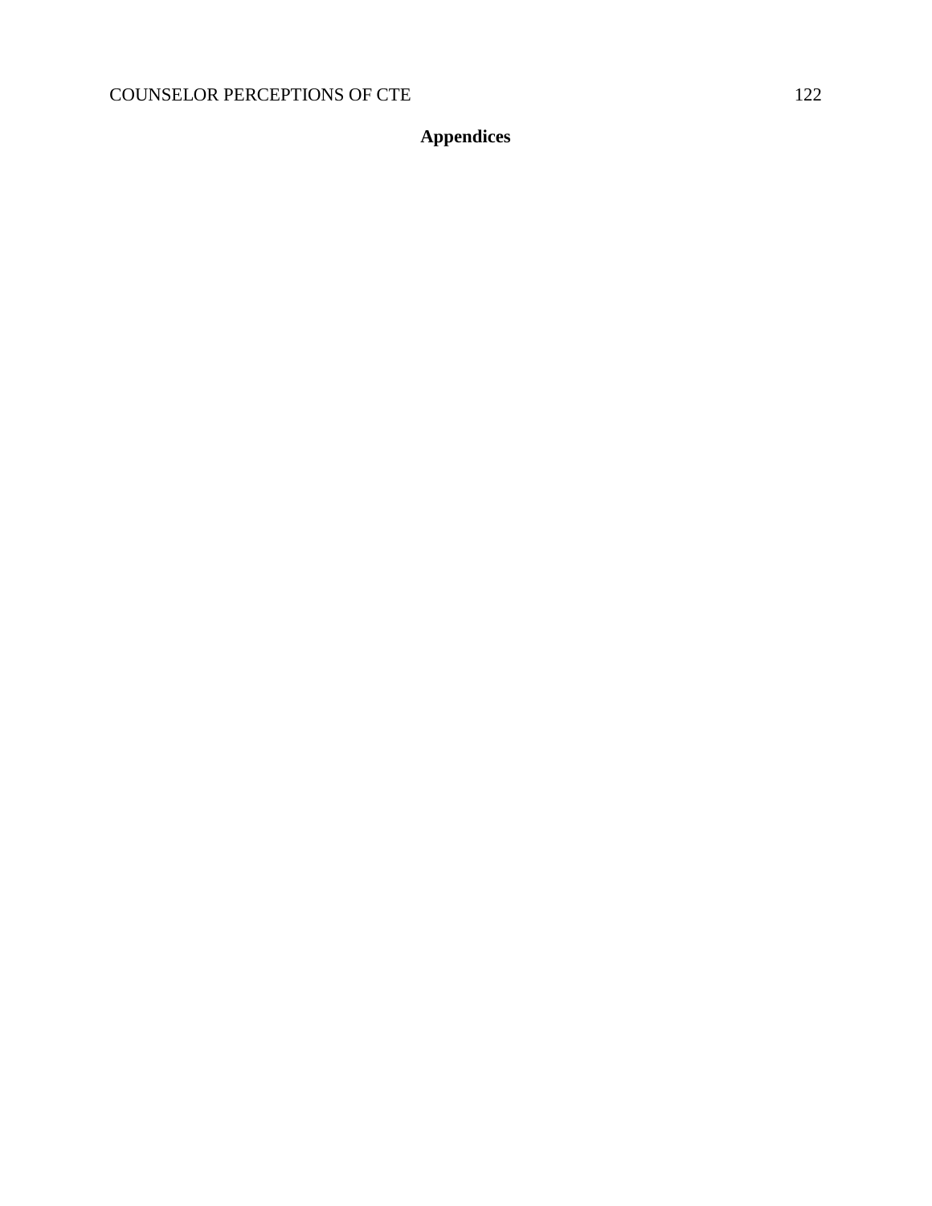# Appendices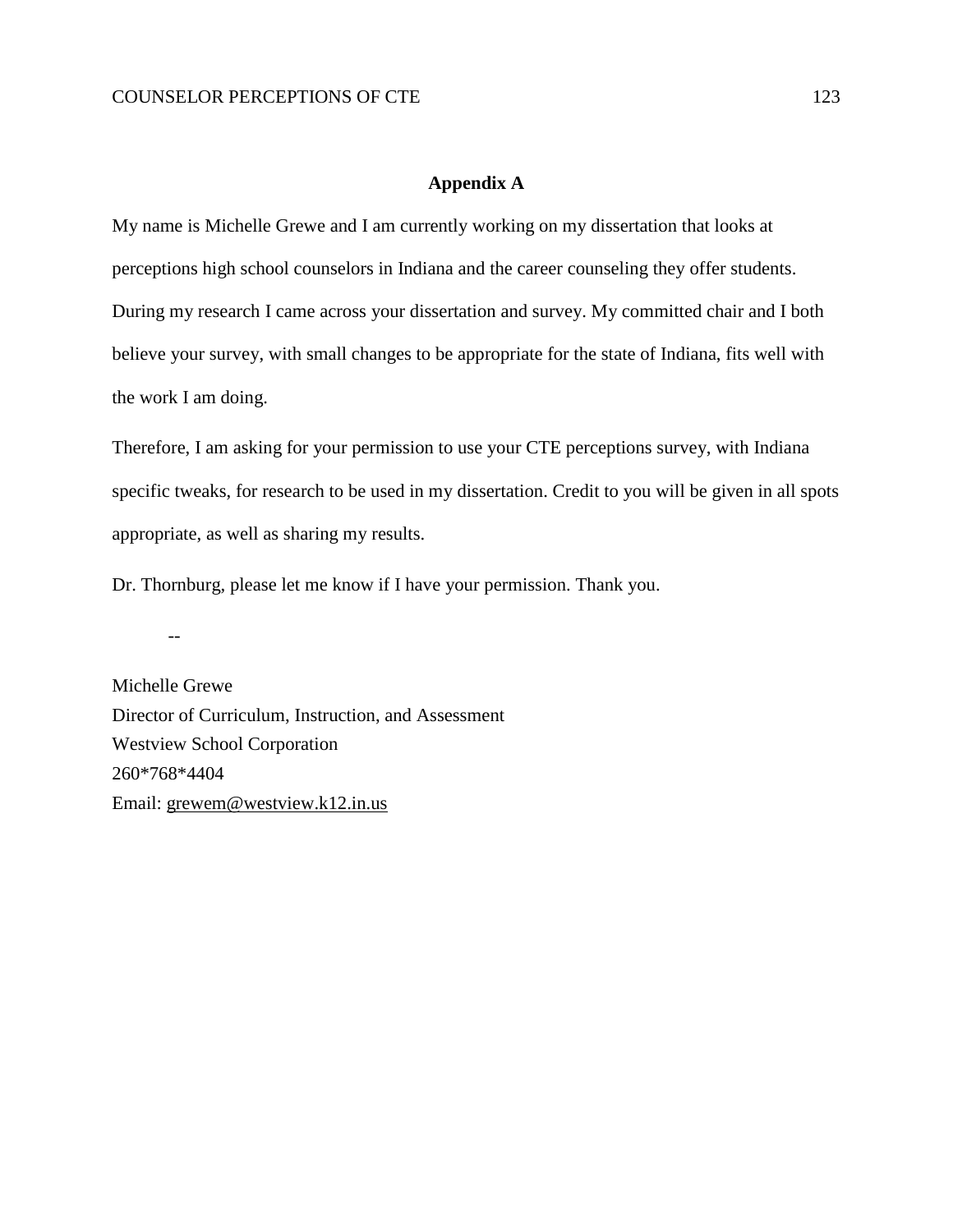## Appendix A

My name is Michelle Grewe and I am currently working on my dissertation that looks at perceptions high school counselors in Indiana and the career counseling they offer students. During my research I came across your dissertation and survey. My committed chair and I both believe your survey, with small changes to be appropriate for the state of Indiana, fits well with the work I am doing.

Therefore, I am asking for your permission to use your CTE perceptions survey, with Indiana specific tweaks, for research to be used in my dissertation. Credit to you will be given in all spots appropriate, as well as sharing my results.

Dr. Thornburg, please let me know if I have your permission. Thank you.

--

Michelle Grewe
Director of Curriculum, Instruction, and Assessment
Westview School Corporation
260*768*4404
Email: grewem@westview.k12.in.us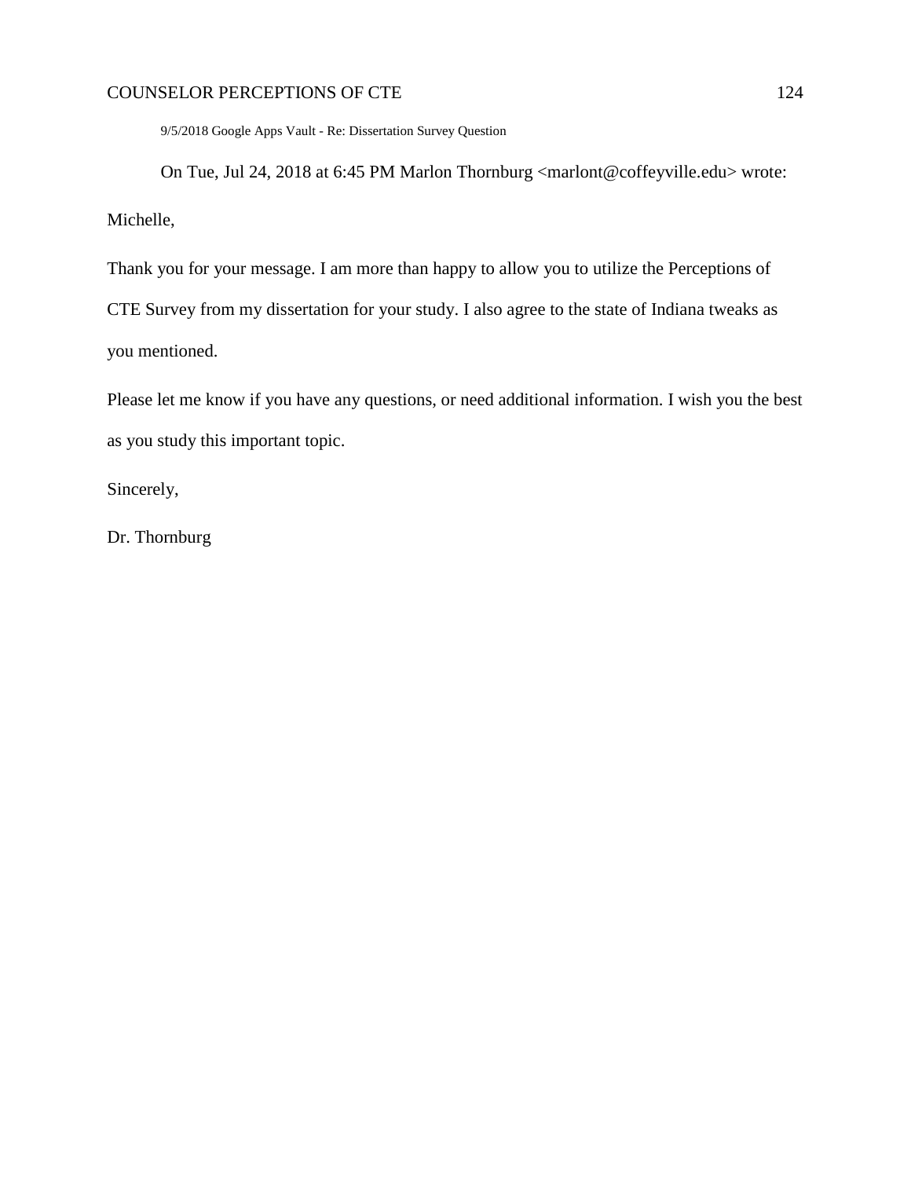9/5/2018 Google Apps Vault - Re: Dissertation Survey Question

On Tue, Jul 24, 2018 at 6:45 PM Marlon Thornburg <marlont@coffeyville.edu> wrote:

Michelle,

Thank you for your message. I am more than happy to allow you to utilize the Perceptions of CTE Survey from my dissertation for your study. I also agree to the state of Indiana tweaks as you mentioned.

Please let me know if you have any questions, or need additional information. I wish you the best as you study this important topic.

Sincerely,

Dr. Thornburg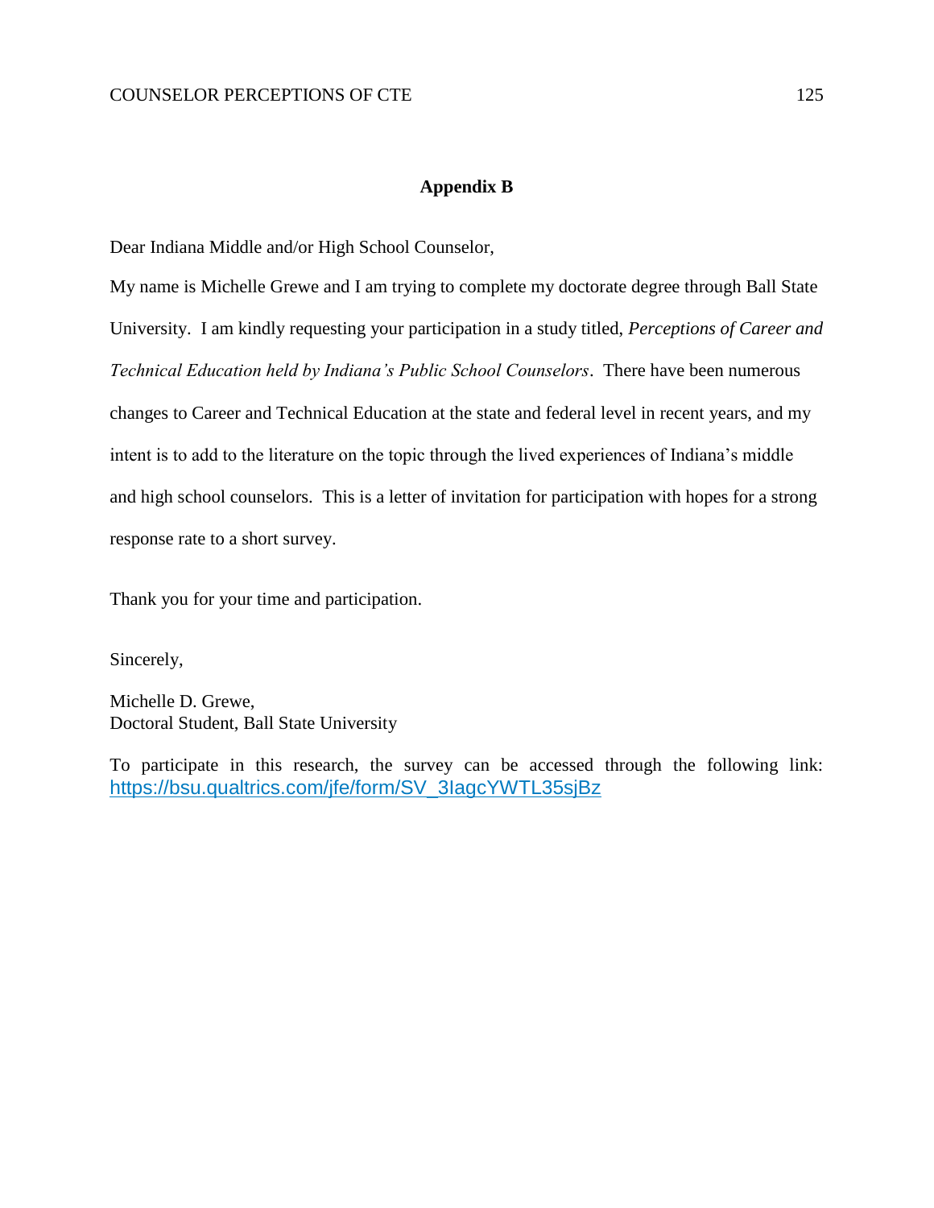## Appendix B

Dear Indiana Middle and/or High School Counselor,

My name is Michelle Grewe and I am trying to complete my doctorate degree through Ball State University. I am kindly requesting your participation in a study titled, *Perceptions of Career and Technical Education held by Indiana's Public School Counselors*. There have been numerous changes to Career and Technical Education at the state and federal level in recent years, and my intent is to add to the literature on the topic through the lived experiences of Indiana's middle and high school counselors. This is a letter of invitation for participation with hopes for a strong response rate to a short survey.

Thank you for your time and participation.

Sincerely,

Michelle D. Grewe,
Doctoral Student, Ball State University

To participate in this research, the survey can be accessed through the following link: https://bsu.qualtrics.com/jfe/form/SV_3IagcYWTL35sjBz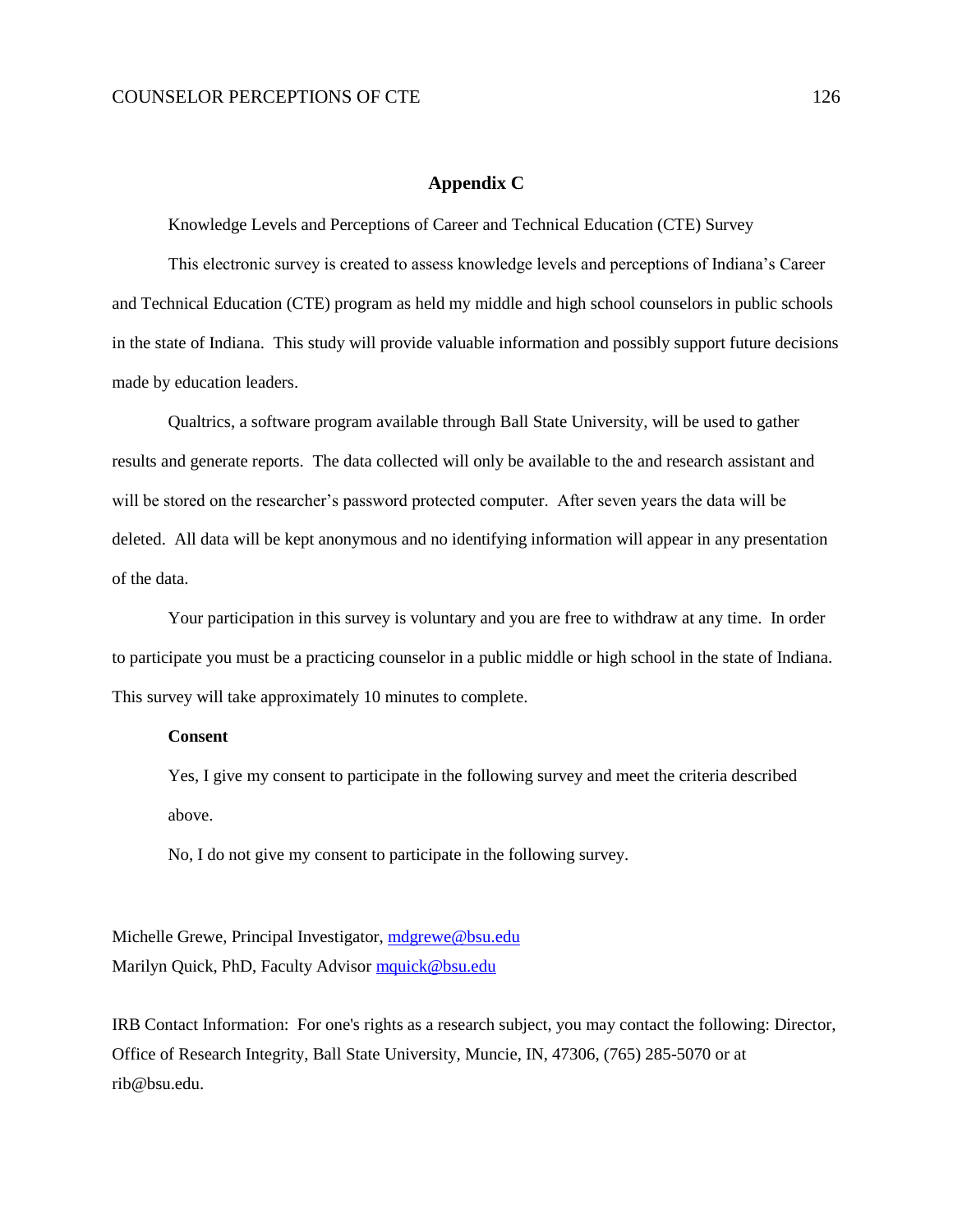## Appendix C

Knowledge Levels and Perceptions of Career and Technical Education (CTE) Survey

This electronic survey is created to assess knowledge levels and perceptions of Indiana's Career and Technical Education (CTE) program as held my middle and high school counselors in public schools in the state of Indiana. This study will provide valuable information and possibly support future decisions made by education leaders.

Qualtrics, a software program available through Ball State University, will be used to gather results and generate reports. The data collected will only be available to the and research assistant and will be stored on the researcher's password protected computer. After seven years the data will be deleted. All data will be kept anonymous and no identifying information will appear in any presentation of the data.

Your participation in this survey is voluntary and you are free to withdraw at any time. In order to participate you must be a practicing counselor in a public middle or high school in the state of Indiana. This survey will take approximately 10 minutes to complete.

**Consent**

Yes, I give my consent to participate in the following survey and meet the criteria described above.

No, I do not give my consent to participate in the following survey.

Michelle Grewe, Principal Investigator, mdgrewe@bsu.edu
Marilyn Quick, PhD, Faculty Advisor mquick@bsu.edu

IRB Contact Information: For one's rights as a research subject, you may contact the following: Director, Office of Research Integrity, Ball State University, Muncie, IN, 47306, (765) 285-5070 or at rib@bsu.edu.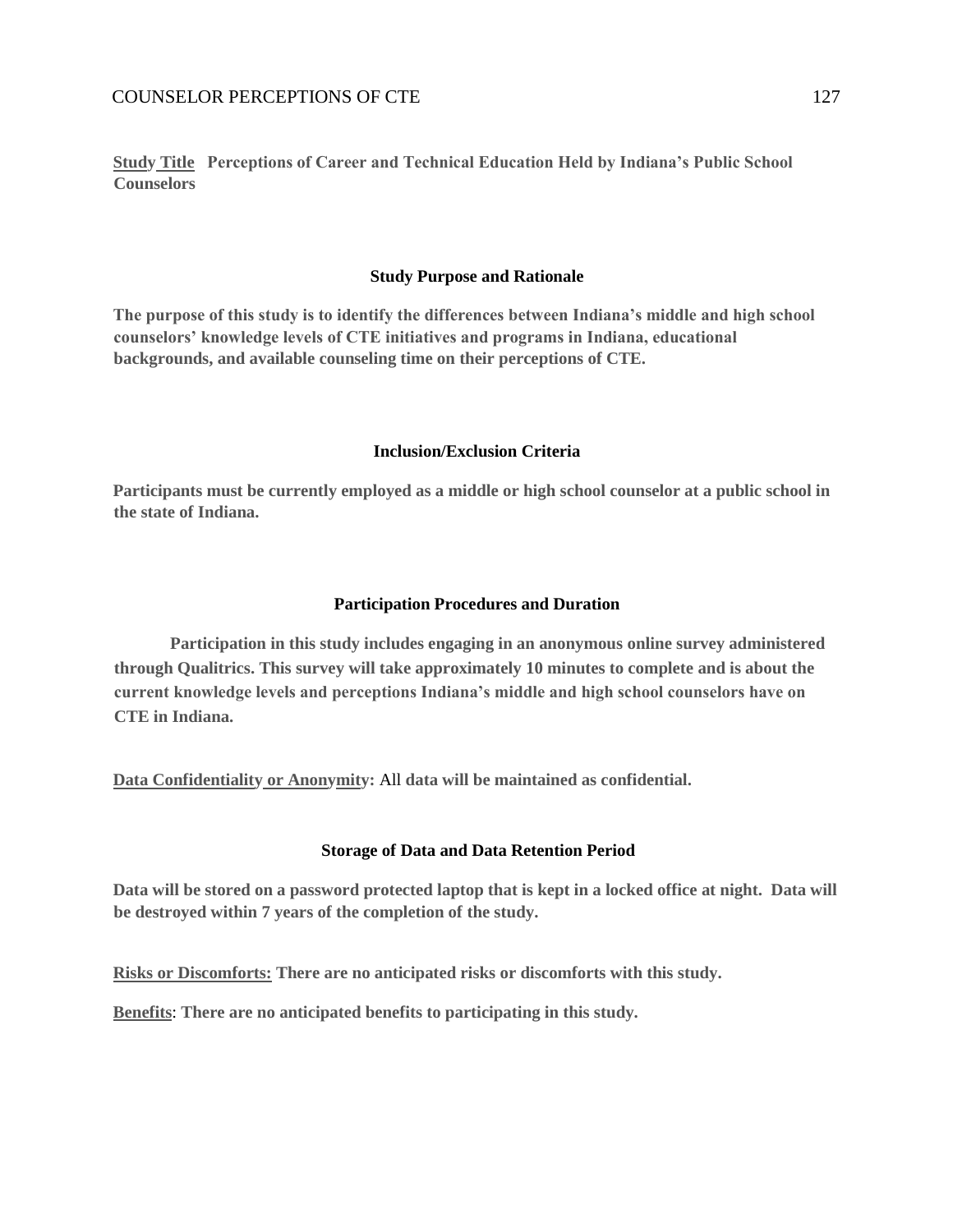**Study Title** **Perceptions of Career and Technical Education Held by Indiana's Public School Counselors**

**Study Purpose and Rationale**

**The purpose of this study is to identify the differences between Indiana's middle and high school counselors' knowledge levels of CTE initiatives and programs in Indiana, educational backgrounds, and available counseling time on their perceptions of CTE.**

**Inclusion/Exclusion Criteria**

**Participants must be currently employed as a middle or high school counselor at a public school in the state of Indiana.**

**Participation Procedures and Duration**

**Participation in this study includes engaging in an anonymous online survey administered through Qualitrics. This survey will take approximately 10 minutes to complete and is about the current knowledge levels and perceptions Indiana's middle and high school counselors have on CTE in Indiana.**

**Data Confidentiality or Anonymity:** All **data will be maintained as confidential.**

**Storage of Data and Data Retention Period**

**Data will be stored on a password protected laptop that is kept in a locked office at night. Data will be destroyed within 7 years of the completion of the study.**

**Risks or Discomforts:** **There are no anticipated risks or discomforts with this study.**

**Benefits**: **There are no anticipated benefits to participating in this study.**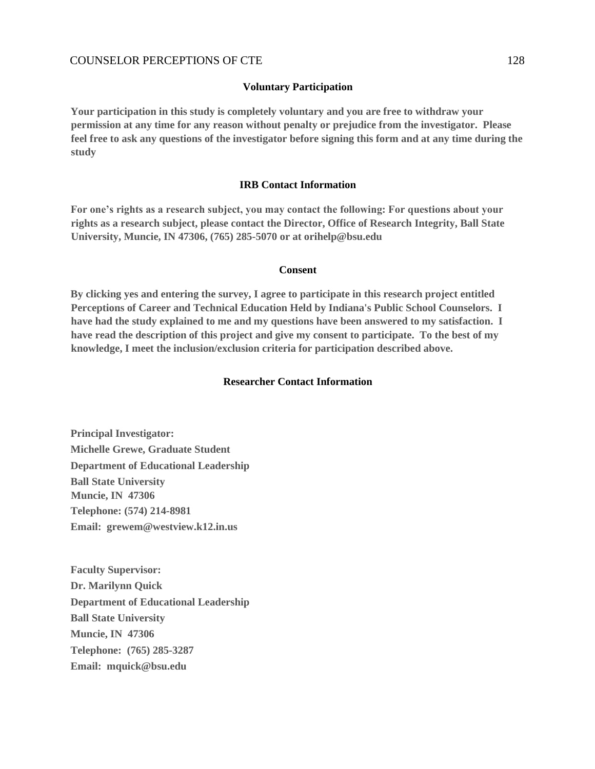### Voluntary Participation

**Your participation in this study is completely voluntary and you are free to withdraw your permission at any time for any reason without penalty or prejudice from the investigator. Please feel free to ask any questions of the investigator before signing this form and at any time during the study**

### IRB Contact Information

**For one's rights as a research subject, you may contact the following: For questions about your rights as a research subject, please contact the Director, Office of Research Integrity, Ball State University, Muncie, IN 47306, (765) 285-5070 or at orihelp@bsu.edu**

### Consent

**By clicking yes and entering the survey, I agree to participate in this research project entitled Perceptions of Career and Technical Education Held by Indiana's Public School Counselors. I have had the study explained to me and my questions have been answered to my satisfaction. I have read the description of this project and give my consent to participate. To the best of my knowledge, I meet the inclusion/exclusion criteria for participation described above.**

### Researcher Contact Information

**Principal Investigator:**
**Michelle Grewe, Graduate Student**
**Department of Educational Leadership**
**Ball State University**
**Muncie, IN 47306**
**Telephone: (574) 214-8981**
**Email: grewem@westview.k12.in.us**

**Faculty Supervisor:**
**Dr. Marilynn Quick**
**Department of Educational Leadership**
**Ball State University**
**Muncie, IN 47306**
**Telephone: (765) 285-3287**
**Email: mquick@bsu.edu**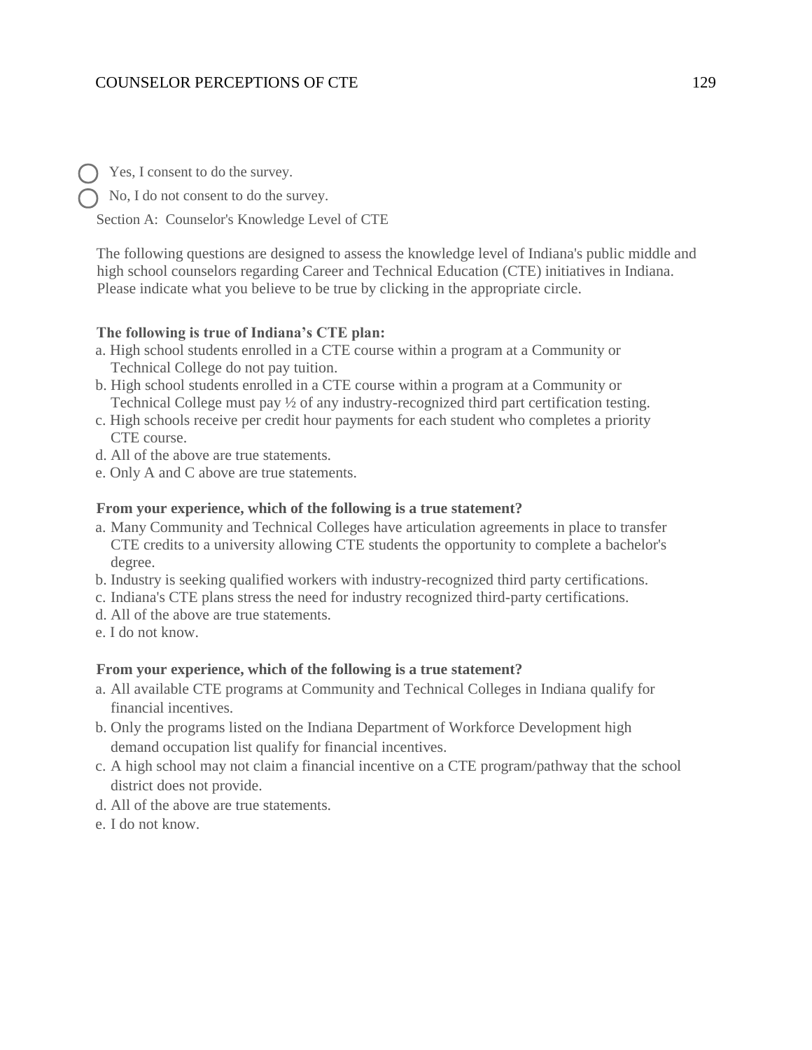- ◯ Yes, I consent to do the survey.
- ◯ No, I do not consent to do the survey.

Section A: Counselor's Knowledge Level of CTE

The following questions are designed to assess the knowledge level of Indiana's public middle and high school counselors regarding Career and Technical Education (CTE) initiatives in Indiana. Please indicate what you believe to be true by clicking in the appropriate circle.

**The following is true of Indiana's CTE plan:**

a. High school students enrolled in a CTE course within a program at a Community or Technical College do not pay tuition.
b. High school students enrolled in a CTE course within a program at a Community or Technical College must pay ½ of any industry-recognized third part certification testing.
c. High schools receive per credit hour payments for each student who completes a priority CTE course.
d. All of the above are true statements.
e. Only A and C above are true statements.

**From your experience, which of the following is a true statement?**

a. Many Community and Technical Colleges have articulation agreements in place to transfer CTE credits to a university allowing CTE students the opportunity to complete a bachelor's degree.
b. Industry is seeking qualified workers with industry-recognized third party certifications.
c. Indiana's CTE plans stress the need for industry recognized third-party certifications.
d. All of the above are true statements.
e. I do not know.

**From your experience, which of the following is a true statement?**

a. All available CTE programs at Community and Technical Colleges in Indiana qualify for financial incentives.
b. Only the programs listed on the Indiana Department of Workforce Development high demand occupation list qualify for financial incentives.
c. A high school may not claim a financial incentive on a CTE program/pathway that the school district does not provide.
d. All of the above are true statements.
e. I do not know.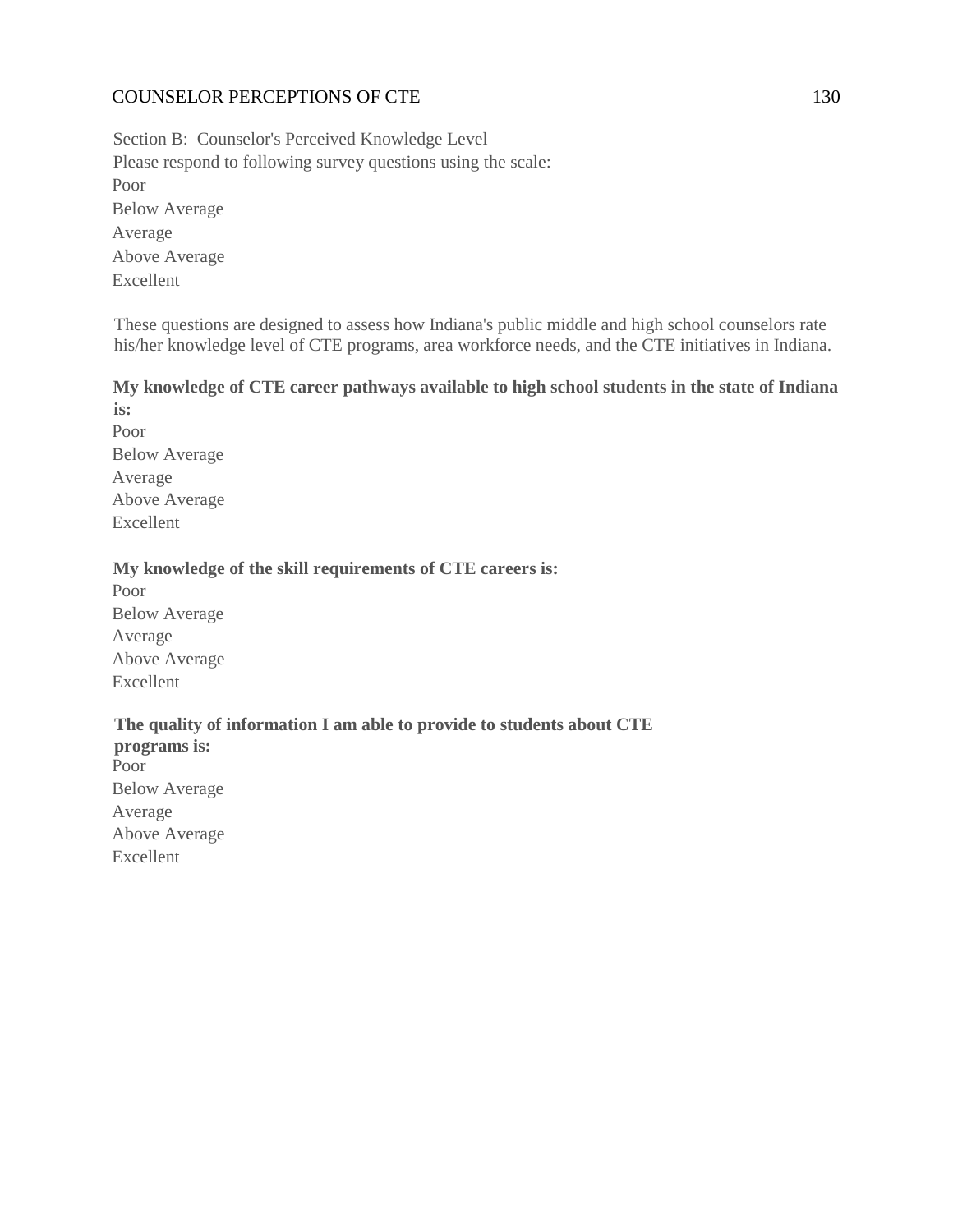Section B: Counselor's Perceived Knowledge Level

Please respond to following survey questions using the scale:

Poor
Below Average
Average
Above Average
Excellent

These questions are designed to assess how Indiana's public middle and high school counselors rate his/her knowledge level of CTE programs, area workforce needs, and the CTE initiatives in Indiana.

**My knowledge of CTE career pathways available to high school students in the state of Indiana is:**

Poor
Below Average
Average
Above Average
Excellent

**My knowledge of the skill requirements of CTE careers is:**

Poor
Below Average
Average
Above Average
Excellent

**The quality of information I am able to provide to students about CTE programs is:**

Poor
Below Average
Average
Above Average
Excellent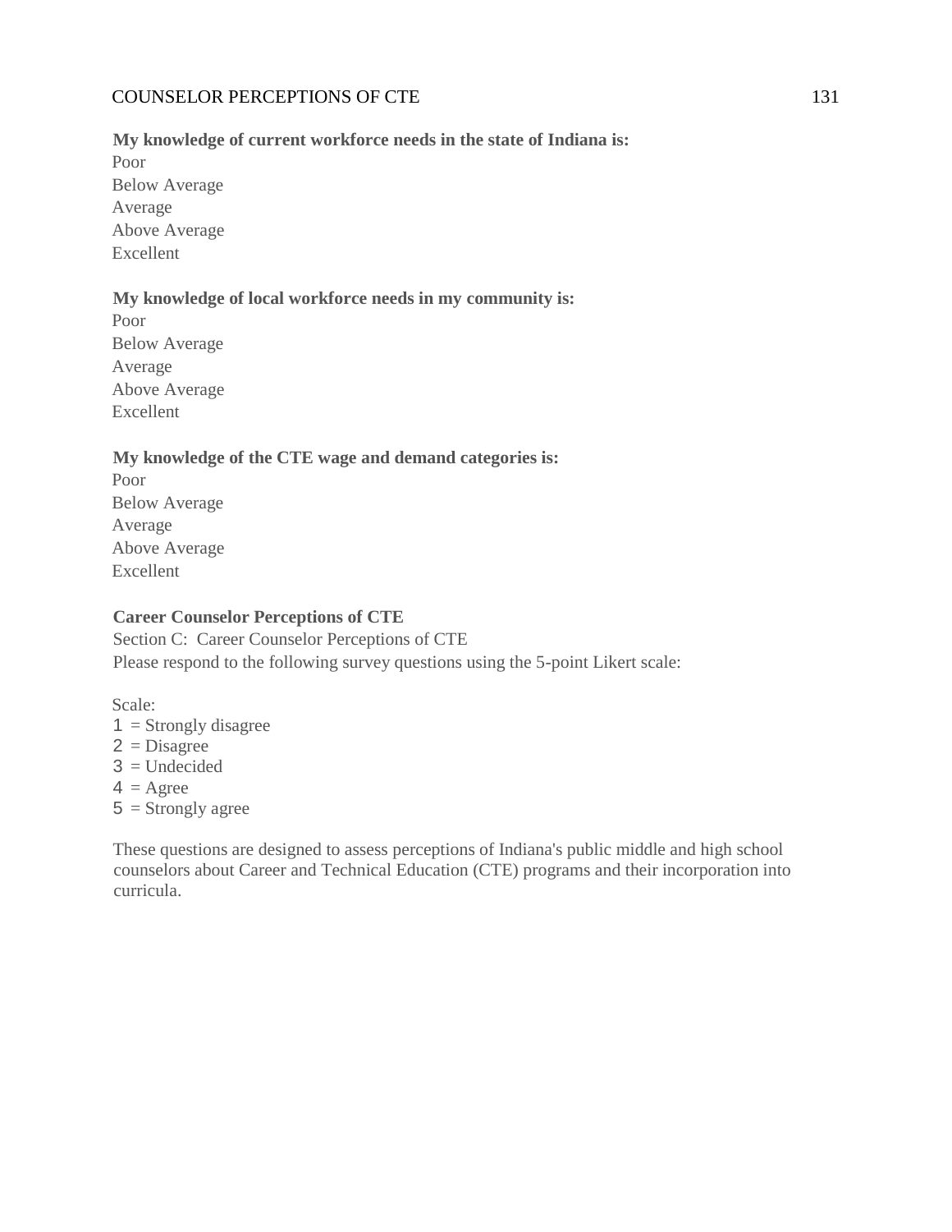**My knowledge of current workforce needs in the state of Indiana is:**

Poor
Below Average
Average
Above Average
Excellent

**My knowledge of local workforce needs in my community is:**

Poor
Below Average
Average
Above Average
Excellent

**My knowledge of the CTE wage and demand categories is:**

Poor
Below Average
Average
Above Average
Excellent

**Career Counselor Perceptions of CTE**

Section C: Career Counselor Perceptions of CTE
Please respond to the following survey questions using the 5-point Likert scale:

Scale:
1 = Strongly disagree
2 = Disagree
3 = Undecided
4 = Agree
5 = Strongly agree

These questions are designed to assess perceptions of Indiana's public middle and high school counselors about Career and Technical Education (CTE) programs and their incorporation into curricula.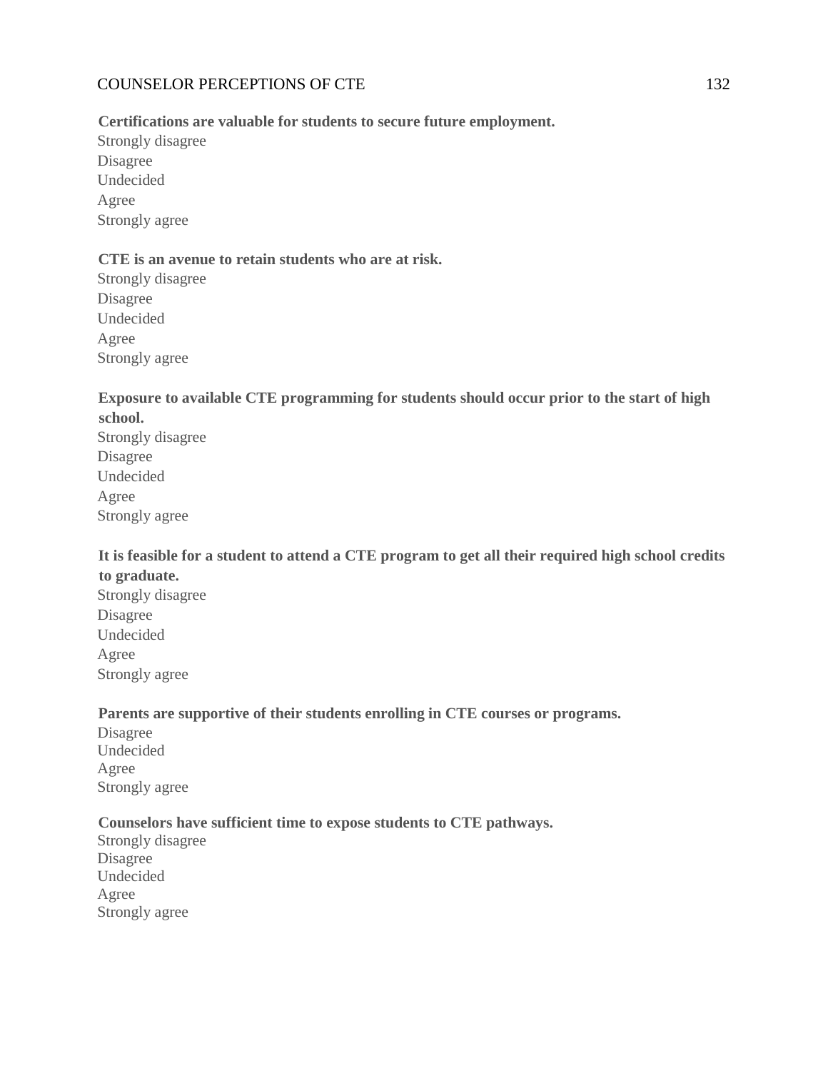**Certifications are valuable for students to secure future employment.**
Strongly disagree
Disagree
Undecided
Agree
Strongly agree

**CTE is an avenue to retain students who are at risk.**
Strongly disagree
Disagree
Undecided
Agree
Strongly agree

**Exposure to available CTE programming for students should occur prior to the start of high school.**
Strongly disagree
Disagree
Undecided
Agree
Strongly agree

**It is feasible for a student to attend a CTE program to get all their required high school credits to graduate.**
Strongly disagree
Disagree
Undecided
Agree
Strongly agree

**Parents are supportive of their students enrolling in CTE courses or programs.**
Disagree
Undecided
Agree
Strongly agree

**Counselors have sufficient time to expose students to CTE pathways.**
Strongly disagree
Disagree
Undecided
Agree
Strongly agree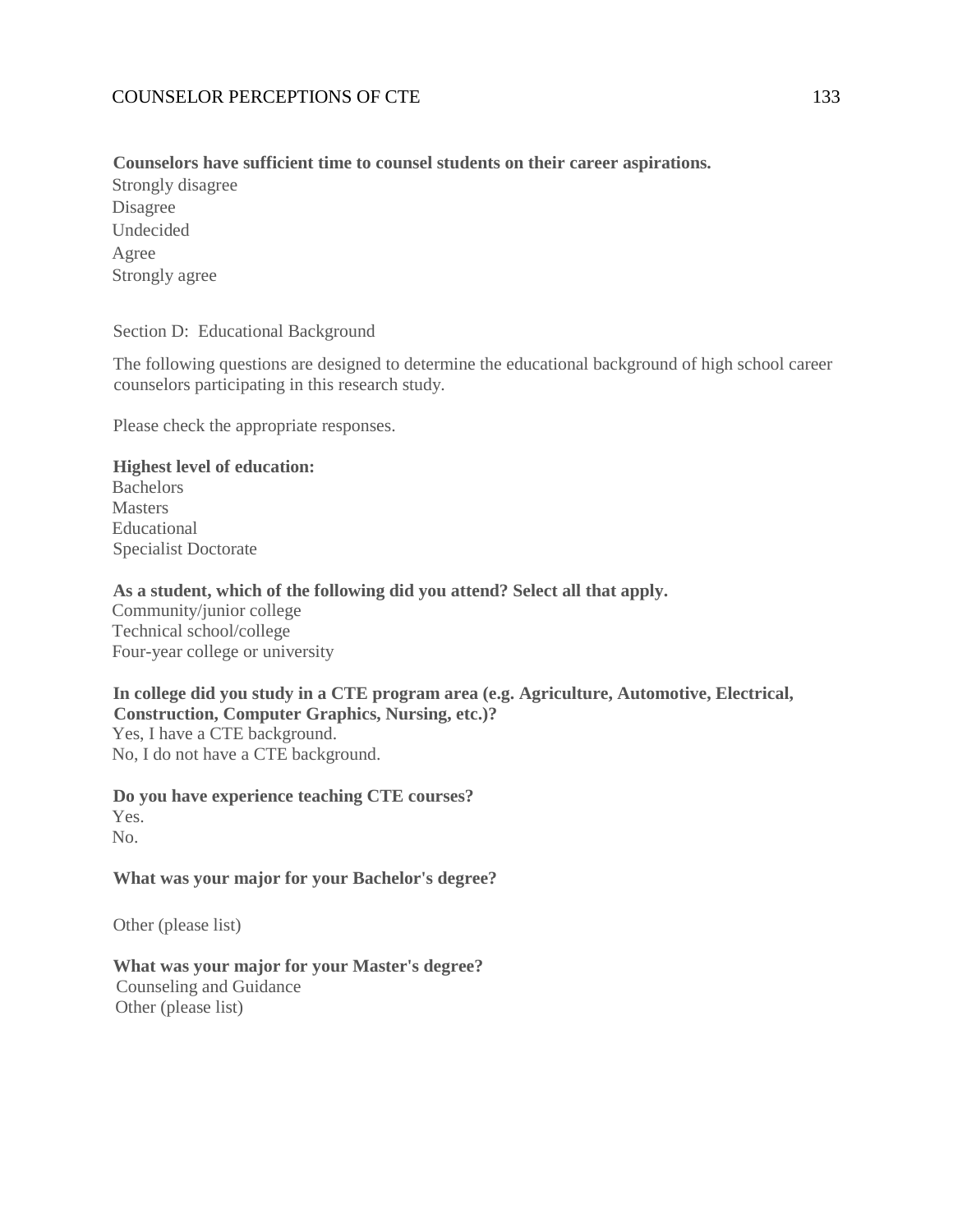**Counselors have sufficient time to counsel students on their career aspirations.**
Strongly disagree
Disagree
Undecided
Agree
Strongly agree

Section D: Educational Background

The following questions are designed to determine the educational background of high school career counselors participating in this research study.

Please check the appropriate responses.

**Highest level of education:**
Bachelors
Masters
Educational
Specialist Doctorate

**As a student, which of the following did you attend? Select all that apply.**
Community/junior college
Technical school/college
Four-year college or university

**In college did you study in a CTE program area (e.g. Agriculture, Automotive, Electrical, Construction, Computer Graphics, Nursing, etc.)?**
Yes, I have a CTE background.
No, I do not have a CTE background.

**Do you have experience teaching CTE courses?**
Yes.
No.

**What was your major for your Bachelor's degree?**

Other (please list)

**What was your major for your Master's degree?**
Counseling and Guidance
Other (please list)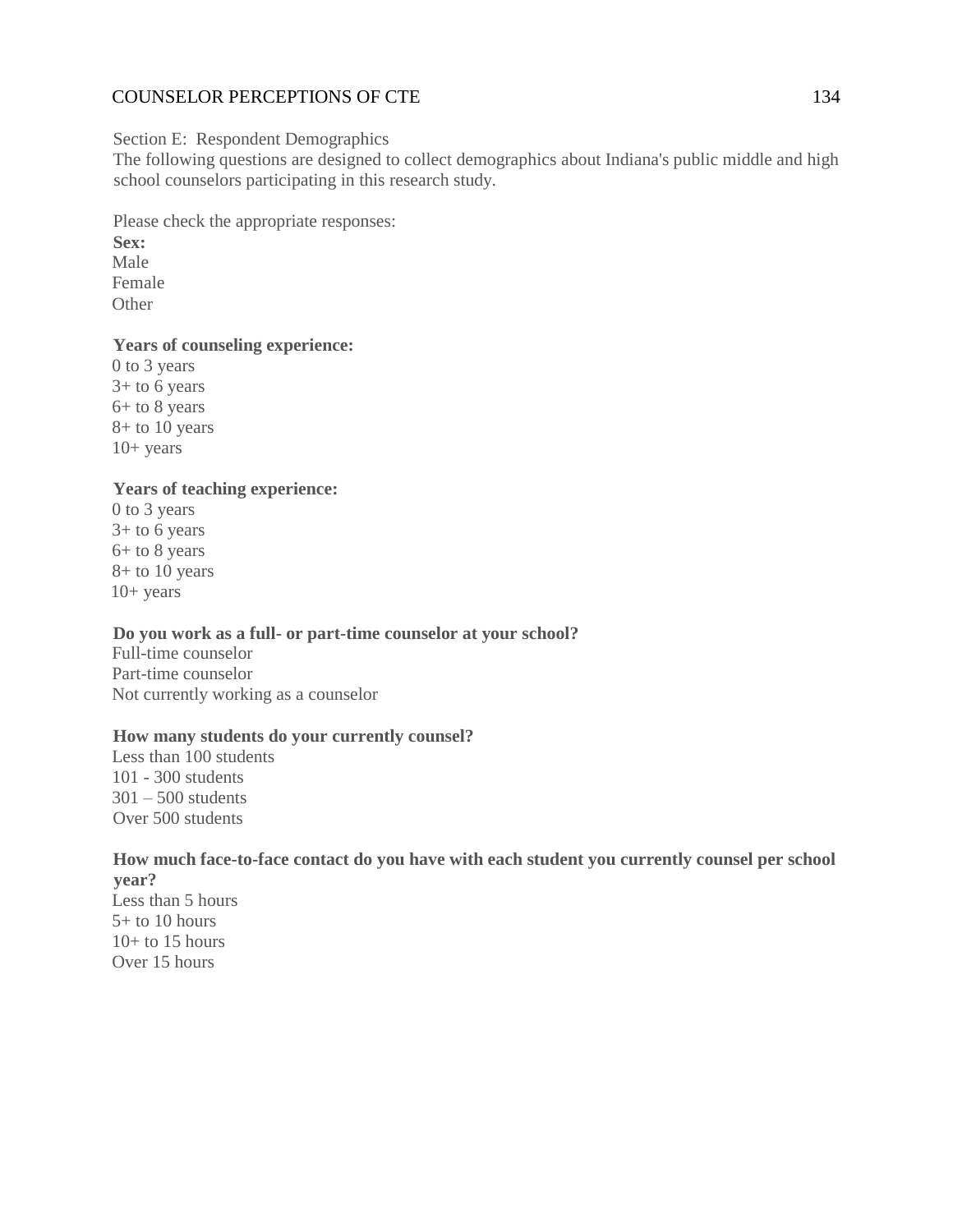Section E: Respondent Demographics

The following questions are designed to collect demographics about Indiana's public middle and high school counselors participating in this research study.

Please check the appropriate responses:

**Sex:**

Male
Female
Other

**Years of counseling experience:**

0 to 3 years
3+ to 6 years
6+ to 8 years
8+ to 10 years
10+ years

**Years of teaching experience:**

0 to 3 years
3+ to 6 years
6+ to 8 years
8+ to 10 years
10+ years

**Do you work as a full- or part-time counselor at your school?**

Full-time counselor
Part-time counselor
Not currently working as a counselor

**How many students do your currently counsel?**

Less than 100 students
101 - 300 students
301 – 500 students
Over 500 students

**How much face-to-face contact do you have with each student you currently counsel per school year?**

Less than 5 hours
5+ to 10 hours
10+ to 15 hours
Over 15 hours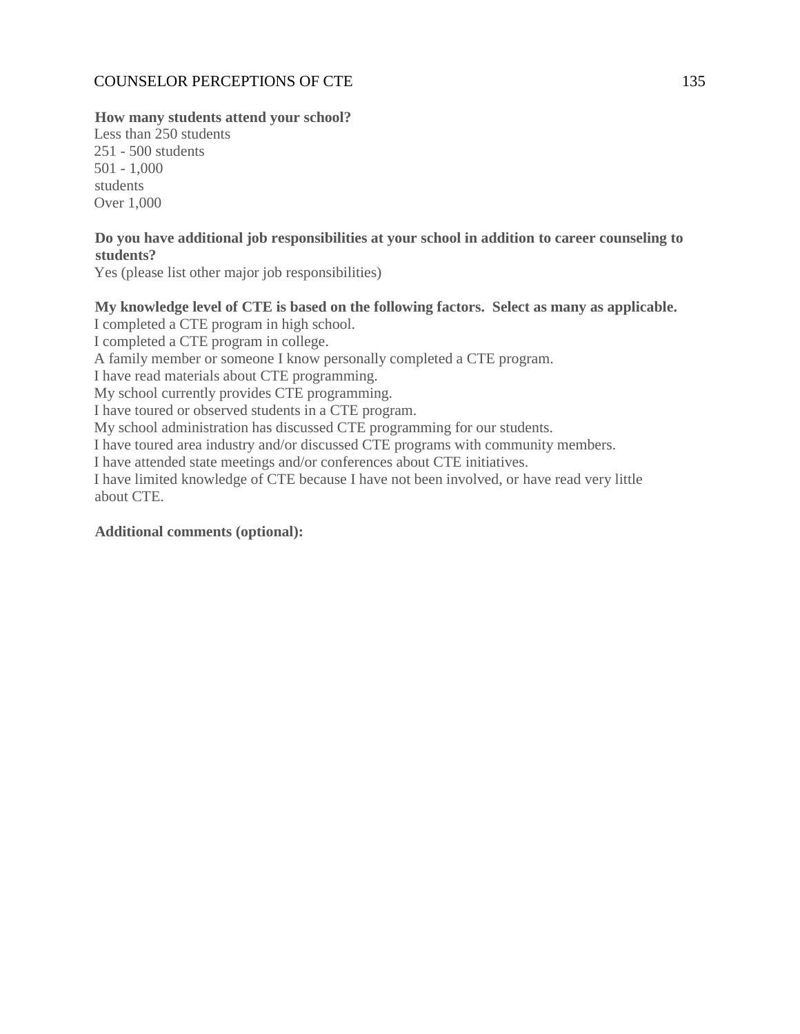**How many students attend your school?**

Less than 250 students
251 - 500 students
501 - 1,000 students
Over 1,000

**Do you have additional job responsibilities at your school in addition to career counseling to students?**

Yes (please list other major job responsibilities)

**My knowledge level of CTE is based on the following factors. Select as many as applicable.**

I completed a CTE program in high school.
I completed a CTE program in college.
A family member or someone I know personally completed a CTE program.
I have read materials about CTE programming.
My school currently provides CTE programming.
I have toured or observed students in a CTE program.
My school administration has discussed CTE programming for our students.
I have toured area industry and/or discussed CTE programs with community members.
I have attended state meetings and/or conferences about CTE initiatives.
I have limited knowledge of CTE because I have not been involved, or have read very little about CTE.

**Additional comments (optional):**